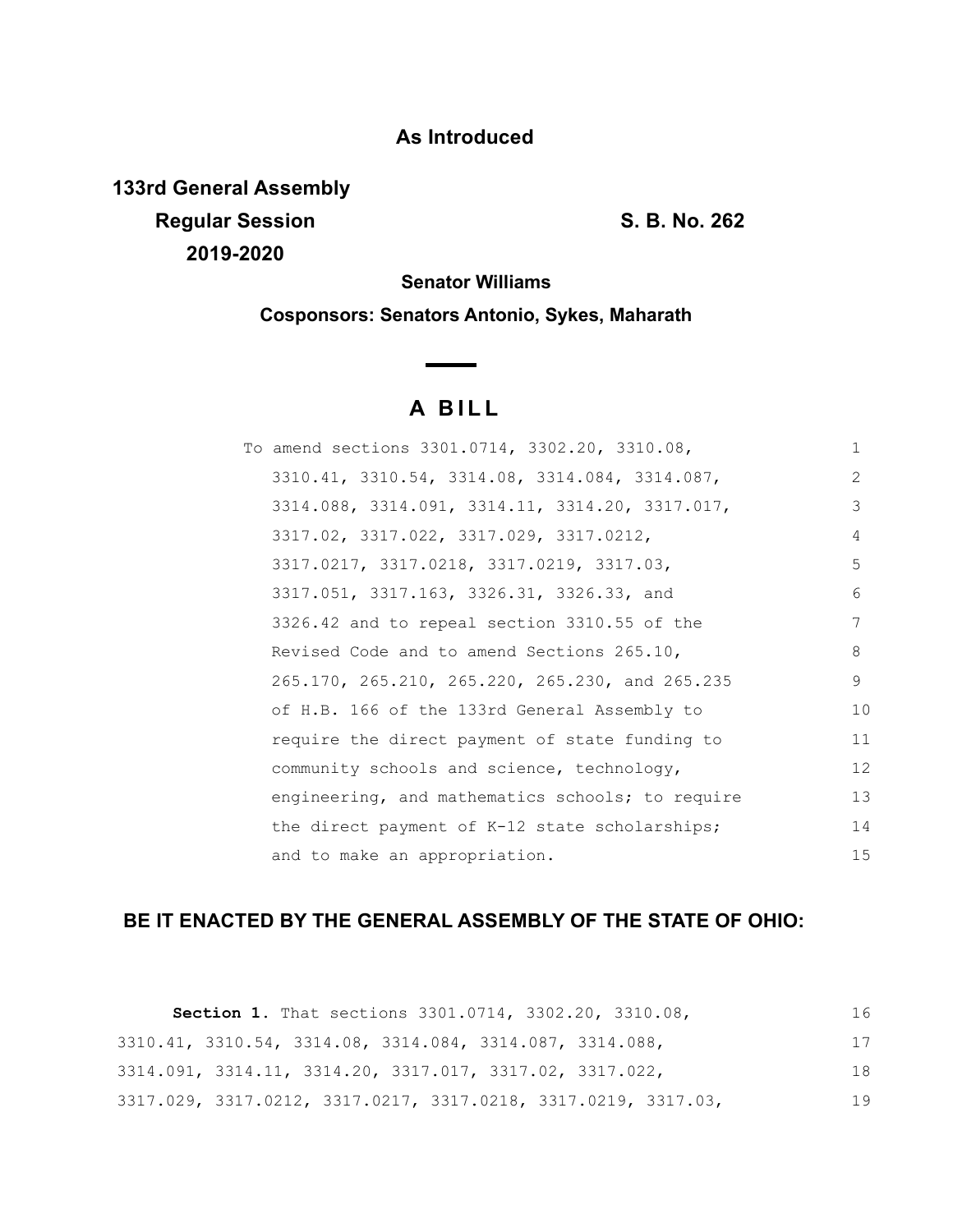**As Introduced**

**133rd General Assembly**
**Regular Session** **S. B. No. 262**
**2019-2020**

**Senator Williams**

**Cosponsors: Senators Antonio, Sykes, Maharath**

# A BILL

To amend sections 3301.0714, 3302.20, 3310.08, 3310.41, 3310.54, 3314.08, 3314.084, 3314.087, 3314.088, 3314.091, 3314.11, 3314.20, 3317.017, 3317.02, 3317.022, 3317.029, 3317.0212, 3317.0217, 3317.0218, 3317.0219, 3317.03, 3317.051, 3317.163, 3326.31, 3326.33, and 3326.42 and to repeal section 3310.55 of the Revised Code and to amend Sections 265.10, 265.170, 265.210, 265.220, 265.230, and 265.235 of H.B. 166 of the 133rd General Assembly to require the direct payment of state funding to community schools and science, technology, engineering, and mathematics schools; to require the direct payment of K-12 state scholarships; and to make an appropriation.

## BE IT ENACTED BY THE GENERAL ASSEMBLY OF THE STATE OF OHIO:

**Section 1.** That sections 3301.0714, 3302.20, 3310.08, 3310.41, 3310.54, 3314.08, 3314.084, 3314.087, 3314.088, 3314.091, 3314.11, 3314.20, 3317.017, 3317.02, 3317.022, 3317.029, 3317.0212, 3317.0217, 3317.0218, 3317.0219, 3317.03,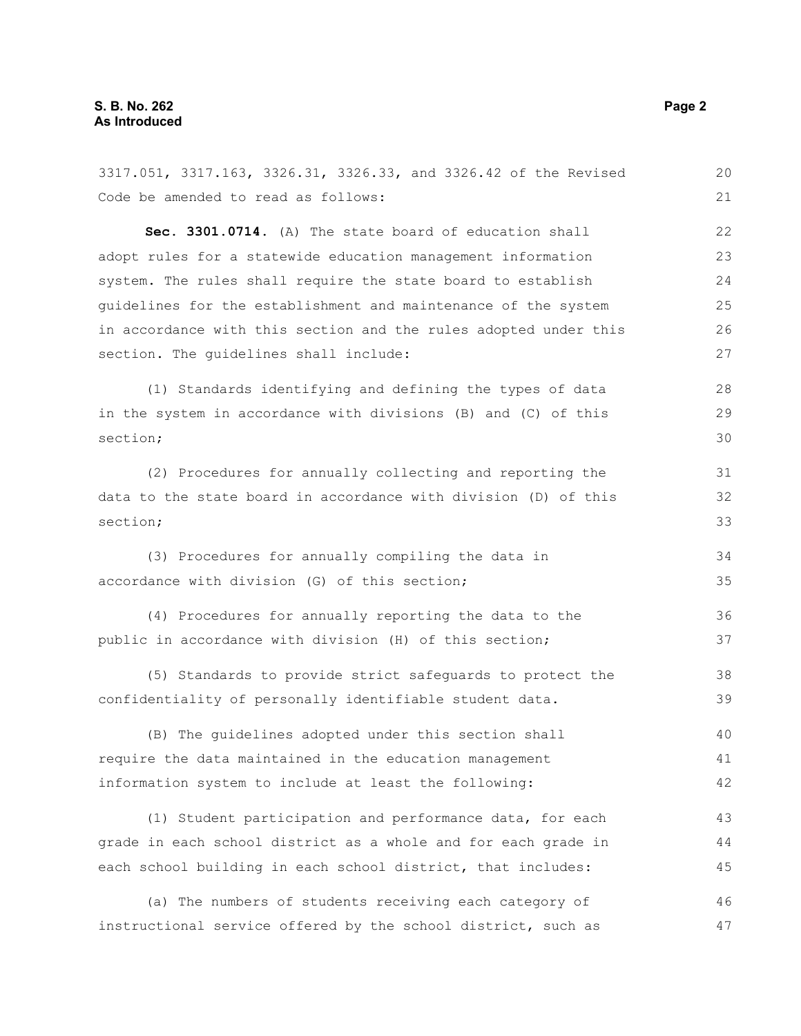3317.051, 3317.163, 3326.31, 3326.33, and 3326.42 of the Revised Code be amended to read as follows:

**Sec. 3301.0714.** (A) The state board of education shall adopt rules for a statewide education management information system. The rules shall require the state board to establish guidelines for the establishment and maintenance of the system in accordance with this section and the rules adopted under this section. The guidelines shall include:

(1) Standards identifying and defining the types of data in the system in accordance with divisions (B) and (C) of this section;

(2) Procedures for annually collecting and reporting the data to the state board in accordance with division (D) of this section;

(3) Procedures for annually compiling the data in accordance with division (G) of this section;

(4) Procedures for annually reporting the data to the public in accordance with division (H) of this section;

(5) Standards to provide strict safeguards to protect the confidentiality of personally identifiable student data.

(B) The guidelines adopted under this section shall require the data maintained in the education management information system to include at least the following:

(1) Student participation and performance data, for each grade in each school district as a whole and for each grade in each school building in each school district, that includes:

(a) The numbers of students receiving each category of instructional service offered by the school district, such as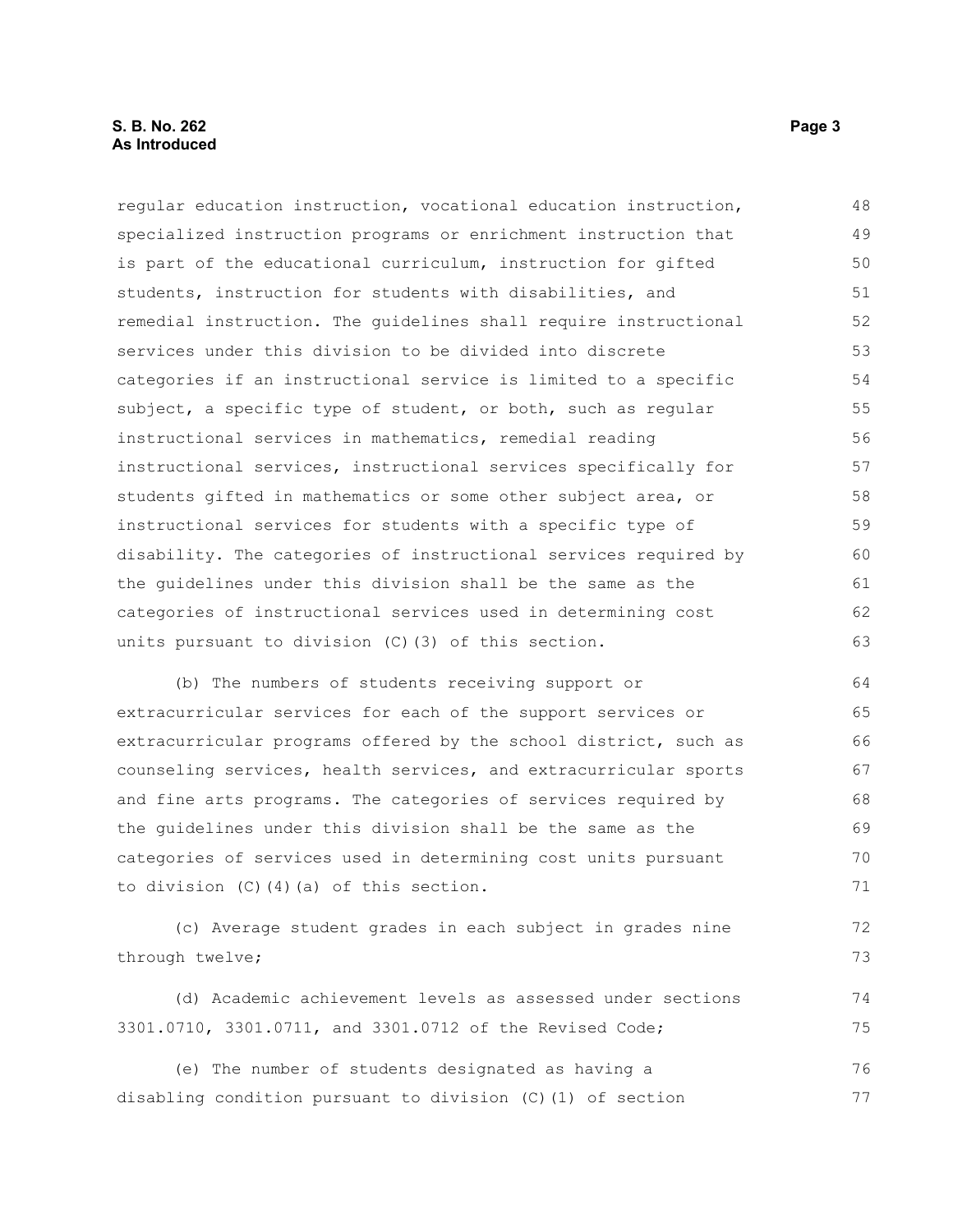regular education instruction, vocational education instruction, specialized instruction programs or enrichment instruction that is part of the educational curriculum, instruction for gifted students, instruction for students with disabilities, and remedial instruction. The guidelines shall require instructional services under this division to be divided into discrete categories if an instructional service is limited to a specific subject, a specific type of student, or both, such as regular instructional services in mathematics, remedial reading instructional services, instructional services specifically for students gifted in mathematics or some other subject area, or instructional services for students with a specific type of disability. The categories of instructional services required by the guidelines under this division shall be the same as the categories of instructional services used in determining cost units pursuant to division (C)(3) of this section.

(b) The numbers of students receiving support or extracurricular services for each of the support services or extracurricular programs offered by the school district, such as counseling services, health services, and extracurricular sports and fine arts programs. The categories of services required by the guidelines under this division shall be the same as the categories of services used in determining cost units pursuant to division (C)(4)(a) of this section.

(c) Average student grades in each subject in grades nine through twelve;

(d) Academic achievement levels as assessed under sections 3301.0710, 3301.0711, and 3301.0712 of the Revised Code;

(e) The number of students designated as having a disabling condition pursuant to division (C)(1) of section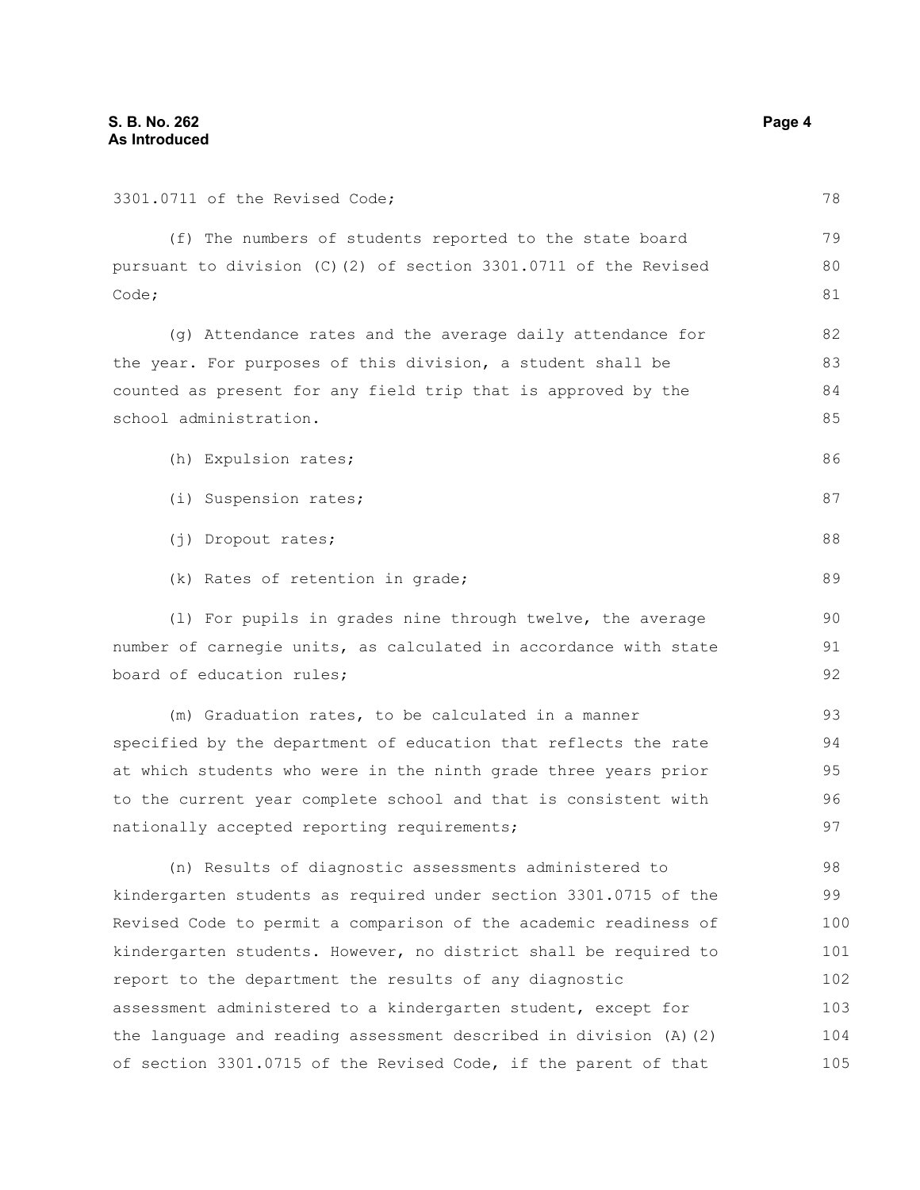3301.0711 of the Revised Code;

(f) The numbers of students reported to the state board pursuant to division (C)(2) of section 3301.0711 of the Revised Code;

(g) Attendance rates and the average daily attendance for the year. For purposes of this division, a student shall be counted as present for any field trip that is approved by the school administration.

(h) Expulsion rates;

(i) Suspension rates;

(j) Dropout rates;

(k) Rates of retention in grade;

(l) For pupils in grades nine through twelve, the average number of carnegie units, as calculated in accordance with state board of education rules;

(m) Graduation rates, to be calculated in a manner specified by the department of education that reflects the rate at which students who were in the ninth grade three years prior to the current year complete school and that is consistent with nationally accepted reporting requirements;

(n) Results of diagnostic assessments administered to kindergarten students as required under section 3301.0715 of the Revised Code to permit a comparison of the academic readiness of kindergarten students. However, no district shall be required to report to the department the results of any diagnostic assessment administered to a kindergarten student, except for the language and reading assessment described in division (A)(2) of section 3301.0715 of the Revised Code, if the parent of that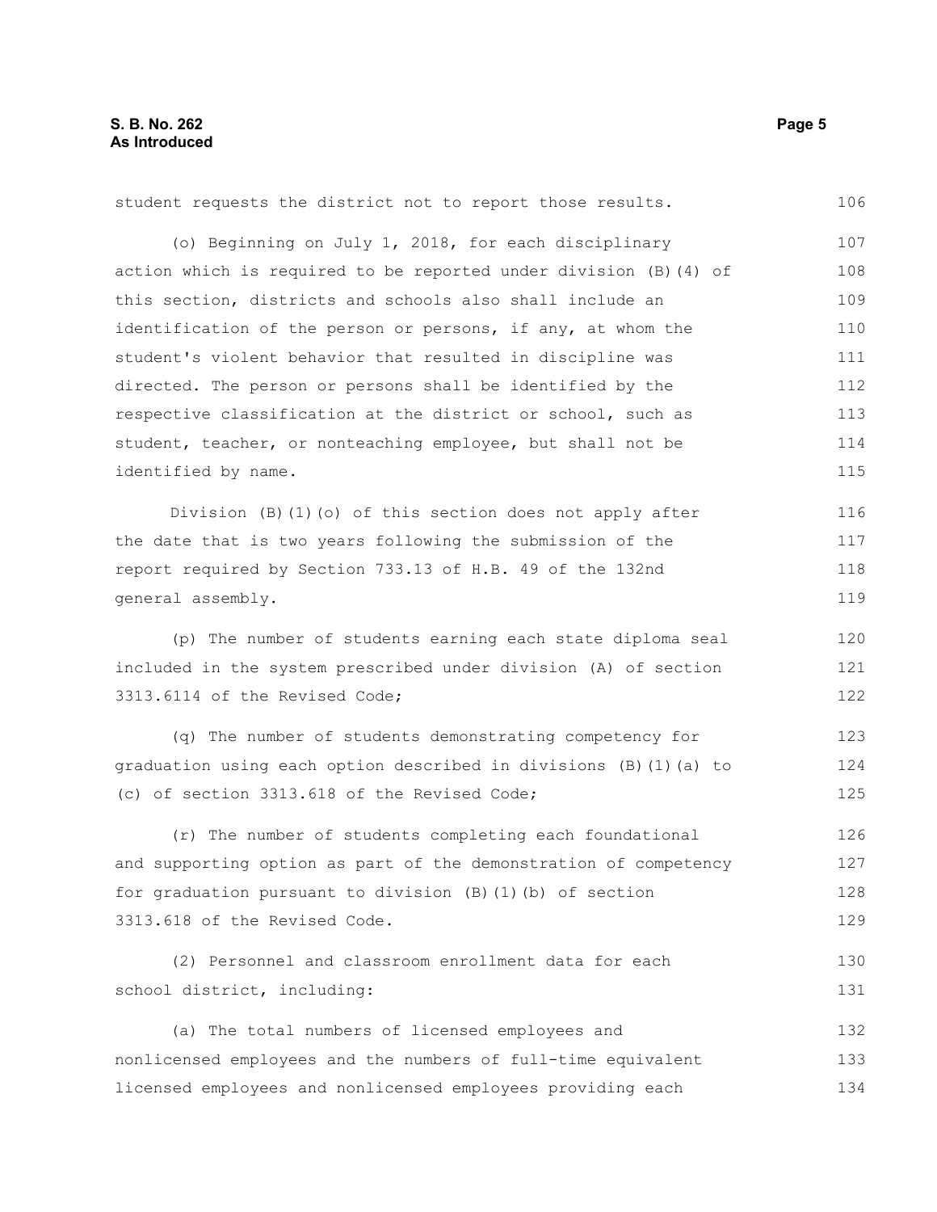student requests the district not to report those results.

(o) Beginning on July 1, 2018, for each disciplinary action which is required to be reported under division (B)(4) of this section, districts and schools also shall include an identification of the person or persons, if any, at whom the student's violent behavior that resulted in discipline was directed. The person or persons shall be identified by the respective classification at the district or school, such as student, teacher, or nonteaching employee, but shall not be identified by name.

Division (B)(1)(o) of this section does not apply after the date that is two years following the submission of the report required by Section 733.13 of H.B. 49 of the 132nd general assembly.

(p) The number of students earning each state diploma seal included in the system prescribed under division (A) of section 3313.6114 of the Revised Code;

(q) The number of students demonstrating competency for graduation using each option described in divisions (B)(1)(a) to (c) of section 3313.618 of the Revised Code;

(r) The number of students completing each foundational and supporting option as part of the demonstration of competency for graduation pursuant to division (B)(1)(b) of section 3313.618 of the Revised Code.

(2) Personnel and classroom enrollment data for each school district, including:

(a) The total numbers of licensed employees and nonlicensed employees and the numbers of full-time equivalent licensed employees and nonlicensed employees providing each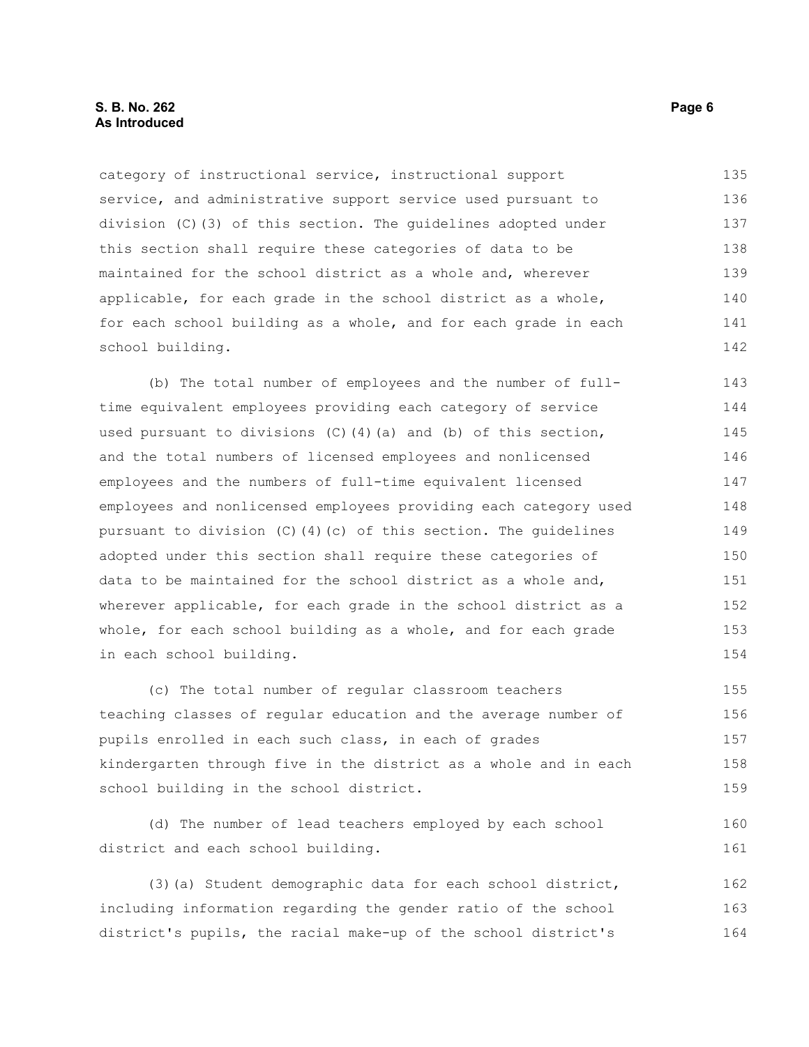category of instructional service, instructional support service, and administrative support service used pursuant to division (C)(3) of this section. The guidelines adopted under this section shall require these categories of data to be maintained for the school district as a whole and, wherever applicable, for each grade in the school district as a whole, for each school building as a whole, and for each grade in each school building.

(b) The total number of employees and the number of full-time equivalent employees providing each category of service used pursuant to divisions (C)(4)(a) and (b) of this section, and the total numbers of licensed employees and nonlicensed employees and the numbers of full-time equivalent licensed employees and nonlicensed employees providing each category used pursuant to division (C)(4)(c) of this section. The guidelines adopted under this section shall require these categories of data to be maintained for the school district as a whole and, wherever applicable, for each grade in the school district as a whole, for each school building as a whole, and for each grade in each school building.

(c) The total number of regular classroom teachers teaching classes of regular education and the average number of pupils enrolled in each such class, in each of grades kindergarten through five in the district as a whole and in each school building in the school district.

(d) The number of lead teachers employed by each school district and each school building.

(3)(a) Student demographic data for each school district, including information regarding the gender ratio of the school district's pupils, the racial make-up of the school district's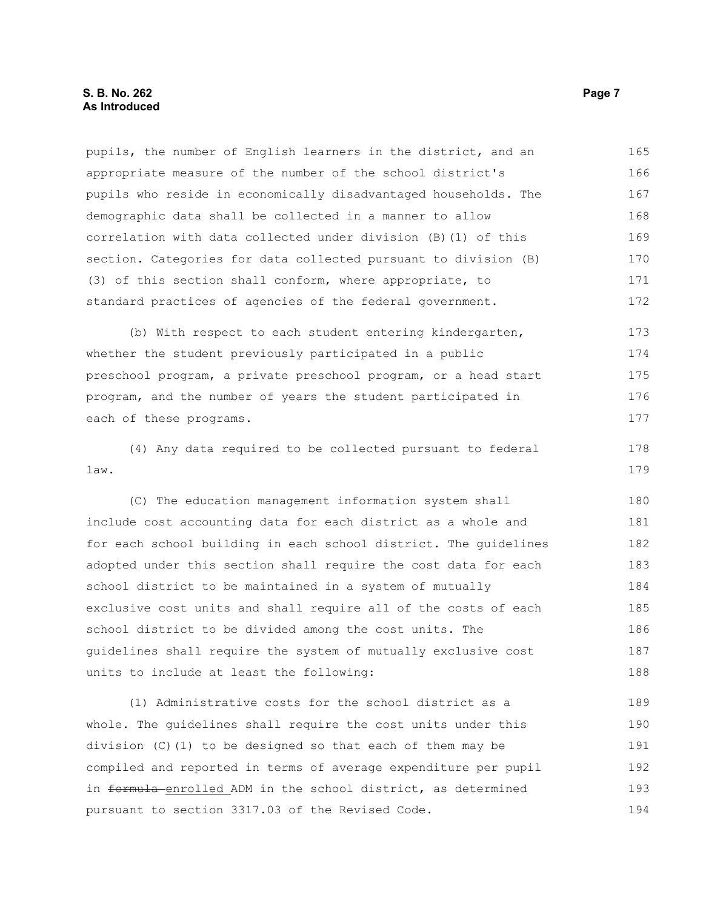pupils, the number of English learners in the district, and an appropriate measure of the number of the school district's pupils who reside in economically disadvantaged households. The demographic data shall be collected in a manner to allow correlation with data collected under division (B)(1) of this section. Categories for data collected pursuant to division (B)(3) of this section shall conform, where appropriate, to standard practices of agencies of the federal government.

(b) With respect to each student entering kindergarten, whether the student previously participated in a public preschool program, a private preschool program, or a head start program, and the number of years the student participated in each of these programs.

(4) Any data required to be collected pursuant to federal law.

(C) The education management information system shall include cost accounting data for each district as a whole and for each school building in each school district. The guidelines adopted under this section shall require the cost data for each school district to be maintained in a system of mutually exclusive cost units and shall require all of the costs of each school district to be divided among the cost units. The guidelines shall require the system of mutually exclusive cost units to include at least the following:

(1) Administrative costs for the school district as a whole. The guidelines shall require the cost units under this division (C)(1) to be designed so that each of them may be compiled and reported in terms of average expenditure per pupil in ~~formula~~ enrolled ADM in the school district, as determined pursuant to section 3317.03 of the Revised Code.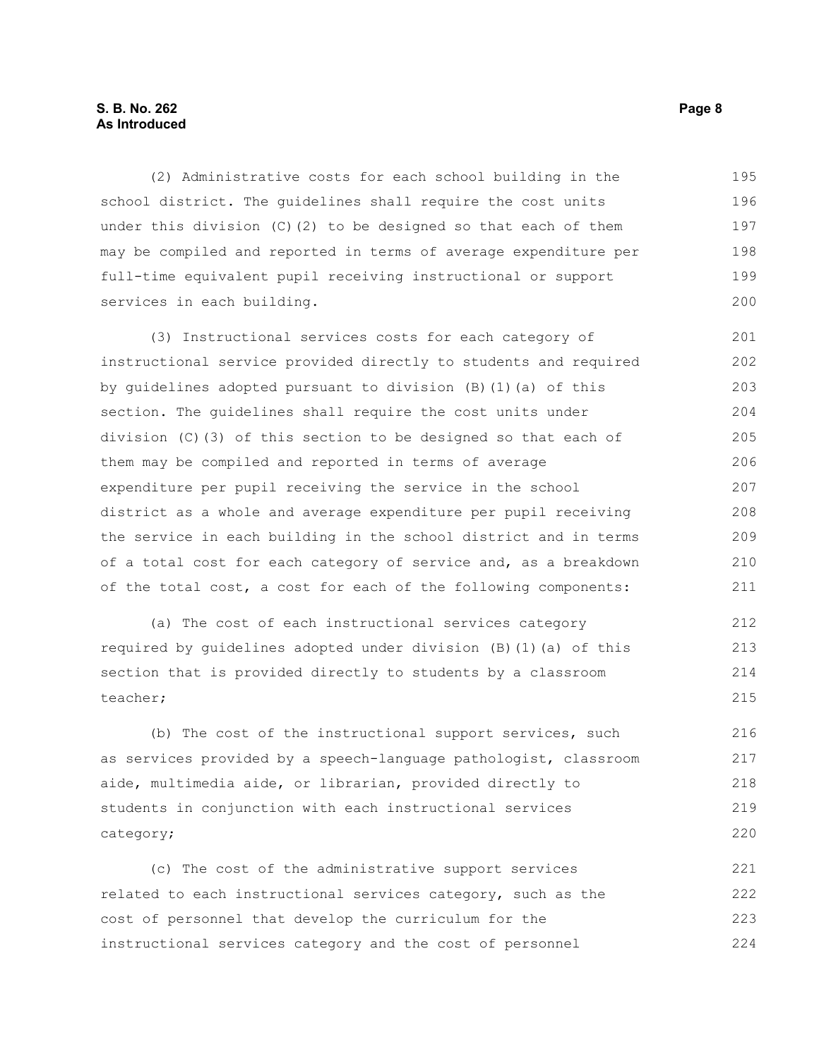(2) Administrative costs for each school building in the school district. The guidelines shall require the cost units under this division (C)(2) to be designed so that each of them may be compiled and reported in terms of average expenditure per full-time equivalent pupil receiving instructional or support services in each building.

(3) Instructional services costs for each category of instructional service provided directly to students and required by guidelines adopted pursuant to division (B)(1)(a) of this section. The guidelines shall require the cost units under division (C)(3) of this section to be designed so that each of them may be compiled and reported in terms of average expenditure per pupil receiving the service in the school district as a whole and average expenditure per pupil receiving the service in each building in the school district and in terms of a total cost for each category of service and, as a breakdown of the total cost, a cost for each of the following components:

(a) The cost of each instructional services category required by guidelines adopted under division (B)(1)(a) of this section that is provided directly to students by a classroom teacher;

(b) The cost of the instructional support services, such as services provided by a speech-language pathologist, classroom aide, multimedia aide, or librarian, provided directly to students in conjunction with each instructional services category;

(c) The cost of the administrative support services related to each instructional services category, such as the cost of personnel that develop the curriculum for the instructional services category and the cost of personnel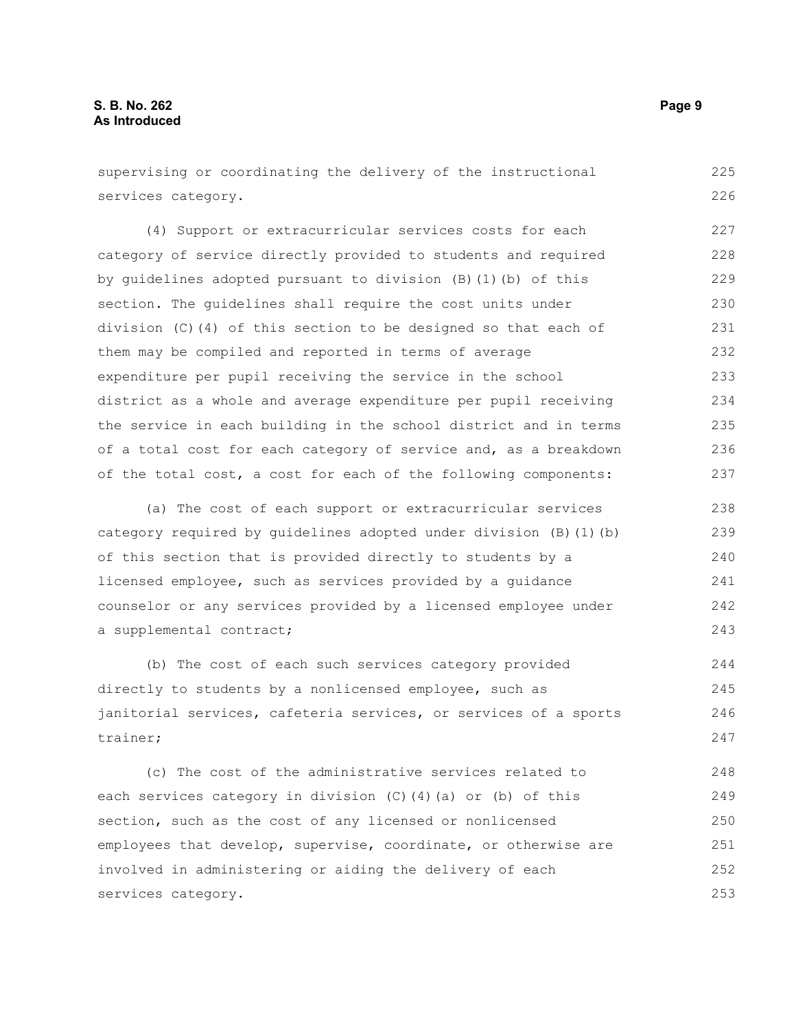supervising or coordinating the delivery of the instructional services category.

(4) Support or extracurricular services costs for each category of service directly provided to students and required by guidelines adopted pursuant to division (B)(1)(b) of this section. The guidelines shall require the cost units under division (C)(4) of this section to be designed so that each of them may be compiled and reported in terms of average expenditure per pupil receiving the service in the school district as a whole and average expenditure per pupil receiving the service in each building in the school district and in terms of a total cost for each category of service and, as a breakdown of the total cost, a cost for each of the following components:

(a) The cost of each support or extracurricular services category required by guidelines adopted under division (B)(1)(b) of this section that is provided directly to students by a licensed employee, such as services provided by a guidance counselor or any services provided by a licensed employee under a supplemental contract;

(b) The cost of each such services category provided directly to students by a nonlicensed employee, such as janitorial services, cafeteria services, or services of a sports trainer;

(c) The cost of the administrative services related to each services category in division (C)(4)(a) or (b) of this section, such as the cost of any licensed or nonlicensed employees that develop, supervise, coordinate, or otherwise are involved in administering or aiding the delivery of each services category.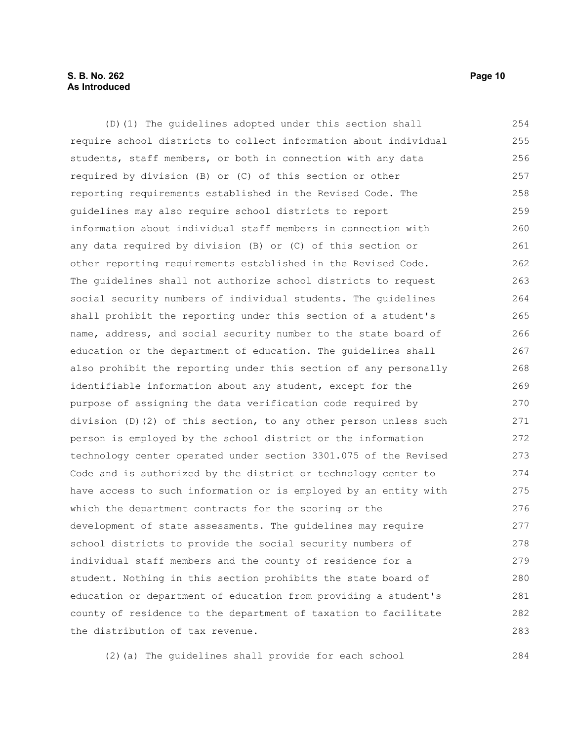(D)(1) The guidelines adopted under this section shall require school districts to collect information about individual students, staff members, or both in connection with any data required by division (B) or (C) of this section or other reporting requirements established in the Revised Code. The guidelines may also require school districts to report information about individual staff members in connection with any data required by division (B) or (C) of this section or other reporting requirements established in the Revised Code. The guidelines shall not authorize school districts to request social security numbers of individual students. The guidelines shall prohibit the reporting under this section of a student's name, address, and social security number to the state board of education or the department of education. The guidelines shall also prohibit the reporting under this section of any personally identifiable information about any student, except for the purpose of assigning the data verification code required by division (D)(2) of this section, to any other person unless such person is employed by the school district or the information technology center operated under section 3301.075 of the Revised Code and is authorized by the district or technology center to have access to such information or is employed by an entity with which the department contracts for the scoring or the development of state assessments. The guidelines may require school districts to provide the social security numbers of individual staff members and the county of residence for a student. Nothing in this section prohibits the state board of education or department of education from providing a student's county of residence to the department of taxation to facilitate the distribution of tax revenue.

(2)(a) The guidelines shall provide for each school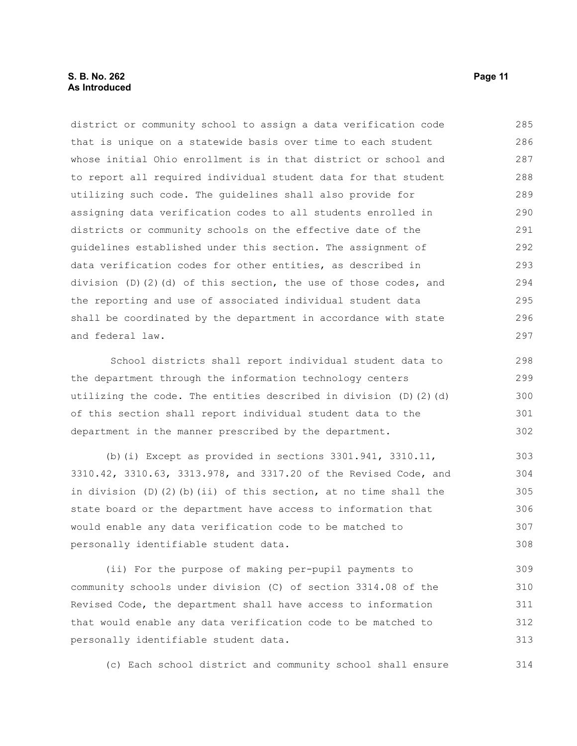district or community school to assign a data verification code that is unique on a statewide basis over time to each student whose initial Ohio enrollment is in that district or school and to report all required individual student data for that student utilizing such code. The guidelines shall also provide for assigning data verification codes to all students enrolled in districts or community schools on the effective date of the guidelines established under this section. The assignment of data verification codes for other entities, as described in division (D)(2)(d) of this section, the use of those codes, and the reporting and use of associated individual student data shall be coordinated by the department in accordance with state and federal law.

School districts shall report individual student data to the department through the information technology centers utilizing the code. The entities described in division (D)(2)(d) of this section shall report individual student data to the department in the manner prescribed by the department.

(b)(i) Except as provided in sections 3301.941, 3310.11, 3310.42, 3310.63, 3313.978, and 3317.20 of the Revised Code, and in division (D)(2)(b)(ii) of this section, at no time shall the state board or the department have access to information that would enable any data verification code to be matched to personally identifiable student data.

(ii) For the purpose of making per-pupil payments to community schools under division (C) of section 3314.08 of the Revised Code, the department shall have access to information that would enable any data verification code to be matched to personally identifiable student data.

(c) Each school district and community school shall ensure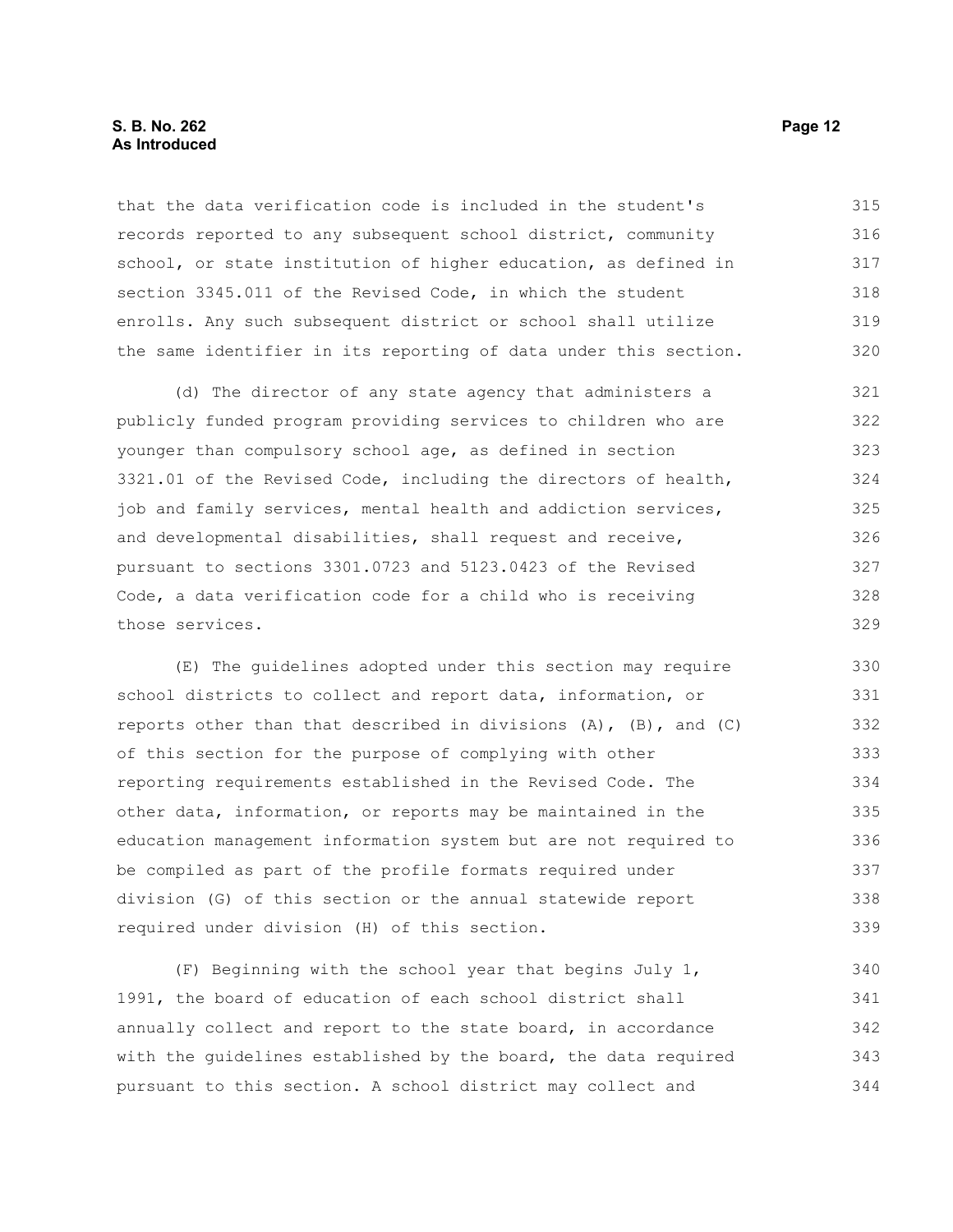that the data verification code is included in the student's records reported to any subsequent school district, community school, or state institution of higher education, as defined in section 3345.011 of the Revised Code, in which the student enrolls. Any such subsequent district or school shall utilize the same identifier in its reporting of data under this section.

(d) The director of any state agency that administers a publicly funded program providing services to children who are younger than compulsory school age, as defined in section 3321.01 of the Revised Code, including the directors of health, job and family services, mental health and addiction services, and developmental disabilities, shall request and receive, pursuant to sections 3301.0723 and 5123.0423 of the Revised Code, a data verification code for a child who is receiving those services.

(E) The guidelines adopted under this section may require school districts to collect and report data, information, or reports other than that described in divisions (A), (B), and (C) of this section for the purpose of complying with other reporting requirements established in the Revised Code. The other data, information, or reports may be maintained in the education management information system but are not required to be compiled as part of the profile formats required under division (G) of this section or the annual statewide report required under division (H) of this section.

(F) Beginning with the school year that begins July 1, 1991, the board of education of each school district shall annually collect and report to the state board, in accordance with the guidelines established by the board, the data required pursuant to this section. A school district may collect and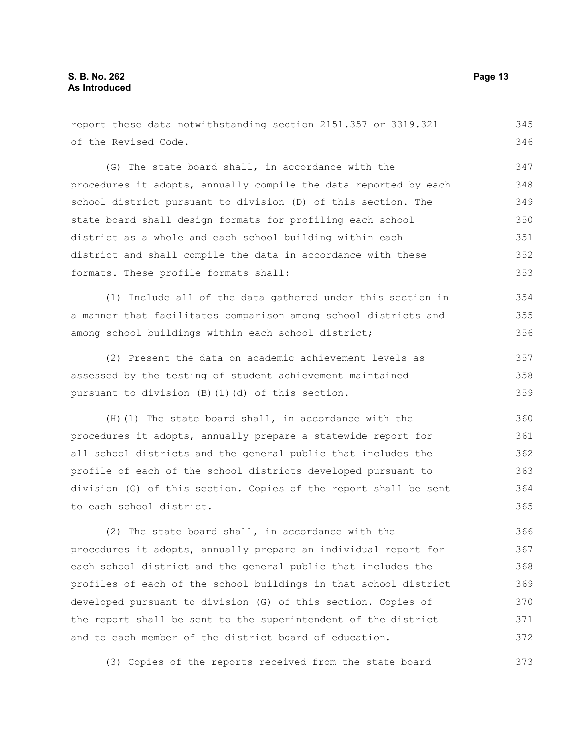report these data notwithstanding section 2151.357 or 3319.321 of the Revised Code.

(G) The state board shall, in accordance with the procedures it adopts, annually compile the data reported by each school district pursuant to division (D) of this section. The state board shall design formats for profiling each school district as a whole and each school building within each district and shall compile the data in accordance with these formats. These profile formats shall:

(1) Include all of the data gathered under this section in a manner that facilitates comparison among school districts and among school buildings within each school district;

(2) Present the data on academic achievement levels as assessed by the testing of student achievement maintained pursuant to division (B)(1)(d) of this section.

(H)(1) The state board shall, in accordance with the procedures it adopts, annually prepare a statewide report for all school districts and the general public that includes the profile of each of the school districts developed pursuant to division (G) of this section. Copies of the report shall be sent to each school district.

(2) The state board shall, in accordance with the procedures it adopts, annually prepare an individual report for each school district and the general public that includes the profiles of each of the school buildings in that school district developed pursuant to division (G) of this section. Copies of the report shall be sent to the superintendent of the district and to each member of the district board of education.

(3) Copies of the reports received from the state board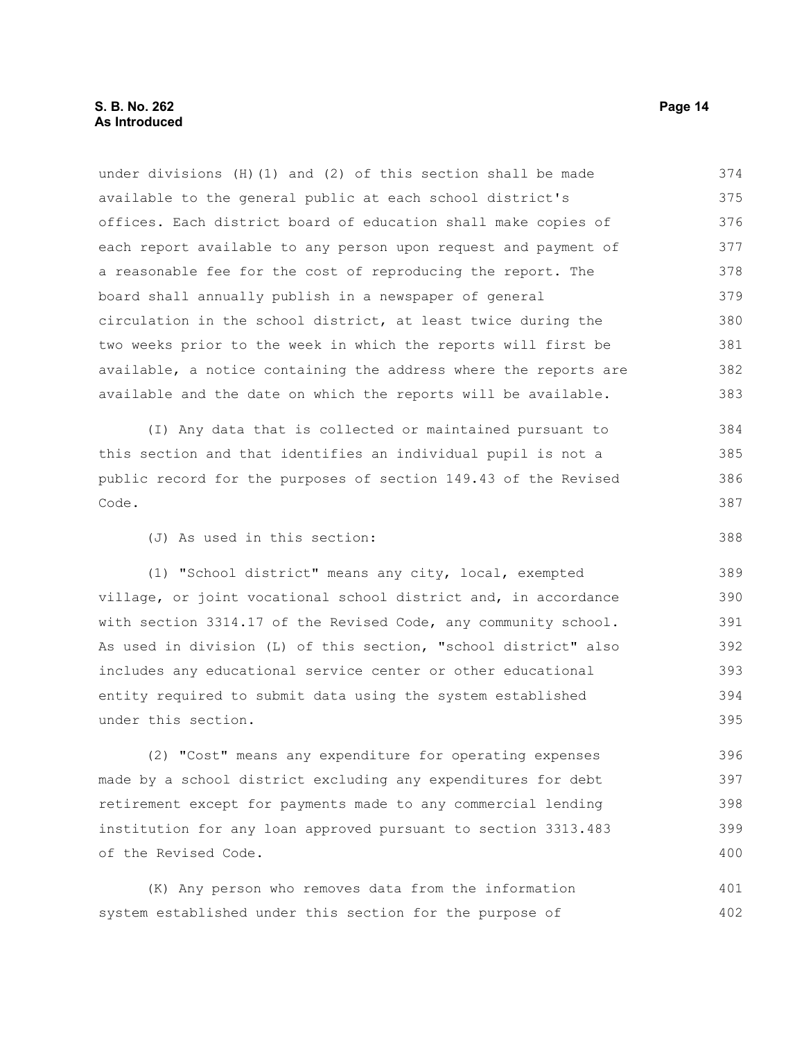under divisions (H)(1) and (2) of this section shall be made available to the general public at each school district's offices. Each district board of education shall make copies of each report available to any person upon request and payment of a reasonable fee for the cost of reproducing the report. The board shall annually publish in a newspaper of general circulation in the school district, at least twice during the two weeks prior to the week in which the reports will first be available, a notice containing the address where the reports are available and the date on which the reports will be available.

(I) Any data that is collected or maintained pursuant to this section and that identifies an individual pupil is not a public record for the purposes of section 149.43 of the Revised Code.

(J) As used in this section:

(1) "School district" means any city, local, exempted village, or joint vocational school district and, in accordance with section 3314.17 of the Revised Code, any community school. As used in division (L) of this section, "school district" also includes any educational service center or other educational entity required to submit data using the system established under this section.

(2) "Cost" means any expenditure for operating expenses made by a school district excluding any expenditures for debt retirement except for payments made to any commercial lending institution for any loan approved pursuant to section 3313.483 of the Revised Code.

(K) Any person who removes data from the information system established under this section for the purpose of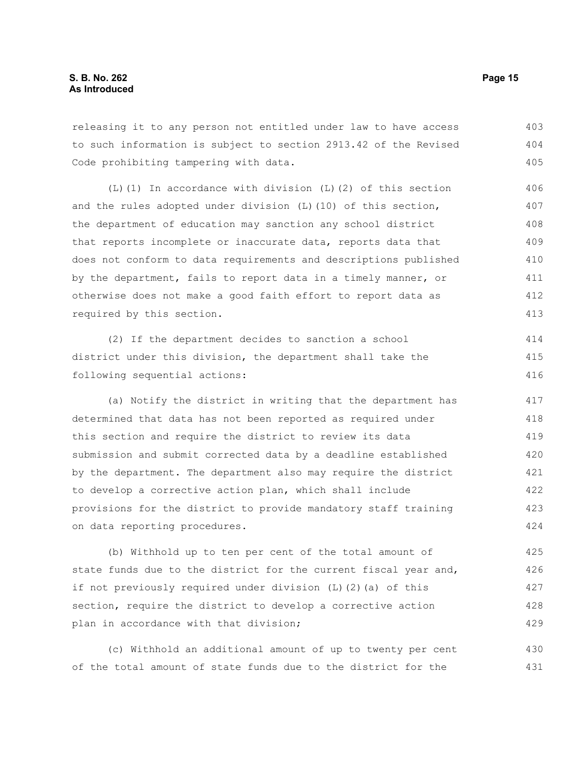releasing it to any person not entitled under law to have access to such information is subject to section 2913.42 of the Revised Code prohibiting tampering with data.

(L)(1) In accordance with division (L)(2) of this section and the rules adopted under division (L)(10) of this section, the department of education may sanction any school district that reports incomplete or inaccurate data, reports data that does not conform to data requirements and descriptions published by the department, fails to report data in a timely manner, or otherwise does not make a good faith effort to report data as required by this section.

(2) If the department decides to sanction a school district under this division, the department shall take the following sequential actions:

(a) Notify the district in writing that the department has determined that data has not been reported as required under this section and require the district to review its data submission and submit corrected data by a deadline established by the department. The department also may require the district to develop a corrective action plan, which shall include provisions for the district to provide mandatory staff training on data reporting procedures.

(b) Withhold up to ten per cent of the total amount of state funds due to the district for the current fiscal year and, if not previously required under division (L)(2)(a) of this section, require the district to develop a corrective action plan in accordance with that division;

(c) Withhold an additional amount of up to twenty per cent of the total amount of state funds due to the district for the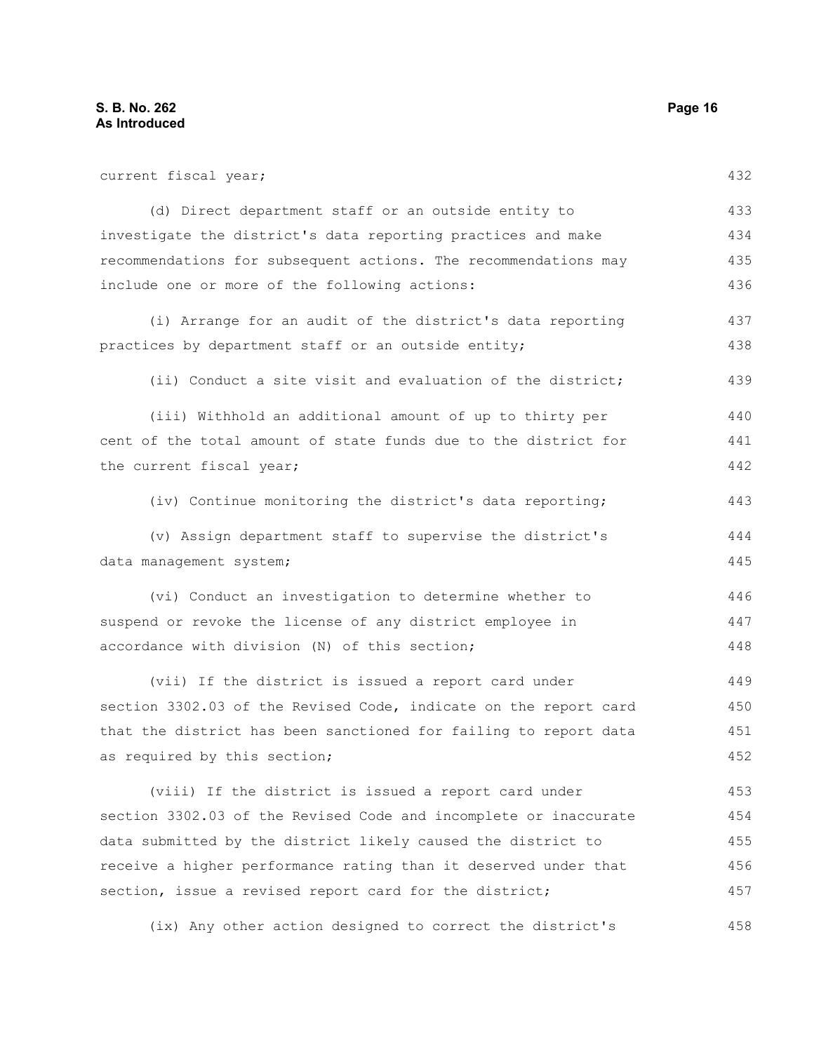current fiscal year;

(d) Direct department staff or an outside entity to investigate the district's data reporting practices and make recommendations for subsequent actions. The recommendations may include one or more of the following actions:

(i) Arrange for an audit of the district's data reporting practices by department staff or an outside entity;

(ii) Conduct a site visit and evaluation of the district;

(iii) Withhold an additional amount of up to thirty per cent of the total amount of state funds due to the district for the current fiscal year;

(iv) Continue monitoring the district's data reporting;

(v) Assign department staff to supervise the district's data management system;

(vi) Conduct an investigation to determine whether to suspend or revoke the license of any district employee in accordance with division (N) of this section;

(vii) If the district is issued a report card under section 3302.03 of the Revised Code, indicate on the report card that the district has been sanctioned for failing to report data as required by this section;

(viii) If the district is issued a report card under section 3302.03 of the Revised Code and incomplete or inaccurate data submitted by the district likely caused the district to receive a higher performance rating than it deserved under that section, issue a revised report card for the district;

(ix) Any other action designed to correct the district's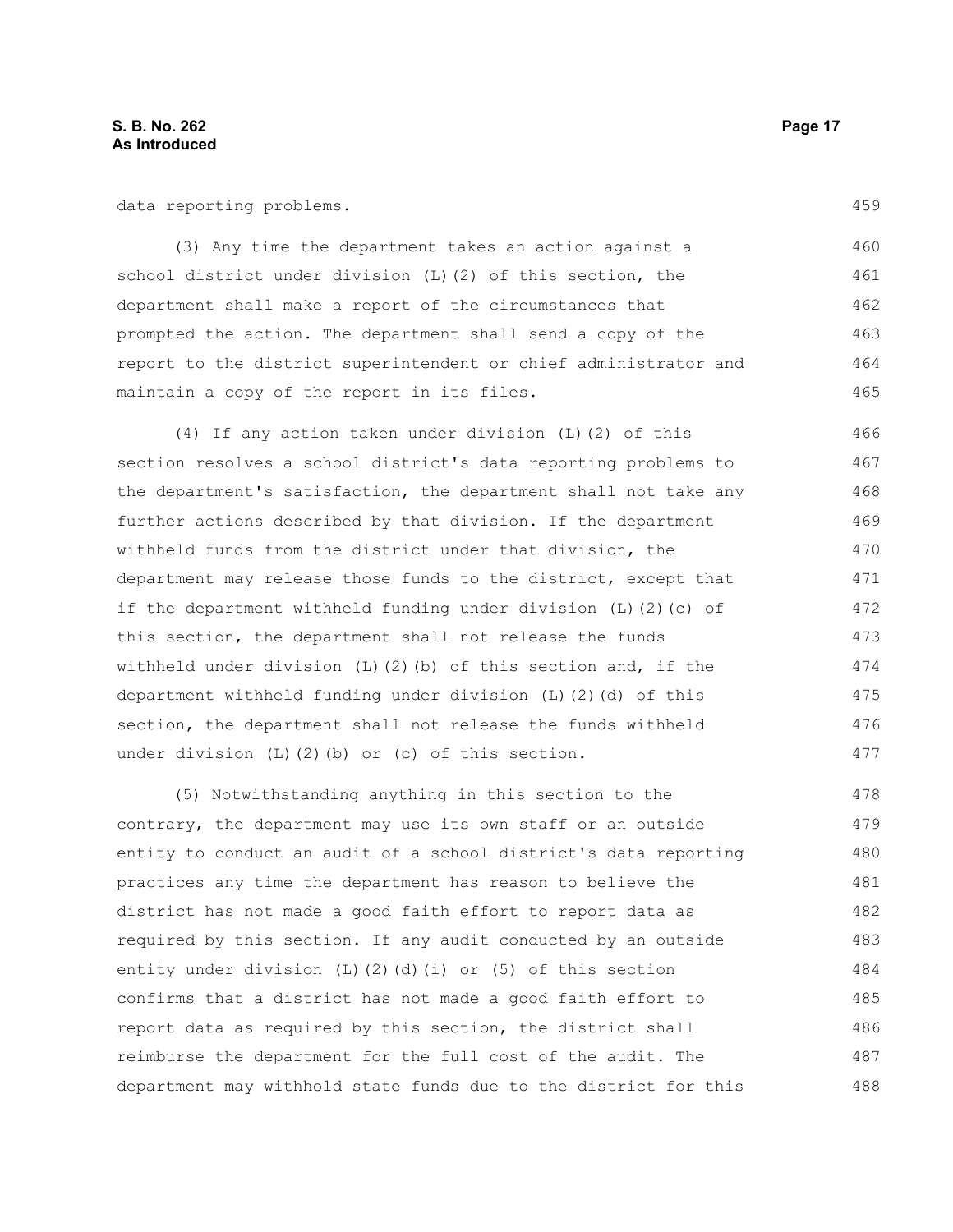data reporting problems.

(3) Any time the department takes an action against a school district under division (L)(2) of this section, the department shall make a report of the circumstances that prompted the action. The department shall send a copy of the report to the district superintendent or chief administrator and maintain a copy of the report in its files.

(4) If any action taken under division (L)(2) of this section resolves a school district's data reporting problems to the department's satisfaction, the department shall not take any further actions described by that division. If the department withheld funds from the district under that division, the department may release those funds to the district, except that if the department withheld funding under division (L)(2)(c) of this section, the department shall not release the funds withheld under division (L)(2)(b) of this section and, if the department withheld funding under division (L)(2)(d) of this section, the department shall not release the funds withheld under division (L)(2)(b) or (c) of this section.

(5) Notwithstanding anything in this section to the contrary, the department may use its own staff or an outside entity to conduct an audit of a school district's data reporting practices any time the department has reason to believe the district has not made a good faith effort to report data as required by this section. If any audit conducted by an outside entity under division (L)(2)(d)(i) or (5) of this section confirms that a district has not made a good faith effort to report data as required by this section, the district shall reimburse the department for the full cost of the audit. The department may withhold state funds due to the district for this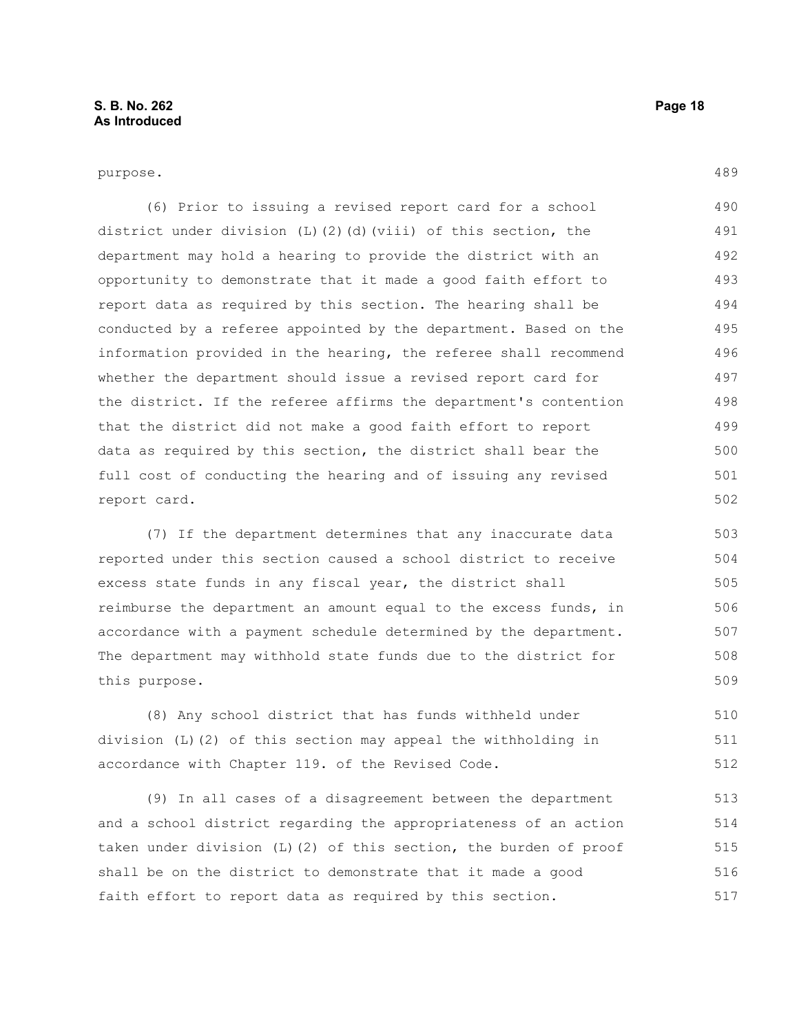purpose.

(6) Prior to issuing a revised report card for a school district under division (L)(2)(d)(viii) of this section, the department may hold a hearing to provide the district with an opportunity to demonstrate that it made a good faith effort to report data as required by this section. The hearing shall be conducted by a referee appointed by the department. Based on the information provided in the hearing, the referee shall recommend whether the department should issue a revised report card for the district. If the referee affirms the department's contention that the district did not make a good faith effort to report data as required by this section, the district shall bear the full cost of conducting the hearing and of issuing any revised report card.

(7) If the department determines that any inaccurate data reported under this section caused a school district to receive excess state funds in any fiscal year, the district shall reimburse the department an amount equal to the excess funds, in accordance with a payment schedule determined by the department. The department may withhold state funds due to the district for this purpose.

(8) Any school district that has funds withheld under division (L)(2) of this section may appeal the withholding in accordance with Chapter 119. of the Revised Code.

(9) In all cases of a disagreement between the department and a school district regarding the appropriateness of an action taken under division (L)(2) of this section, the burden of proof shall be on the district to demonstrate that it made a good faith effort to report data as required by this section.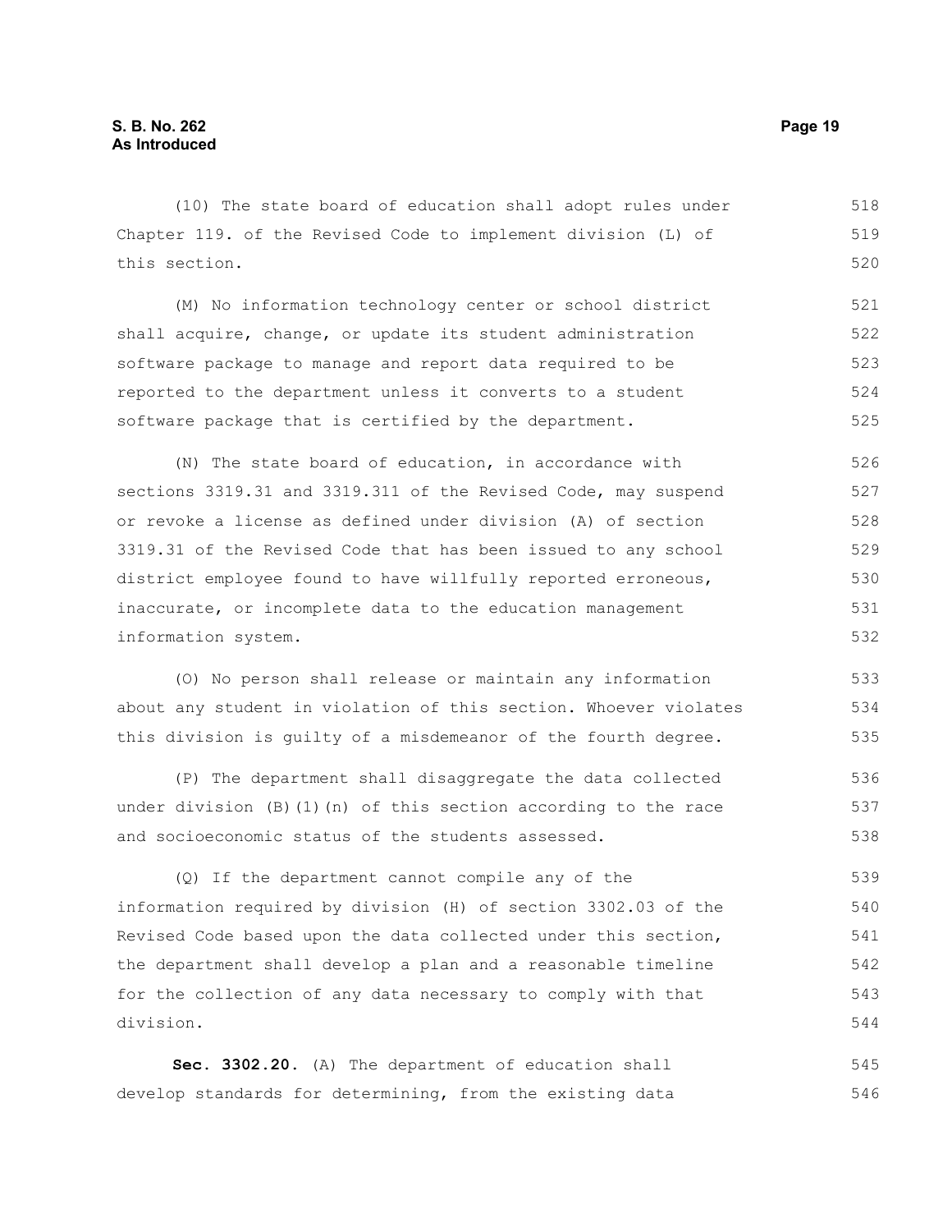(10) The state board of education shall adopt rules under Chapter 119. of the Revised Code to implement division (L) of this section.

(M) No information technology center or school district shall acquire, change, or update its student administration software package to manage and report data required to be reported to the department unless it converts to a student software package that is certified by the department.

(N) The state board of education, in accordance with sections 3319.31 and 3319.311 of the Revised Code, may suspend or revoke a license as defined under division (A) of section 3319.31 of the Revised Code that has been issued to any school district employee found to have willfully reported erroneous, inaccurate, or incomplete data to the education management information system.

(O) No person shall release or maintain any information about any student in violation of this section. Whoever violates this division is guilty of a misdemeanor of the fourth degree.

(P) The department shall disaggregate the data collected under division (B)(1)(n) of this section according to the race and socioeconomic status of the students assessed.

(Q) If the department cannot compile any of the information required by division (H) of section 3302.03 of the Revised Code based upon the data collected under this section, the department shall develop a plan and a reasonable timeline for the collection of any data necessary to comply with that division.

**Sec. 3302.20.** (A) The department of education shall develop standards for determining, from the existing data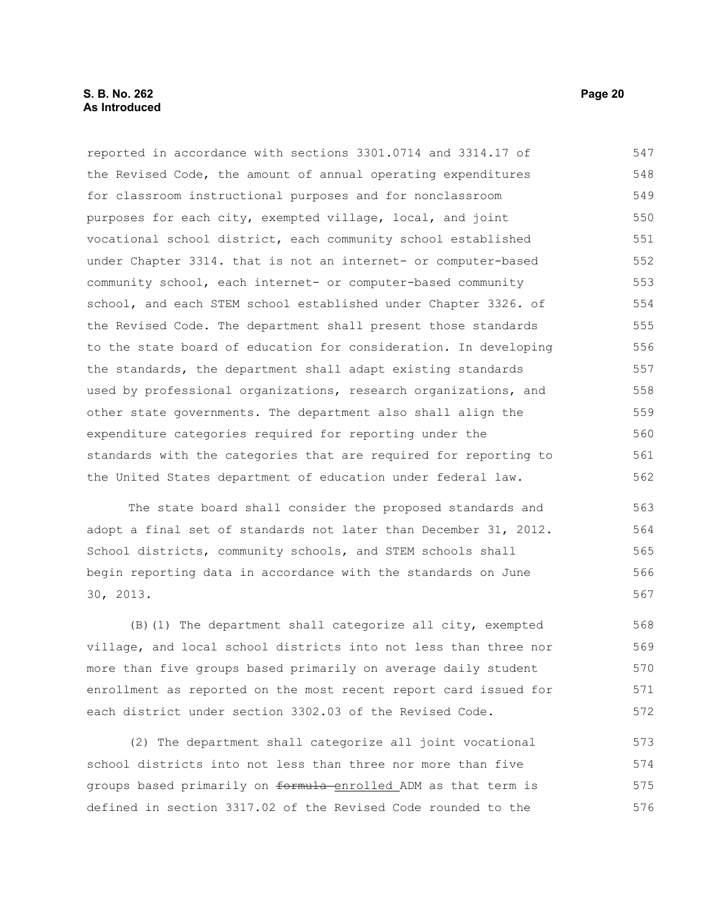reported in accordance with sections 3301.0714 and 3314.17 of the Revised Code, the amount of annual operating expenditures for classroom instructional purposes and for nonclassroom purposes for each city, exempted village, local, and joint vocational school district, each community school established under Chapter 3314. that is not an internet- or computer-based community school, each internet- or computer-based community school, and each STEM school established under Chapter 3326. of the Revised Code. The department shall present those standards to the state board of education for consideration. In developing the standards, the department shall adapt existing standards used by professional organizations, research organizations, and other state governments. The department also shall align the expenditure categories required for reporting under the standards with the categories that are required for reporting to the United States department of education under federal law.

The state board shall consider the proposed standards and adopt a final set of standards not later than December 31, 2012. School districts, community schools, and STEM schools shall begin reporting data in accordance with the standards on June 30, 2013.

(B)(1) The department shall categorize all city, exempted village, and local school districts into not less than three nor more than five groups based primarily on average daily student enrollment as reported on the most recent report card issued for each district under section 3302.03 of the Revised Code.

(2) The department shall categorize all joint vocational school districts into not less than three nor more than five groups based primarily on ~~formula~~ enrolled ADM as that term is defined in section 3317.02 of the Revised Code rounded to the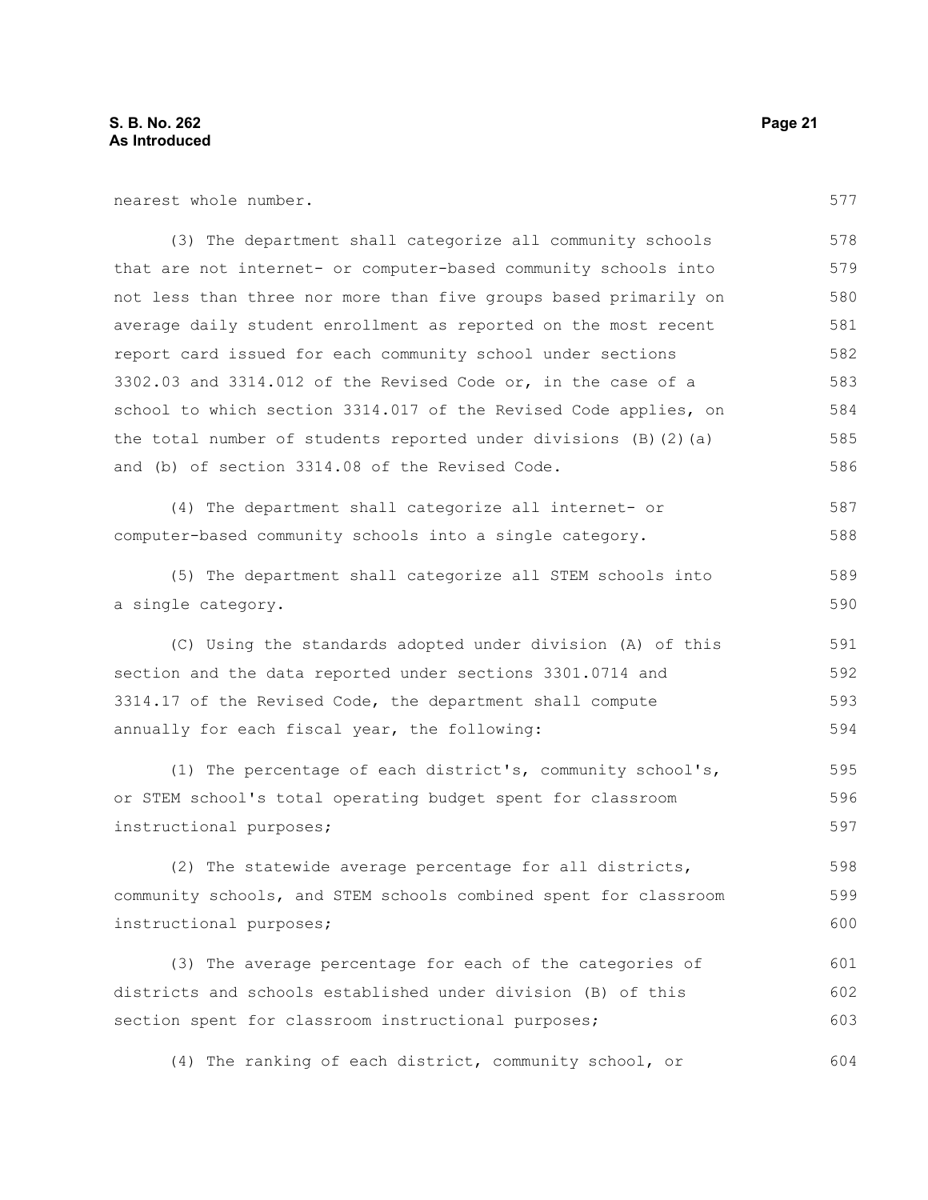nearest whole number.

(3) The department shall categorize all community schools that are not internet- or computer-based community schools into not less than three nor more than five groups based primarily on average daily student enrollment as reported on the most recent report card issued for each community school under sections 3302.03 and 3314.012 of the Revised Code or, in the case of a school to which section 3314.017 of the Revised Code applies, on the total number of students reported under divisions (B)(2)(a) and (b) of section 3314.08 of the Revised Code.

(4) The department shall categorize all internet- or computer-based community schools into a single category.

(5) The department shall categorize all STEM schools into a single category.

(C) Using the standards adopted under division (A) of this section and the data reported under sections 3301.0714 and 3314.17 of the Revised Code, the department shall compute annually for each fiscal year, the following:

(1) The percentage of each district's, community school's, or STEM school's total operating budget spent for classroom instructional purposes;

(2) The statewide average percentage for all districts, community schools, and STEM schools combined spent for classroom instructional purposes;

(3) The average percentage for each of the categories of districts and schools established under division (B) of this section spent for classroom instructional purposes;

(4) The ranking of each district, community school, or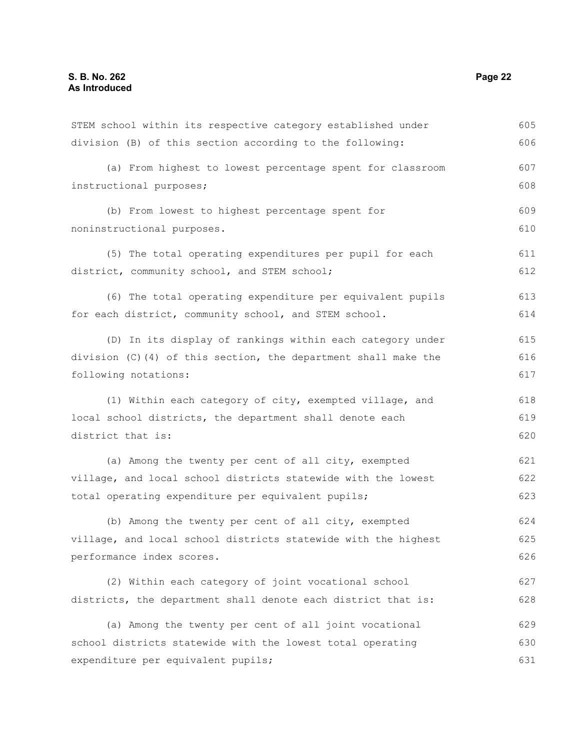STEM school within its respective category established under division (B) of this section according to the following:

(a) From highest to lowest percentage spent for classroom instructional purposes;

(b) From lowest to highest percentage spent for noninstructional purposes.

(5) The total operating expenditures per pupil for each district, community school, and STEM school;

(6) The total operating expenditure per equivalent pupils for each district, community school, and STEM school.

(D) In its display of rankings within each category under division (C)(4) of this section, the department shall make the following notations:

(1) Within each category of city, exempted village, and local school districts, the department shall denote each district that is:

(a) Among the twenty per cent of all city, exempted village, and local school districts statewide with the lowest total operating expenditure per equivalent pupils;

(b) Among the twenty per cent of all city, exempted village, and local school districts statewide with the highest performance index scores.

(2) Within each category of joint vocational school districts, the department shall denote each district that is:

(a) Among the twenty per cent of all joint vocational school districts statewide with the lowest total operating expenditure per equivalent pupils;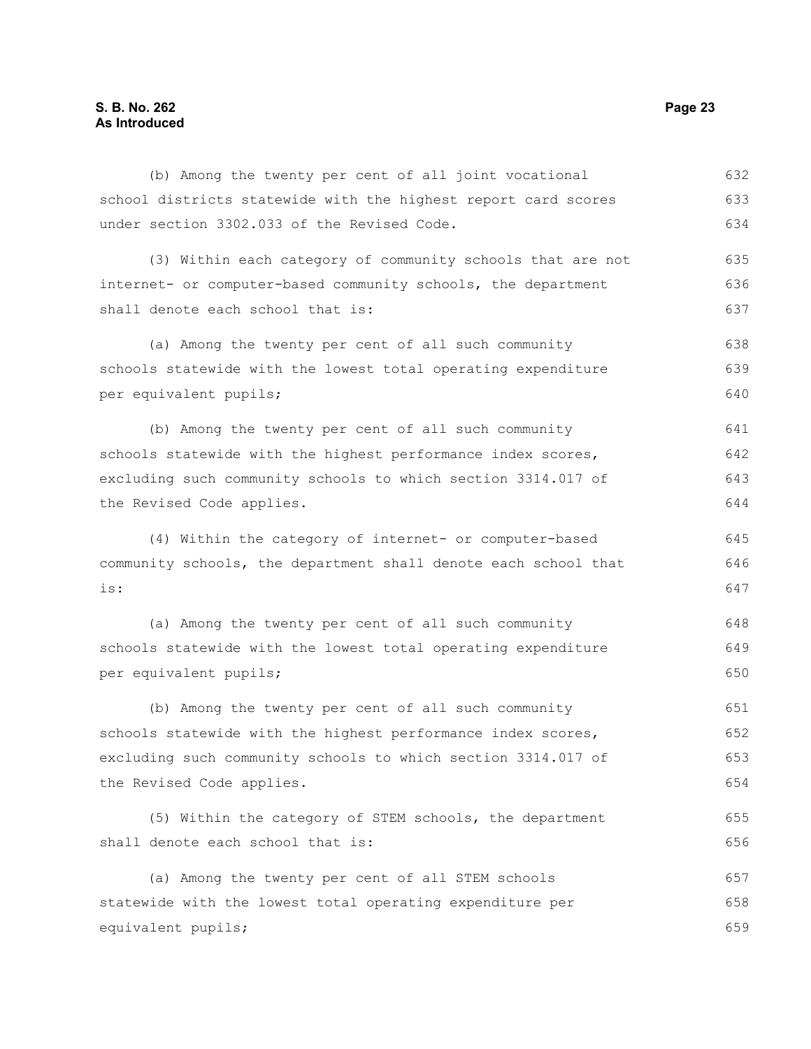(b) Among the twenty per cent of all joint vocational school districts statewide with the highest report card scores under section 3302.033 of the Revised Code.

(3) Within each category of community schools that are not internet- or computer-based community schools, the department shall denote each school that is:

(a) Among the twenty per cent of all such community schools statewide with the lowest total operating expenditure per equivalent pupils;

(b) Among the twenty per cent of all such community schools statewide with the highest performance index scores, excluding such community schools to which section 3314.017 of the Revised Code applies.

(4) Within the category of internet- or computer-based community schools, the department shall denote each school that is:

(a) Among the twenty per cent of all such community schools statewide with the lowest total operating expenditure per equivalent pupils;

(b) Among the twenty per cent of all such community schools statewide with the highest performance index scores, excluding such community schools to which section 3314.017 of the Revised Code applies.

(5) Within the category of STEM schools, the department shall denote each school that is:

(a) Among the twenty per cent of all STEM schools statewide with the lowest total operating expenditure per equivalent pupils;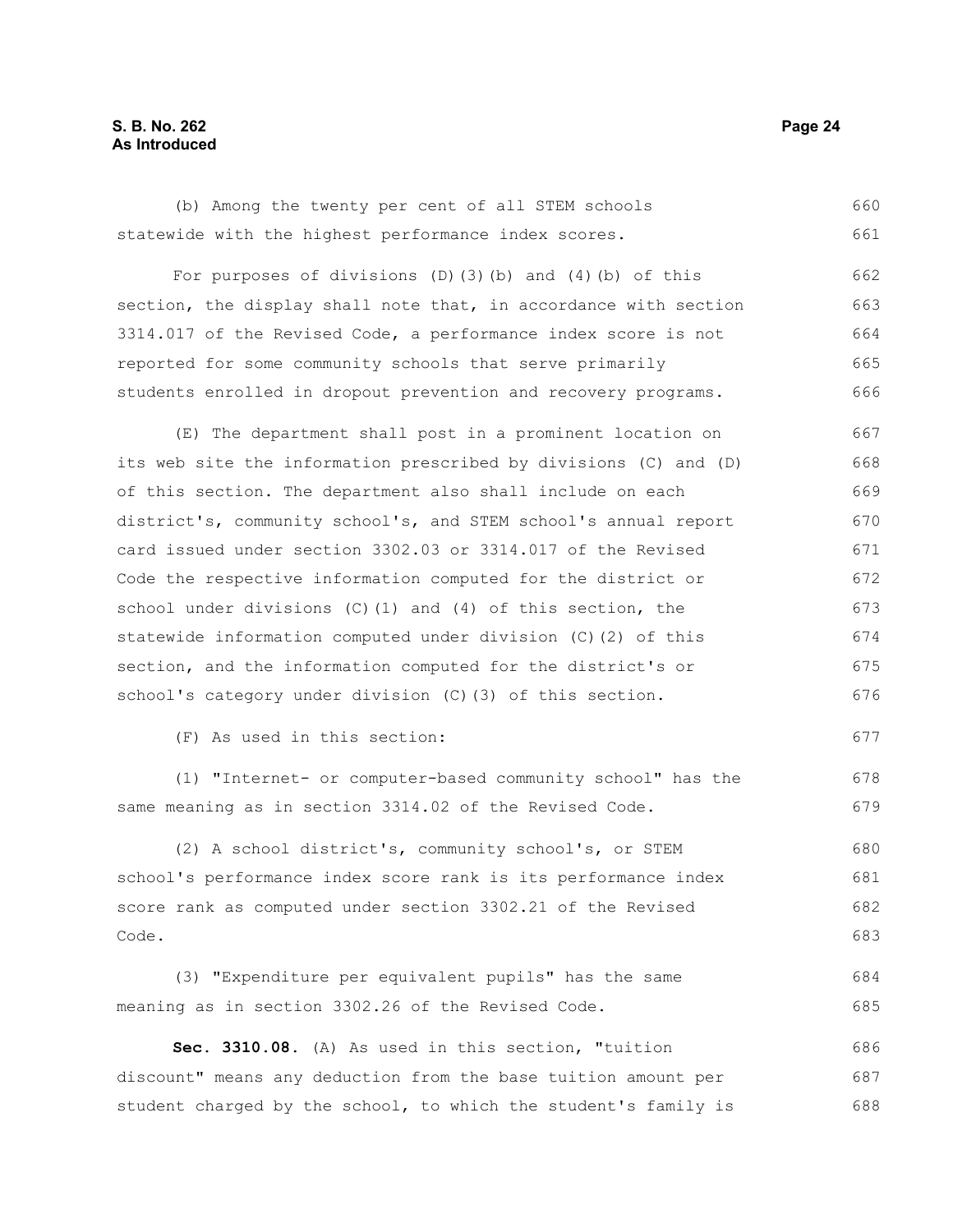(b) Among the twenty per cent of all STEM schools statewide with the highest performance index scores.

For purposes of divisions (D)(3)(b) and (4)(b) of this section, the display shall note that, in accordance with section 3314.017 of the Revised Code, a performance index score is not reported for some community schools that serve primarily students enrolled in dropout prevention and recovery programs.

(E) The department shall post in a prominent location on its web site the information prescribed by divisions (C) and (D) of this section. The department also shall include on each district's, community school's, and STEM school's annual report card issued under section 3302.03 or 3314.017 of the Revised Code the respective information computed for the district or school under divisions (C)(1) and (4) of this section, the statewide information computed under division (C)(2) of this section, and the information computed for the district's or school's category under division (C)(3) of this section.

(F) As used in this section:

(1) "Internet- or computer-based community school" has the same meaning as in section 3314.02 of the Revised Code.

(2) A school district's, community school's, or STEM school's performance index score rank is its performance index score rank as computed under section 3302.21 of the Revised Code.

(3) "Expenditure per equivalent pupils" has the same meaning as in section 3302.26 of the Revised Code.

**Sec. 3310.08.** (A) As used in this section, "tuition discount" means any deduction from the base tuition amount per student charged by the school, to which the student's family is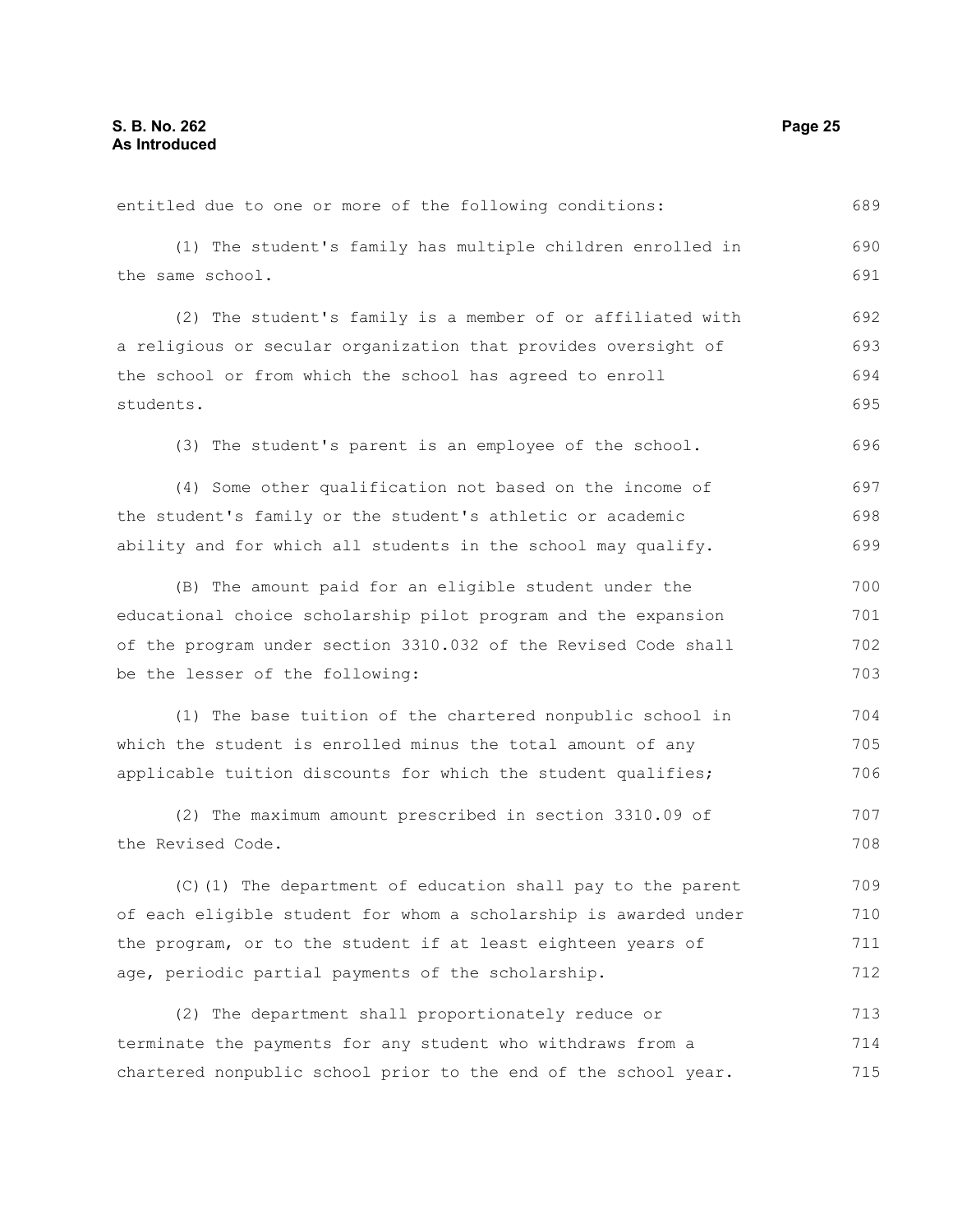entitled due to one or more of the following conditions:

(1) The student's family has multiple children enrolled in the same school.

(2) The student's family is a member of or affiliated with a religious or secular organization that provides oversight of the school or from which the school has agreed to enroll students.

(3) The student's parent is an employee of the school.

(4) Some other qualification not based on the income of the student's family or the student's athletic or academic ability and for which all students in the school may qualify.

(B) The amount paid for an eligible student under the educational choice scholarship pilot program and the expansion of the program under section 3310.032 of the Revised Code shall be the lesser of the following:

(1) The base tuition of the chartered nonpublic school in which the student is enrolled minus the total amount of any applicable tuition discounts for which the student qualifies;

(2) The maximum amount prescribed in section 3310.09 of the Revised Code.

(C)(1) The department of education shall pay to the parent of each eligible student for whom a scholarship is awarded under the program, or to the student if at least eighteen years of age, periodic partial payments of the scholarship.

(2) The department shall proportionately reduce or terminate the payments for any student who withdraws from a chartered nonpublic school prior to the end of the school year.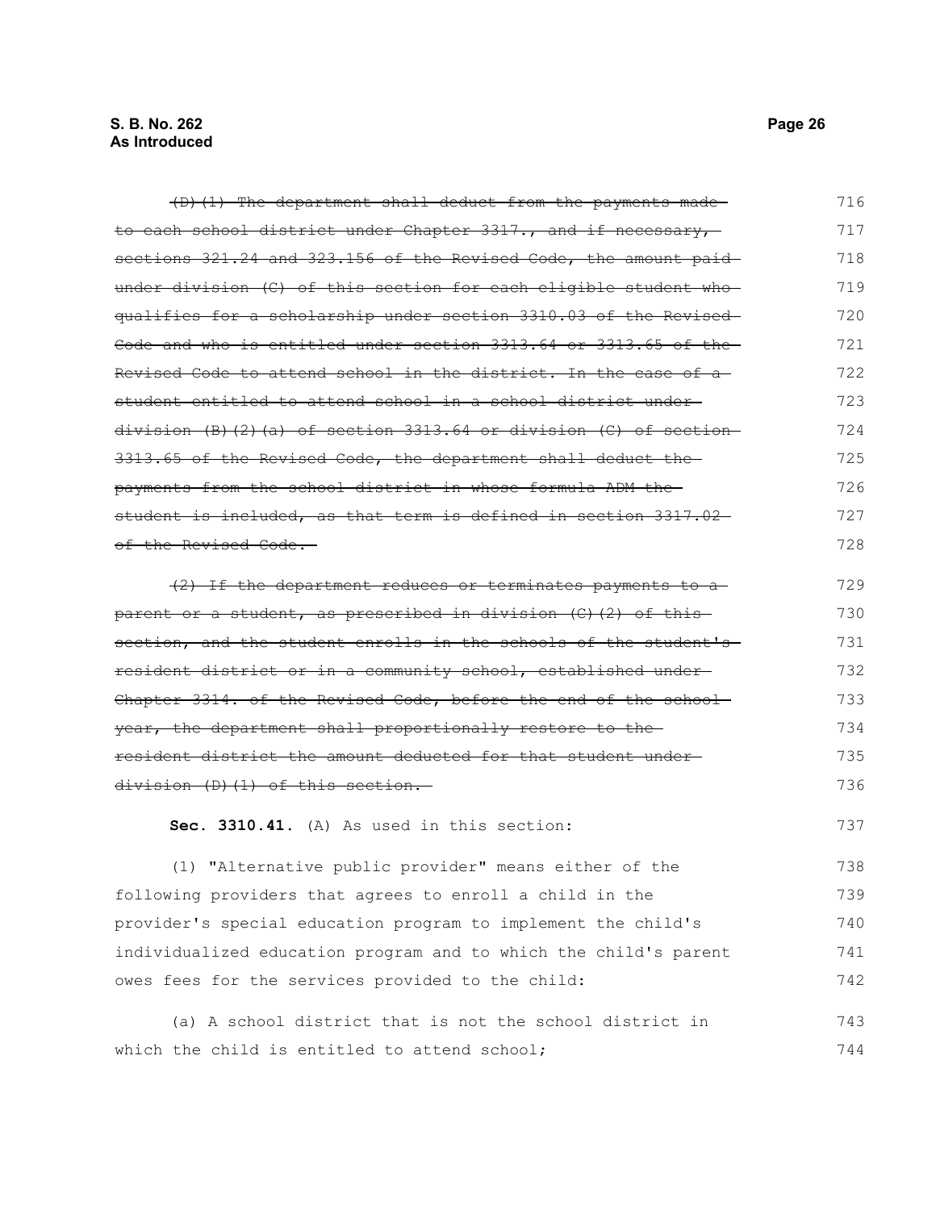~~(D)(1) The department shall deduct from the payments made to each school district under Chapter 3317., and if necessary, sections 321.24 and 323.156 of the Revised Code, the amount paid under division (C) of this section for each eligible student who qualifies for a scholarship under section 3310.03 of the Revised Code and who is entitled under section 3313.64 or 3313.65 of the Revised Code to attend school in the district. In the case of a student entitled to attend school in a school district under division (B)(2)(a) of section 3313.64 or division (C) of section 3313.65 of the Revised Code, the department shall deduct the payments from the school district in whose formula ADM the student is included, as that term is defined in section 3317.02 of the Revised Code.~~

~~(2) If the department reduces or terminates payments to a parent or a student, as prescribed in division (C)(2) of this section, and the student enrolls in the schools of the student's resident district or in a community school, established under Chapter 3314. of the Revised Code, before the end of the school year, the department shall proportionally restore to the resident district the amount deducted for that student under division (D)(1) of this section.~~

**Sec. 3310.41.** (A) As used in this section:

(1) "Alternative public provider" means either of the following providers that agrees to enroll a child in the provider's special education program to implement the child's individualized education program and to which the child's parent owes fees for the services provided to the child:

(a) A school district that is not the school district in which the child is entitled to attend school;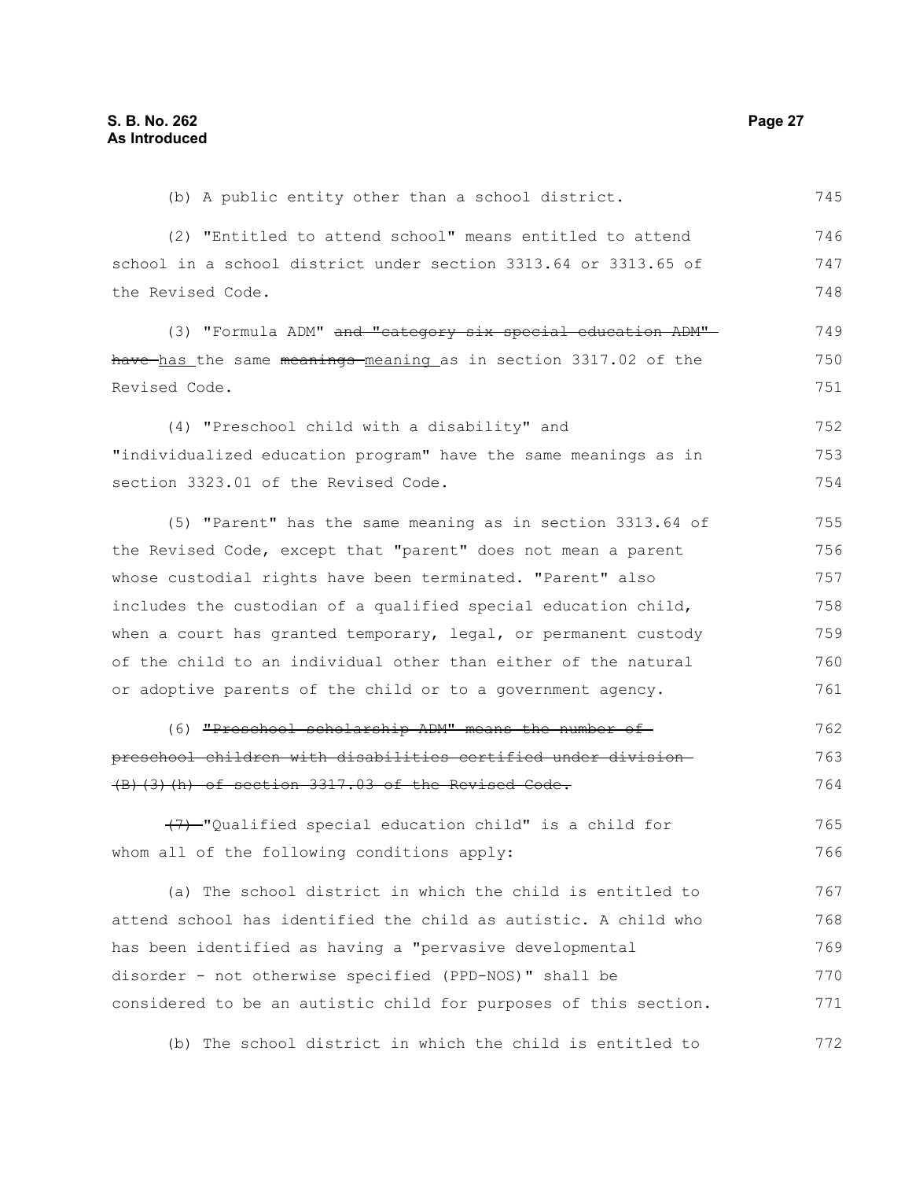(b) A public entity other than a school district.

(2) "Entitled to attend school" means entitled to attend school in a school district under section 3313.64 or 3313.65 of the Revised Code.

(3) "Formula ADM" ~~and "category six special education ADM" have~~ has the same ~~meanings~~ meaning as in section 3317.02 of the Revised Code.

(4) "Preschool child with a disability" and "individualized education program" have the same meanings as in section 3323.01 of the Revised Code.

(5) "Parent" has the same meaning as in section 3313.64 of the Revised Code, except that "parent" does not mean a parent whose custodial rights have been terminated. "Parent" also includes the custodian of a qualified special education child, when a court has granted temporary, legal, or permanent custody of the child to an individual other than either of the natural or adoptive parents of the child or to a government agency.

(6) ~~"Preschool scholarship ADM" means the number of preschool children with disabilities certified under division (B)(3)(h) of section 3317.03 of the Revised Code.~~

~~(7)~~ "Qualified special education child" is a child for whom all of the following conditions apply:

(a) The school district in which the child is entitled to attend school has identified the child as autistic. A child who has been identified as having a "pervasive developmental disorder - not otherwise specified (PPD-NOS)" shall be considered to be an autistic child for purposes of this section.

(b) The school district in which the child is entitled to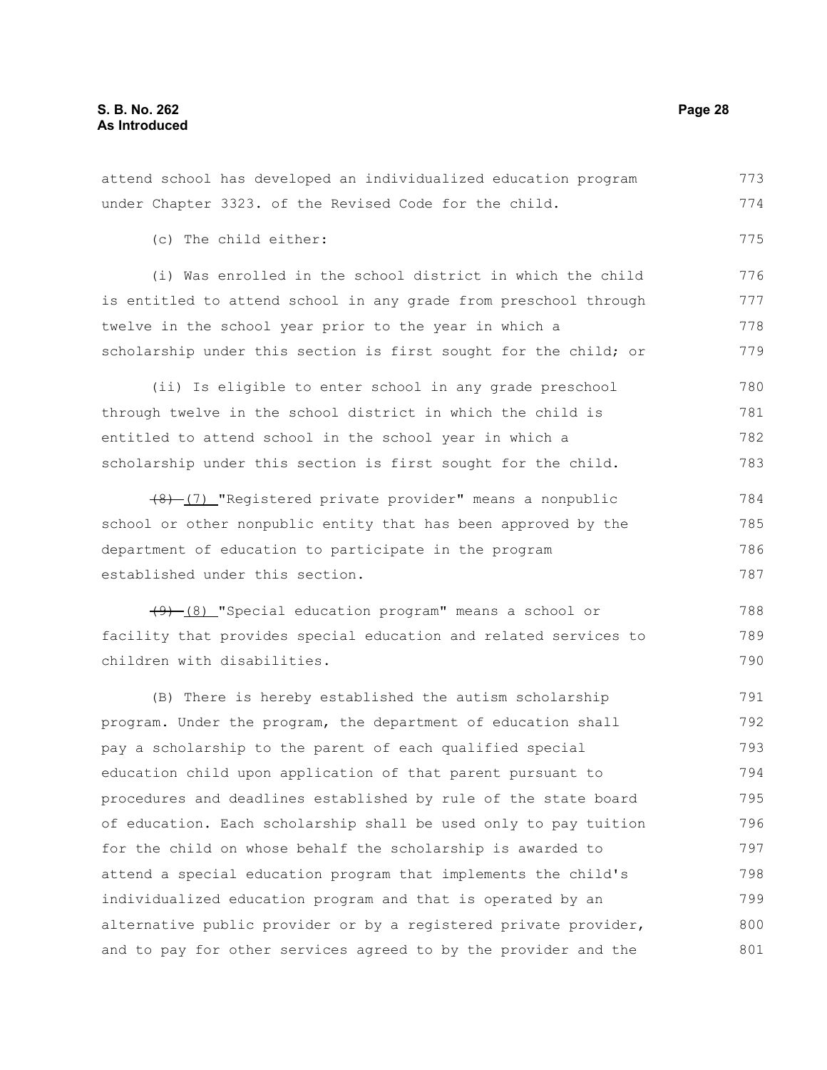attend school has developed an individualized education program under Chapter 3323. of the Revised Code for the child.

(c) The child either:

(i) Was enrolled in the school district in which the child is entitled to attend school in any grade from preschool through twelve in the school year prior to the year in which a scholarship under this section is first sought for the child; or

(ii) Is eligible to enter school in any grade preschool through twelve in the school district in which the child is entitled to attend school in the school year in which a scholarship under this section is first sought for the child.

~~(8)~~ (7) "Registered private provider" means a nonpublic school or other nonpublic entity that has been approved by the department of education to participate in the program established under this section.

~~(9)~~ (8) "Special education program" means a school or facility that provides special education and related services to children with disabilities.

(B) There is hereby established the autism scholarship program. Under the program, the department of education shall pay a scholarship to the parent of each qualified special education child upon application of that parent pursuant to procedures and deadlines established by rule of the state board of education. Each scholarship shall be used only to pay tuition for the child on whose behalf the scholarship is awarded to attend a special education program that implements the child's individualized education program and that is operated by an alternative public provider or by a registered private provider, and to pay for other services agreed to by the provider and the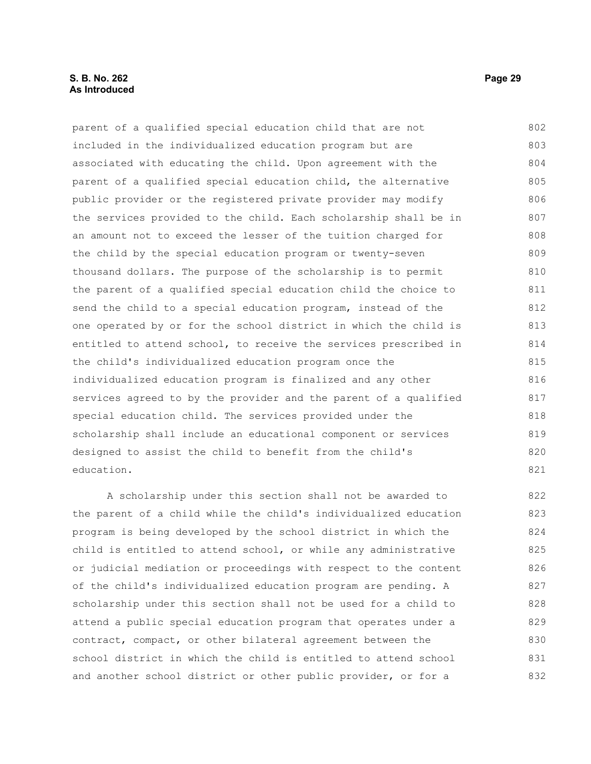parent of a qualified special education child that are not included in the individualized education program but are associated with educating the child. Upon agreement with the parent of a qualified special education child, the alternative public provider or the registered private provider may modify the services provided to the child. Each scholarship shall be in an amount not to exceed the lesser of the tuition charged for the child by the special education program or twenty-seven thousand dollars. The purpose of the scholarship is to permit the parent of a qualified special education child the choice to send the child to a special education program, instead of the one operated by or for the school district in which the child is entitled to attend school, to receive the services prescribed in the child's individualized education program once the individualized education program is finalized and any other services agreed to by the provider and the parent of a qualified special education child. The services provided under the scholarship shall include an educational component or services designed to assist the child to benefit from the child's education.

A scholarship under this section shall not be awarded to the parent of a child while the child's individualized education program is being developed by the school district in which the child is entitled to attend school, or while any administrative or judicial mediation or proceedings with respect to the content of the child's individualized education program are pending. A scholarship under this section shall not be used for a child to attend a public special education program that operates under a contract, compact, or other bilateral agreement between the school district in which the child is entitled to attend school and another school district or other public provider, or for a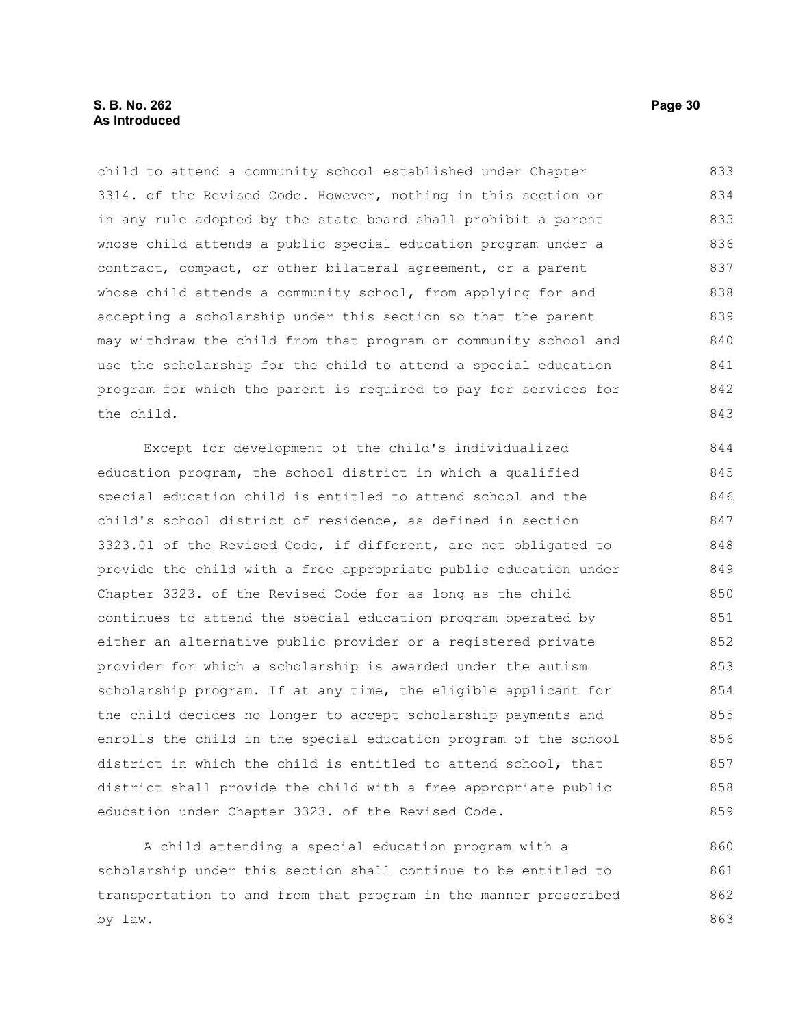child to attend a community school established under Chapter 3314. of the Revised Code. However, nothing in this section or in any rule adopted by the state board shall prohibit a parent whose child attends a public special education program under a contract, compact, or other bilateral agreement, or a parent whose child attends a community school, from applying for and accepting a scholarship under this section so that the parent may withdraw the child from that program or community school and use the scholarship for the child to attend a special education program for which the parent is required to pay for services for the child.

Except for development of the child's individualized education program, the school district in which a qualified special education child is entitled to attend school and the child's school district of residence, as defined in section 3323.01 of the Revised Code, if different, are not obligated to provide the child with a free appropriate public education under Chapter 3323. of the Revised Code for as long as the child continues to attend the special education program operated by either an alternative public provider or a registered private provider for which a scholarship is awarded under the autism scholarship program. If at any time, the eligible applicant for the child decides no longer to accept scholarship payments and enrolls the child in the special education program of the school district in which the child is entitled to attend school, that district shall provide the child with a free appropriate public education under Chapter 3323. of the Revised Code.

A child attending a special education program with a scholarship under this section shall continue to be entitled to transportation to and from that program in the manner prescribed by law.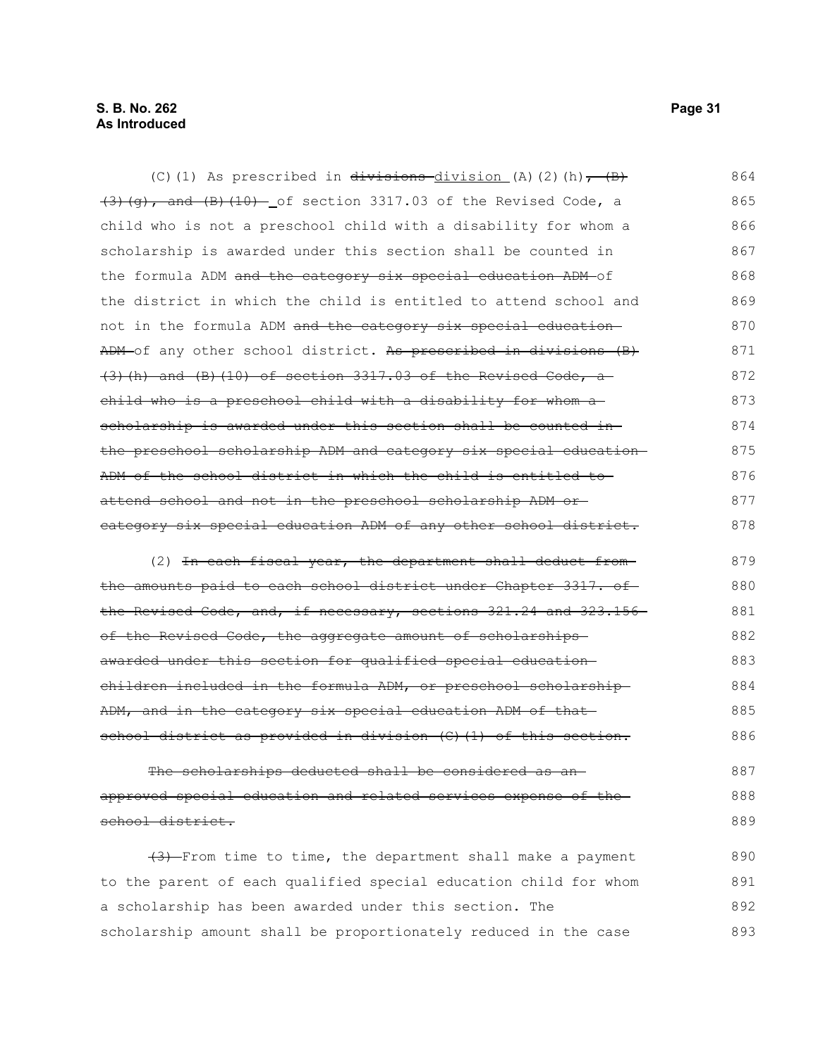(C)(1) As prescribed in ~~divisions~~ <u>division</u> (A)(2)(h)~~, (B)(3)(g), and (B)(10)~~ of section 3317.03 of the Revised Code, a child who is not a preschool child with a disability for whom a scholarship is awarded under this section shall be counted in the formula ADM ~~and the category six special education ADM~~ of the district in which the child is entitled to attend school and not in the formula ADM ~~and the category six special education ADM~~ of any other school district. ~~As prescribed in divisions (B)(3)(h) and (B)(10) of section 3317.03 of the Revised Code, a child who is a preschool child with a disability for whom a scholarship is awarded under this section shall be counted in the preschool scholarship ADM and category six special education ADM of the school district in which the child is entitled to attend school and not in the preschool scholarship ADM or category six special education ADM of any other school district.~~

(2) ~~In each fiscal year, the department shall deduct from the amounts paid to each school district under Chapter 3317. of the Revised Code, and, if necessary, sections 321.24 and 323.156 of the Revised Code, the aggregate amount of scholarships awarded under this section for qualified special education children included in the formula ADM, or preschool scholarship ADM, and in the category six special education ADM of that school district as provided in division (C)(1) of this section.~~

~~The scholarships deducted shall be considered as an approved special education and related services expense of the school district.~~

~~(3)~~ From time to time, the department shall make a payment to the parent of each qualified special education child for whom a scholarship has been awarded under this section. The scholarship amount shall be proportionately reduced in the case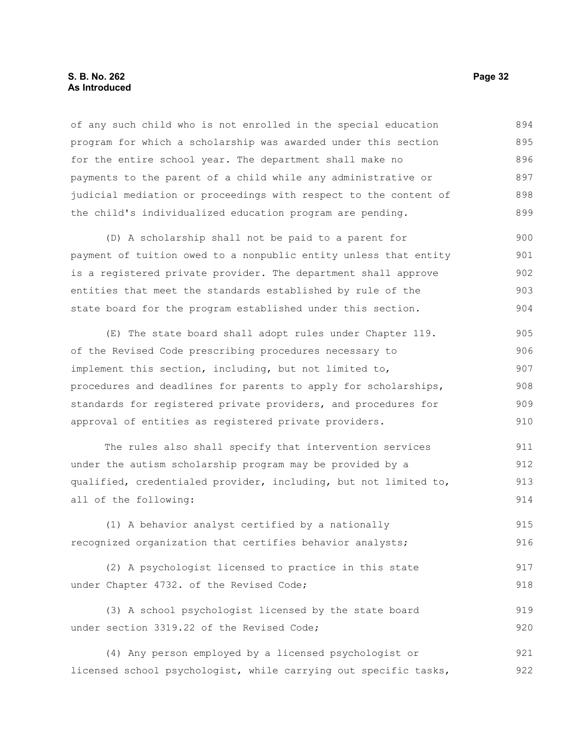of any such child who is not enrolled in the special education program for which a scholarship was awarded under this section for the entire school year. The department shall make no payments to the parent of a child while any administrative or judicial mediation or proceedings with respect to the content of the child's individualized education program are pending.

(D) A scholarship shall not be paid to a parent for payment of tuition owed to a nonpublic entity unless that entity is a registered private provider. The department shall approve entities that meet the standards established by rule of the state board for the program established under this section.

(E) The state board shall adopt rules under Chapter 119. of the Revised Code prescribing procedures necessary to implement this section, including, but not limited to, procedures and deadlines for parents to apply for scholarships, standards for registered private providers, and procedures for approval of entities as registered private providers.

The rules also shall specify that intervention services under the autism scholarship program may be provided by a qualified, credentialed provider, including, but not limited to, all of the following:

(1) A behavior analyst certified by a nationally recognized organization that certifies behavior analysts;

(2) A psychologist licensed to practice in this state under Chapter 4732. of the Revised Code;

(3) A school psychologist licensed by the state board under section 3319.22 of the Revised Code;

(4) Any person employed by a licensed psychologist or licensed school psychologist, while carrying out specific tasks,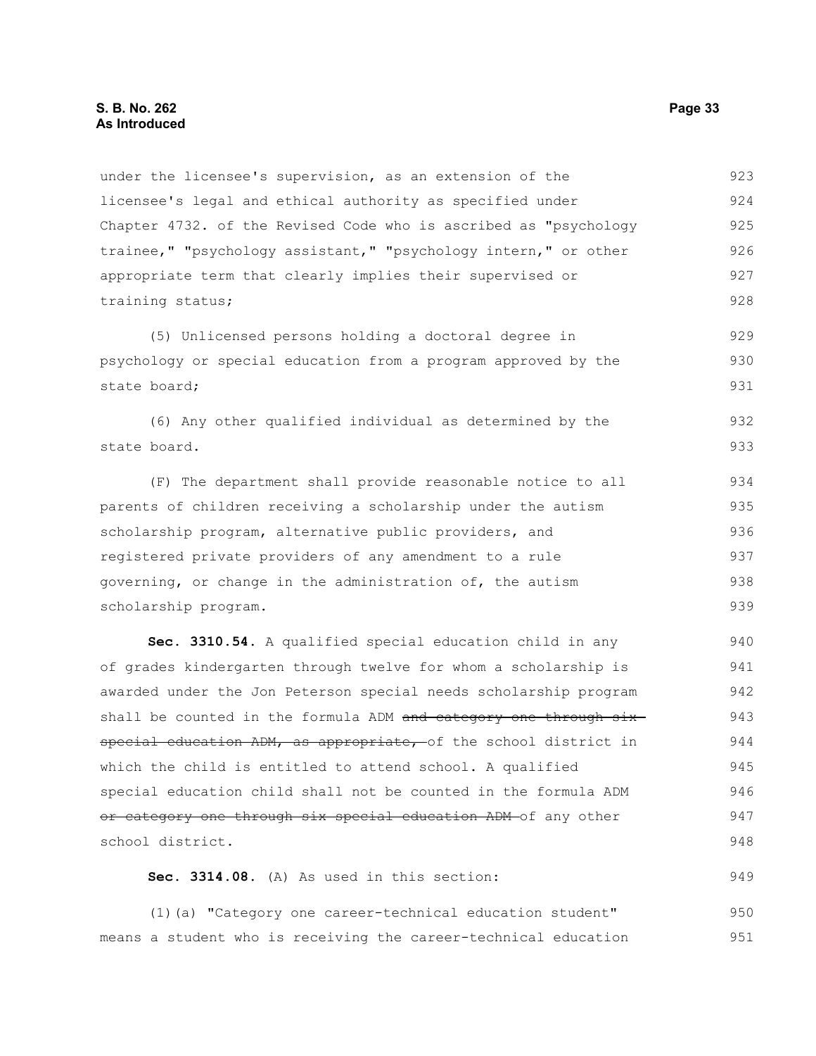under the licensee's supervision, as an extension of the licensee's legal and ethical authority as specified under Chapter 4732. of the Revised Code who is ascribed as "psychology trainee," "psychology assistant," "psychology intern," or other appropriate term that clearly implies their supervised or training status;

(5) Unlicensed persons holding a doctoral degree in psychology or special education from a program approved by the state board;

(6) Any other qualified individual as determined by the state board.

(F) The department shall provide reasonable notice to all parents of children receiving a scholarship under the autism scholarship program, alternative public providers, and registered private providers of any amendment to a rule governing, or change in the administration of, the autism scholarship program.

**Sec. 3310.54.** A qualified special education child in any of grades kindergarten through twelve for whom a scholarship is awarded under the Jon Peterson special needs scholarship program shall be counted in the formula ADM ~~and category one through six special education ADM, as appropriate,~~ of the school district in which the child is entitled to attend school. A qualified special education child shall not be counted in the formula ADM ~~or category one through six special education ADM~~ of any other school district.

**Sec. 3314.08.** (A) As used in this section:

(1)(a) "Category one career-technical education student" means a student who is receiving the career-technical education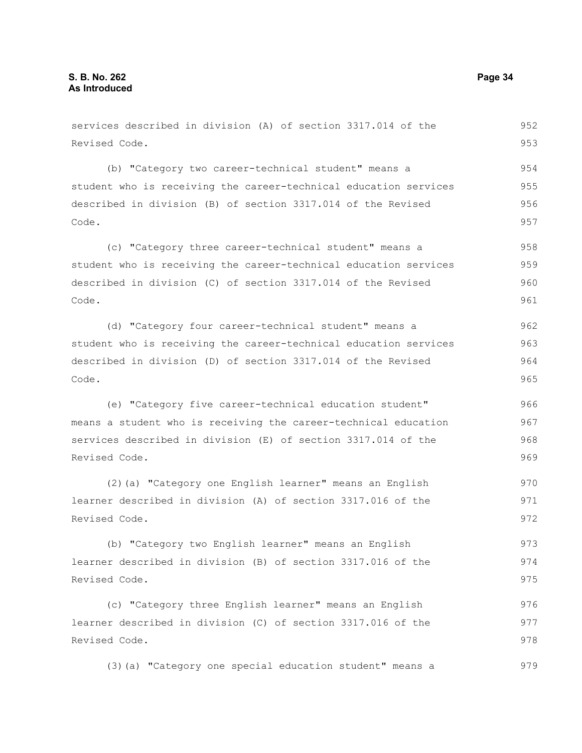services described in division (A) of section 3317.014 of the Revised Code.

(b) "Category two career-technical student" means a student who is receiving the career-technical education services described in division (B) of section 3317.014 of the Revised Code.

(c) "Category three career-technical student" means a student who is receiving the career-technical education services described in division (C) of section 3317.014 of the Revised Code.

(d) "Category four career-technical student" means a student who is receiving the career-technical education services described in division (D) of section 3317.014 of the Revised Code.

(e) "Category five career-technical education student" means a student who is receiving the career-technical education services described in division (E) of section 3317.014 of the Revised Code.

(2)(a) "Category one English learner" means an English learner described in division (A) of section 3317.016 of the Revised Code.

(b) "Category two English learner" means an English learner described in division (B) of section 3317.016 of the Revised Code.

(c) "Category three English learner" means an English learner described in division (C) of section 3317.016 of the Revised Code.

(3)(a) "Category one special education student" means a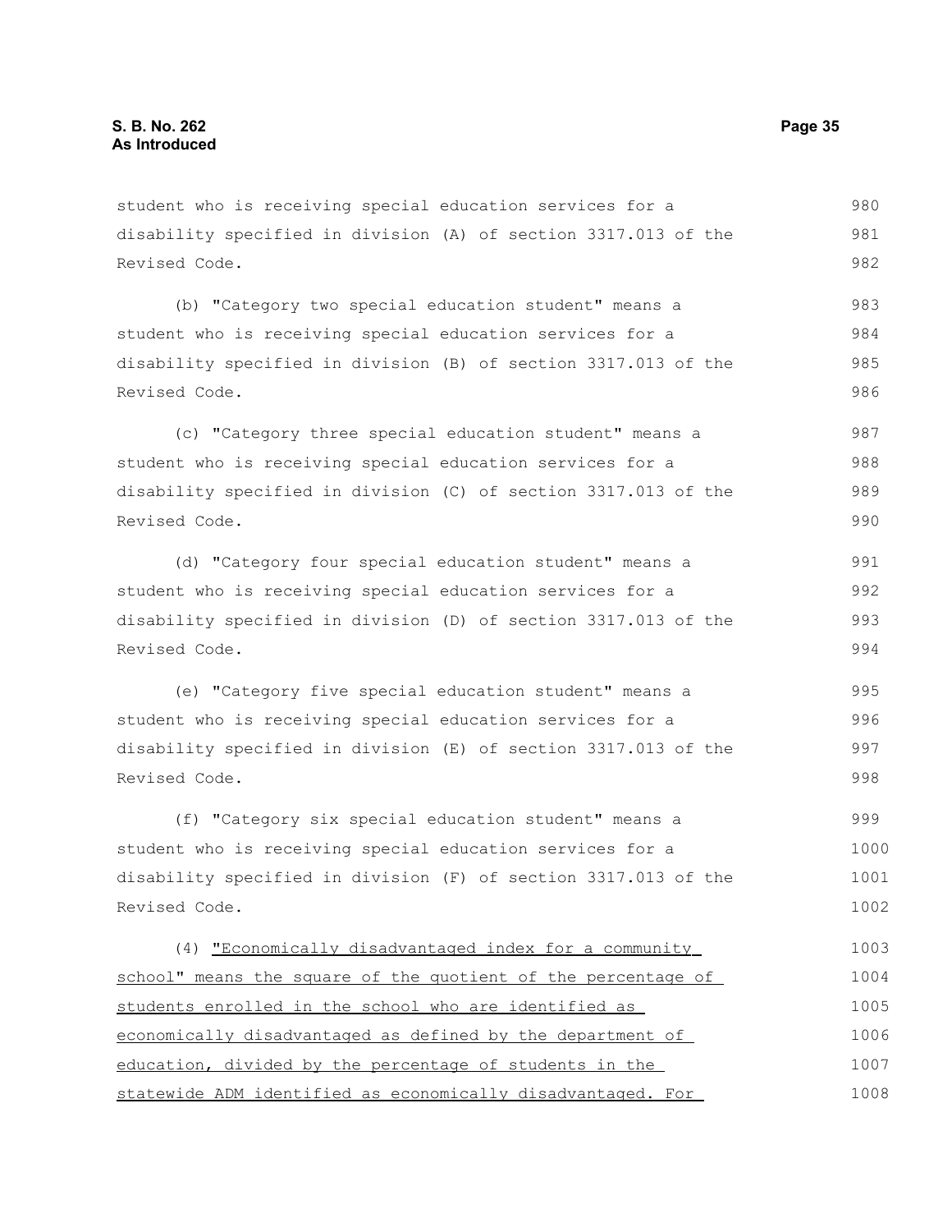student who is receiving special education services for a disability specified in division (A) of section 3317.013 of the Revised Code.

(b) "Category two special education student" means a student who is receiving special education services for a disability specified in division (B) of section 3317.013 of the Revised Code.

(c) "Category three special education student" means a student who is receiving special education services for a disability specified in division (C) of section 3317.013 of the Revised Code.

(d) "Category four special education student" means a student who is receiving special education services for a disability specified in division (D) of section 3317.013 of the Revised Code.

(e) "Category five special education student" means a student who is receiving special education services for a disability specified in division (E) of section 3317.013 of the Revised Code.

(f) "Category six special education student" means a student who is receiving special education services for a disability specified in division (F) of section 3317.013 of the Revised Code.

(4) "Economically disadvantaged index for a community school" means the square of the quotient of the percentage of students enrolled in the school who are identified as economically disadvantaged as defined by the department of education, divided by the percentage of students in the statewide ADM identified as economically disadvantaged. For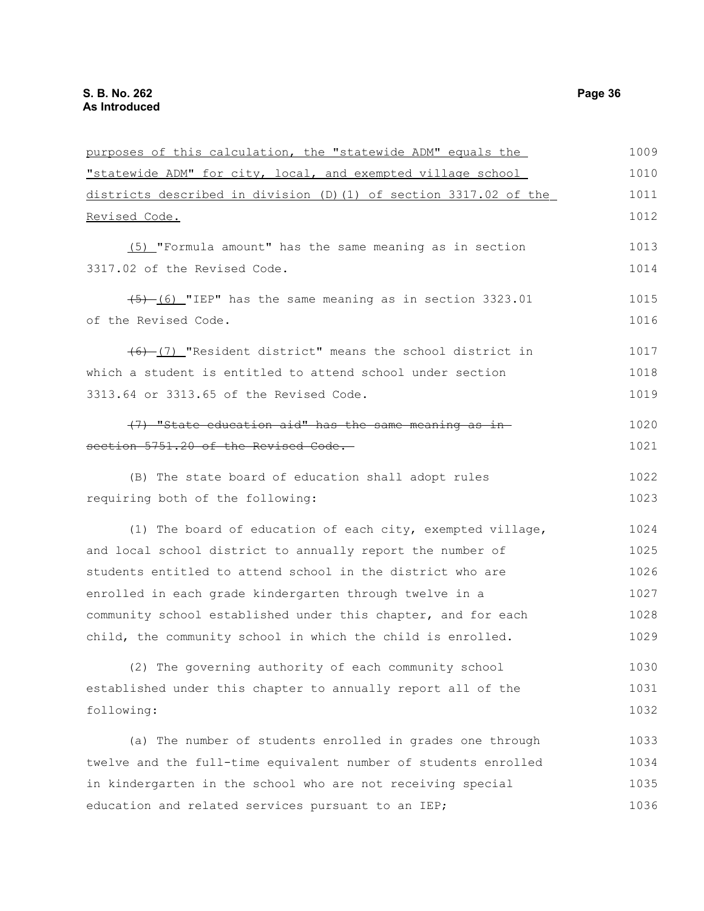<u>purposes of this calculation, the "statewide ADM" equals the "statewide ADM" for city, local, and exempted village school districts described in division (D)(1) of section 3317.02 of the Revised Code.</u>

<u>(5)</u> "Formula amount" has the same meaning as in section 3317.02 of the Revised Code.

~~(5)~~ <u>(6)</u> "IEP" has the same meaning as in section 3323.01 of the Revised Code.

~~(6)~~ <u>(7)</u> "Resident district" means the school district in which a student is entitled to attend school under section 3313.64 or 3313.65 of the Revised Code.

~~(7) "State education aid" has the same meaning as in section 5751.20 of the Revised Code.~~

(B) The state board of education shall adopt rules requiring both of the following:

(1) The board of education of each city, exempted village, and local school district to annually report the number of students entitled to attend school in the district who are enrolled in each grade kindergarten through twelve in a community school established under this chapter, and for each child, the community school in which the child is enrolled.

(2) The governing authority of each community school established under this chapter to annually report all of the following:

(a) The number of students enrolled in grades one through twelve and the full-time equivalent number of students enrolled in kindergarten in the school who are not receiving special education and related services pursuant to an IEP;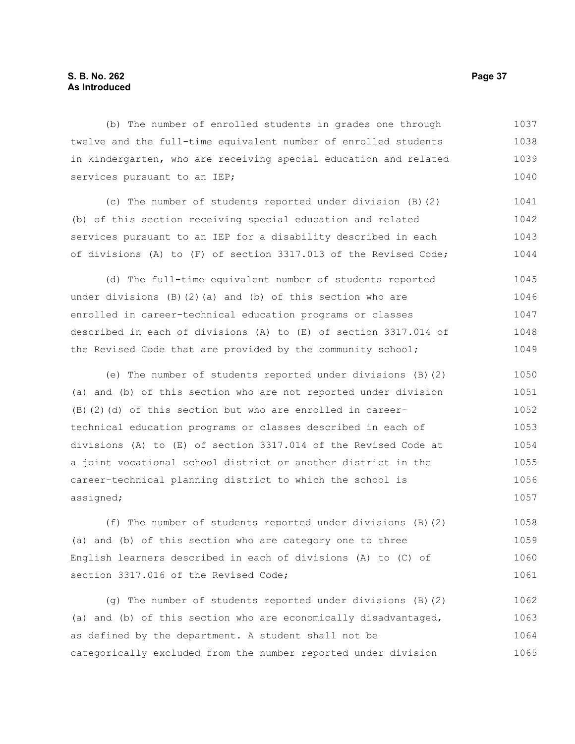(b) The number of enrolled students in grades one through twelve and the full-time equivalent number of enrolled students in kindergarten, who are receiving special education and related services pursuant to an IEP;

(c) The number of students reported under division (B)(2)(b) of this section receiving special education and related services pursuant to an IEP for a disability described in each of divisions (A) to (F) of section 3317.013 of the Revised Code;

(d) The full-time equivalent number of students reported under divisions (B)(2)(a) and (b) of this section who are enrolled in career-technical education programs or classes described in each of divisions (A) to (E) of section 3317.014 of the Revised Code that are provided by the community school;

(e) The number of students reported under divisions (B)(2)(a) and (b) of this section who are not reported under division (B)(2)(d) of this section but who are enrolled in career-technical education programs or classes described in each of divisions (A) to (E) of section 3317.014 of the Revised Code at a joint vocational school district or another district in the career-technical planning district to which the school is assigned;

(f) The number of students reported under divisions (B)(2)(a) and (b) of this section who are category one to three English learners described in each of divisions (A) to (C) of section 3317.016 of the Revised Code;

(g) The number of students reported under divisions (B)(2)(a) and (b) of this section who are economically disadvantaged, as defined by the department. A student shall not be categorically excluded from the number reported under division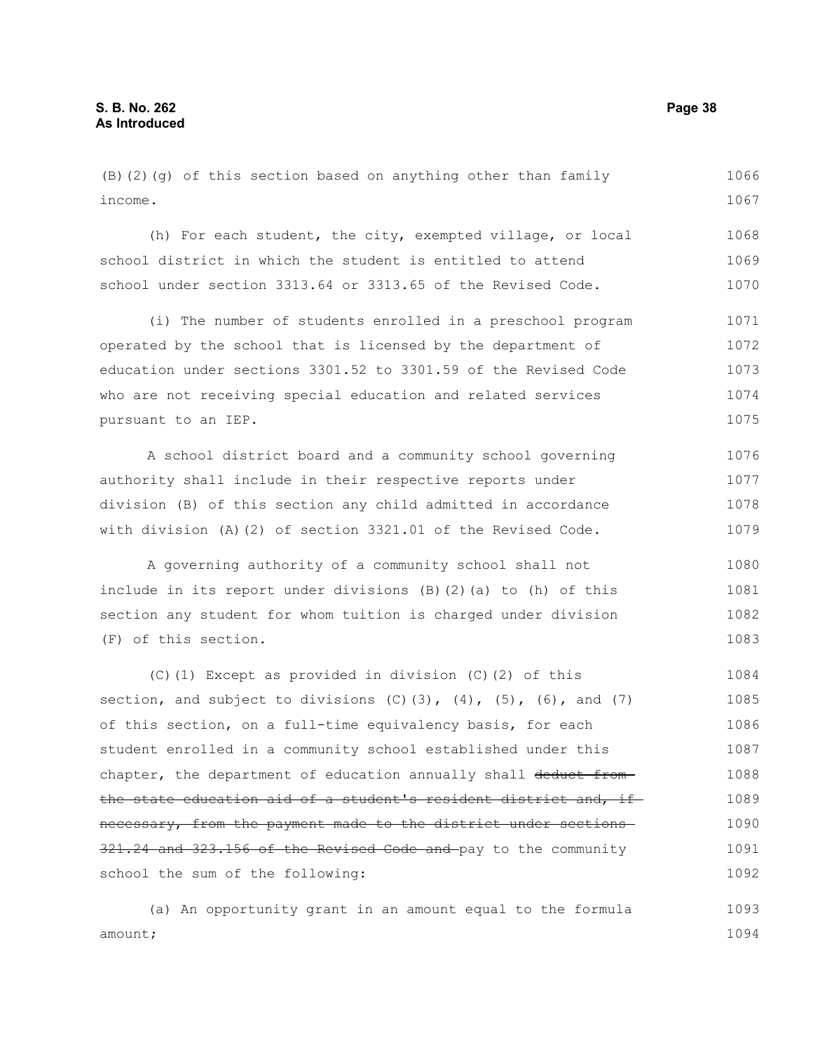(B)(2)(g) of this section based on anything other than family income.

(h) For each student, the city, exempted village, or local school district in which the student is entitled to attend school under section 3313.64 or 3313.65 of the Revised Code.

(i) The number of students enrolled in a preschool program operated by the school that is licensed by the department of education under sections 3301.52 to 3301.59 of the Revised Code who are not receiving special education and related services pursuant to an IEP.

A school district board and a community school governing authority shall include in their respective reports under division (B) of this section any child admitted in accordance with division (A)(2) of section 3321.01 of the Revised Code.

A governing authority of a community school shall not include in its report under divisions (B)(2)(a) to (h) of this section any student for whom tuition is charged under division (F) of this section.

(C)(1) Except as provided in division (C)(2) of this section, and subject to divisions (C)(3), (4), (5), (6), and (7) of this section, on a full-time equivalency basis, for each student enrolled in a community school established under this chapter, the department of education annually shall ~~deduct from the state education aid of a student's resident district and, if necessary, from the payment made to the district under sections 321.24 and 323.156 of the Revised Code and~~ pay to the community school the sum of the following:

(a) An opportunity grant in an amount equal to the formula amount;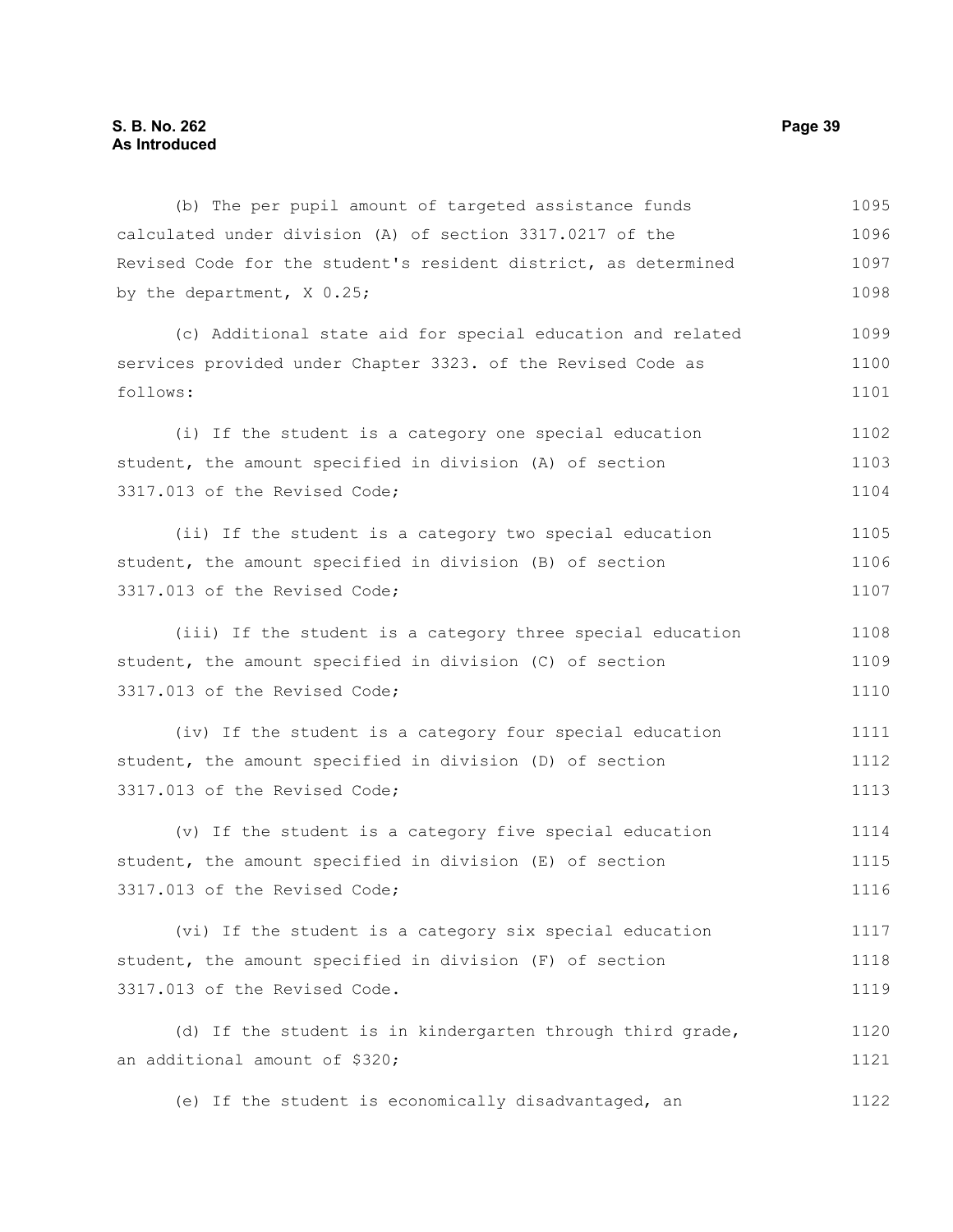(b) The per pupil amount of targeted assistance funds calculated under division (A) of section 3317.0217 of the Revised Code for the student's resident district, as determined by the department, X 0.25;

(c) Additional state aid for special education and related services provided under Chapter 3323. of the Revised Code as follows:

(i) If the student is a category one special education student, the amount specified in division (A) of section 3317.013 of the Revised Code;

(ii) If the student is a category two special education student, the amount specified in division (B) of section 3317.013 of the Revised Code;

(iii) If the student is a category three special education student, the amount specified in division (C) of section 3317.013 of the Revised Code;

(iv) If the student is a category four special education student, the amount specified in division (D) of section 3317.013 of the Revised Code;

(v) If the student is a category five special education student, the amount specified in division (E) of section 3317.013 of the Revised Code;

(vi) If the student is a category six special education student, the amount specified in division (F) of section 3317.013 of the Revised Code.

(d) If the student is in kindergarten through third grade, an additional amount of $320;

(e) If the student is economically disadvantaged, an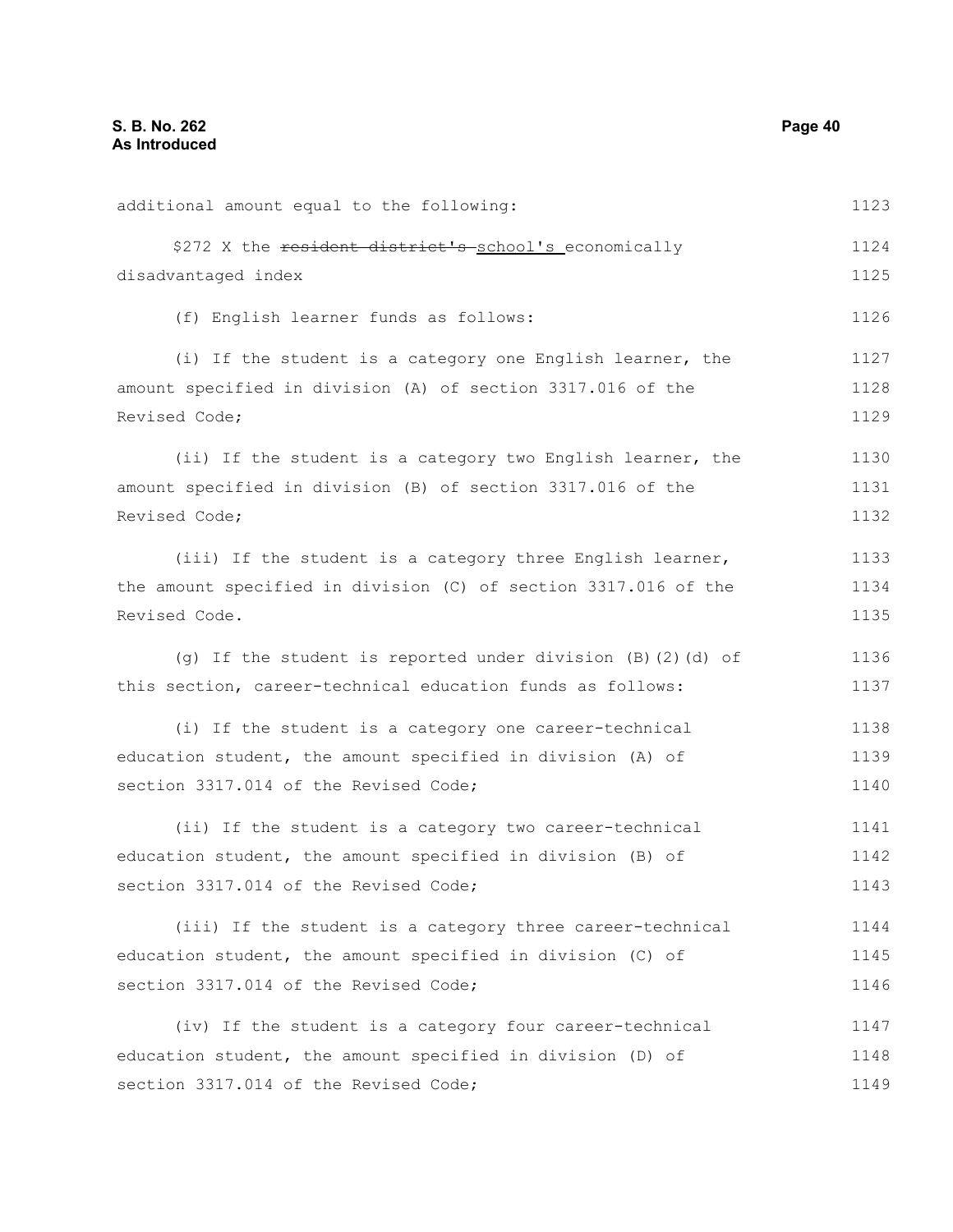additional amount equal to the following:

$272 X the ~~resident district's~~ school's economically disadvantaged index

(f) English learner funds as follows:

(i) If the student is a category one English learner, the amount specified in division (A) of section 3317.016 of the Revised Code;

(ii) If the student is a category two English learner, the amount specified in division (B) of section 3317.016 of the Revised Code;

(iii) If the student is a category three English learner, the amount specified in division (C) of section 3317.016 of the Revised Code.

(g) If the student is reported under division (B)(2)(d) of this section, career-technical education funds as follows:

(i) If the student is a category one career-technical education student, the amount specified in division (A) of section 3317.014 of the Revised Code;

(ii) If the student is a category two career-technical education student, the amount specified in division (B) of section 3317.014 of the Revised Code;

(iii) If the student is a category three career-technical education student, the amount specified in division (C) of section 3317.014 of the Revised Code;

(iv) If the student is a category four career-technical education student, the amount specified in division (D) of section 3317.014 of the Revised Code;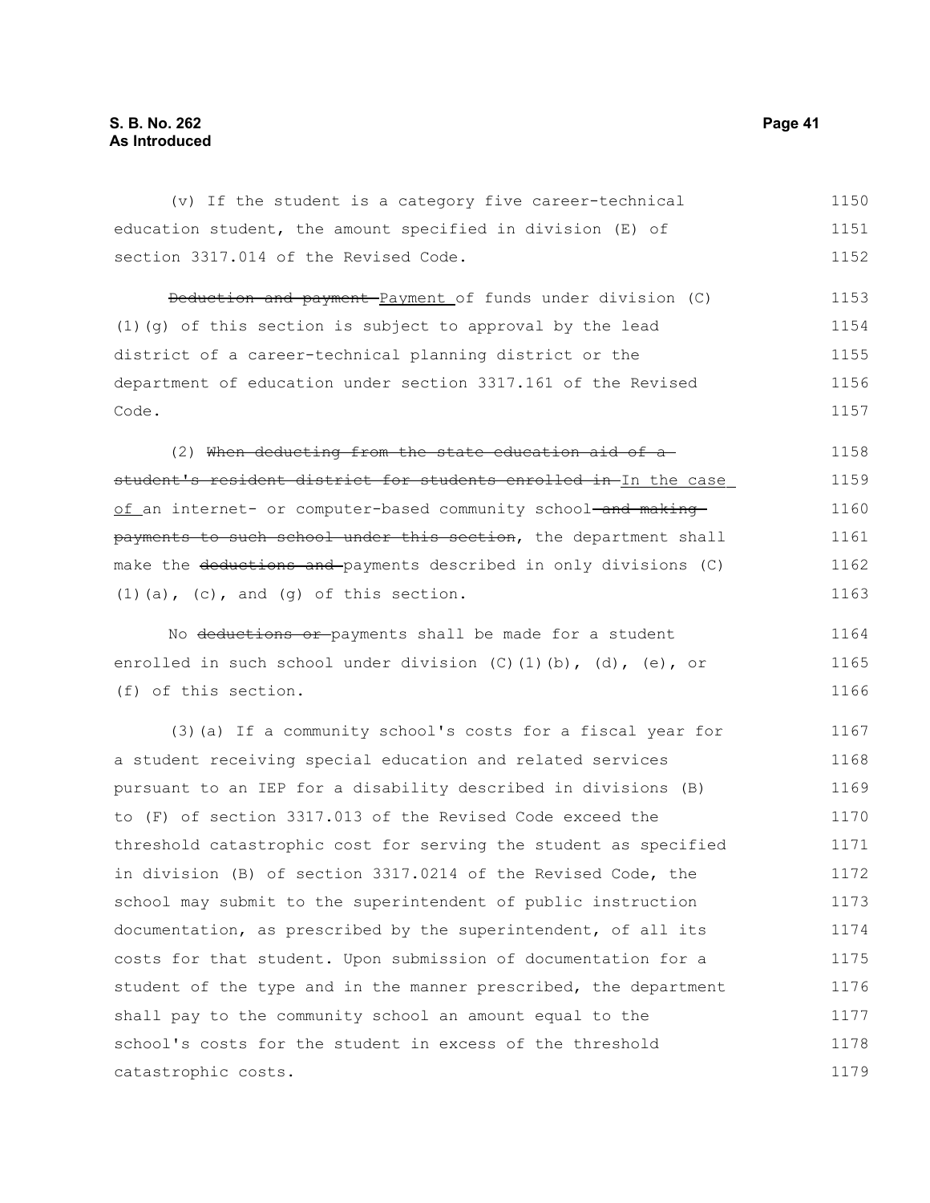(v) If the student is a category five career-technical education student, the amount specified in division (E) of section 3317.014 of the Revised Code.

~~Deduction and payment~~ Payment of funds under division (C)(1)(g) of this section is subject to approval by the lead district of a career-technical planning district or the department of education under section 3317.161 of the Revised Code.

(2) ~~When deducting from the state education aid of a student's resident district for students enrolled in~~ In the case of an internet- or computer-based community school ~~and making payments to such school under this section~~, the department shall make the ~~deductions and~~ payments described in only divisions (C)(1)(a), (c), and (g) of this section.

No ~~deductions or~~ payments shall be made for a student enrolled in such school under division (C)(1)(b), (d), (e), or (f) of this section.

(3)(a) If a community school's costs for a fiscal year for a student receiving special education and related services pursuant to an IEP for a disability described in divisions (B) to (F) of section 3317.013 of the Revised Code exceed the threshold catastrophic cost for serving the student as specified in division (B) of section 3317.0214 of the Revised Code, the school may submit to the superintendent of public instruction documentation, as prescribed by the superintendent, of all its costs for that student. Upon submission of documentation for a student of the type and in the manner prescribed, the department shall pay to the community school an amount equal to the school's costs for the student in excess of the threshold catastrophic costs.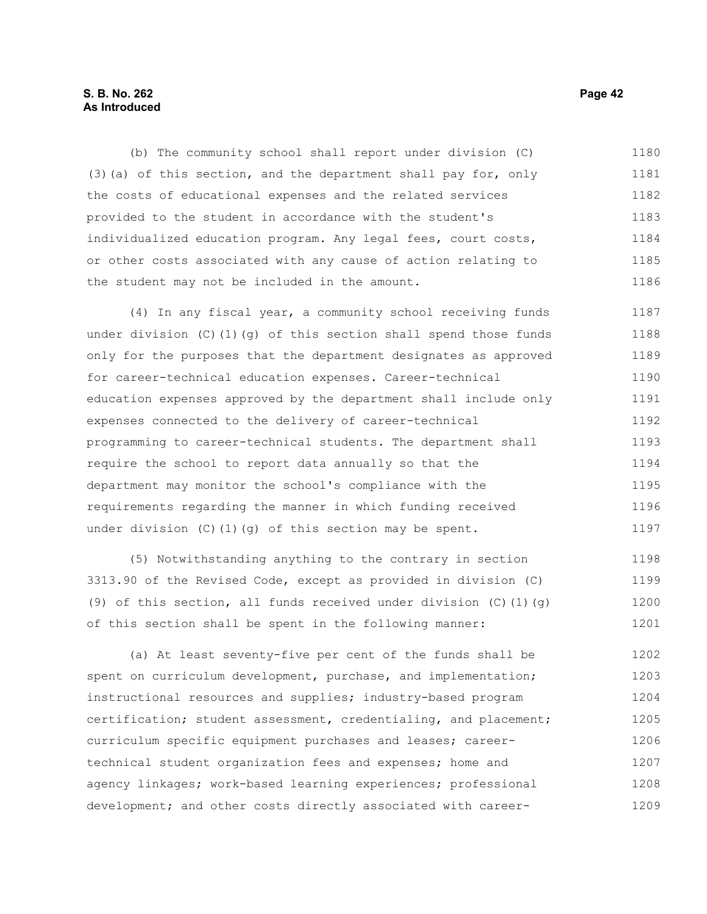(b) The community school shall report under division (C)(3)(a) of this section, and the department shall pay for, only the costs of educational expenses and the related services provided to the student in accordance with the student's individualized education program. Any legal fees, court costs, or other costs associated with any cause of action relating to the student may not be included in the amount.

(4) In any fiscal year, a community school receiving funds under division (C)(1)(g) of this section shall spend those funds only for the purposes that the department designates as approved for career-technical education expenses. Career-technical education expenses approved by the department shall include only expenses connected to the delivery of career-technical programming to career-technical students. The department shall require the school to report data annually so that the department may monitor the school's compliance with the requirements regarding the manner in which funding received under division (C)(1)(g) of this section may be spent.

(5) Notwithstanding anything to the contrary in section 3313.90 of the Revised Code, except as provided in division (C)(9) of this section, all funds received under division (C)(1)(g) of this section shall be spent in the following manner:

(a) At least seventy-five per cent of the funds shall be spent on curriculum development, purchase, and implementation; instructional resources and supplies; industry-based program certification; student assessment, credentialing, and placement; curriculum specific equipment purchases and leases; career-technical student organization fees and expenses; home and agency linkages; work-based learning experiences; professional development; and other costs directly associated with career-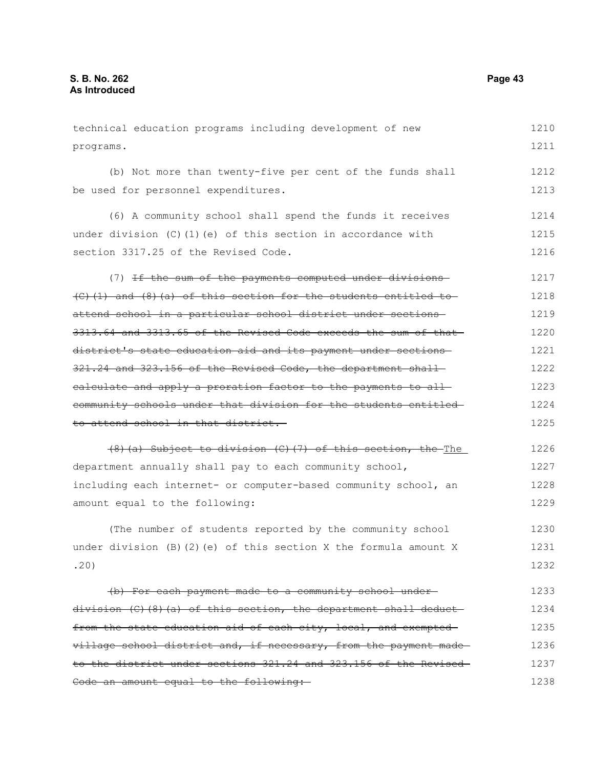technical education programs including development of new programs.

(b) Not more than twenty-five per cent of the funds shall be used for personnel expenditures.

(6) A community school shall spend the funds it receives under division (C)(1)(e) of this section in accordance with section 3317.25 of the Revised Code.

(7) ~~If the sum of the payments computed under divisions (C)(1) and (8)(a) of this section for the students entitled to attend school in a particular school district under sections 3313.64 and 3313.65 of the Revised Code exceeds the sum of that district's state education aid and its payment under sections 321.24 and 323.156 of the Revised Code, the department shall calculate and apply a proration factor to the payments to all community schools under that division for the students entitled to attend school in that district.~~

~~(8)(a) Subject to division (C)(7) of this section, the~~ The department annually shall pay to each community school, including each internet- or computer-based community school, an amount equal to the following:

(The number of students reported by the community school under division (B)(2)(e) of this section X the formula amount X .20)

~~(b) For each payment made to a community school under division (C)(8)(a) of this section, the department shall deduct from the state education aid of each city, local, and exempted village school district and, if necessary, from the payment made to the district under sections 321.24 and 323.156 of the Revised Code an amount equal to the following:~~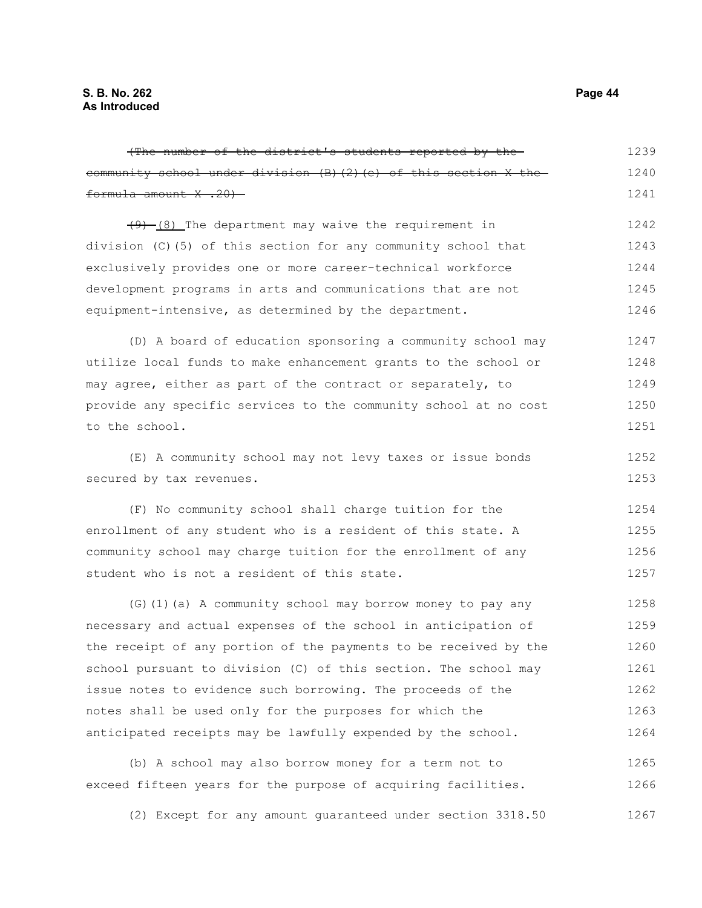~~(The number of the district's students reported by the community school under division (B)(2)(c) of this section X the formula amount X .20)~~

~~(9)~~ (8) The department may waive the requirement in division (C)(5) of this section for any community school that exclusively provides one or more career-technical workforce development programs in arts and communications that are not equipment-intensive, as determined by the department.

(D) A board of education sponsoring a community school may utilize local funds to make enhancement grants to the school or may agree, either as part of the contract or separately, to provide any specific services to the community school at no cost to the school.

(E) A community school may not levy taxes or issue bonds secured by tax revenues.

(F) No community school shall charge tuition for the enrollment of any student who is a resident of this state. A community school may charge tuition for the enrollment of any student who is not a resident of this state.

(G)(1)(a) A community school may borrow money to pay any necessary and actual expenses of the school in anticipation of the receipt of any portion of the payments to be received by the school pursuant to division (C) of this section. The school may issue notes to evidence such borrowing. The proceeds of the notes shall be used only for the purposes for which the anticipated receipts may be lawfully expended by the school.

(b) A school may also borrow money for a term not to exceed fifteen years for the purpose of acquiring facilities.

(2) Except for any amount guaranteed under section 3318.50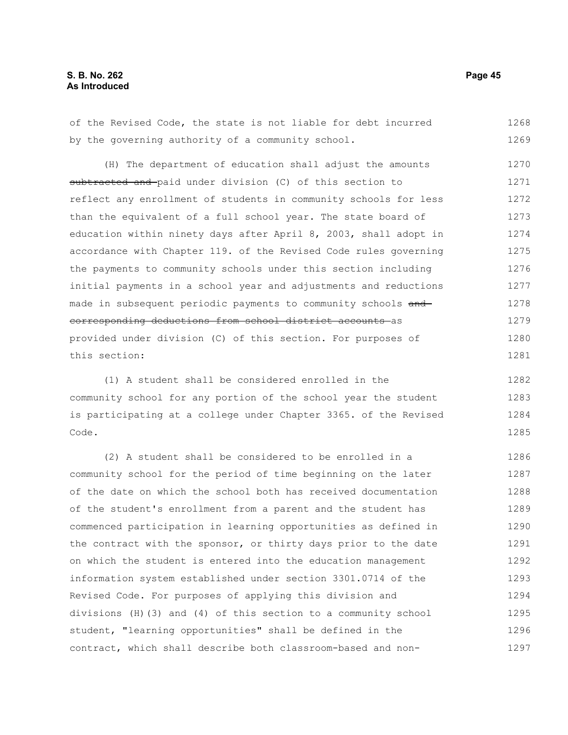of the Revised Code, the state is not liable for debt incurred by the governing authority of a community school.

(H) The department of education shall adjust the amounts ~~subtracted and~~ paid under division (C) of this section to reflect any enrollment of students in community schools for less than the equivalent of a full school year. The state board of education within ninety days after April 8, 2003, shall adopt in accordance with Chapter 119. of the Revised Code rules governing the payments to community schools under this section including initial payments in a school year and adjustments and reductions made in subsequent periodic payments to community schools ~~and corresponding deductions from school district accounts~~ as provided under division (C) of this section. For purposes of this section:

(1) A student shall be considered enrolled in the community school for any portion of the school year the student is participating at a college under Chapter 3365. of the Revised Code.

(2) A student shall be considered to be enrolled in a community school for the period of time beginning on the later of the date on which the school both has received documentation of the student's enrollment from a parent and the student has commenced participation in learning opportunities as defined in the contract with the sponsor, or thirty days prior to the date on which the student is entered into the education management information system established under section 3301.0714 of the Revised Code. For purposes of applying this division and divisions (H)(3) and (4) of this section to a community school student, "learning opportunities" shall be defined in the contract, which shall describe both classroom-based and non-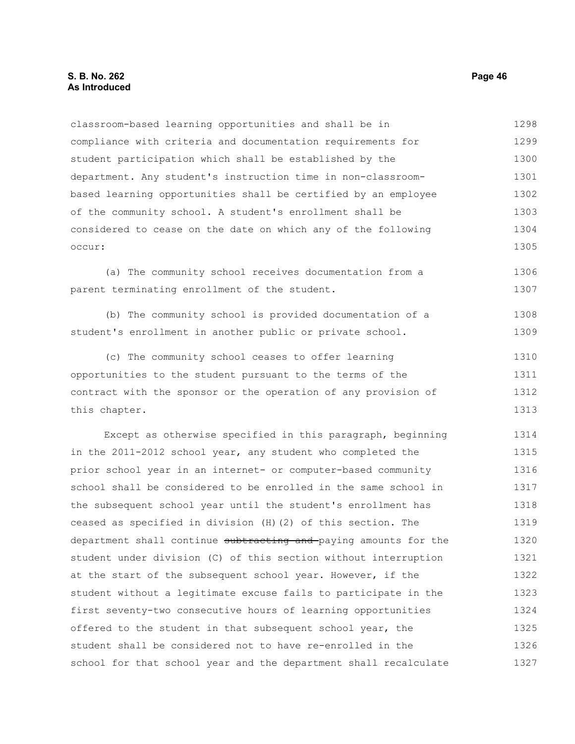classroom-based learning opportunities and shall be in compliance with criteria and documentation requirements for student participation which shall be established by the department. Any student's instruction time in non-classroom-based learning opportunities shall be certified by an employee of the community school. A student's enrollment shall be considered to cease on the date on which any of the following occur:

(a) The community school receives documentation from a parent terminating enrollment of the student.

(b) The community school is provided documentation of a student's enrollment in another public or private school.

(c) The community school ceases to offer learning opportunities to the student pursuant to the terms of the contract with the sponsor or the operation of any provision of this chapter.

Except as otherwise specified in this paragraph, beginning in the 2011-2012 school year, any student who completed the prior school year in an internet- or computer-based community school shall be considered to be enrolled in the same school in the subsequent school year until the student's enrollment has ceased as specified in division (H)(2) of this section. The department shall continue ~~subtracting and~~ paying amounts for the student under division (C) of this section without interruption at the start of the subsequent school year. However, if the student without a legitimate excuse fails to participate in the first seventy-two consecutive hours of learning opportunities offered to the student in that subsequent school year, the student shall be considered not to have re-enrolled in the school for that school year and the department shall recalculate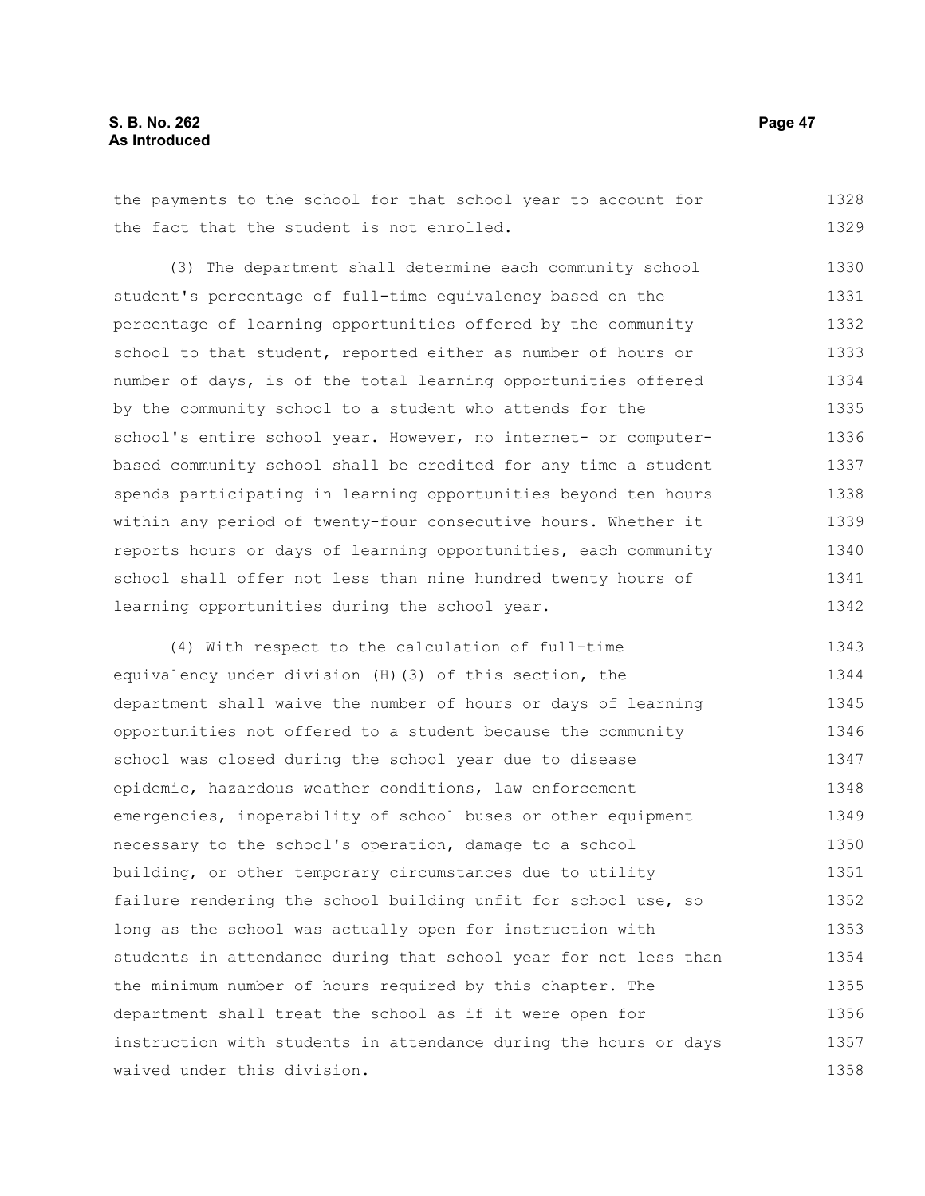the payments to the school for that school year to account for the fact that the student is not enrolled.

(3) The department shall determine each community school student's percentage of full-time equivalency based on the percentage of learning opportunities offered by the community school to that student, reported either as number of hours or number of days, is of the total learning opportunities offered by the community school to a student who attends for the school's entire school year. However, no internet- or computer-based community school shall be credited for any time a student spends participating in learning opportunities beyond ten hours within any period of twenty-four consecutive hours. Whether it reports hours or days of learning opportunities, each community school shall offer not less than nine hundred twenty hours of learning opportunities during the school year.

(4) With respect to the calculation of full-time equivalency under division (H)(3) of this section, the department shall waive the number of hours or days of learning opportunities not offered to a student because the community school was closed during the school year due to disease epidemic, hazardous weather conditions, law enforcement emergencies, inoperability of school buses or other equipment necessary to the school's operation, damage to a school building, or other temporary circumstances due to utility failure rendering the school building unfit for school use, so long as the school was actually open for instruction with students in attendance during that school year for not less than the minimum number of hours required by this chapter. The department shall treat the school as if it were open for instruction with students in attendance during the hours or days waived under this division.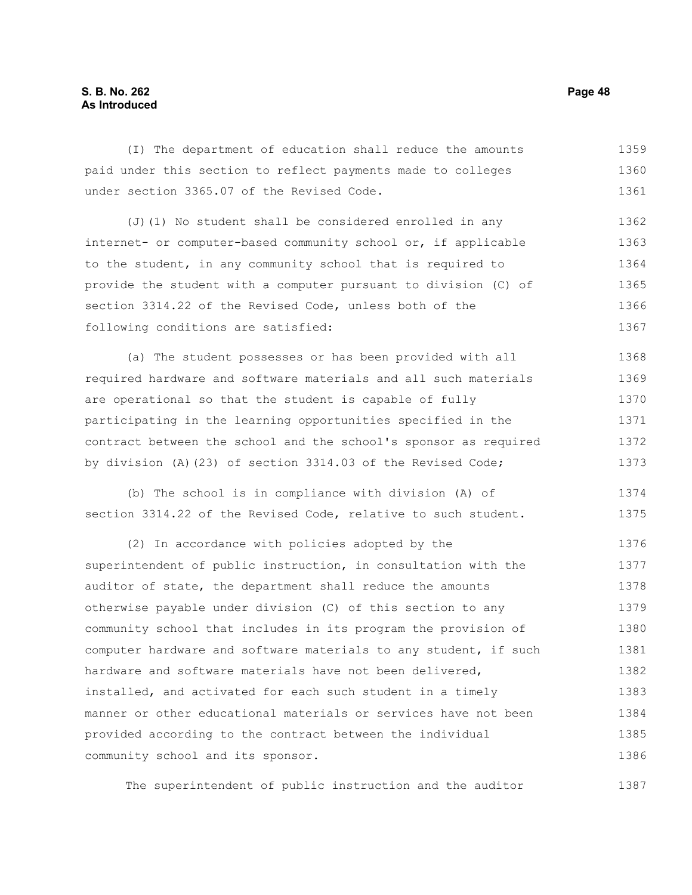(I) The department of education shall reduce the amounts paid under this section to reflect payments made to colleges under section 3365.07 of the Revised Code.

(J)(1) No student shall be considered enrolled in any internet- or computer-based community school or, if applicable to the student, in any community school that is required to provide the student with a computer pursuant to division (C) of section 3314.22 of the Revised Code, unless both of the following conditions are satisfied:

(a) The student possesses or has been provided with all required hardware and software materials and all such materials are operational so that the student is capable of fully participating in the learning opportunities specified in the contract between the school and the school's sponsor as required by division (A)(23) of section 3314.03 of the Revised Code;

(b) The school is in compliance with division (A) of section 3314.22 of the Revised Code, relative to such student.

(2) In accordance with policies adopted by the superintendent of public instruction, in consultation with the auditor of state, the department shall reduce the amounts otherwise payable under division (C) of this section to any community school that includes in its program the provision of computer hardware and software materials to any student, if such hardware and software materials have not been delivered, installed, and activated for each such student in a timely manner or other educational materials or services have not been provided according to the contract between the individual community school and its sponsor.

The superintendent of public instruction and the auditor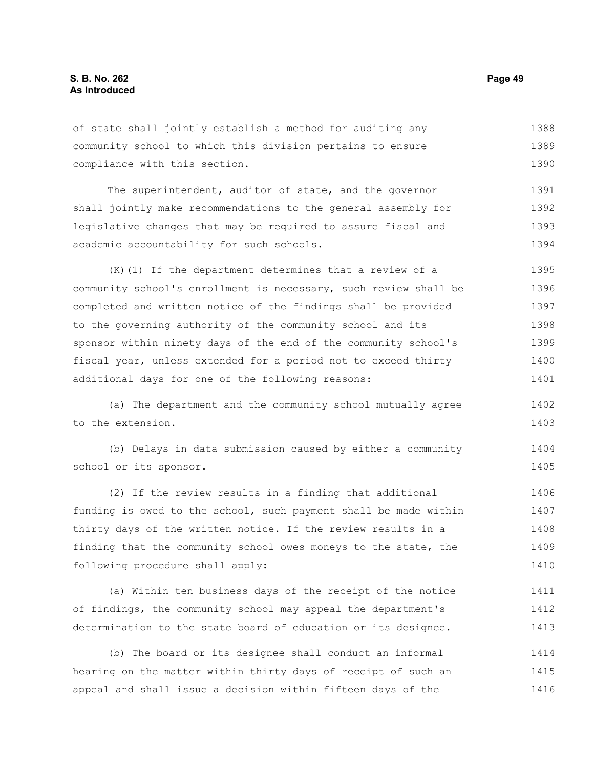of state shall jointly establish a method for auditing any community school to which this division pertains to ensure compliance with this section.

The superintendent, auditor of state, and the governor shall jointly make recommendations to the general assembly for legislative changes that may be required to assure fiscal and academic accountability for such schools.

(K)(1) If the department determines that a review of a community school's enrollment is necessary, such review shall be completed and written notice of the findings shall be provided to the governing authority of the community school and its sponsor within ninety days of the end of the community school's fiscal year, unless extended for a period not to exceed thirty additional days for one of the following reasons:

(a) The department and the community school mutually agree to the extension.

(b) Delays in data submission caused by either a community school or its sponsor.

(2) If the review results in a finding that additional funding is owed to the school, such payment shall be made within thirty days of the written notice. If the review results in a finding that the community school owes moneys to the state, the following procedure shall apply:

(a) Within ten business days of the receipt of the notice of findings, the community school may appeal the department's determination to the state board of education or its designee.

(b) The board or its designee shall conduct an informal hearing on the matter within thirty days of receipt of such an appeal and shall issue a decision within fifteen days of the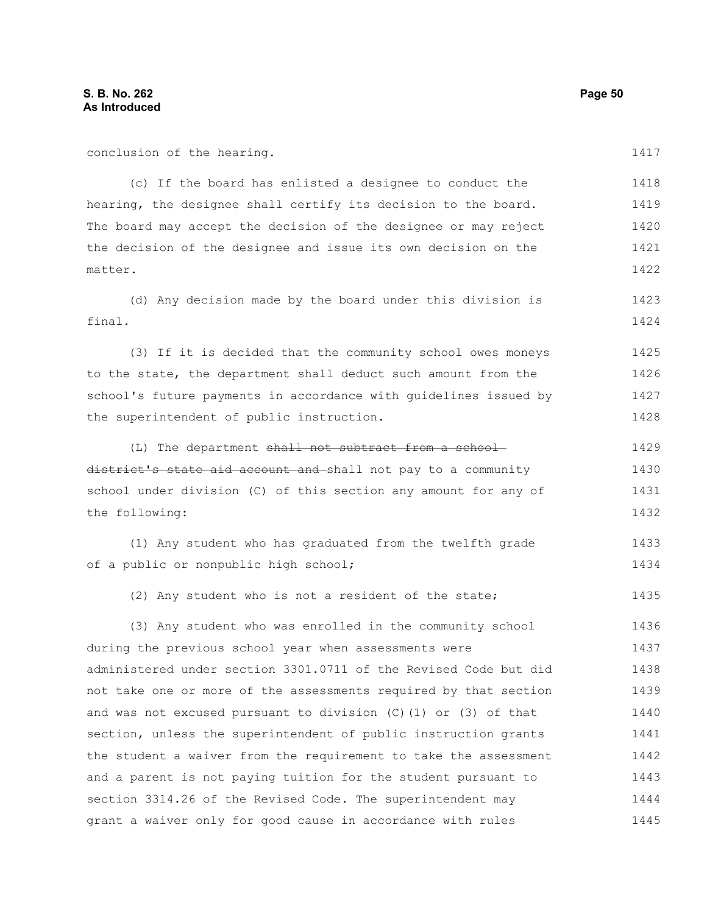conclusion of the hearing.

(c) If the board has enlisted a designee to conduct the hearing, the designee shall certify its decision to the board. The board may accept the decision of the designee or may reject the decision of the designee and issue its own decision on the matter.

(d) Any decision made by the board under this division is final.

(3) If it is decided that the community school owes moneys to the state, the department shall deduct such amount from the school's future payments in accordance with guidelines issued by the superintendent of public instruction.

(L) The department ~~shall not subtract from a school district's state aid account and~~ shall not pay to a community school under division (C) of this section any amount for any of the following:

(1) Any student who has graduated from the twelfth grade of a public or nonpublic high school;

(2) Any student who is not a resident of the state;

(3) Any student who was enrolled in the community school during the previous school year when assessments were administered under section 3301.0711 of the Revised Code but did not take one or more of the assessments required by that section and was not excused pursuant to division (C)(1) or (3) of that section, unless the superintendent of public instruction grants the student a waiver from the requirement to take the assessment and a parent is not paying tuition for the student pursuant to section 3314.26 of the Revised Code. The superintendent may grant a waiver only for good cause in accordance with rules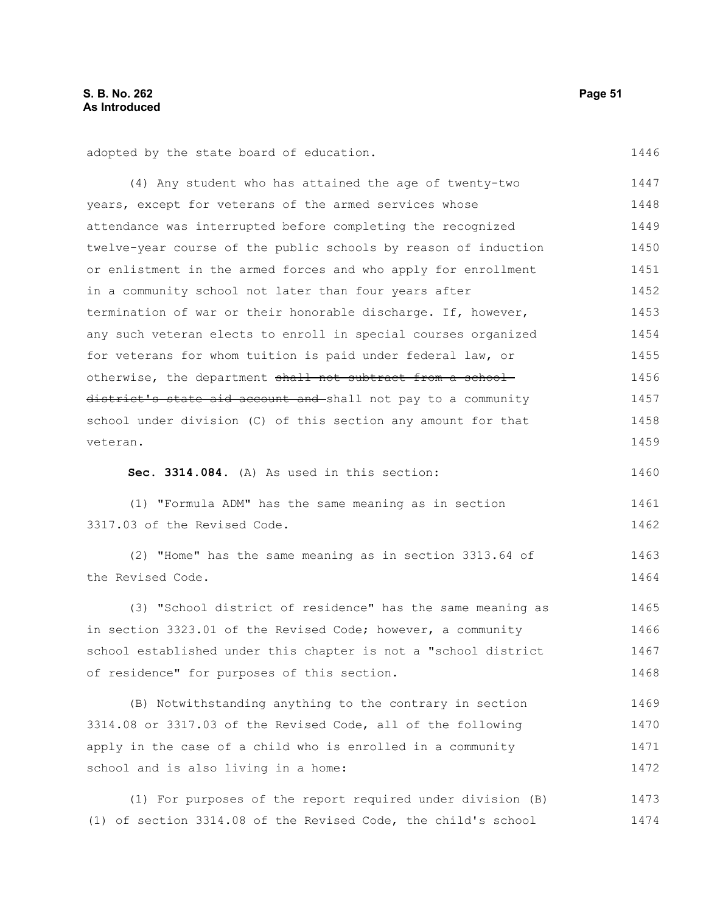adopted by the state board of education.

(4) Any student who has attained the age of twenty-two years, except for veterans of the armed services whose attendance was interrupted before completing the recognized twelve-year course of the public schools by reason of induction or enlistment in the armed forces and who apply for enrollment in a community school not later than four years after termination of war or their honorable discharge. If, however, any such veteran elects to enroll in special courses organized for veterans for whom tuition is paid under federal law, or otherwise, the department ~~shall not subtract from a school district's state aid account and~~ shall not pay to a community school under division (C) of this section any amount for that veteran.

**Sec. 3314.084.** (A) As used in this section:

(1) "Formula ADM" has the same meaning as in section 3317.03 of the Revised Code.

(2) "Home" has the same meaning as in section 3313.64 of the Revised Code.

(3) "School district of residence" has the same meaning as in section 3323.01 of the Revised Code; however, a community school established under this chapter is not a "school district of residence" for purposes of this section.

(B) Notwithstanding anything to the contrary in section 3314.08 or 3317.03 of the Revised Code, all of the following apply in the case of a child who is enrolled in a community school and is also living in a home:

(1) For purposes of the report required under division (B)(1) of section 3314.08 of the Revised Code, the child's school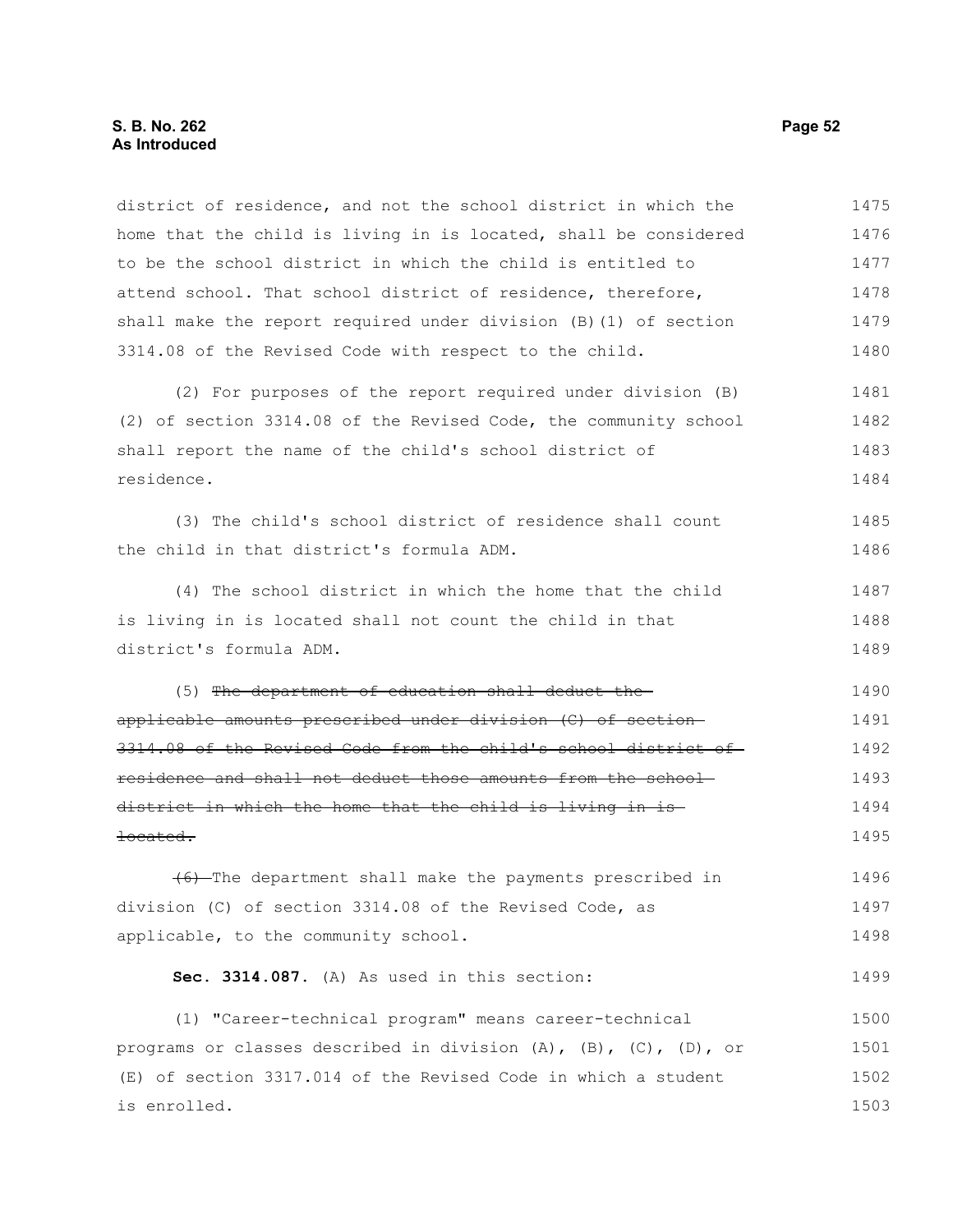district of residence, and not the school district in which the home that the child is living in is located, shall be considered to be the school district in which the child is entitled to attend school. That school district of residence, therefore, shall make the report required under division (B)(1) of section 3314.08 of the Revised Code with respect to the child.

(2) For purposes of the report required under division (B)(2) of section 3314.08 of the Revised Code, the community school shall report the name of the child's school district of residence.

(3) The child's school district of residence shall count the child in that district's formula ADM.

(4) The school district in which the home that the child is living in is located shall not count the child in that district's formula ADM.

(5) ~~The department of education shall deduct the applicable amounts prescribed under division (C) of section 3314.08 of the Revised Code from the child's school district of residence and shall not deduct those amounts from the school district in which the home that the child is living in is located.~~

~~(6)~~ The department shall make the payments prescribed in division (C) of section 3314.08 of the Revised Code, as applicable, to the community school.

**Sec. 3314.087.** (A) As used in this section:

(1) "Career-technical program" means career-technical programs or classes described in division (A), (B), (C), (D), or (E) of section 3317.014 of the Revised Code in which a student is enrolled.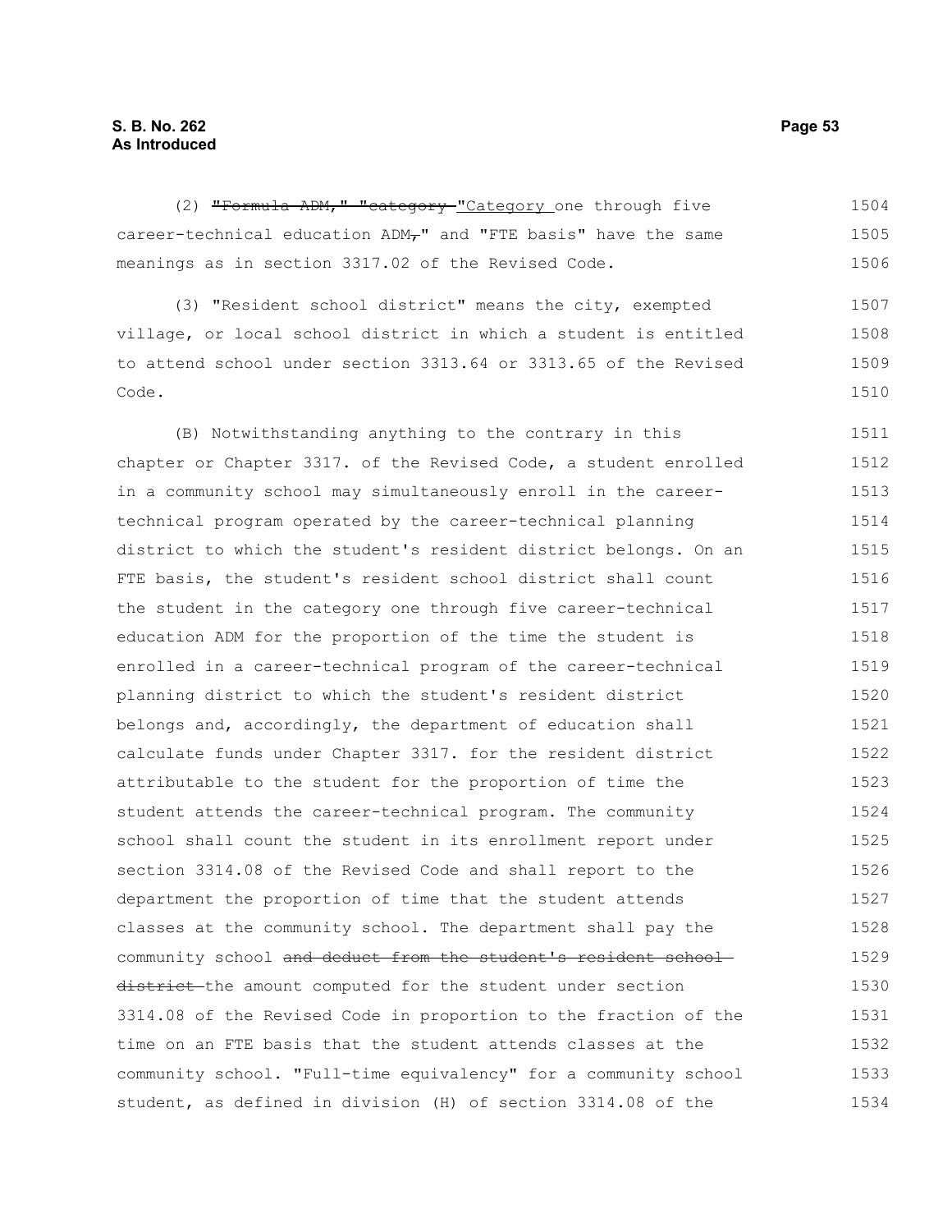(2) ~~"Formula ADM," "category~~ "Category one through five career-technical education ADM~~,~~" and "FTE basis" have the same meanings as in section 3317.02 of the Revised Code.

(3) "Resident school district" means the city, exempted village, or local school district in which a student is entitled to attend school under section 3313.64 or 3313.65 of the Revised Code.

(B) Notwithstanding anything to the contrary in this chapter or Chapter 3317. of the Revised Code, a student enrolled in a community school may simultaneously enroll in the career-technical program operated by the career-technical planning district to which the student's resident district belongs. On an FTE basis, the student's resident school district shall count the student in the category one through five career-technical education ADM for the proportion of the time the student is enrolled in a career-technical program of the career-technical planning district to which the student's resident district belongs and, accordingly, the department of education shall calculate funds under Chapter 3317. for the resident district attributable to the student for the proportion of time the student attends the career-technical program. The community school shall count the student in its enrollment report under section 3314.08 of the Revised Code and shall report to the department the proportion of time that the student attends classes at the community school. The department shall pay the community school ~~and deduct from the student's resident school district~~ the amount computed for the student under section 3314.08 of the Revised Code in proportion to the fraction of the time on an FTE basis that the student attends classes at the community school. "Full-time equivalency" for a community school student, as defined in division (H) of section 3314.08 of the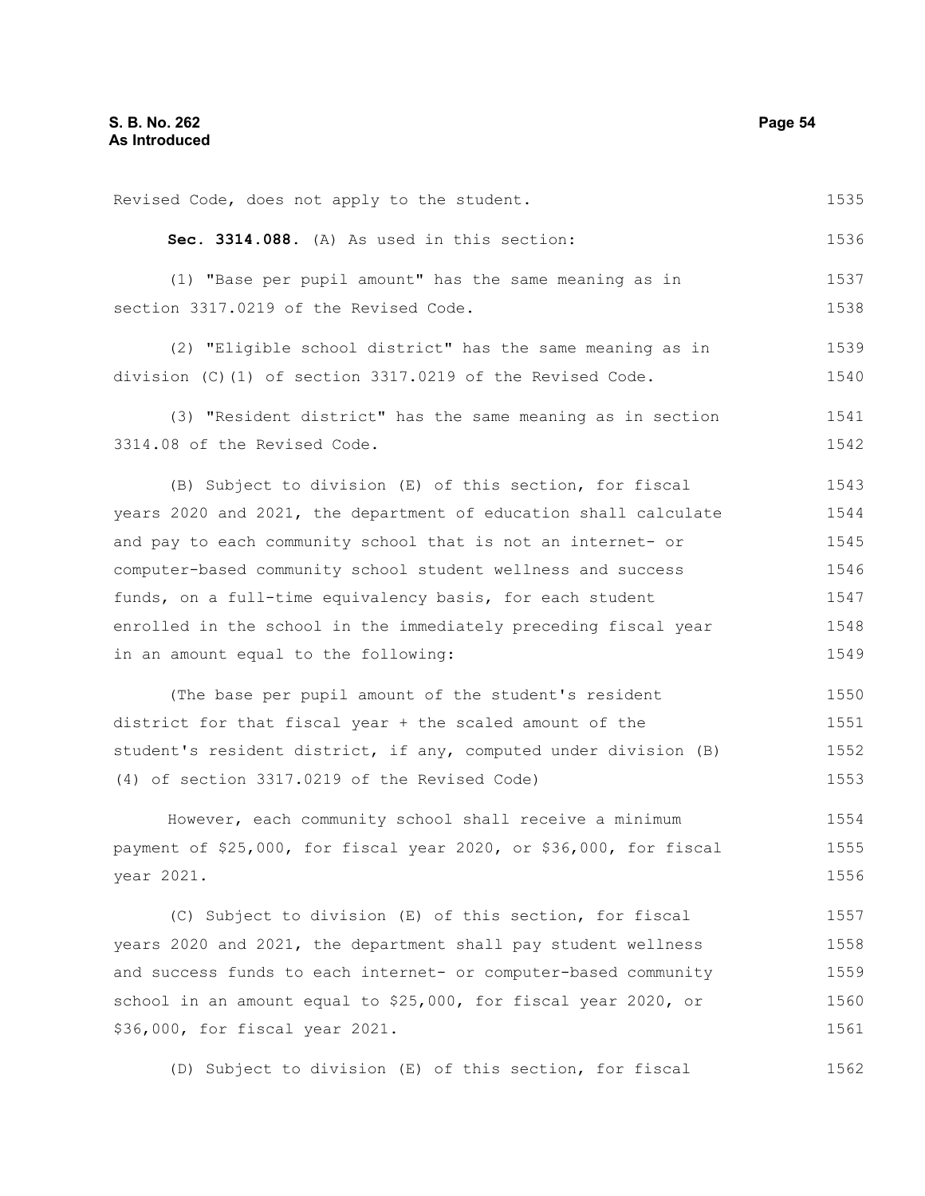Revised Code, does not apply to the student.

**Sec. 3314.088.** (A) As used in this section:

(1) "Base per pupil amount" has the same meaning as in section 3317.0219 of the Revised Code.

(2) "Eligible school district" has the same meaning as in division (C)(1) of section 3317.0219 of the Revised Code.

(3) "Resident district" has the same meaning as in section 3314.08 of the Revised Code.

(B) Subject to division (E) of this section, for fiscal years 2020 and 2021, the department of education shall calculate and pay to each community school that is not an internet- or computer-based community school student wellness and success funds, on a full-time equivalency basis, for each student enrolled in the school in the immediately preceding fiscal year in an amount equal to the following:

(The base per pupil amount of the student's resident district for that fiscal year + the scaled amount of the student's resident district, if any, computed under division (B)(4) of section 3317.0219 of the Revised Code)

However, each community school shall receive a minimum payment of $25,000, for fiscal year 2020, or $36,000, for fiscal year 2021.

(C) Subject to division (E) of this section, for fiscal years 2020 and 2021, the department shall pay student wellness and success funds to each internet- or computer-based community school in an amount equal to $25,000, for fiscal year 2020, or $36,000, for fiscal year 2021.

(D) Subject to division (E) of this section, for fiscal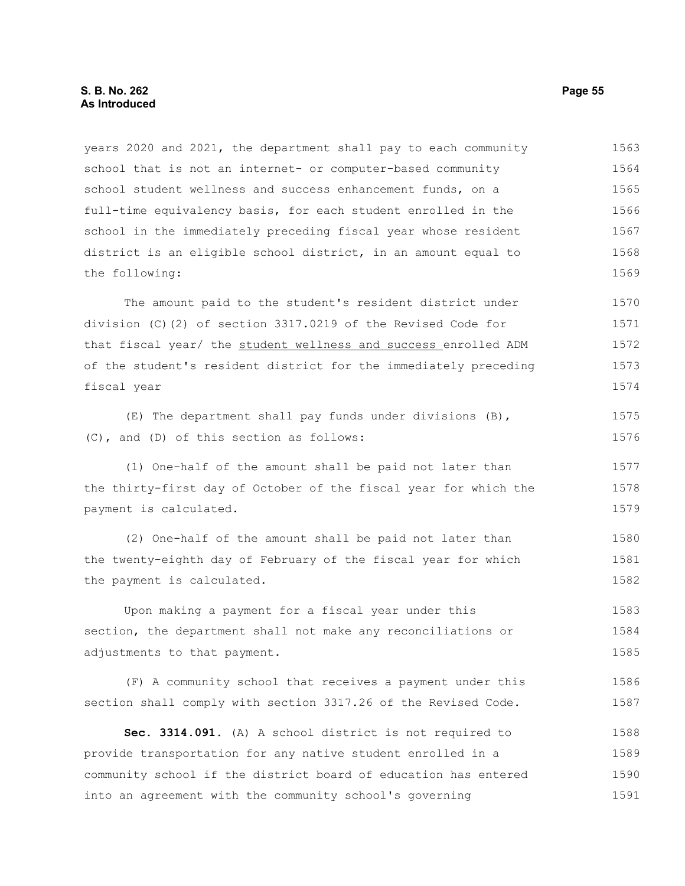years 2020 and 2021, the department shall pay to each community school that is not an internet- or computer-based community school student wellness and success enhancement funds, on a full-time equivalency basis, for each student enrolled in the school in the immediately preceding fiscal year whose resident district is an eligible school district, in an amount equal to the following:

The amount paid to the student's resident district under division (C)(2) of section 3317.0219 of the Revised Code for that fiscal year/ the <u>student wellness and success </u>enrolled ADM of the student's resident district for the immediately preceding fiscal year

(E) The department shall pay funds under divisions (B), (C), and (D) of this section as follows:

(1) One-half of the amount shall be paid not later than the thirty-first day of October of the fiscal year for which the payment is calculated.

(2) One-half of the amount shall be paid not later than the twenty-eighth day of February of the fiscal year for which the payment is calculated.

Upon making a payment for a fiscal year under this section, the department shall not make any reconciliations or adjustments to that payment.

(F) A community school that receives a payment under this section shall comply with section 3317.26 of the Revised Code.

**Sec. 3314.091.** (A) A school district is not required to provide transportation for any native student enrolled in a community school if the district board of education has entered into an agreement with the community school's governing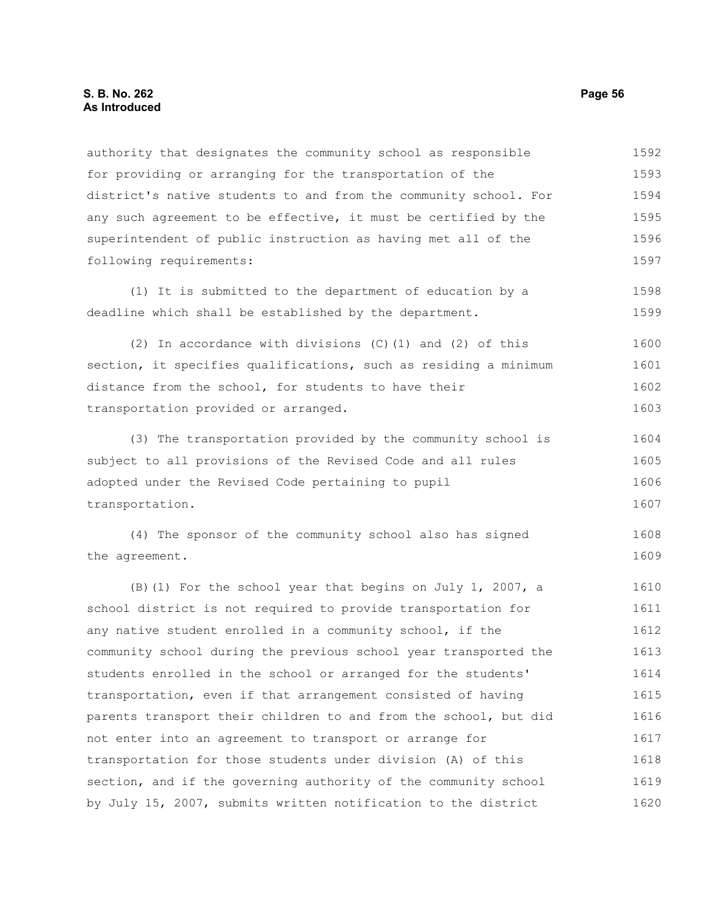authority that designates the community school as responsible for providing or arranging for the transportation of the district's native students to and from the community school. For any such agreement to be effective, it must be certified by the superintendent of public instruction as having met all of the following requirements:

(1) It is submitted to the department of education by a deadline which shall be established by the department.

(2) In accordance with divisions (C)(1) and (2) of this section, it specifies qualifications, such as residing a minimum distance from the school, for students to have their transportation provided or arranged.

(3) The transportation provided by the community school is subject to all provisions of the Revised Code and all rules adopted under the Revised Code pertaining to pupil transportation.

(4) The sponsor of the community school also has signed the agreement.

(B)(1) For the school year that begins on July 1, 2007, a school district is not required to provide transportation for any native student enrolled in a community school, if the community school during the previous school year transported the students enrolled in the school or arranged for the students' transportation, even if that arrangement consisted of having parents transport their children to and from the school, but did not enter into an agreement to transport or arrange for transportation for those students under division (A) of this section, and if the governing authority of the community school by July 15, 2007, submits written notification to the district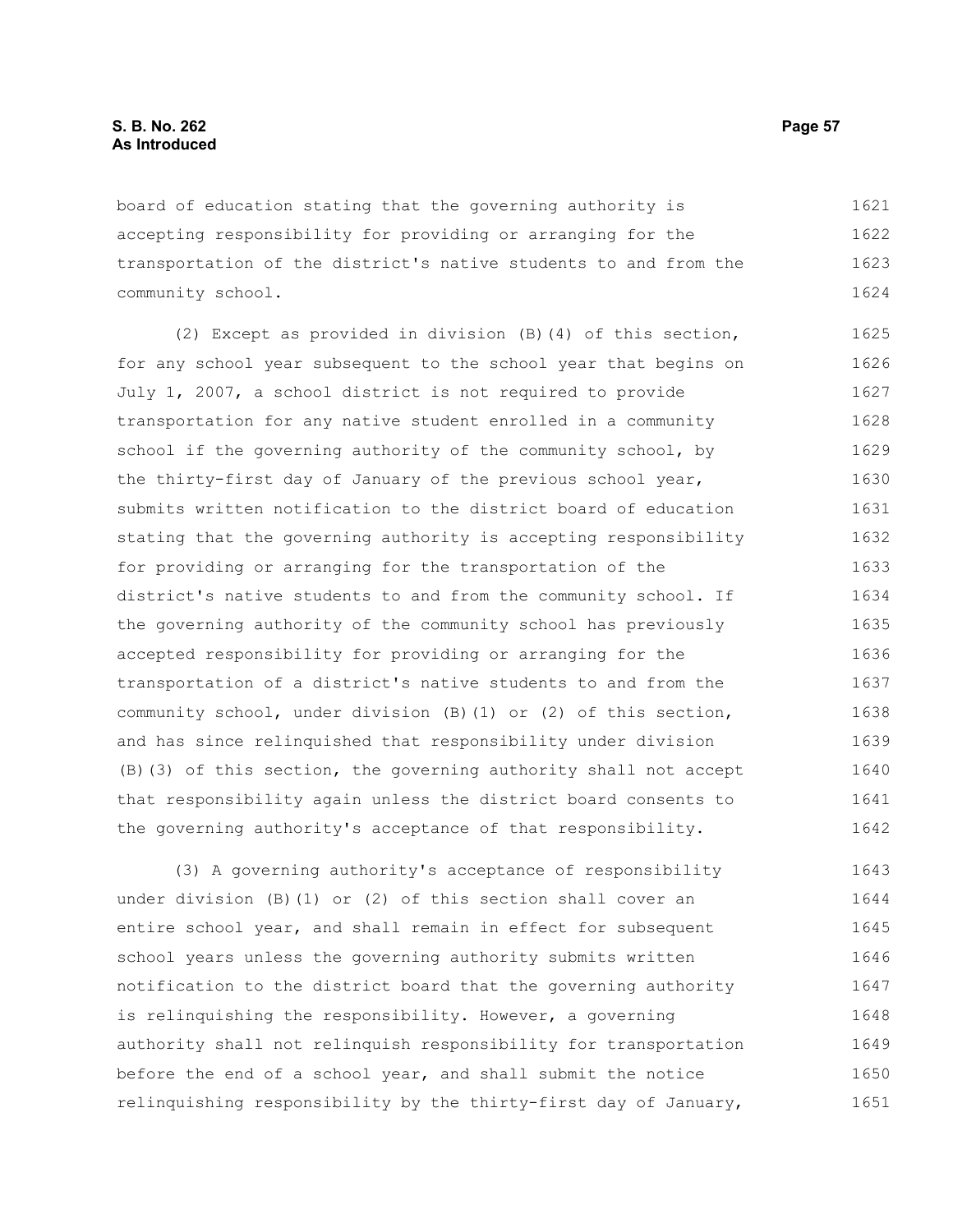board of education stating that the governing authority is accepting responsibility for providing or arranging for the transportation of the district's native students to and from the community school.

(2) Except as provided in division (B)(4) of this section, for any school year subsequent to the school year that begins on July 1, 2007, a school district is not required to provide transportation for any native student enrolled in a community school if the governing authority of the community school, by the thirty-first day of January of the previous school year, submits written notification to the district board of education stating that the governing authority is accepting responsibility for providing or arranging for the transportation of the district's native students to and from the community school. If the governing authority of the community school has previously accepted responsibility for providing or arranging for the transportation of a district's native students to and from the community school, under division (B)(1) or (2) of this section, and has since relinquished that responsibility under division (B)(3) of this section, the governing authority shall not accept that responsibility again unless the district board consents to the governing authority's acceptance of that responsibility.

(3) A governing authority's acceptance of responsibility under division (B)(1) or (2) of this section shall cover an entire school year, and shall remain in effect for subsequent school years unless the governing authority submits written notification to the district board that the governing authority is relinquishing the responsibility. However, a governing authority shall not relinquish responsibility for transportation before the end of a school year, and shall submit the notice relinquishing responsibility by the thirty-first day of January,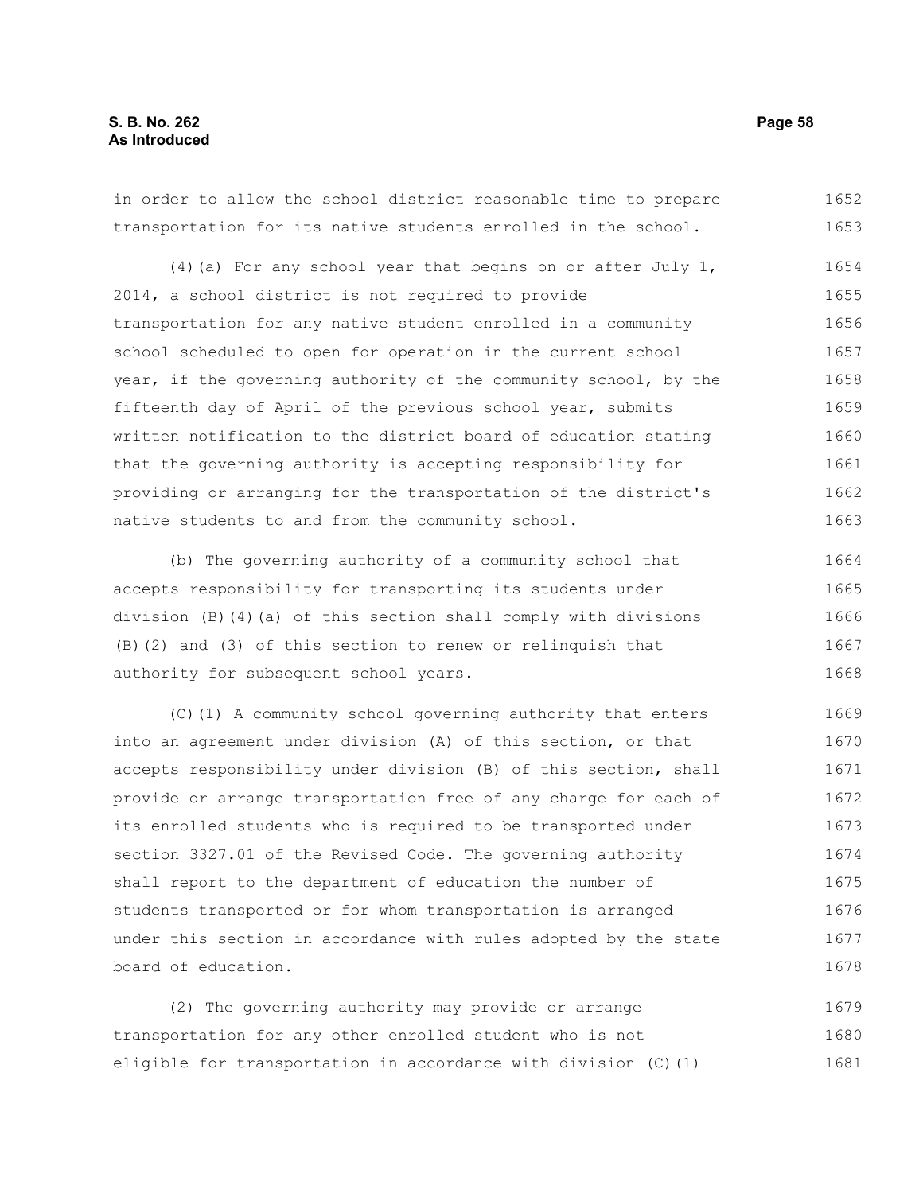in order to allow the school district reasonable time to prepare transportation for its native students enrolled in the school.

(4)(a) For any school year that begins on or after July 1, 2014, a school district is not required to provide transportation for any native student enrolled in a community school scheduled to open for operation in the current school year, if the governing authority of the community school, by the fifteenth day of April of the previous school year, submits written notification to the district board of education stating that the governing authority is accepting responsibility for providing or arranging for the transportation of the district's native students to and from the community school.

(b) The governing authority of a community school that accepts responsibility for transporting its students under division (B)(4)(a) of this section shall comply with divisions (B)(2) and (3) of this section to renew or relinquish that authority for subsequent school years.

(C)(1) A community school governing authority that enters into an agreement under division (A) of this section, or that accepts responsibility under division (B) of this section, shall provide or arrange transportation free of any charge for each of its enrolled students who is required to be transported under section 3327.01 of the Revised Code. The governing authority shall report to the department of education the number of students transported or for whom transportation is arranged under this section in accordance with rules adopted by the state board of education.

(2) The governing authority may provide or arrange transportation for any other enrolled student who is not eligible for transportation in accordance with division (C)(1)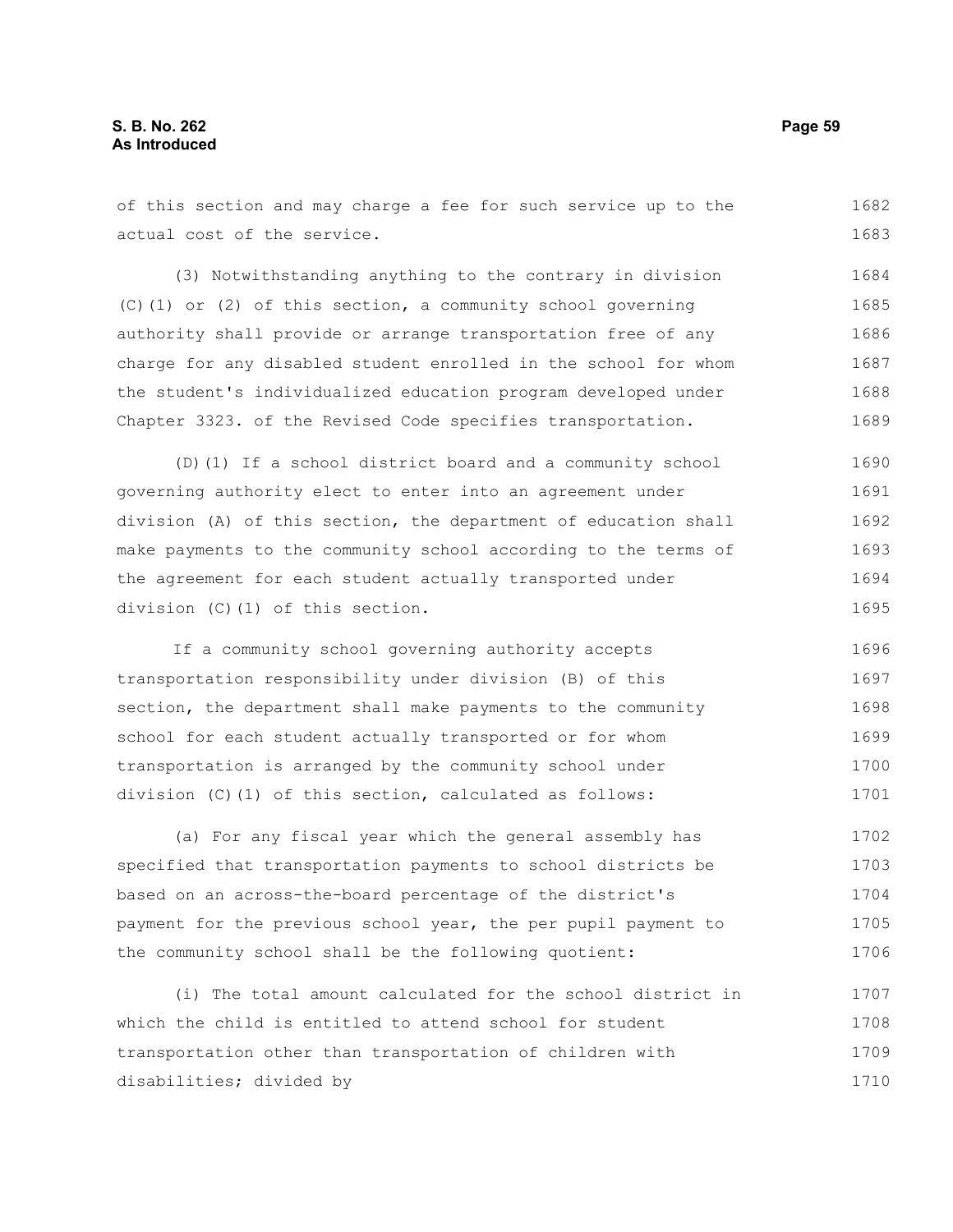of this section and may charge a fee for such service up to the actual cost of the service.

(3) Notwithstanding anything to the contrary in division (C)(1) or (2) of this section, a community school governing authority shall provide or arrange transportation free of any charge for any disabled student enrolled in the school for whom the student's individualized education program developed under Chapter 3323. of the Revised Code specifies transportation.

(D)(1) If a school district board and a community school governing authority elect to enter into an agreement under division (A) of this section, the department of education shall make payments to the community school according to the terms of the agreement for each student actually transported under division (C)(1) of this section.

If a community school governing authority accepts transportation responsibility under division (B) of this section, the department shall make payments to the community school for each student actually transported or for whom transportation is arranged by the community school under division (C)(1) of this section, calculated as follows:

(a) For any fiscal year which the general assembly has specified that transportation payments to school districts be based on an across-the-board percentage of the district's payment for the previous school year, the per pupil payment to the community school shall be the following quotient:

(i) The total amount calculated for the school district in which the child is entitled to attend school for student transportation other than transportation of children with disabilities; divided by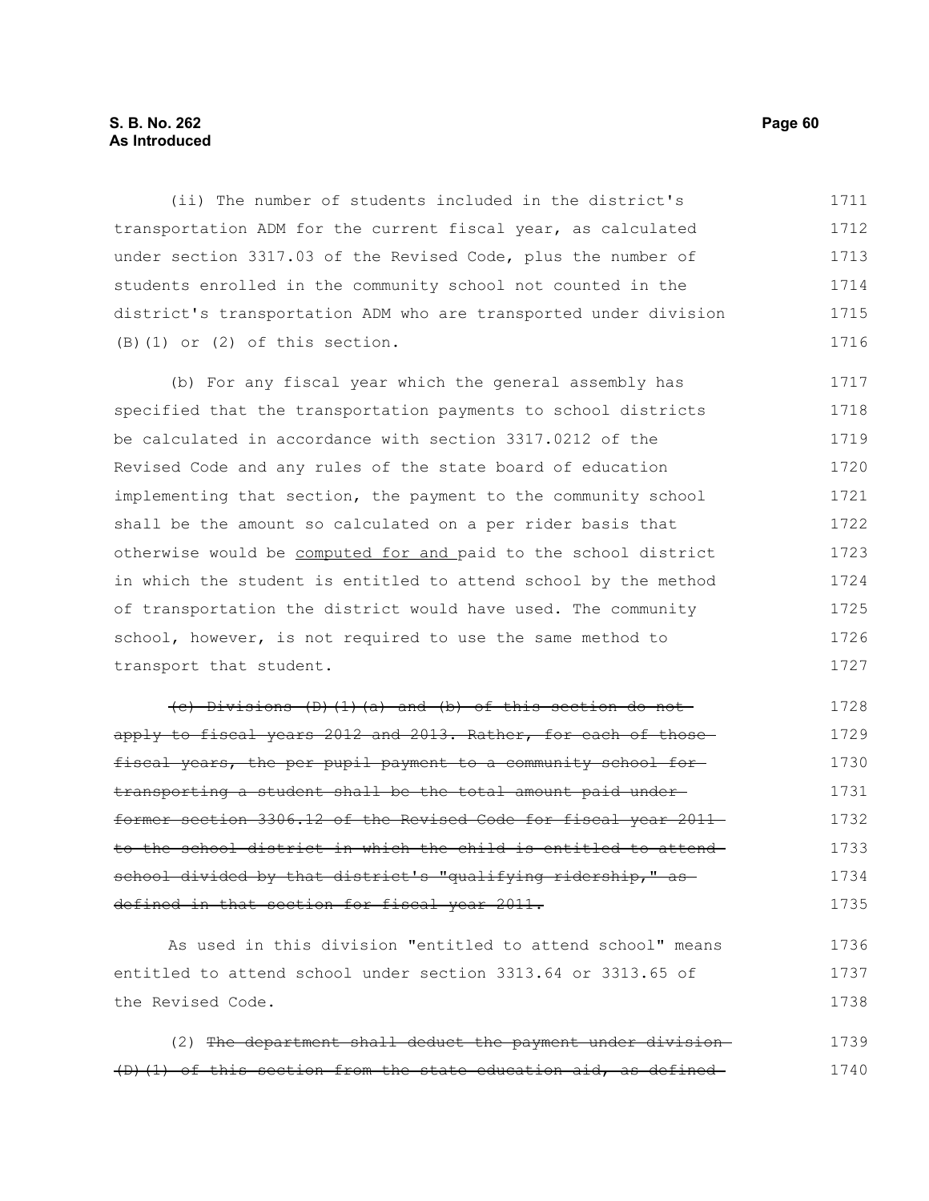(ii) The number of students included in the district's transportation ADM for the current fiscal year, as calculated under section 3317.03 of the Revised Code, plus the number of students enrolled in the community school not counted in the district's transportation ADM who are transported under division (B)(1) or (2) of this section.

(b) For any fiscal year which the general assembly has specified that the transportation payments to school districts be calculated in accordance with section 3317.0212 of the Revised Code and any rules of the state board of education implementing that section, the payment to the community school shall be the amount so calculated on a per rider basis that otherwise would be <u>computed for and</u> paid to the school district in which the student is entitled to attend school by the method of transportation the district would have used. The community school, however, is not required to use the same method to transport that student.

~~(c) Divisions (D)(1)(a) and (b) of this section do not apply to fiscal years 2012 and 2013. Rather, for each of those fiscal years, the per pupil payment to a community school for transporting a student shall be the total amount paid under former section 3306.12 of the Revised Code for fiscal year 2011 to the school district in which the child is entitled to attend school divided by that district's "qualifying ridership," as defined in that section for fiscal year 2011.~~

As used in this division "entitled to attend school" means entitled to attend school under section 3313.64 or 3313.65 of the Revised Code.

(2) ~~The department shall deduct the payment under division (D)(1) of this section from the state education aid, as defined~~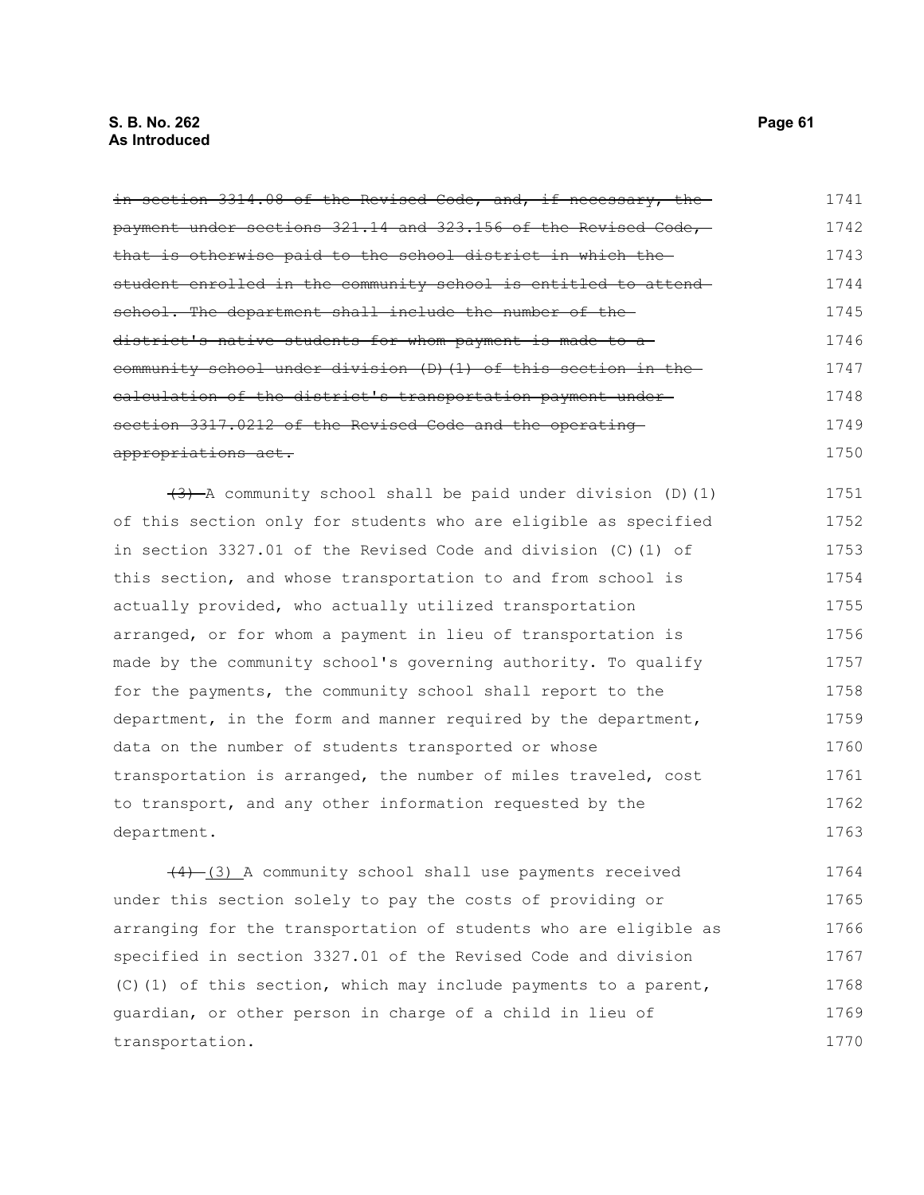~~in section 3314.08 of the Revised Code, and, if necessary, the payment under sections 321.14 and 323.156 of the Revised Code, that is otherwise paid to the school district in which the student enrolled in the community school is entitled to attend school. The department shall include the number of the district's native students for whom payment is made to a community school under division (D)(1) of this section in the calculation of the district's transportation payment under section 3317.0212 of the Revised Code and the operating appropriations act.~~

~~(3)~~ A community school shall be paid under division (D)(1) of this section only for students who are eligible as specified in section 3327.01 of the Revised Code and division (C)(1) of this section, and whose transportation to and from school is actually provided, who actually utilized transportation arranged, or for whom a payment in lieu of transportation is made by the community school's governing authority. To qualify for the payments, the community school shall report to the department, in the form and manner required by the department, data on the number of students transported or whose transportation is arranged, the number of miles traveled, cost to transport, and any other information requested by the department.

~~(4)~~ (3) A community school shall use payments received under this section solely to pay the costs of providing or arranging for the transportation of students who are eligible as specified in section 3327.01 of the Revised Code and division (C)(1) of this section, which may include payments to a parent, guardian, or other person in charge of a child in lieu of transportation.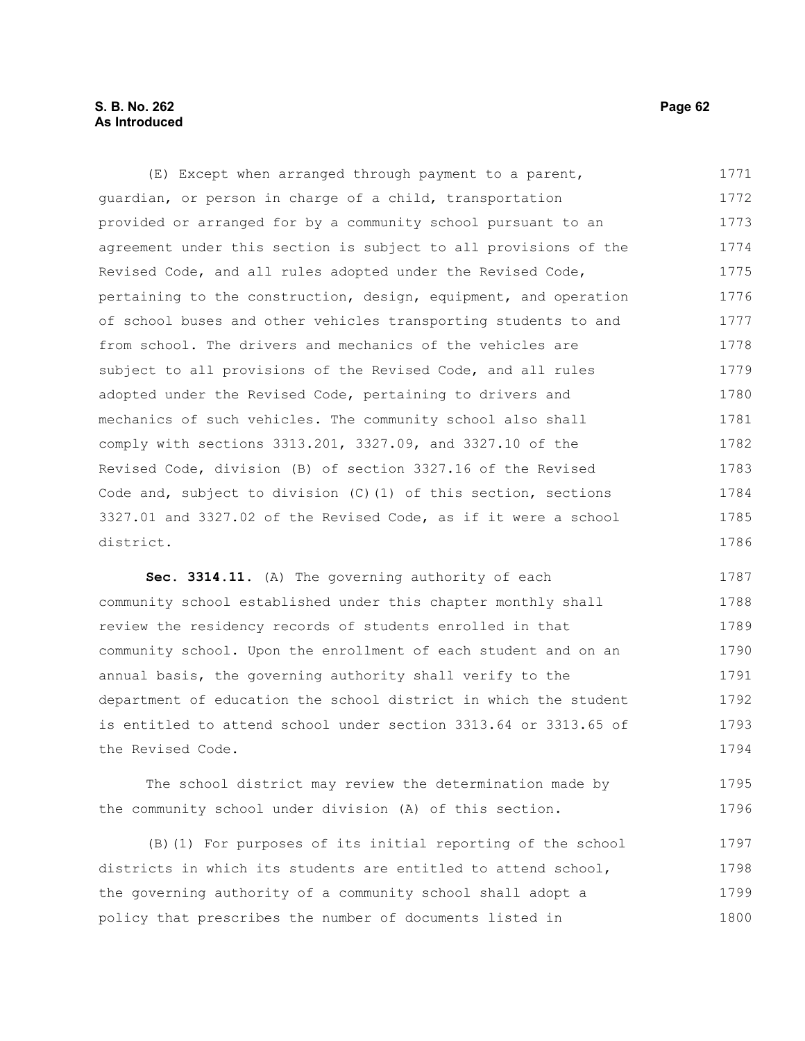(E) Except when arranged through payment to a parent, guardian, or person in charge of a child, transportation provided or arranged for by a community school pursuant to an agreement under this section is subject to all provisions of the Revised Code, and all rules adopted under the Revised Code, pertaining to the construction, design, equipment, and operation of school buses and other vehicles transporting students to and from school. The drivers and mechanics of the vehicles are subject to all provisions of the Revised Code, and all rules adopted under the Revised Code, pertaining to drivers and mechanics of such vehicles. The community school also shall comply with sections 3313.201, 3327.09, and 3327.10 of the Revised Code, division (B) of section 3327.16 of the Revised Code and, subject to division (C)(1) of this section, sections 3327.01 and 3327.02 of the Revised Code, as if it were a school district.

**Sec. 3314.11.** (A) The governing authority of each community school established under this chapter monthly shall review the residency records of students enrolled in that community school. Upon the enrollment of each student and on an annual basis, the governing authority shall verify to the department of education the school district in which the student is entitled to attend school under section 3313.64 or 3313.65 of the Revised Code.

The school district may review the determination made by the community school under division (A) of this section.

(B)(1) For purposes of its initial reporting of the school districts in which its students are entitled to attend school, the governing authority of a community school shall adopt a policy that prescribes the number of documents listed in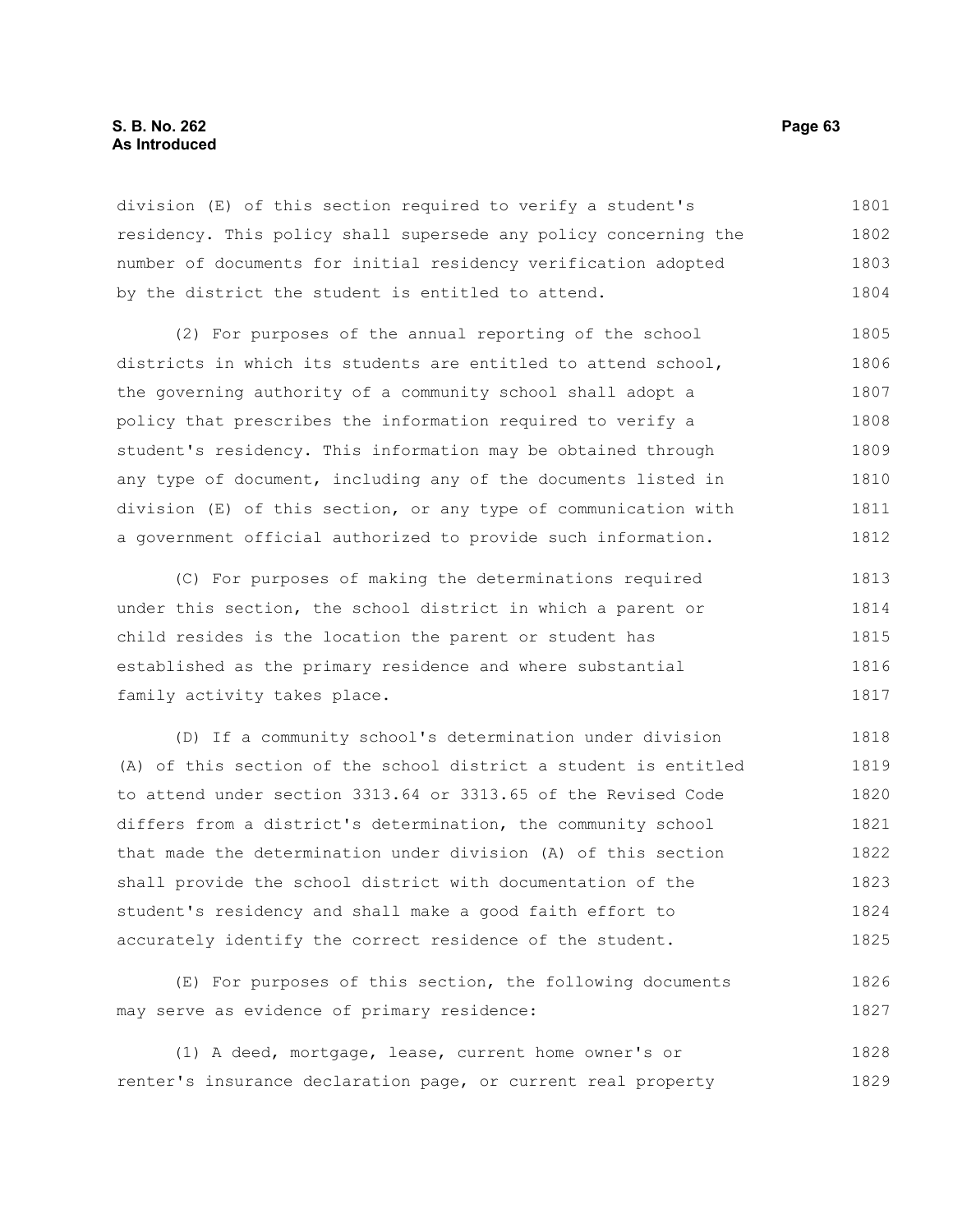division (E) of this section required to verify a student's residency. This policy shall supersede any policy concerning the number of documents for initial residency verification adopted by the district the student is entitled to attend.

(2) For purposes of the annual reporting of the school districts in which its students are entitled to attend school, the governing authority of a community school shall adopt a policy that prescribes the information required to verify a student's residency. This information may be obtained through any type of document, including any of the documents listed in division (E) of this section, or any type of communication with a government official authorized to provide such information.

(C) For purposes of making the determinations required under this section, the school district in which a parent or child resides is the location the parent or student has established as the primary residence and where substantial family activity takes place.

(D) If a community school's determination under division (A) of this section of the school district a student is entitled to attend under section 3313.64 or 3313.65 of the Revised Code differs from a district's determination, the community school that made the determination under division (A) of this section shall provide the school district with documentation of the student's residency and shall make a good faith effort to accurately identify the correct residence of the student.

(E) For purposes of this section, the following documents may serve as evidence of primary residence:

(1) A deed, mortgage, lease, current home owner's or renter's insurance declaration page, or current real property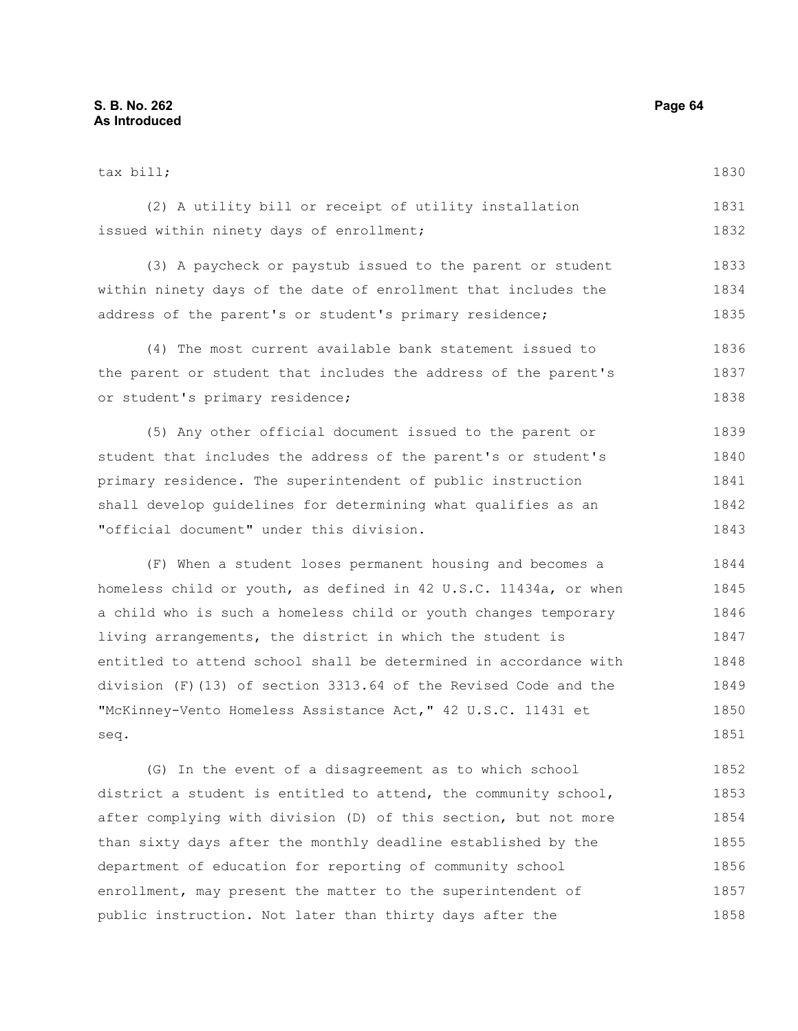tax bill;

(2) A utility bill or receipt of utility installation issued within ninety days of enrollment;

(3) A paycheck or paystub issued to the parent or student within ninety days of the date of enrollment that includes the address of the parent's or student's primary residence;

(4) The most current available bank statement issued to the parent or student that includes the address of the parent's or student's primary residence;

(5) Any other official document issued to the parent or student that includes the address of the parent's or student's primary residence. The superintendent of public instruction shall develop guidelines for determining what qualifies as an "official document" under this division.

(F) When a student loses permanent housing and becomes a homeless child or youth, as defined in 42 U.S.C. 11434a, or when a child who is such a homeless child or youth changes temporary living arrangements, the district in which the student is entitled to attend school shall be determined in accordance with division (F)(13) of section 3313.64 of the Revised Code and the "McKinney-Vento Homeless Assistance Act," 42 U.S.C. 11431 et seq.

(G) In the event of a disagreement as to which school district a student is entitled to attend, the community school, after complying with division (D) of this section, but not more than sixty days after the monthly deadline established by the department of education for reporting of community school enrollment, may present the matter to the superintendent of public instruction. Not later than thirty days after the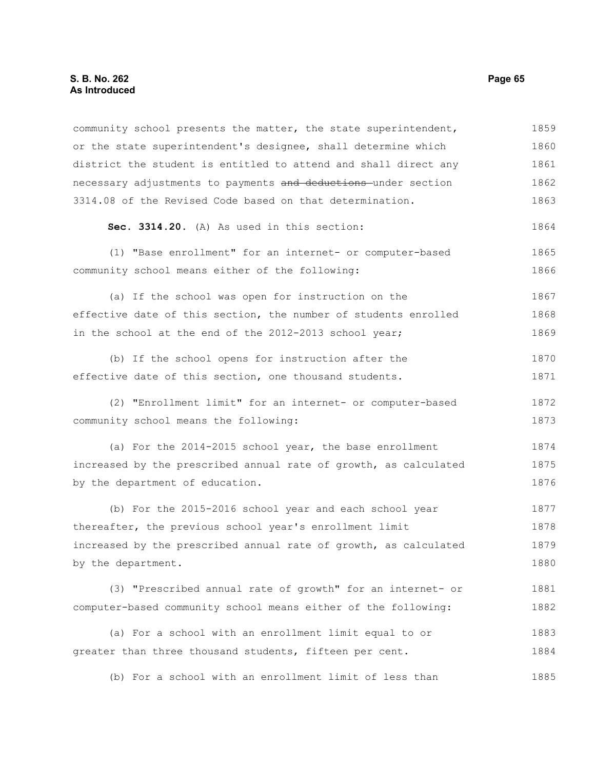community school presents the matter, the state superintendent, or the state superintendent's designee, shall determine which district the student is entitled to attend and shall direct any necessary adjustments to payments ~~and deductions~~ under section 3314.08 of the Revised Code based on that determination.

**Sec. 3314.20.** (A) As used in this section:

(1) "Base enrollment" for an internet- or computer-based community school means either of the following:

(a) If the school was open for instruction on the effective date of this section, the number of students enrolled in the school at the end of the 2012-2013 school year;

(b) If the school opens for instruction after the effective date of this section, one thousand students.

(2) "Enrollment limit" for an internet- or computer-based community school means the following:

(a) For the 2014-2015 school year, the base enrollment increased by the prescribed annual rate of growth, as calculated by the department of education.

(b) For the 2015-2016 school year and each school year thereafter, the previous school year's enrollment limit increased by the prescribed annual rate of growth, as calculated by the department.

(3) "Prescribed annual rate of growth" for an internet- or computer-based community school means either of the following:

(a) For a school with an enrollment limit equal to or greater than three thousand students, fifteen per cent.

(b) For a school with an enrollment limit of less than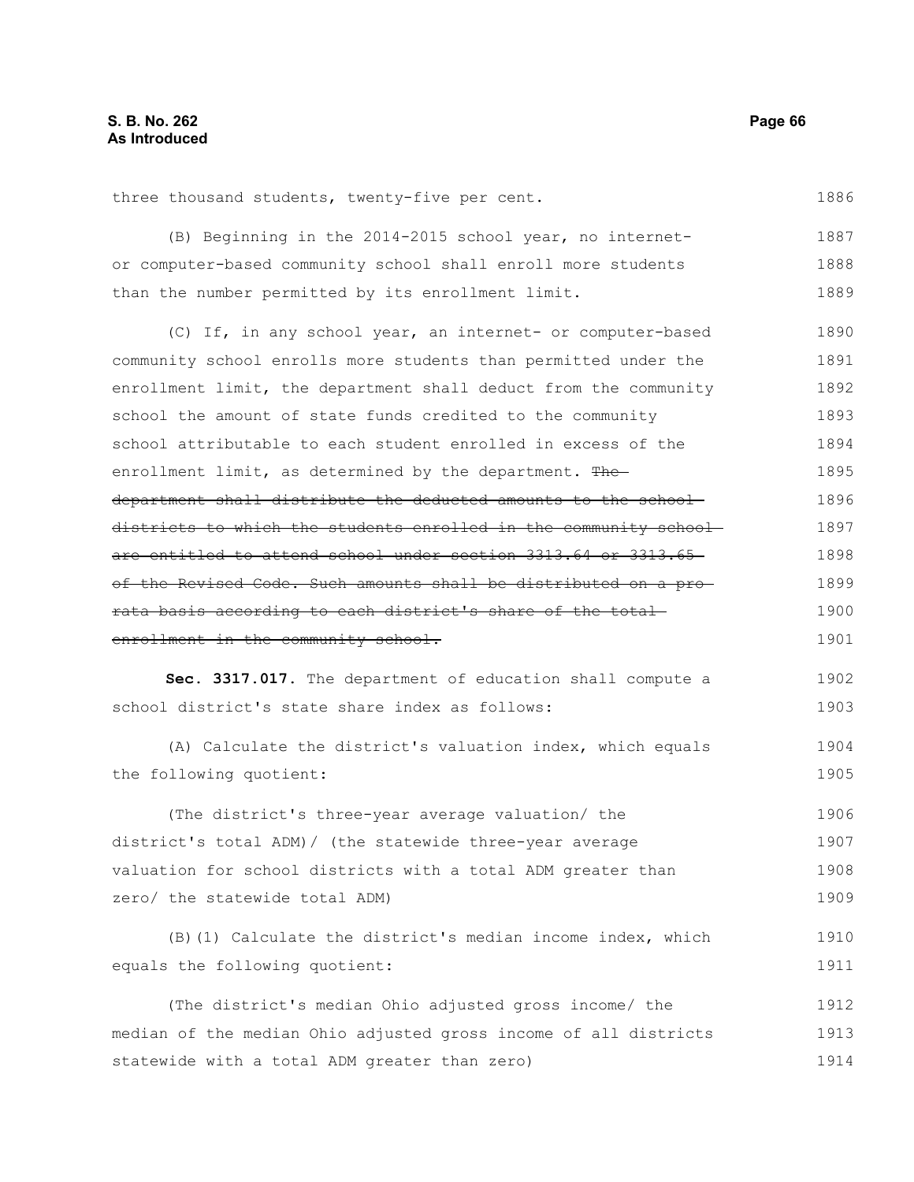three thousand students, twenty-five per cent.

(B) Beginning in the 2014-2015 school year, no internet- or computer-based community school shall enroll more students than the number permitted by its enrollment limit.

(C) If, in any school year, an internet- or computer-based community school enrolls more students than permitted under the enrollment limit, the department shall deduct from the community school the amount of state funds credited to the community school attributable to each student enrolled in excess of the enrollment limit, as determined by the department. ~~The department shall distribute the deducted amounts to the school districts to which the students enrolled in the community school are entitled to attend school under section 3313.64 or 3313.65 of the Revised Code. Such amounts shall be distributed on a pro-rata basis according to each district's share of the total enrollment in the community school.~~

**Sec. 3317.017.** The department of education shall compute a school district's state share index as follows:

(A) Calculate the district's valuation index, which equals the following quotient:

(The district's three-year average valuation/ the district's total ADM)/ (the statewide three-year average valuation for school districts with a total ADM greater than zero/ the statewide total ADM)

(B)(1) Calculate the district's median income index, which equals the following quotient:

(The district's median Ohio adjusted gross income/ the median of the median Ohio adjusted gross income of all districts statewide with a total ADM greater than zero)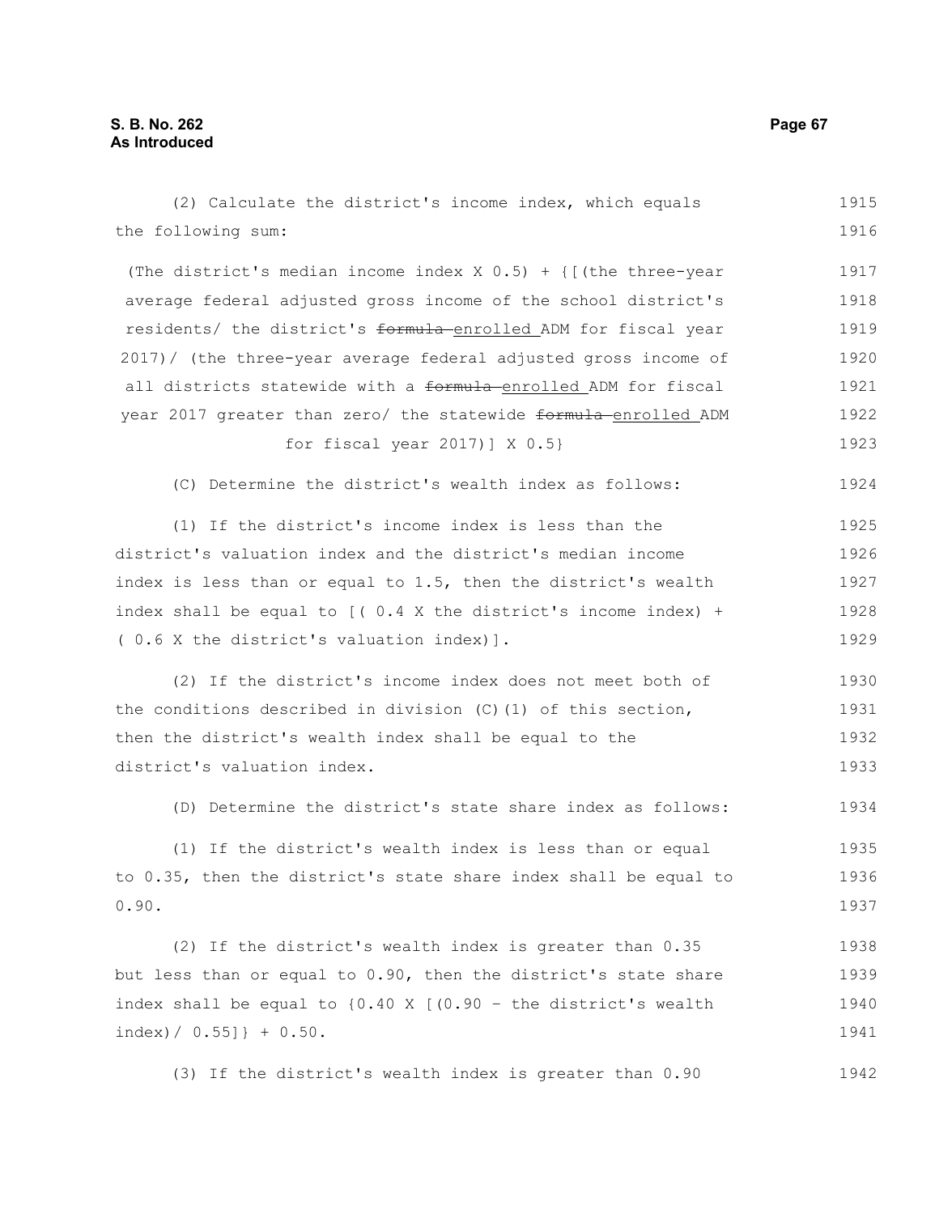(2) Calculate the district's income index, which equals the following sum:

(The district's median income index X 0.5) + {[(the three-year average federal adjusted gross income of the school district's residents/ the district's ~~formula~~ enrolled ADM for fiscal year 2017)/ (the three-year average federal adjusted gross income of all districts statewide with a ~~formula~~ enrolled ADM for fiscal year 2017 greater than zero/ the statewide ~~formula~~ enrolled ADM for fiscal year 2017)] X 0.5}

(C) Determine the district's wealth index as follows:

(1) If the district's income index is less than the district's valuation index and the district's median income index is less than or equal to 1.5, then the district's wealth index shall be equal to [( 0.4 X the district's income index) + ( 0.6 X the district's valuation index)].

(2) If the district's income index does not meet both of the conditions described in division (C)(1) of this section, then the district's wealth index shall be equal to the district's valuation index.

(D) Determine the district's state share index as follows:

(1) If the district's wealth index is less than or equal to 0.35, then the district's state share index shall be equal to 0.90.

(2) If the district's wealth index is greater than 0.35 but less than or equal to 0.90, then the district's state share index shall be equal to {0.40 X [(0.90 - the district's wealth index)/ 0.55]} + 0.50.

(3) If the district's wealth index is greater than 0.90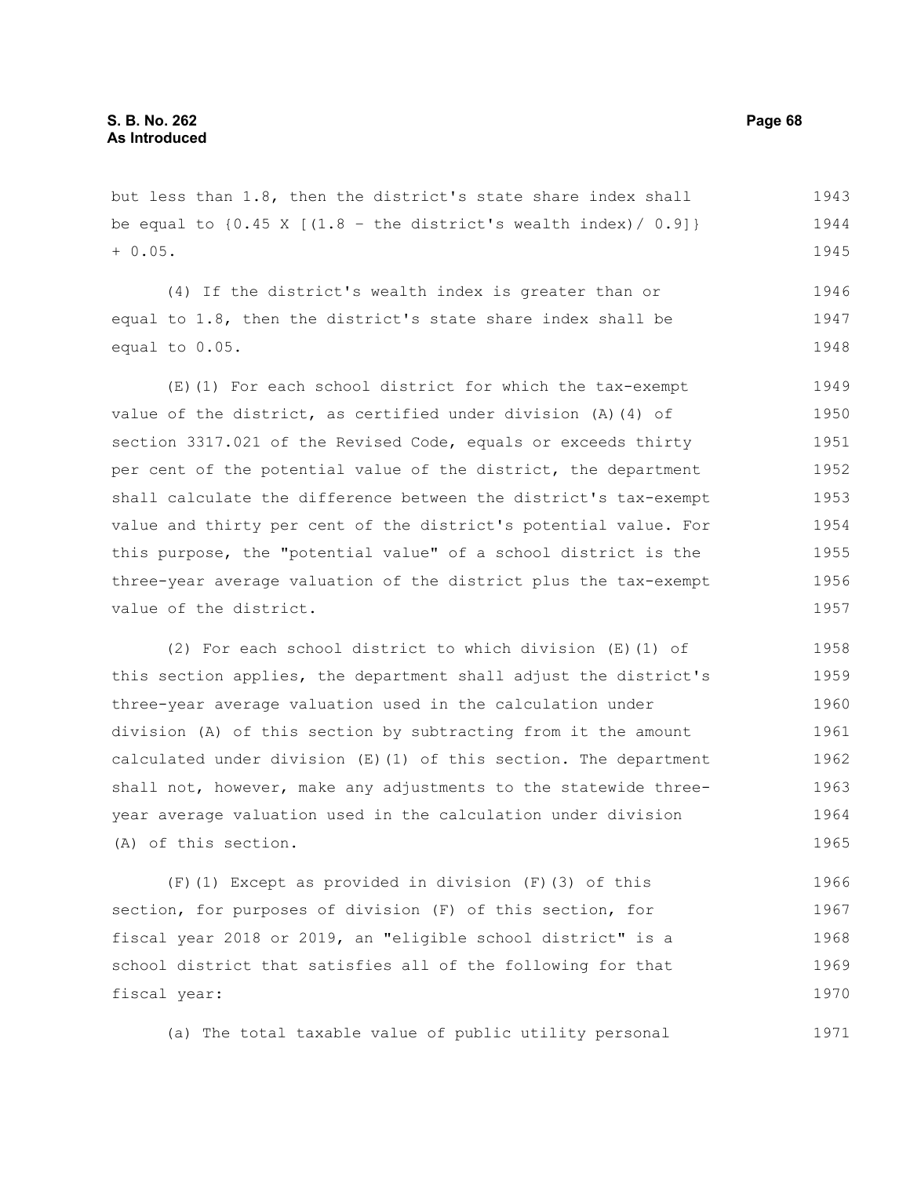but less than 1.8, then the district's state share index shall be equal to $\{0.45 \times [(1.8 - \text{the district's wealth index}) / 0.9]\} + 0.05$.

(4) If the district's wealth index is greater than or equal to 1.8, then the district's state share index shall be equal to 0.05.

(E)(1) For each school district for which the tax-exempt value of the district, as certified under division (A)(4) of section 3317.021 of the Revised Code, equals or exceeds thirty per cent of the potential value of the district, the department shall calculate the difference between the district's tax-exempt value and thirty per cent of the district's potential value. For this purpose, the "potential value" of a school district is the three-year average valuation of the district plus the tax-exempt value of the district.

(2) For each school district to which division (E)(1) of this section applies, the department shall adjust the district's three-year average valuation used in the calculation under division (A) of this section by subtracting from it the amount calculated under division (E)(1) of this section. The department shall not, however, make any adjustments to the statewide three-year average valuation used in the calculation under division (A) of this section.

(F)(1) Except as provided in division (F)(3) of this section, for purposes of division (F) of this section, for fiscal year 2018 or 2019, an "eligible school district" is a school district that satisfies all of the following for that fiscal year:

(a) The total taxable value of public utility personal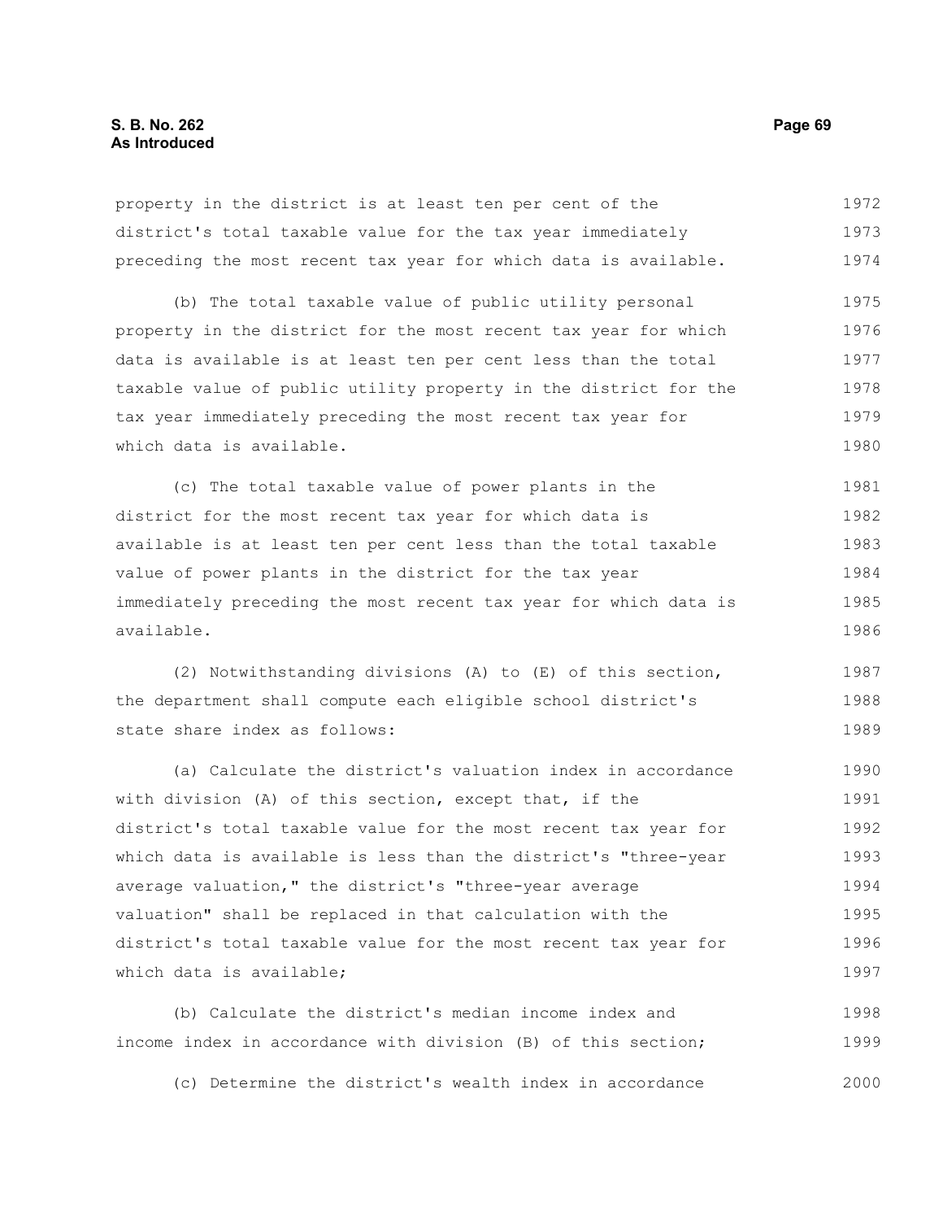property in the district is at least ten per cent of the district's total taxable value for the tax year immediately preceding the most recent tax year for which data is available.

(b) The total taxable value of public utility personal property in the district for the most recent tax year for which data is available is at least ten per cent less than the total taxable value of public utility property in the district for the tax year immediately preceding the most recent tax year for which data is available.

(c) The total taxable value of power plants in the district for the most recent tax year for which data is available is at least ten per cent less than the total taxable value of power plants in the district for the tax year immediately preceding the most recent tax year for which data is available.

(2) Notwithstanding divisions (A) to (E) of this section, the department shall compute each eligible school district's state share index as follows:

(a) Calculate the district's valuation index in accordance with division (A) of this section, except that, if the district's total taxable value for the most recent tax year for which data is available is less than the district's "three-year average valuation," the district's "three-year average valuation" shall be replaced in that calculation with the district's total taxable value for the most recent tax year for which data is available;

(b) Calculate the district's median income index and income index in accordance with division (B) of this section;

(c) Determine the district's wealth index in accordance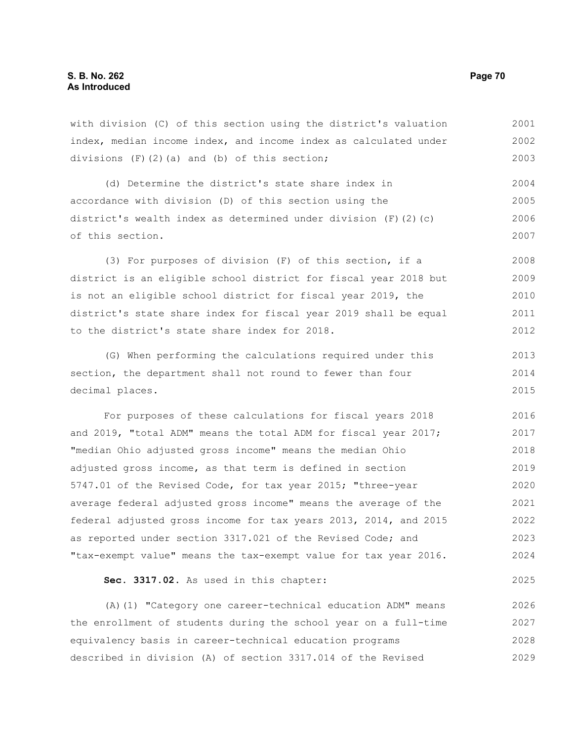with division (C) of this section using the district's valuation index, median income index, and income index as calculated under divisions (F)(2)(a) and (b) of this section;

(d) Determine the district's state share index in accordance with division (D) of this section using the district's wealth index as determined under division (F)(2)(c) of this section.

(3) For purposes of division (F) of this section, if a district is an eligible school district for fiscal year 2018 but is not an eligible school district for fiscal year 2019, the district's state share index for fiscal year 2019 shall be equal to the district's state share index for 2018.

(G) When performing the calculations required under this section, the department shall not round to fewer than four decimal places.

For purposes of these calculations for fiscal years 2018 and 2019, "total ADM" means the total ADM for fiscal year 2017; "median Ohio adjusted gross income" means the median Ohio adjusted gross income, as that term is defined in section 5747.01 of the Revised Code, for tax year 2015; "three-year average federal adjusted gross income" means the average of the federal adjusted gross income for tax years 2013, 2014, and 2015 as reported under section 3317.021 of the Revised Code; and "tax-exempt value" means the tax-exempt value for tax year 2016.

**Sec. 3317.02.** As used in this chapter:

(A)(1) "Category one career-technical education ADM" means the enrollment of students during the school year on a full-time equivalency basis in career-technical education programs described in division (A) of section 3317.014 of the Revised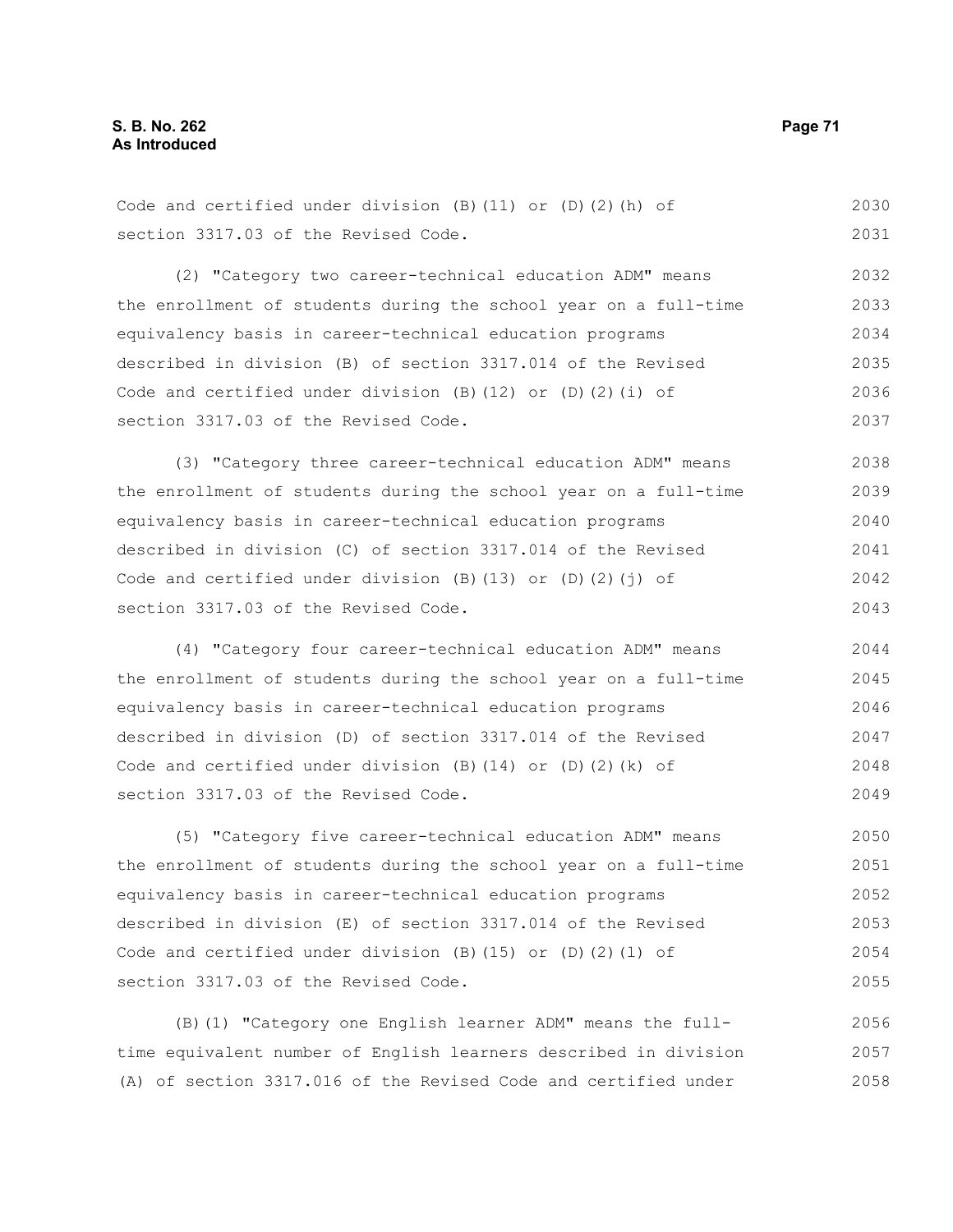Code and certified under division (B)(11) or (D)(2)(h) of section 3317.03 of the Revised Code.

(2) "Category two career-technical education ADM" means the enrollment of students during the school year on a full-time equivalency basis in career-technical education programs described in division (B) of section 3317.014 of the Revised Code and certified under division (B)(12) or (D)(2)(i) of section 3317.03 of the Revised Code.

(3) "Category three career-technical education ADM" means the enrollment of students during the school year on a full-time equivalency basis in career-technical education programs described in division (C) of section 3317.014 of the Revised Code and certified under division (B)(13) or (D)(2)(j) of section 3317.03 of the Revised Code.

(4) "Category four career-technical education ADM" means the enrollment of students during the school year on a full-time equivalency basis in career-technical education programs described in division (D) of section 3317.014 of the Revised Code and certified under division (B)(14) or (D)(2)(k) of section 3317.03 of the Revised Code.

(5) "Category five career-technical education ADM" means the enrollment of students during the school year on a full-time equivalency basis in career-technical education programs described in division (E) of section 3317.014 of the Revised Code and certified under division (B)(15) or (D)(2)(l) of section 3317.03 of the Revised Code.

(B)(1) "Category one English learner ADM" means the full-time equivalent number of English learners described in division (A) of section 3317.016 of the Revised Code and certified under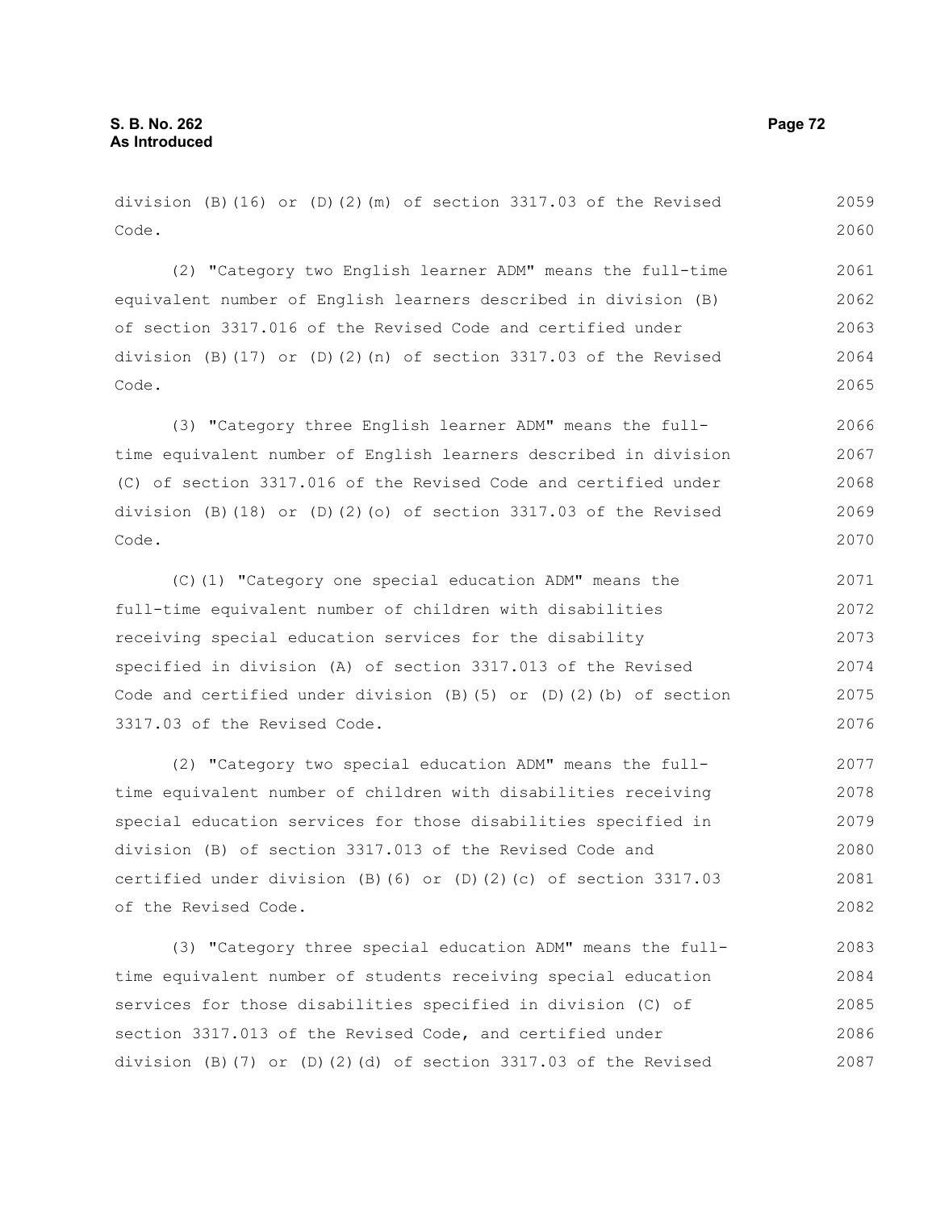division (B)(16) or (D)(2)(m) of section 3317.03 of the Revised Code.

(2) "Category two English learner ADM" means the full-time equivalent number of English learners described in division (B) of section 3317.016 of the Revised Code and certified under division (B)(17) or (D)(2)(n) of section 3317.03 of the Revised Code.

(3) "Category three English learner ADM" means the full-time equivalent number of English learners described in division (C) of section 3317.016 of the Revised Code and certified under division (B)(18) or (D)(2)(o) of section 3317.03 of the Revised Code.

(C)(1) "Category one special education ADM" means the full-time equivalent number of children with disabilities receiving special education services for the disability specified in division (A) of section 3317.013 of the Revised Code and certified under division (B)(5) or (D)(2)(b) of section 3317.03 of the Revised Code.

(2) "Category two special education ADM" means the full-time equivalent number of children with disabilities receiving special education services for those disabilities specified in division (B) of section 3317.013 of the Revised Code and certified under division (B)(6) or (D)(2)(c) of section 3317.03 of the Revised Code.

(3) "Category three special education ADM" means the full-time equivalent number of students receiving special education services for those disabilities specified in division (C) of section 3317.013 of the Revised Code, and certified under division (B)(7) or (D)(2)(d) of section 3317.03 of the Revised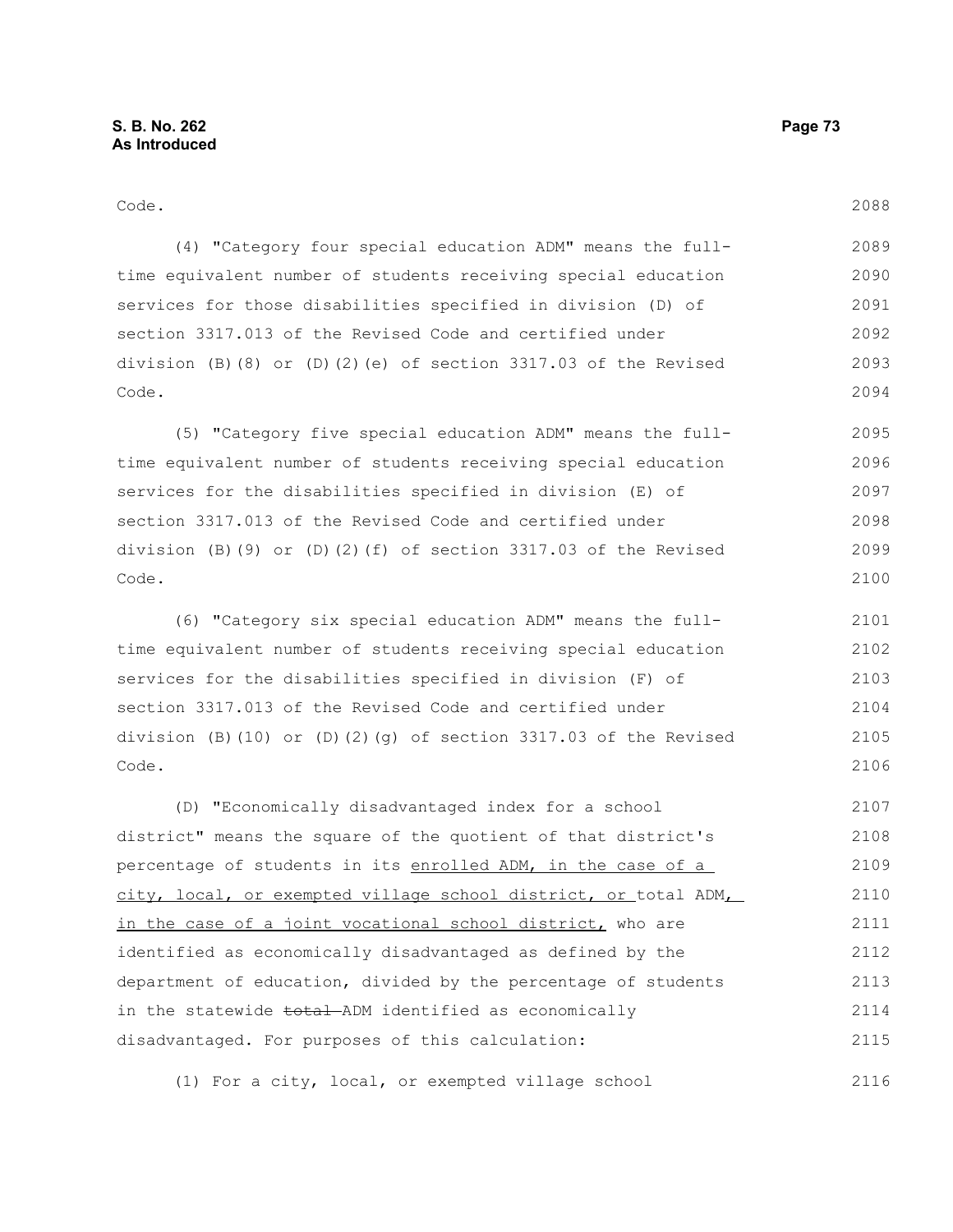Code.

(4) "Category four special education ADM" means the full-time equivalent number of students receiving special education services for those disabilities specified in division (D) of section 3317.013 of the Revised Code and certified under division (B)(8) or (D)(2)(e) of section 3317.03 of the Revised Code.

(5) "Category five special education ADM" means the full-time equivalent number of students receiving special education services for the disabilities specified in division (E) of section 3317.013 of the Revised Code and certified under division (B)(9) or (D)(2)(f) of section 3317.03 of the Revised Code.

(6) "Category six special education ADM" means the full-time equivalent number of students receiving special education services for the disabilities specified in division (F) of section 3317.013 of the Revised Code and certified under division (B)(10) or (D)(2)(g) of section 3317.03 of the Revised Code.

(D) "Economically disadvantaged index for a school district" means the square of the quotient of that district's percentage of students in its <u>enrolled ADM, in the case of a city, local, or exempted village school district, or</u> total ADM<u>, in the case of a joint vocational school district,</u> who are identified as economically disadvantaged as defined by the department of education, divided by the percentage of students in the statewide ~~total~~ ADM identified as economically disadvantaged. For purposes of this calculation:

(1) For a city, local, or exempted village school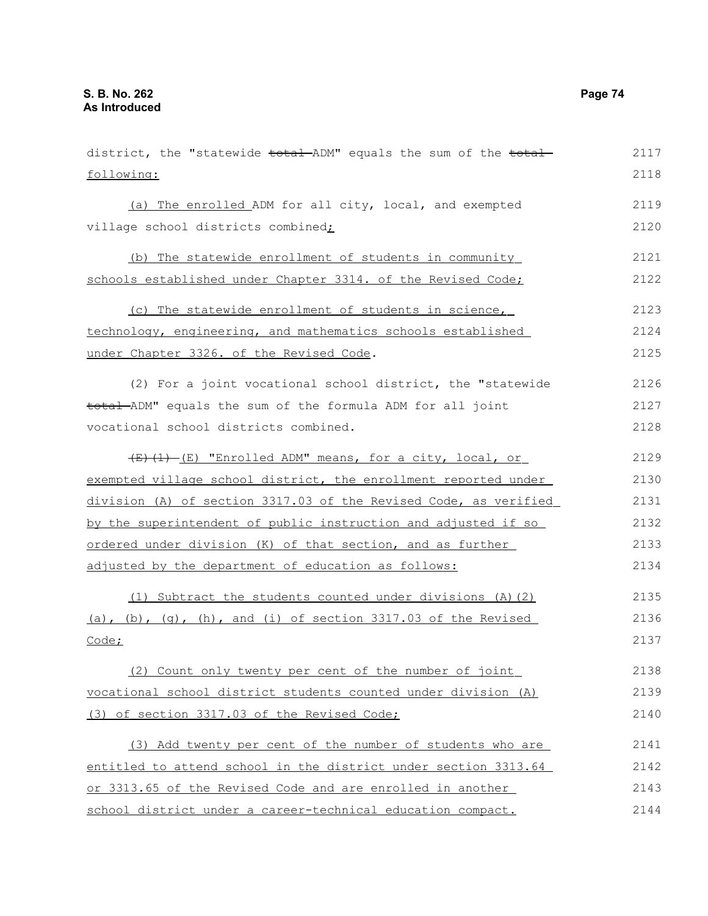district, the "statewide ~~total~~ ADM" equals the sum of the ~~total~~ following:

(a) The enrolled ADM for all city, local, and exempted village school districts combined;

(b) The statewide enrollment of students in community schools established under Chapter 3314. of the Revised Code;

(c) The statewide enrollment of students in science, technology, engineering, and mathematics schools established under Chapter 3326. of the Revised Code.

(2) For a joint vocational school district, the "statewide ~~total~~ ADM" equals the sum of the formula ADM for all joint vocational school districts combined.

~~(E)(1)~~ (E) "Enrolled ADM" means, for a city, local, or exempted village school district, the enrollment reported under division (A) of section 3317.03 of the Revised Code, as verified by the superintendent of public instruction and adjusted if so ordered under division (K) of that section, and as further adjusted by the department of education as follows:

(1) Subtract the students counted under divisions (A)(2)(a), (b), (g), (h), and (i) of section 3317.03 of the Revised Code;

(2) Count only twenty per cent of the number of joint vocational school district students counted under division (A)(3) of section 3317.03 of the Revised Code;

(3) Add twenty per cent of the number of students who are entitled to attend school in the district under section 3313.64 or 3313.65 of the Revised Code and are enrolled in another school district under a career-technical education compact.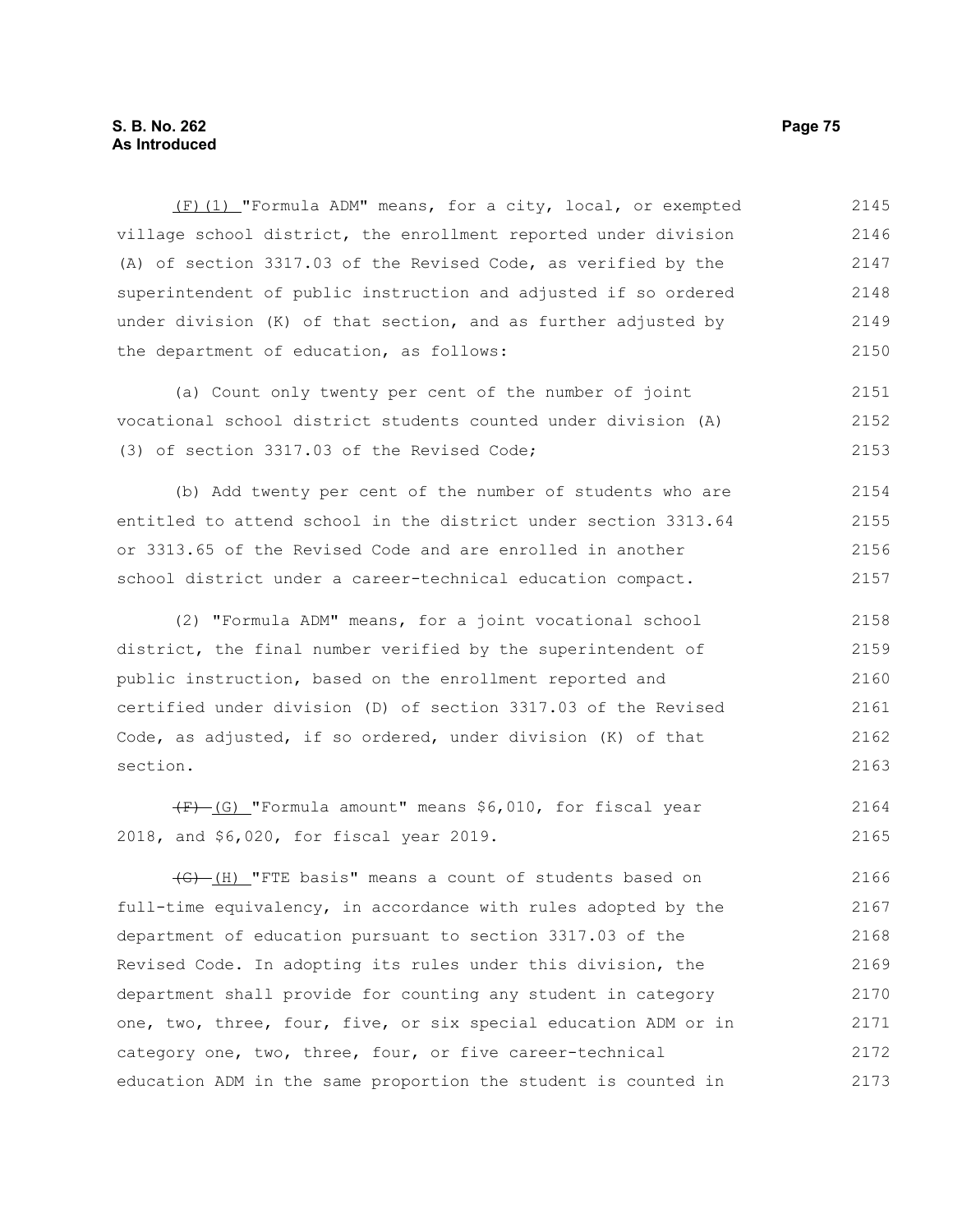(F)(1) "Formula ADM" means, for a city, local, or exempted village school district, the enrollment reported under division (A) of section 3317.03 of the Revised Code, as verified by the superintendent of public instruction and adjusted if so ordered under division (K) of that section, and as further adjusted by the department of education, as follows:

(a) Count only twenty per cent of the number of joint vocational school district students counted under division (A)(3) of section 3317.03 of the Revised Code;

(b) Add twenty per cent of the number of students who are entitled to attend school in the district under section 3313.64 or 3313.65 of the Revised Code and are enrolled in another school district under a career-technical education compact.

(2) "Formula ADM" means, for a joint vocational school district, the final number verified by the superintendent of public instruction, based on the enrollment reported and certified under division (D) of section 3317.03 of the Revised Code, as adjusted, if so ordered, under division (K) of that section.

~~(F)~~ (G) "Formula amount" means $6,010, for fiscal year 2018, and $6,020, for fiscal year 2019.

~~(G)~~ (H) "FTE basis" means a count of students based on full-time equivalency, in accordance with rules adopted by the department of education pursuant to section 3317.03 of the Revised Code. In adopting its rules under this division, the department shall provide for counting any student in category one, two, three, four, five, or six special education ADM or in category one, two, three, four, or five career-technical education ADM in the same proportion the student is counted in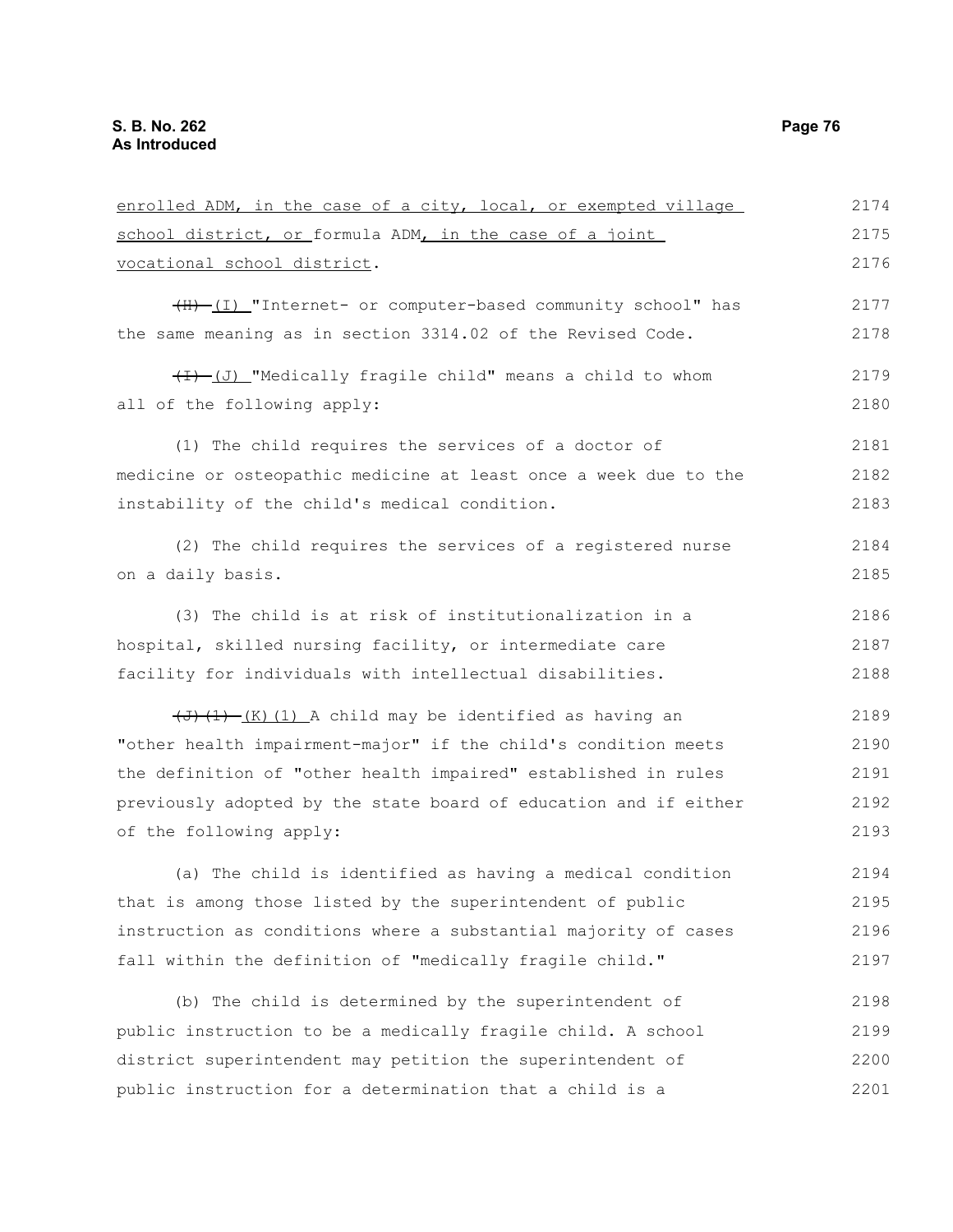enrolled ADM, in the case of a city, local, or exempted village school district, or formula ADM, in the case of a joint vocational school district.

~~(H)~~ (I) "Internet- or computer-based community school" has the same meaning as in section 3314.02 of the Revised Code.

~~(I)~~ (J) "Medically fragile child" means a child to whom all of the following apply:

(1) The child requires the services of a doctor of medicine or osteopathic medicine at least once a week due to the instability of the child's medical condition.

(2) The child requires the services of a registered nurse on a daily basis.

(3) The child is at risk of institutionalization in a hospital, skilled nursing facility, or intermediate care facility for individuals with intellectual disabilities.

~~(J)(1)~~ (K)(1) A child may be identified as having an "other health impairment-major" if the child's condition meets the definition of "other health impaired" established in rules previously adopted by the state board of education and if either of the following apply:

(a) The child is identified as having a medical condition that is among those listed by the superintendent of public instruction as conditions where a substantial majority of cases fall within the definition of "medically fragile child."

(b) The child is determined by the superintendent of public instruction to be a medically fragile child. A school district superintendent may petition the superintendent of public instruction for a determination that a child is a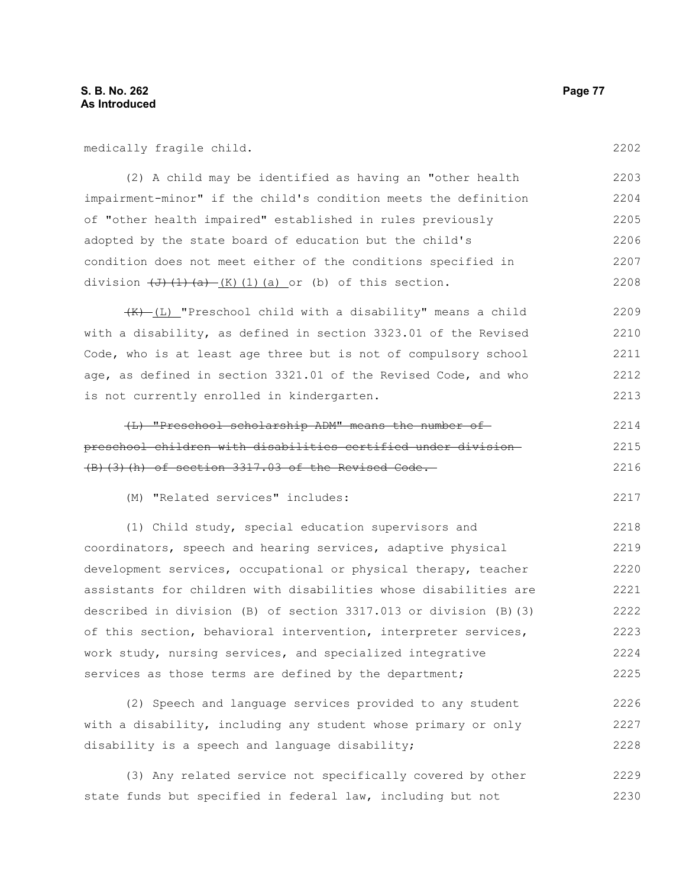medically fragile child.

(2) A child may be identified as having an "other health impairment-minor" if the child's condition meets the definition of "other health impaired" established in rules previously adopted by the state board of education but the child's condition does not meet either of the conditions specified in division ~~(J)(1)(a)~~ (K)(1)(a) or (b) of this section.

~~(K)~~ (L) "Preschool child with a disability" means a child with a disability, as defined in section 3323.01 of the Revised Code, who is at least age three but is not of compulsory school age, as defined in section 3321.01 of the Revised Code, and who is not currently enrolled in kindergarten.

~~(L) "Preschool scholarship ADM" means the number of preschool children with disabilities certified under division (B)(3)(h) of section 3317.03 of the Revised Code.~~

(M) "Related services" includes:

(1) Child study, special education supervisors and coordinators, speech and hearing services, adaptive physical development services, occupational or physical therapy, teacher assistants for children with disabilities whose disabilities are described in division (B) of section 3317.013 or division (B)(3) of this section, behavioral intervention, interpreter services, work study, nursing services, and specialized integrative services as those terms are defined by the department;

(2) Speech and language services provided to any student with a disability, including any student whose primary or only disability is a speech and language disability;

(3) Any related service not specifically covered by other state funds but specified in federal law, including but not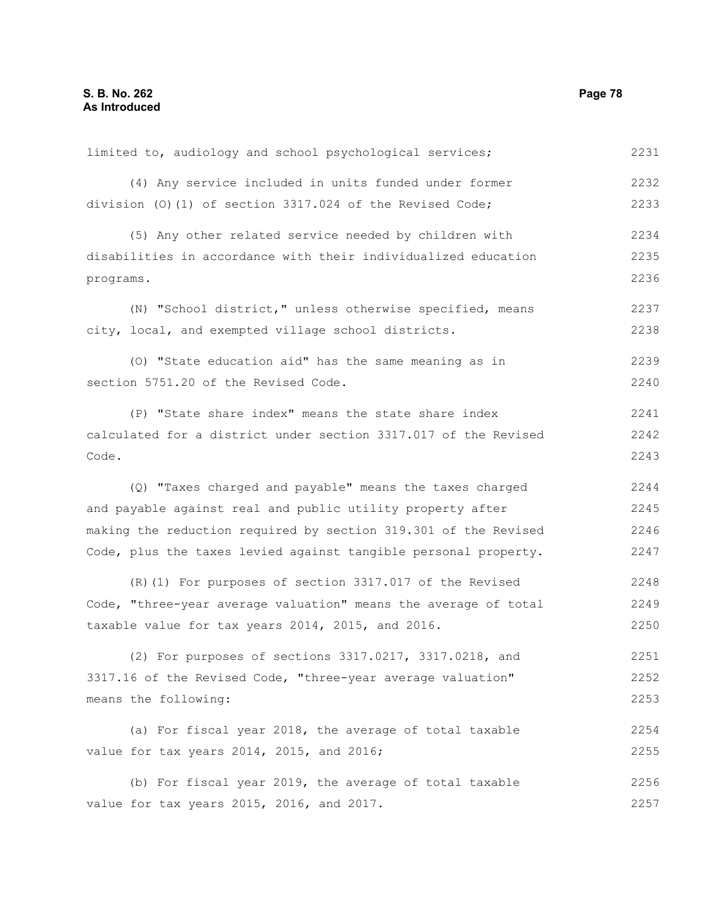limited to, audiology and school psychological services;

(4) Any service included in units funded under former division (O)(1) of section 3317.024 of the Revised Code;

(5) Any other related service needed by children with disabilities in accordance with their individualized education programs.

(N) "School district," unless otherwise specified, means city, local, and exempted village school districts.

(O) "State education aid" has the same meaning as in section 5751.20 of the Revised Code.

(P) "State share index" means the state share index calculated for a district under section 3317.017 of the Revised Code.

(Q) "Taxes charged and payable" means the taxes charged and payable against real and public utility property after making the reduction required by section 319.301 of the Revised Code, plus the taxes levied against tangible personal property.

(R)(1) For purposes of section 3317.017 of the Revised Code, "three-year average valuation" means the average of total taxable value for tax years 2014, 2015, and 2016.

(2) For purposes of sections 3317.0217, 3317.0218, and 3317.16 of the Revised Code, "three-year average valuation" means the following:

(a) For fiscal year 2018, the average of total taxable value for tax years 2014, 2015, and 2016;

(b) For fiscal year 2019, the average of total taxable value for tax years 2015, 2016, and 2017.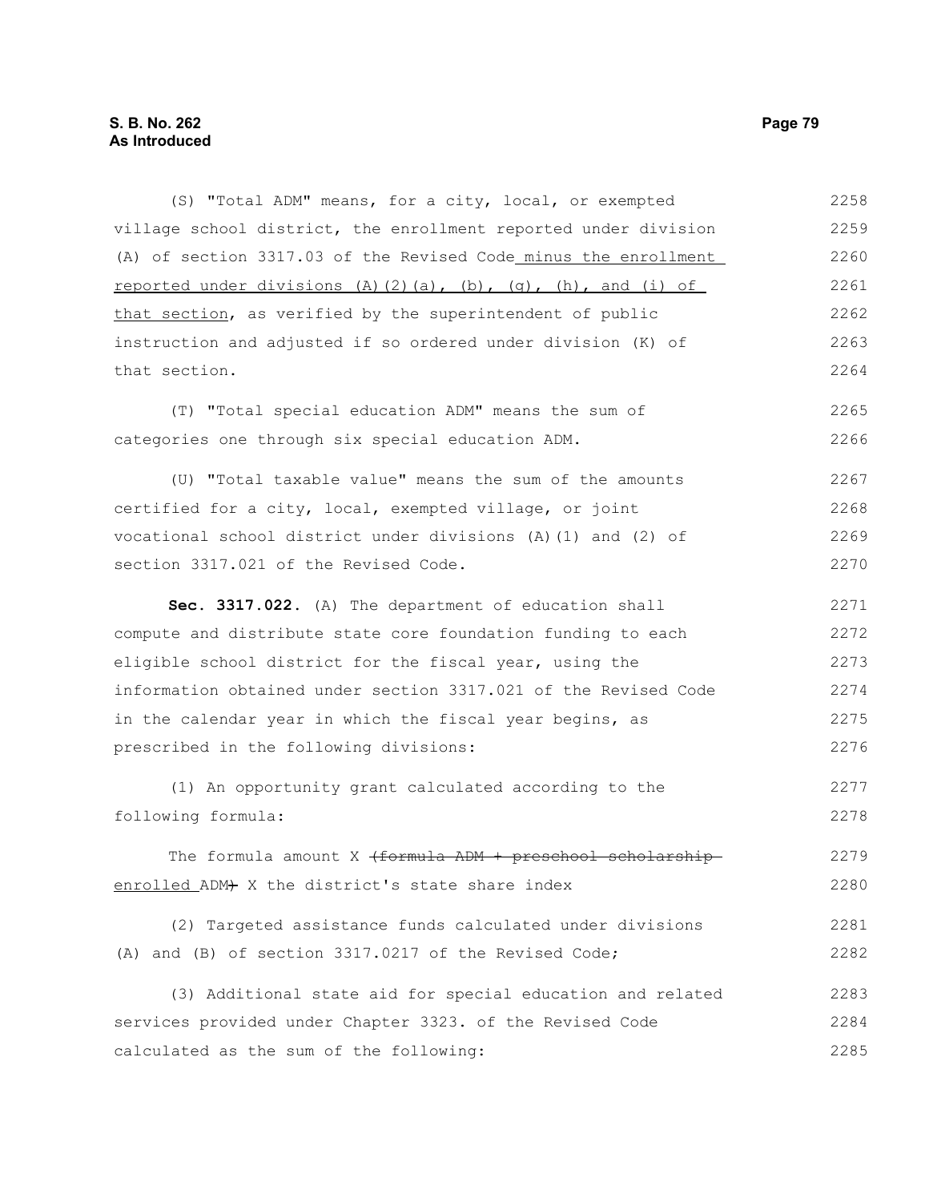(S) "Total ADM" means, for a city, local, or exempted village school district, the enrollment reported under division (A) of section 3317.03 of the Revised Code minus the enrollment reported under divisions (A)(2)(a), (b), (g), (h), and (i) of that section, as verified by the superintendent of public instruction and adjusted if so ordered under division (K) of that section.

(T) "Total special education ADM" means the sum of categories one through six special education ADM.

(U) "Total taxable value" means the sum of the amounts certified for a city, local, exempted village, or joint vocational school district under divisions (A)(1) and (2) of section 3317.021 of the Revised Code.

**Sec. 3317.022.** (A) The department of education shall compute and distribute state core foundation funding to each eligible school district for the fiscal year, using the information obtained under section 3317.021 of the Revised Code in the calendar year in which the fiscal year begins, as prescribed in the following divisions:

(1) An opportunity grant calculated according to the following formula:

The formula amount X ~~(formula ADM + preschool scholarship~~ enrolled ADM~~)~~ X the district's state share index

(2) Targeted assistance funds calculated under divisions (A) and (B) of section 3317.0217 of the Revised Code;

(3) Additional state aid for special education and related services provided under Chapter 3323. of the Revised Code calculated as the sum of the following: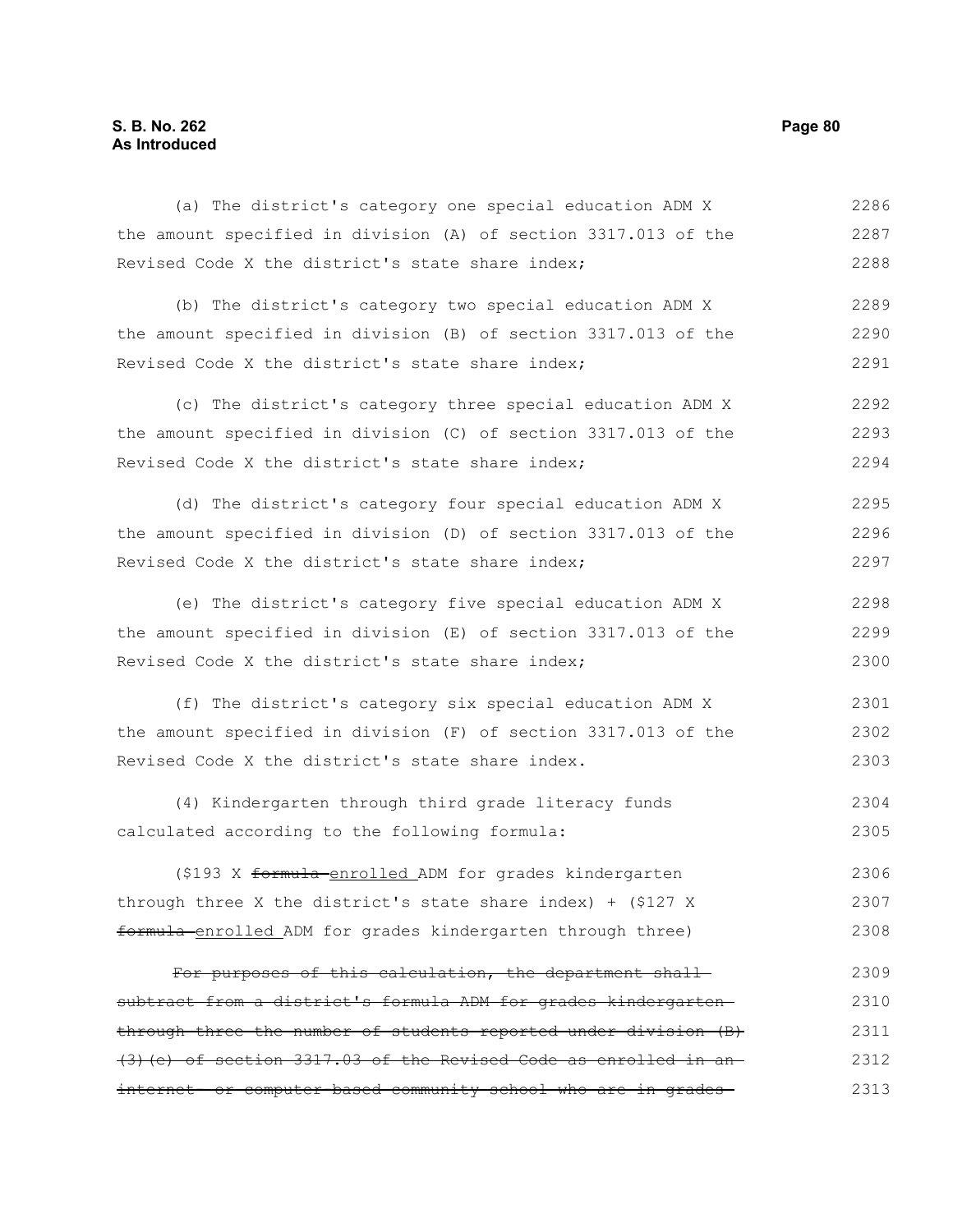(a) The district's category one special education ADM X the amount specified in division (A) of section 3317.013 of the Revised Code X the district's state share index;

(b) The district's category two special education ADM X the amount specified in division (B) of section 3317.013 of the Revised Code X the district's state share index;

(c) The district's category three special education ADM X the amount specified in division (C) of section 3317.013 of the Revised Code X the district's state share index;

(d) The district's category four special education ADM X the amount specified in division (D) of section 3317.013 of the Revised Code X the district's state share index;

(e) The district's category five special education ADM X the amount specified in division (E) of section 3317.013 of the Revised Code X the district's state share index;

(f) The district's category six special education ADM X the amount specified in division (F) of section 3317.013 of the Revised Code X the district's state share index.

(4) Kindergarten through third grade literacy funds calculated according to the following formula:

($193 X ~~formula~~ enrolled ADM for grades kindergarten through three X the district's state share index) + ($127 X ~~formula~~ enrolled ADM for grades kindergarten through three)

~~For purposes of this calculation, the department shall subtract from a district's formula ADM for grades kindergarten through three the number of students reported under division (B)(3)(e) of section 3317.03 of the Revised Code as enrolled in an internet- or computer-based community school who are in grades~~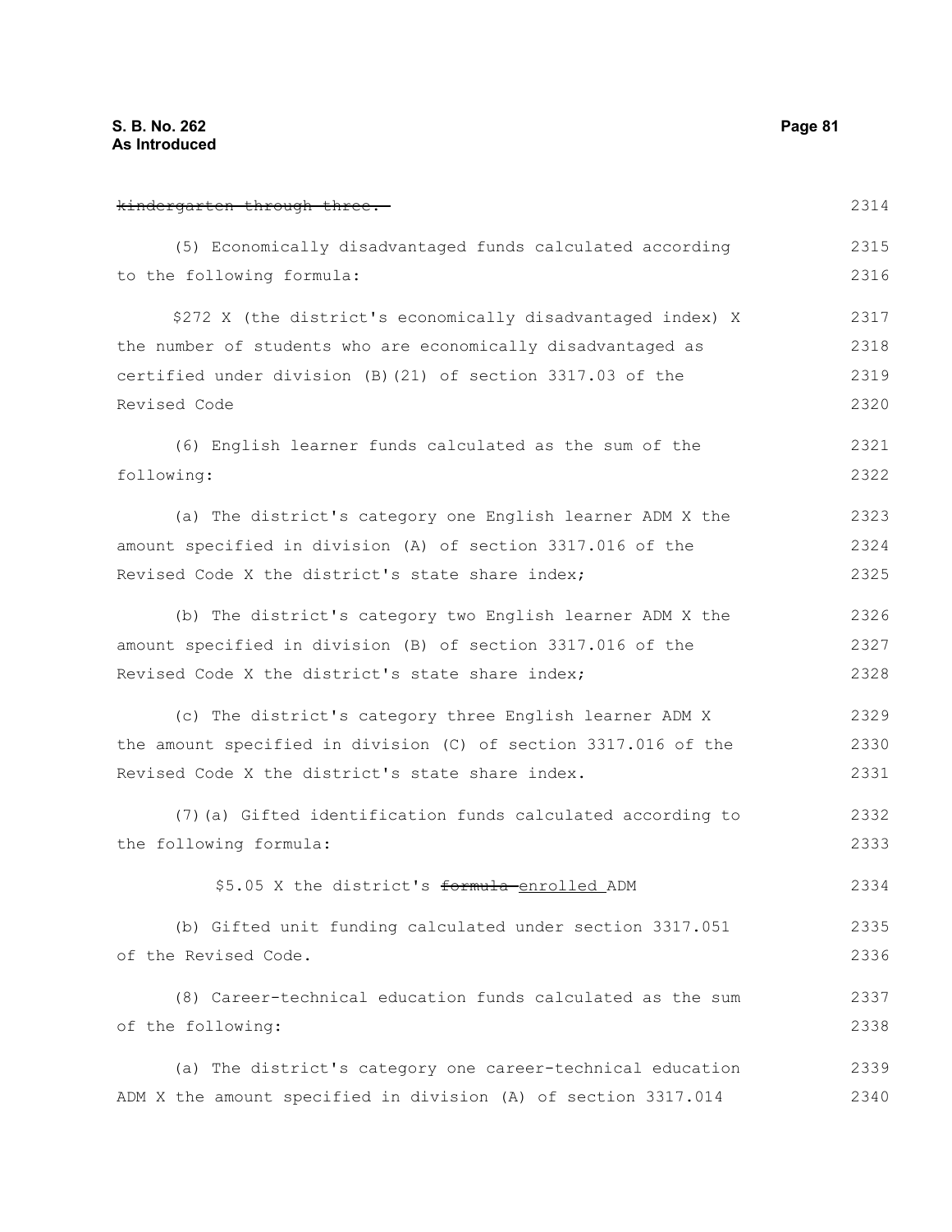~~kindergarten through three.~~

(5) Economically disadvantaged funds calculated according to the following formula:

\$272 X (the district's economically disadvantaged index) X the number of students who are economically disadvantaged as certified under division (B)(21) of section 3317.03 of the Revised Code

(6) English learner funds calculated as the sum of the following:

(a) The district's category one English learner ADM X the amount specified in division (A) of section 3317.016 of the Revised Code X the district's state share index;

(b) The district's category two English learner ADM X the amount specified in division (B) of section 3317.016 of the Revised Code X the district's state share index;

(c) The district's category three English learner ADM X the amount specified in division (C) of section 3317.016 of the Revised Code X the district's state share index.

(7)(a) Gifted identification funds calculated according to the following formula:

\$5.05 X the district's ~~formula~~ <u>enrolled</u> ADM

(b) Gifted unit funding calculated under section 3317.051 of the Revised Code.

(8) Career-technical education funds calculated as the sum of the following:

(a) The district's category one career-technical education ADM X the amount specified in division (A) of section 3317.014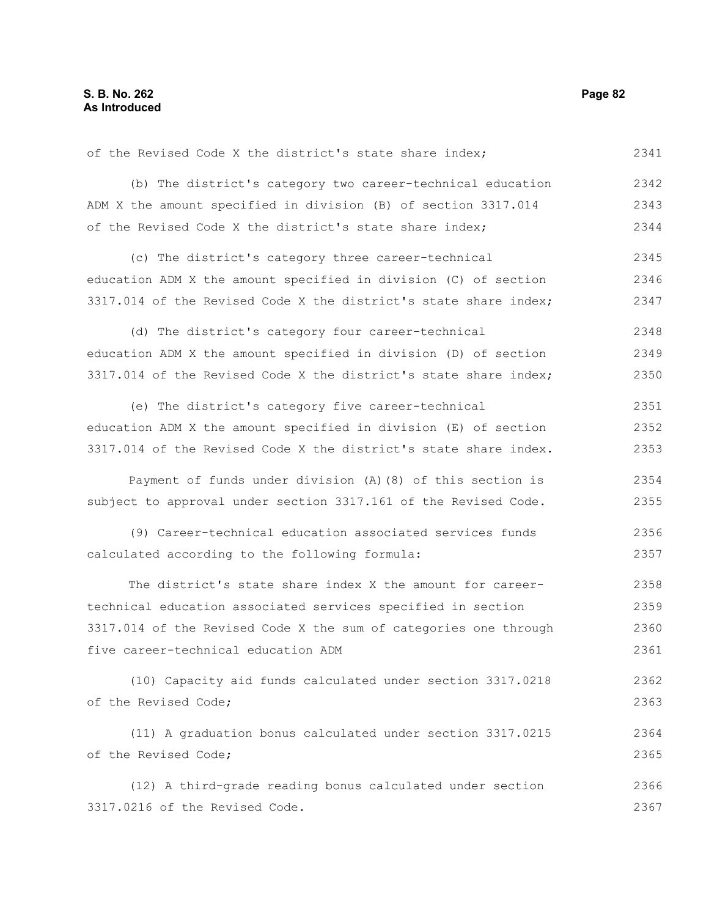of the Revised Code X the district's state share index;

(b) The district's category two career-technical education ADM X the amount specified in division (B) of section 3317.014 of the Revised Code X the district's state share index;

(c) The district's category three career-technical education ADM X the amount specified in division (C) of section 3317.014 of the Revised Code X the district's state share index;

(d) The district's category four career-technical education ADM X the amount specified in division (D) of section 3317.014 of the Revised Code X the district's state share index;

(e) The district's category five career-technical education ADM X the amount specified in division (E) of section 3317.014 of the Revised Code X the district's state share index.

Payment of funds under division (A)(8) of this section is subject to approval under section 3317.161 of the Revised Code.

(9) Career-technical education associated services funds calculated according to the following formula:

The district's state share index X the amount for career-technical education associated services specified in section 3317.014 of the Revised Code X the sum of categories one through five career-technical education ADM

(10) Capacity aid funds calculated under section 3317.0218 of the Revised Code;

(11) A graduation bonus calculated under section 3317.0215 of the Revised Code;

(12) A third-grade reading bonus calculated under section 3317.0216 of the Revised Code.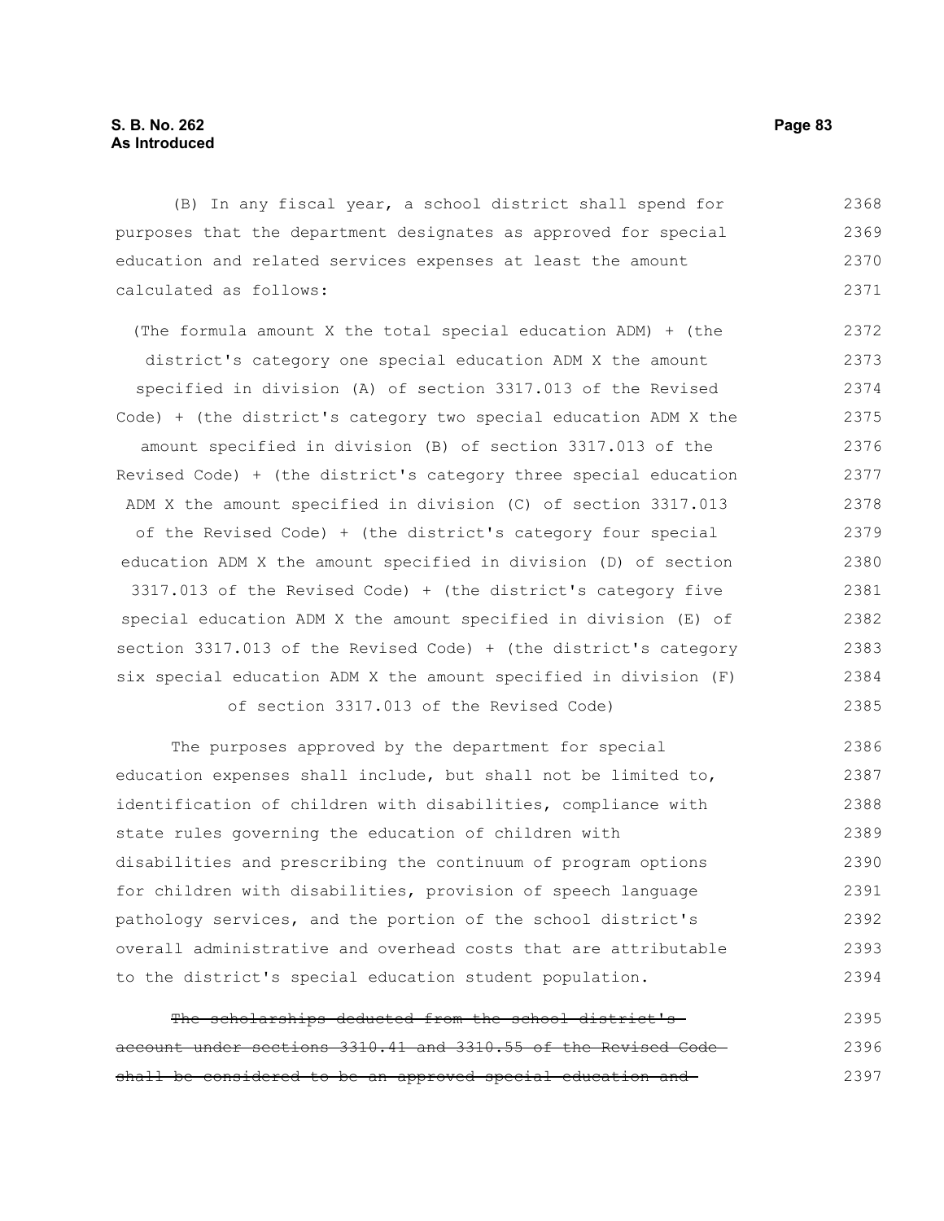(B) In any fiscal year, a school district shall spend for purposes that the department designates as approved for special education and related services expenses at least the amount calculated as follows:

(The formula amount X the total special education ADM) + (the district's category one special education ADM X the amount specified in division (A) of section 3317.013 of the Revised Code) + (the district's category two special education ADM X the amount specified in division (B) of section 3317.013 of the Revised Code) + (the district's category three special education ADM X the amount specified in division (C) of section 3317.013 of the Revised Code) + (the district's category four special education ADM X the amount specified in division (D) of section 3317.013 of the Revised Code) + (the district's category five special education ADM X the amount specified in division (E) of section 3317.013 of the Revised Code) + (the district's category six special education ADM X the amount specified in division (F) of section 3317.013 of the Revised Code)

The purposes approved by the department for special education expenses shall include, but shall not be limited to, identification of children with disabilities, compliance with state rules governing the education of children with disabilities and prescribing the continuum of program options for children with disabilities, provision of speech language pathology services, and the portion of the school district's overall administrative and overhead costs that are attributable to the district's special education student population.

~~The scholarships deducted from the school district's account under sections 3310.41 and 3310.55 of the Revised Code shall be considered to be an approved special education and~~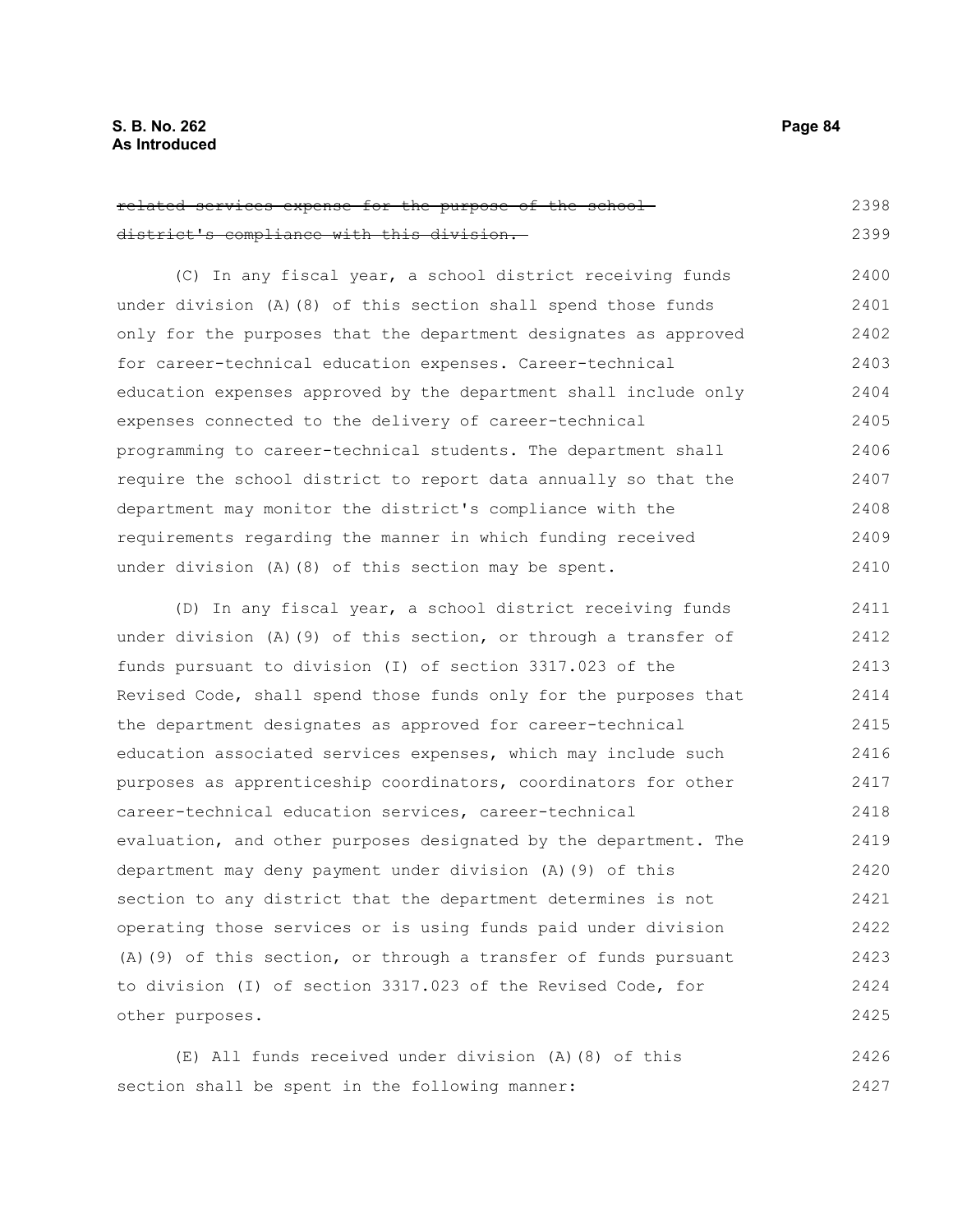~~related services expense for the purpose of the school district's compliance with this division.~~

(C) In any fiscal year, a school district receiving funds under division (A)(8) of this section shall spend those funds only for the purposes that the department designates as approved for career-technical education expenses. Career-technical education expenses approved by the department shall include only expenses connected to the delivery of career-technical programming to career-technical students. The department shall require the school district to report data annually so that the department may monitor the district's compliance with the requirements regarding the manner in which funding received under division (A)(8) of this section may be spent.

(D) In any fiscal year, a school district receiving funds under division (A)(9) of this section, or through a transfer of funds pursuant to division (I) of section 3317.023 of the Revised Code, shall spend those funds only for the purposes that the department designates as approved for career-technical education associated services expenses, which may include such purposes as apprenticeship coordinators, coordinators for other career-technical education services, career-technical evaluation, and other purposes designated by the department. The department may deny payment under division (A)(9) of this section to any district that the department determines is not operating those services or is using funds paid under division (A)(9) of this section, or through a transfer of funds pursuant to division (I) of section 3317.023 of the Revised Code, for other purposes.

(E) All funds received under division (A)(8) of this section shall be spent in the following manner: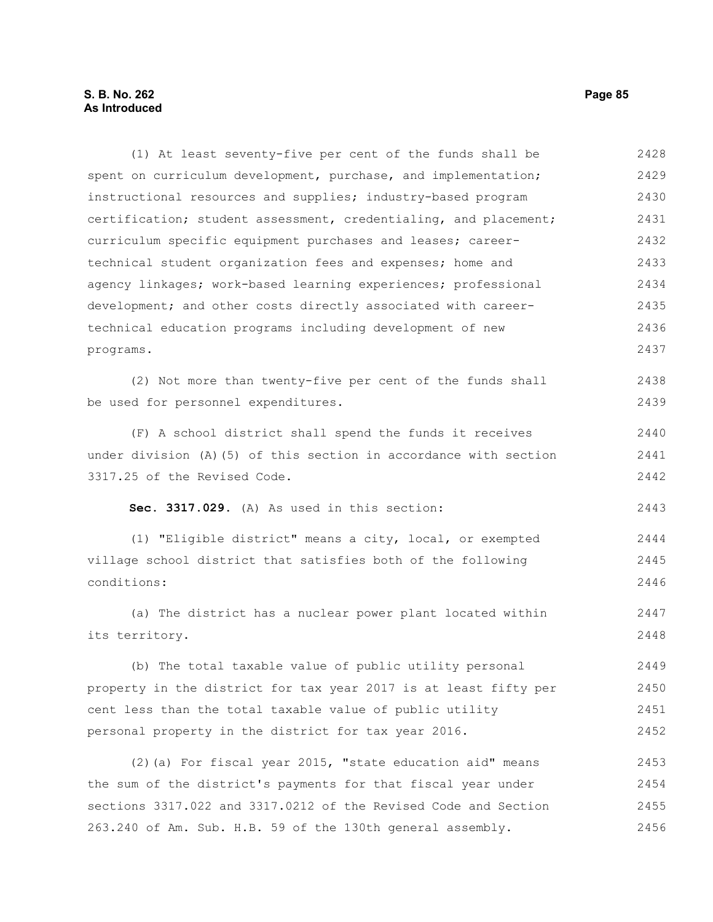(1) At least seventy-five per cent of the funds shall be spent on curriculum development, purchase, and implementation; instructional resources and supplies; industry-based program certification; student assessment, credentialing, and placement; curriculum specific equipment purchases and leases; career-technical student organization fees and expenses; home and agency linkages; work-based learning experiences; professional development; and other costs directly associated with career-technical education programs including development of new programs.

(2) Not more than twenty-five per cent of the funds shall be used for personnel expenditures.

(F) A school district shall spend the funds it receives under division (A)(5) of this section in accordance with section 3317.25 of the Revised Code.

**Sec. 3317.029.** (A) As used in this section:

(1) "Eligible district" means a city, local, or exempted village school district that satisfies both of the following conditions:

(a) The district has a nuclear power plant located within its territory.

(b) The total taxable value of public utility personal property in the district for tax year 2017 is at least fifty per cent less than the total taxable value of public utility personal property in the district for tax year 2016.

(2)(a) For fiscal year 2015, "state education aid" means the sum of the district's payments for that fiscal year under sections 3317.022 and 3317.0212 of the Revised Code and Section 263.240 of Am. Sub. H.B. 59 of the 130th general assembly.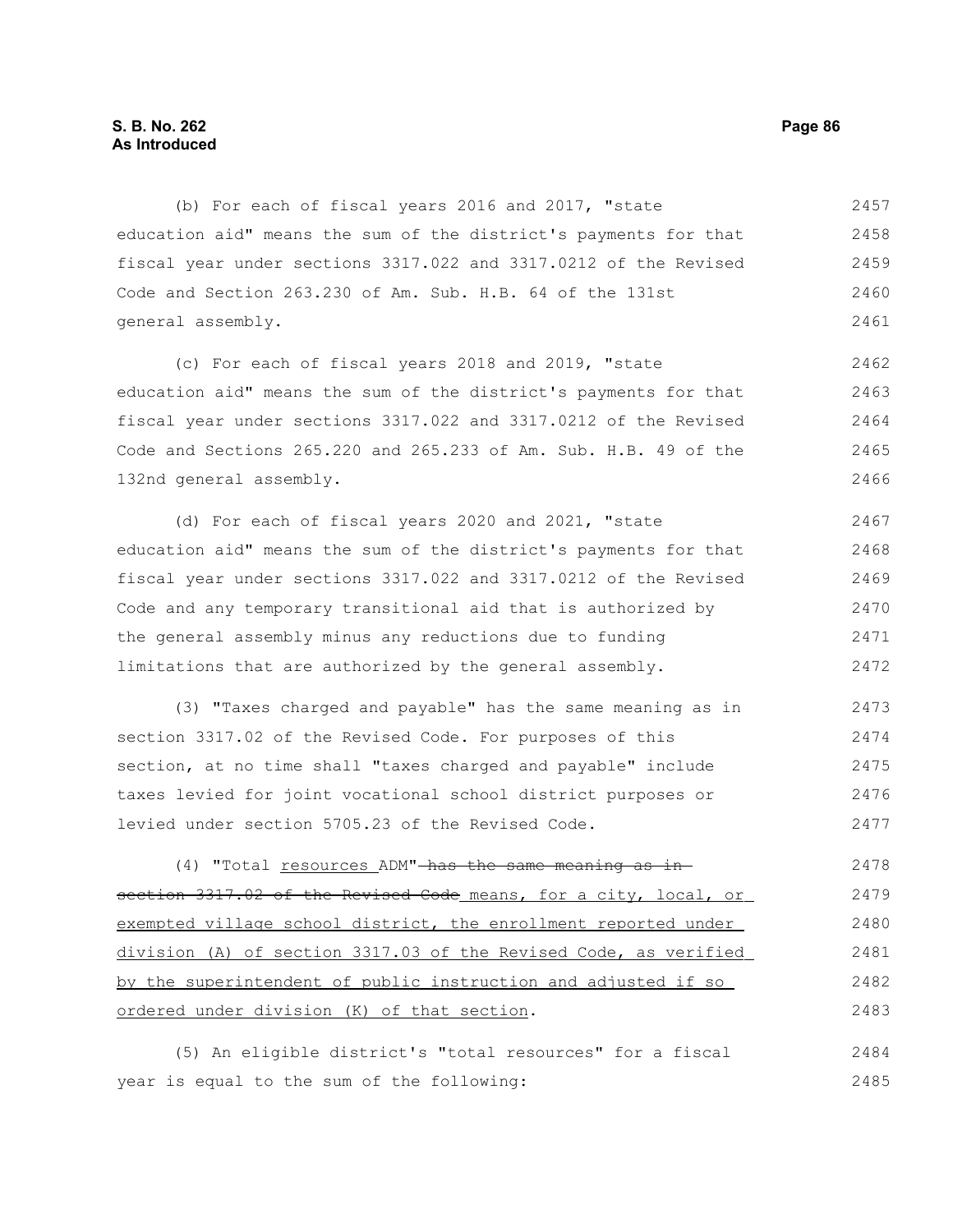(b) For each of fiscal years 2016 and 2017, "state education aid" means the sum of the district's payments for that fiscal year under sections 3317.022 and 3317.0212 of the Revised Code and Section 263.230 of Am. Sub. H.B. 64 of the 131st general assembly.

(c) For each of fiscal years 2018 and 2019, "state education aid" means the sum of the district's payments for that fiscal year under sections 3317.022 and 3317.0212 of the Revised Code and Sections 265.220 and 265.233 of Am. Sub. H.B. 49 of the 132nd general assembly.

(d) For each of fiscal years 2020 and 2021, "state education aid" means the sum of the district's payments for that fiscal year under sections 3317.022 and 3317.0212 of the Revised Code and any temporary transitional aid that is authorized by the general assembly minus any reductions due to funding limitations that are authorized by the general assembly.

(3) "Taxes charged and payable" has the same meaning as in section 3317.02 of the Revised Code. For purposes of this section, at no time shall "taxes charged and payable" include taxes levied for joint vocational school district purposes or levied under section 5705.23 of the Revised Code.

(4) "Total <u>resources</u> ADM" ~~has the same meaning as in section 3317.02 of the Revised Code~~ <u>means, for a city, local, or exempted village school district, the enrollment reported under division (A) of section 3317.03 of the Revised Code, as verified by the superintendent of public instruction and adjusted if so ordered under division (K) of that section</u>.

(5) An eligible district's "total resources" for a fiscal year is equal to the sum of the following: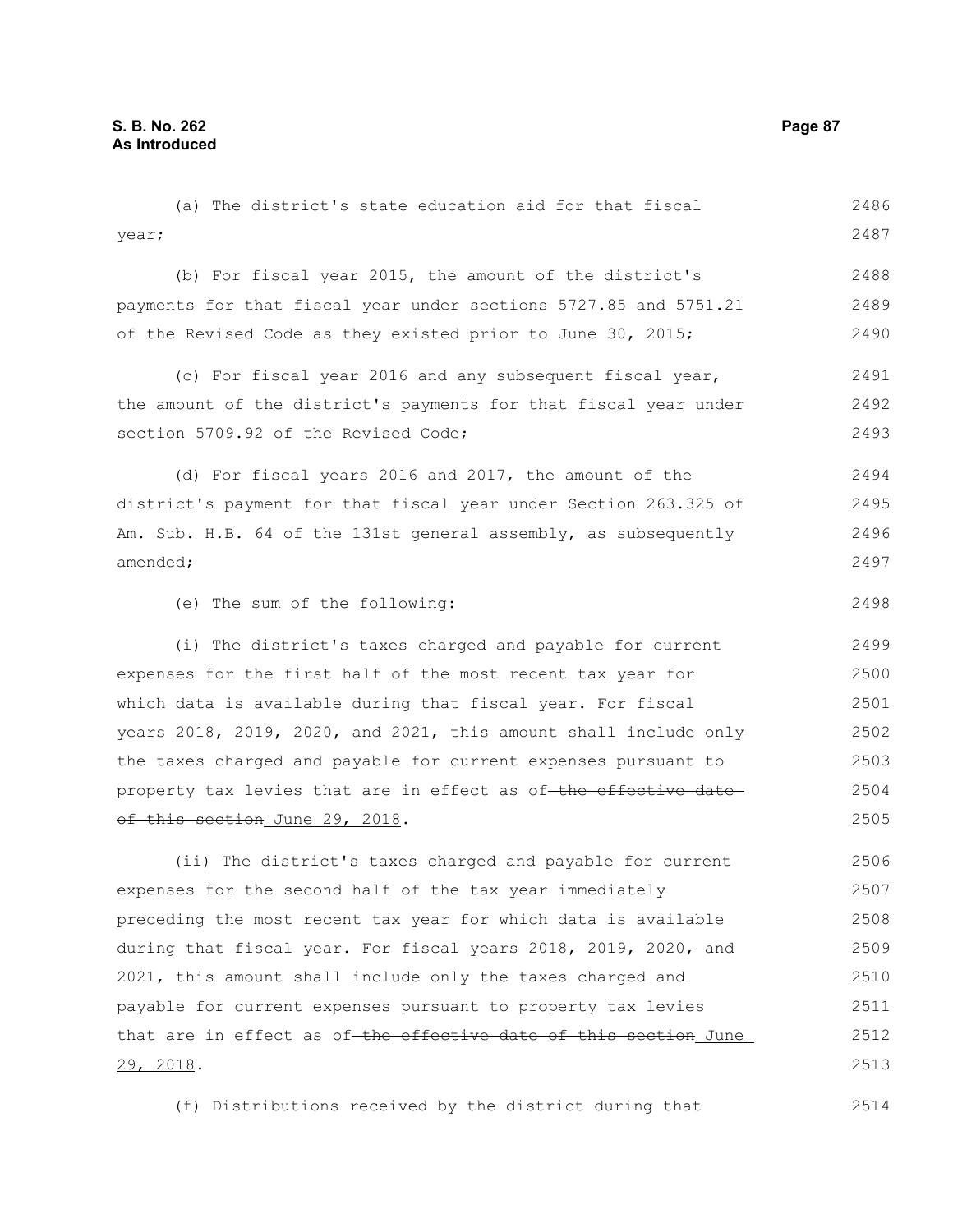(a) The district's state education aid for that fiscal year;

(b) For fiscal year 2015, the amount of the district's payments for that fiscal year under sections 5727.85 and 5751.21 of the Revised Code as they existed prior to June 30, 2015;

(c) For fiscal year 2016 and any subsequent fiscal year, the amount of the district's payments for that fiscal year under section 5709.92 of the Revised Code;

(d) For fiscal years 2016 and 2017, the amount of the district's payment for that fiscal year under Section 263.325 of Am. Sub. H.B. 64 of the 131st general assembly, as subsequently amended;

(e) The sum of the following:

(i) The district's taxes charged and payable for current expenses for the first half of the most recent tax year for which data is available during that fiscal year. For fiscal years 2018, 2019, 2020, and 2021, this amount shall include only the taxes charged and payable for current expenses pursuant to property tax levies that are in effect as of ~~the effective date of this section~~ June 29, 2018.

(ii) The district's taxes charged and payable for current expenses for the second half of the tax year immediately preceding the most recent tax year for which data is available during that fiscal year. For fiscal years 2018, 2019, 2020, and 2021, this amount shall include only the taxes charged and payable for current expenses pursuant to property tax levies that are in effect as of ~~the effective date of this section~~ June 29, 2018.

(f) Distributions received by the district during that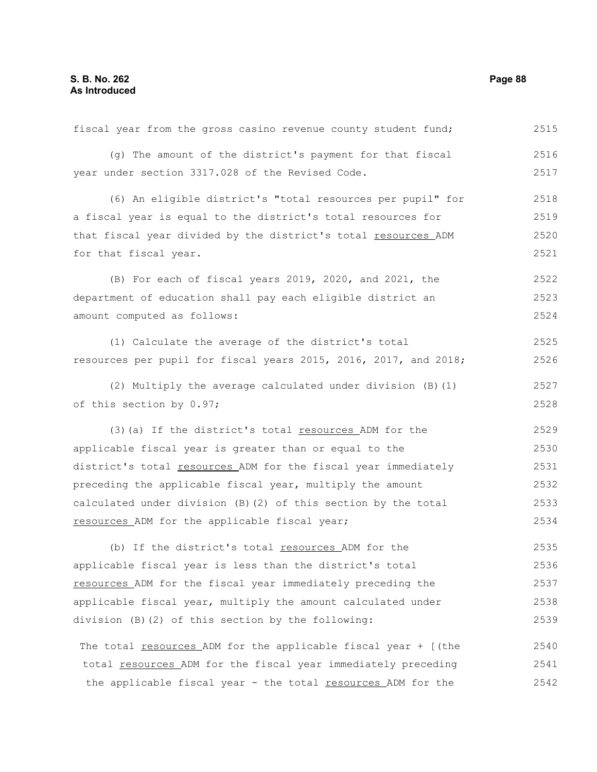fiscal year from the gross casino revenue county student fund;

(g) The amount of the district's payment for that fiscal year under section 3317.028 of the Revised Code.

(6) An eligible district's "total resources per pupil" for a fiscal year is equal to the district's total resources for that fiscal year divided by the district's total resources ADM for that fiscal year.

(B) For each of fiscal years 2019, 2020, and 2021, the department of education shall pay each eligible district an amount computed as follows:

(1) Calculate the average of the district's total resources per pupil for fiscal years 2015, 2016, 2017, and 2018;

(2) Multiply the average calculated under division (B)(1) of this section by 0.97;

(3)(a) If the district's total resources ADM for the applicable fiscal year is greater than or equal to the district's total resources ADM for the fiscal year immediately preceding the applicable fiscal year, multiply the amount calculated under division (B)(2) of this section by the total resources ADM for the applicable fiscal year;

(b) If the district's total resources ADM for the applicable fiscal year is less than the district's total resources ADM for the fiscal year immediately preceding the applicable fiscal year, multiply the amount calculated under division (B)(2) of this section by the following:

The total resources ADM for the applicable fiscal year + [(the total resources ADM for the fiscal year immediately preceding the applicable fiscal year - the total resources ADM for the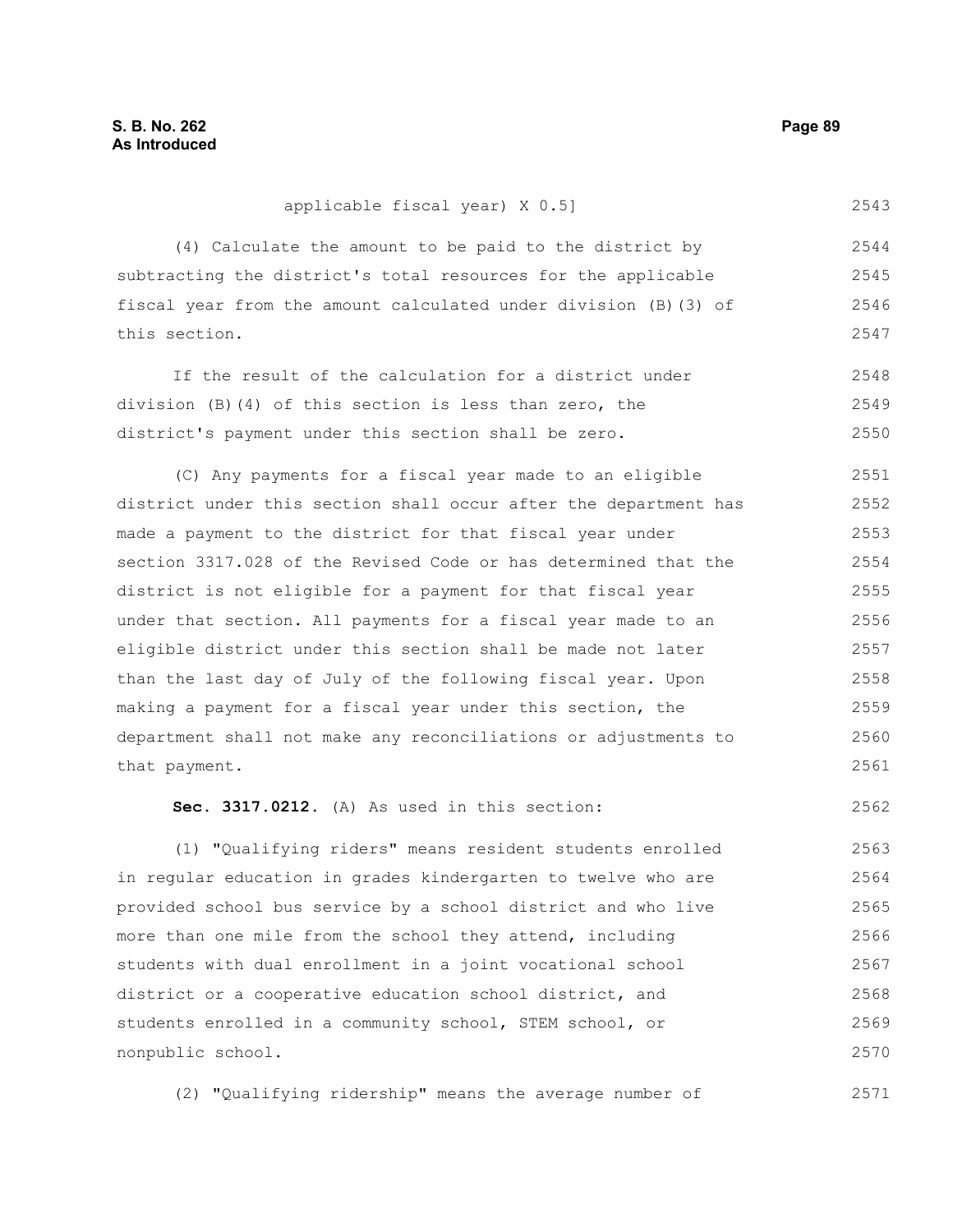applicable fiscal year) X 0.5]

(4) Calculate the amount to be paid to the district by subtracting the district's total resources for the applicable fiscal year from the amount calculated under division (B)(3) of this section.

If the result of the calculation for a district under division (B)(4) of this section is less than zero, the district's payment under this section shall be zero.

(C) Any payments for a fiscal year made to an eligible district under this section shall occur after the department has made a payment to the district for that fiscal year under section 3317.028 of the Revised Code or has determined that the district is not eligible for a payment for that fiscal year under that section. All payments for a fiscal year made to an eligible district under this section shall be made not later than the last day of July of the following fiscal year. Upon making a payment for a fiscal year under this section, the department shall not make any reconciliations or adjustments to that payment.

**Sec. 3317.0212.** (A) As used in this section:

(1) "Qualifying riders" means resident students enrolled in regular education in grades kindergarten to twelve who are provided school bus service by a school district and who live more than one mile from the school they attend, including students with dual enrollment in a joint vocational school district or a cooperative education school district, and students enrolled in a community school, STEM school, or nonpublic school.

(2) "Qualifying ridership" means the average number of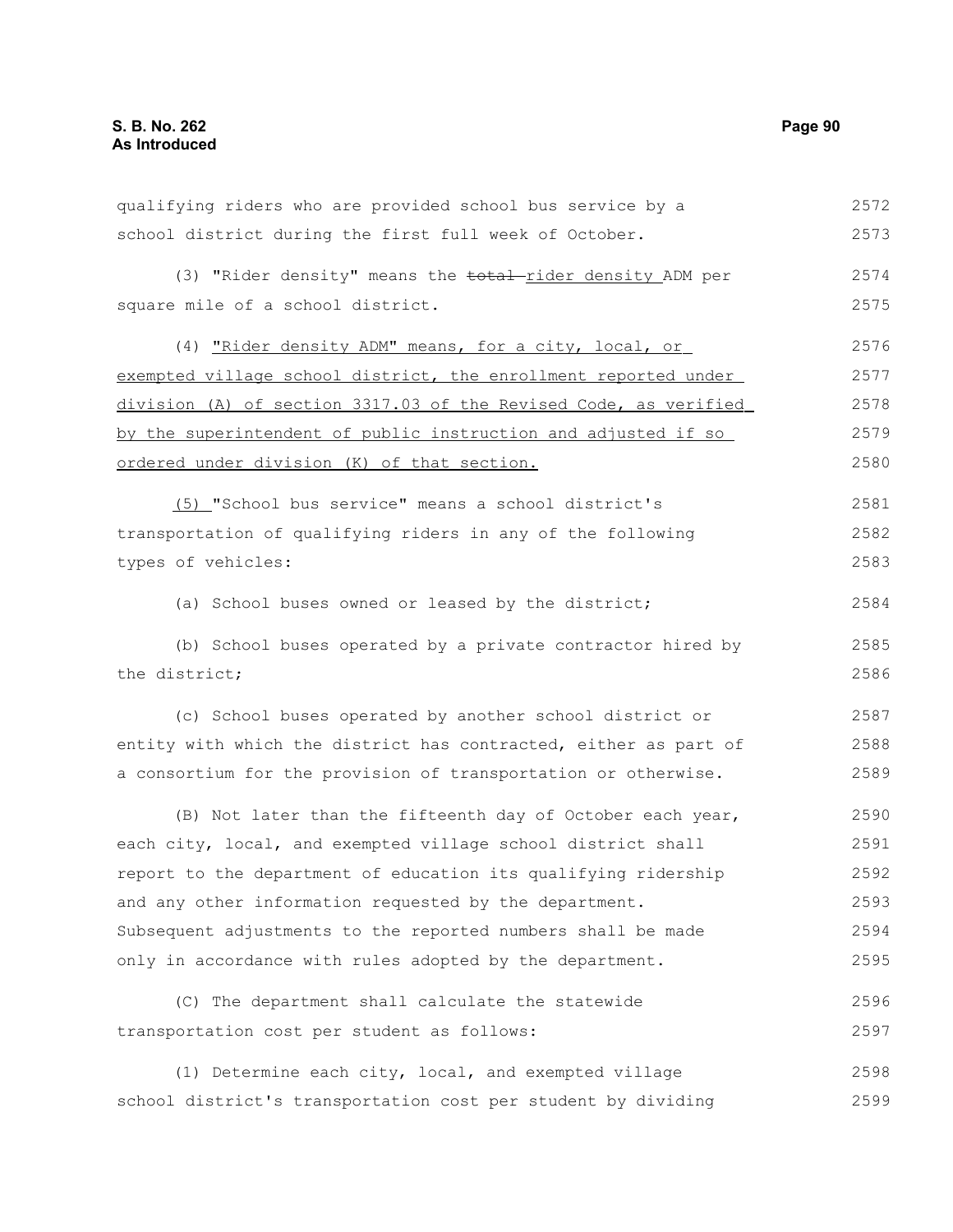qualifying riders who are provided school bus service by a school district during the first full week of October.

(3) "Rider density" means the ~~total~~ rider density ADM per square mile of a school district.

(4) "Rider density ADM" means, for a city, local, or exempted village school district, the enrollment reported under division (A) of section 3317.03 of the Revised Code, as verified by the superintendent of public instruction and adjusted if so ordered under division (K) of that section.

(5) "School bus service" means a school district's transportation of qualifying riders in any of the following types of vehicles:

(a) School buses owned or leased by the district;

(b) School buses operated by a private contractor hired by the district;

(c) School buses operated by another school district or entity with which the district has contracted, either as part of a consortium for the provision of transportation or otherwise.

(B) Not later than the fifteenth day of October each year, each city, local, and exempted village school district shall report to the department of education its qualifying ridership and any other information requested by the department. Subsequent adjustments to the reported numbers shall be made only in accordance with rules adopted by the department.

(C) The department shall calculate the statewide transportation cost per student as follows:

(1) Determine each city, local, and exempted village school district's transportation cost per student by dividing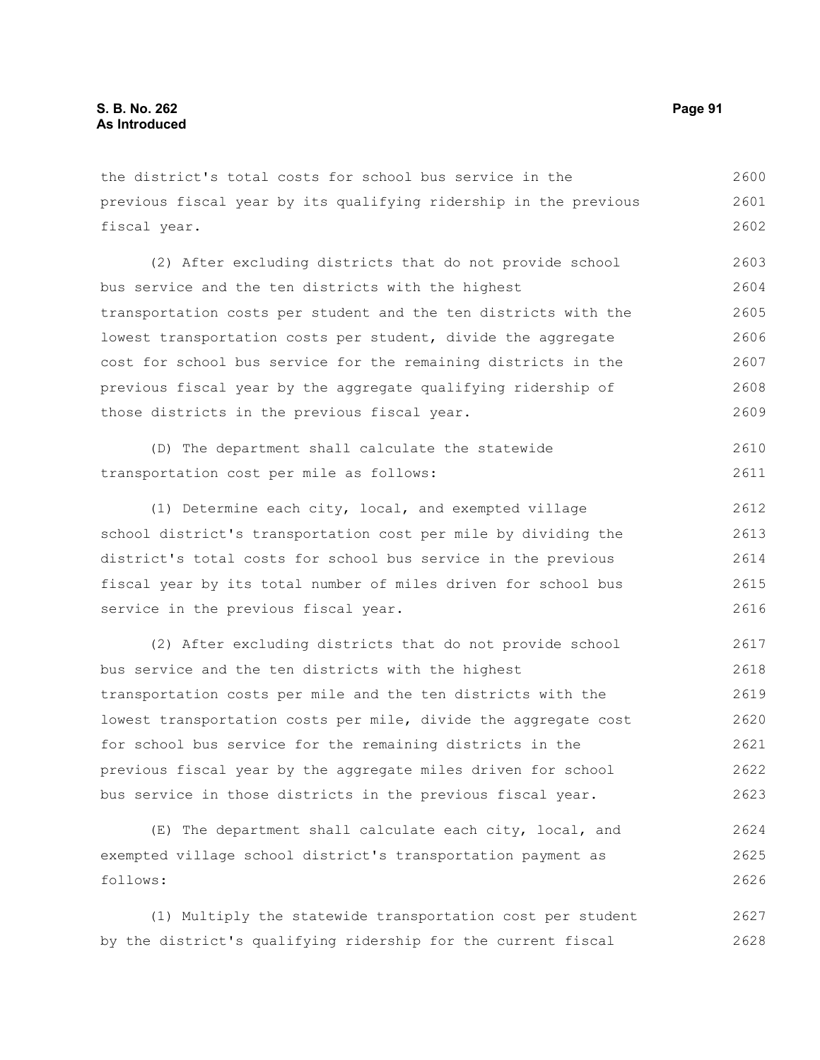the district's total costs for school bus service in the previous fiscal year by its qualifying ridership in the previous fiscal year.

(2) After excluding districts that do not provide school bus service and the ten districts with the highest transportation costs per student and the ten districts with the lowest transportation costs per student, divide the aggregate cost for school bus service for the remaining districts in the previous fiscal year by the aggregate qualifying ridership of those districts in the previous fiscal year.

(D) The department shall calculate the statewide transportation cost per mile as follows:

(1) Determine each city, local, and exempted village school district's transportation cost per mile by dividing the district's total costs for school bus service in the previous fiscal year by its total number of miles driven for school bus service in the previous fiscal year.

(2) After excluding districts that do not provide school bus service and the ten districts with the highest transportation costs per mile and the ten districts with the lowest transportation costs per mile, divide the aggregate cost for school bus service for the remaining districts in the previous fiscal year by the aggregate miles driven for school bus service in those districts in the previous fiscal year.

(E) The department shall calculate each city, local, and exempted village school district's transportation payment as follows:

(1) Multiply the statewide transportation cost per student by the district's qualifying ridership for the current fiscal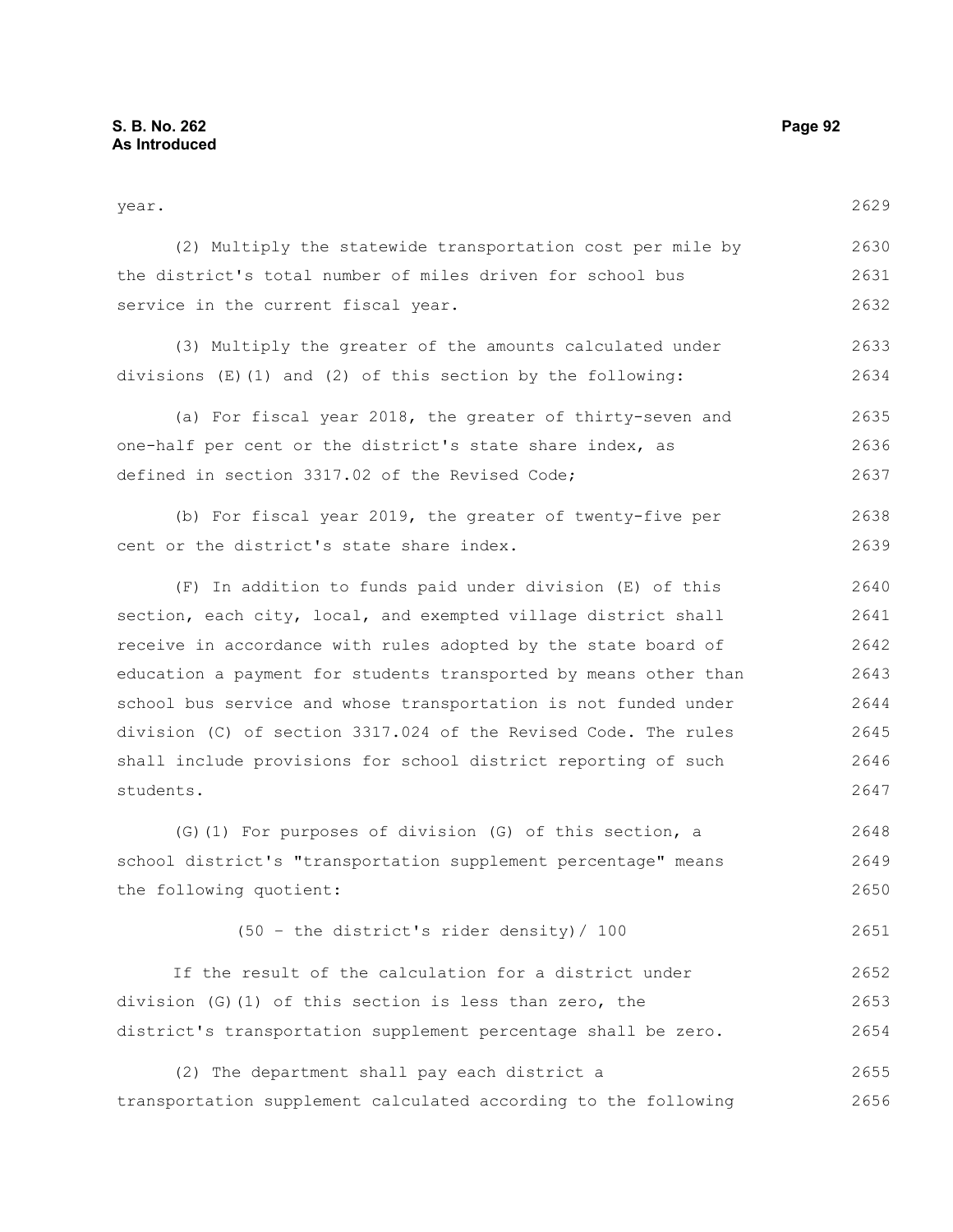year.

(2) Multiply the statewide transportation cost per mile by the district's total number of miles driven for school bus service in the current fiscal year.

(3) Multiply the greater of the amounts calculated under divisions (E)(1) and (2) of this section by the following:

(a) For fiscal year 2018, the greater of thirty-seven and one-half per cent or the district's state share index, as defined in section 3317.02 of the Revised Code;

(b) For fiscal year 2019, the greater of twenty-five per cent or the district's state share index.

(F) In addition to funds paid under division (E) of this section, each city, local, and exempted village district shall receive in accordance with rules adopted by the state board of education a payment for students transported by means other than school bus service and whose transportation is not funded under division (C) of section 3317.024 of the Revised Code. The rules shall include provisions for school district reporting of such students.

(G)(1) For purposes of division (G) of this section, a school district's "transportation supplement percentage" means the following quotient:

(50 – the district's rider density)/ 100

If the result of the calculation for a district under division (G)(1) of this section is less than zero, the district's transportation supplement percentage shall be zero.

(2) The department shall pay each district a transportation supplement calculated according to the following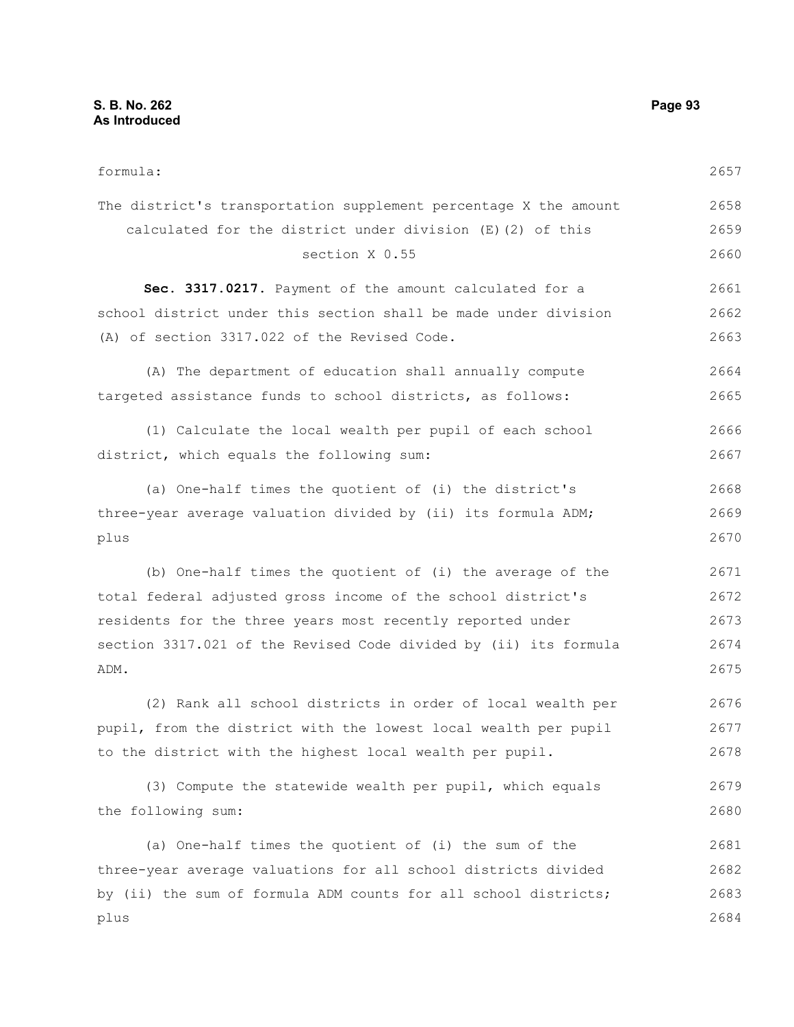formula:

The district's transportation supplement percentage X the amount calculated for the district under division (E)(2) of this section X 0.55

**Sec. 3317.0217.** Payment of the amount calculated for a school district under this section shall be made under division (A) of section 3317.022 of the Revised Code.

(A) The department of education shall annually compute targeted assistance funds to school districts, as follows:

(1) Calculate the local wealth per pupil of each school district, which equals the following sum:

(a) One-half times the quotient of (i) the district's three-year average valuation divided by (ii) its formula ADM; plus

(b) One-half times the quotient of (i) the average of the total federal adjusted gross income of the school district's residents for the three years most recently reported under section 3317.021 of the Revised Code divided by (ii) its formula ADM.

(2) Rank all school districts in order of local wealth per pupil, from the district with the lowest local wealth per pupil to the district with the highest local wealth per pupil.

(3) Compute the statewide wealth per pupil, which equals the following sum:

(a) One-half times the quotient of (i) the sum of the three-year average valuations for all school districts divided by (ii) the sum of formula ADM counts for all school districts; plus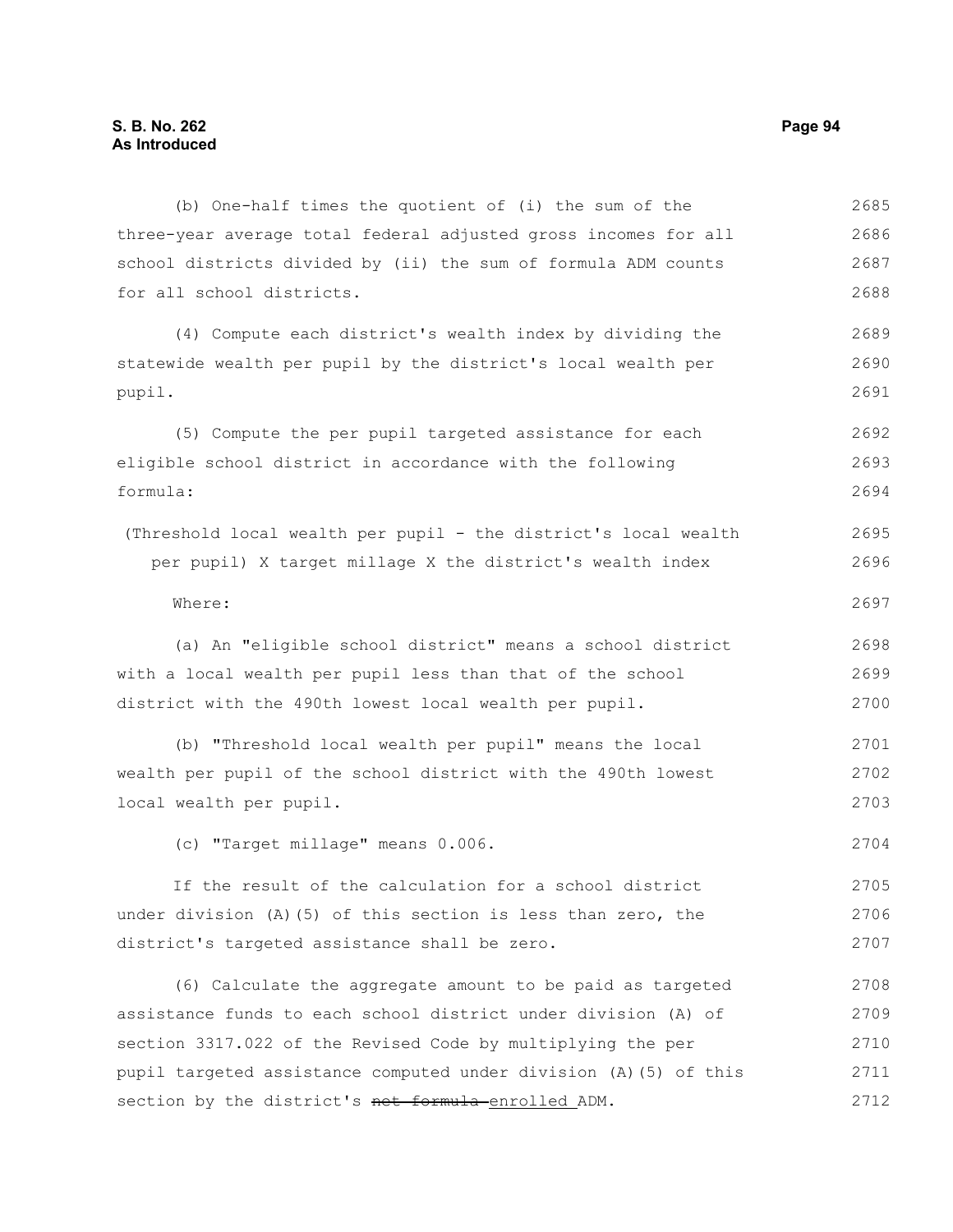(b) One-half times the quotient of (i) the sum of the three-year average total federal adjusted gross incomes for all school districts divided by (ii) the sum of formula ADM counts for all school districts.

(4) Compute each district's wealth index by dividing the statewide wealth per pupil by the district's local wealth per pupil.

(5) Compute the per pupil targeted assistance for each eligible school district in accordance with the following formula:

(Threshold local wealth per pupil - the district's local wealth per pupil) X target millage X the district's wealth index

Where:

(a) An "eligible school district" means a school district with a local wealth per pupil less than that of the school district with the 490th lowest local wealth per pupil.

(b) "Threshold local wealth per pupil" means the local wealth per pupil of the school district with the 490th lowest local wealth per pupil.

(c) "Target millage" means 0.006.

If the result of the calculation for a school district under division (A)(5) of this section is less than zero, the district's targeted assistance shall be zero.

(6) Calculate the aggregate amount to be paid as targeted assistance funds to each school district under division (A) of section 3317.022 of the Revised Code by multiplying the per pupil targeted assistance computed under division (A)(5) of this section by the district's ~~net formula~~ enrolled ADM.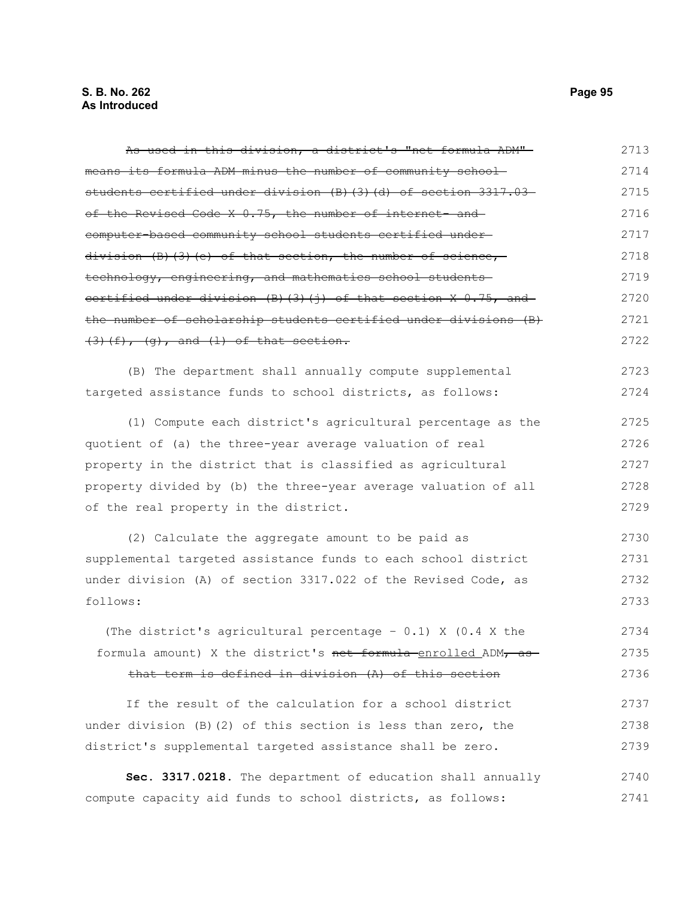~~As used in this division, a district's "net formula ADM" means its formula ADM minus the number of community school students certified under division (B)(3)(d) of section 3317.03 of the Revised Code X 0.75, the number of internet- and computer-based community school students certified under division (B)(3)(e) of that section, the number of science, technology, engineering, and mathematics school students certified under division (B)(3)(j) of that section X 0.75, and the number of scholarship students certified under divisions (B)(3)(f), (g), and (l) of that section.~~

(B) The department shall annually compute supplemental targeted assistance funds to school districts, as follows:

(1) Compute each district's agricultural percentage as the quotient of (a) the three-year average valuation of real property in the district that is classified as agricultural property divided by (b) the three-year average valuation of all of the real property in the district.

(2) Calculate the aggregate amount to be paid as supplemental targeted assistance funds to each school district under division (A) of section 3317.022 of the Revised Code, as follows:

(The district's agricultural percentage - 0.1) X (0.4 X the formula amount) X the district's ~~net formula~~ enrolled ADM~~, as that term is defined in division (A) of this section~~

If the result of the calculation for a school district under division (B)(2) of this section is less than zero, the district's supplemental targeted assistance shall be zero.

**Sec. 3317.0218.** The department of education shall annually compute capacity aid funds to school districts, as follows: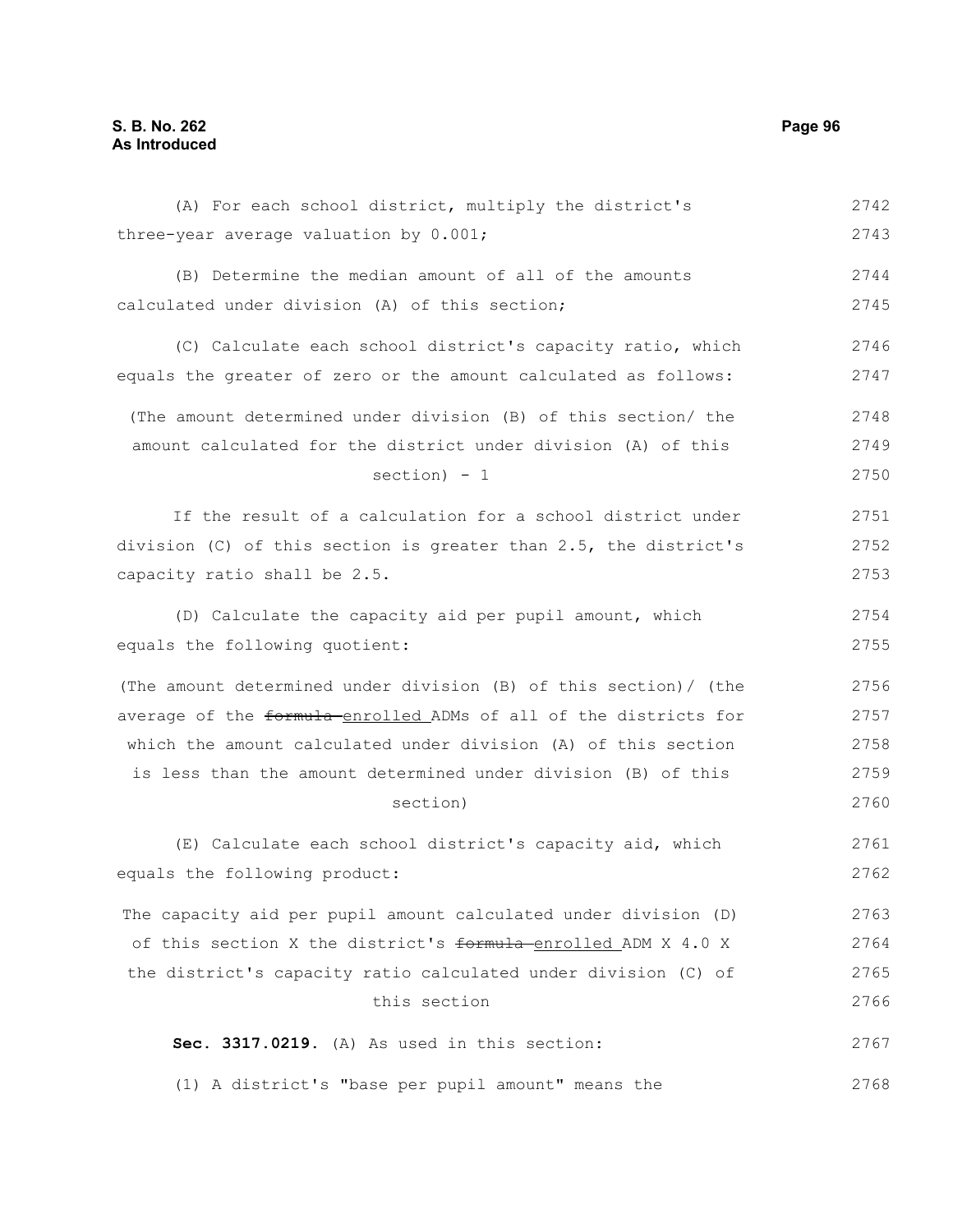(A) For each school district, multiply the district's three-year average valuation by 0.001;

(B) Determine the median amount of all of the amounts calculated under division (A) of this section;

(C) Calculate each school district's capacity ratio, which equals the greater of zero or the amount calculated as follows:

(The amount determined under division (B) of this section/ the amount calculated for the district under division (A) of this section) - 1

If the result of a calculation for a school district under division (C) of this section is greater than 2.5, the district's capacity ratio shall be 2.5.

(D) Calculate the capacity aid per pupil amount, which equals the following quotient:

(The amount determined under division (B) of this section)/ (the average of the ~~formula~~ enrolled ADMs of all of the districts for which the amount calculated under division (A) of this section is less than the amount determined under division (B) of this section)

(E) Calculate each school district's capacity aid, which equals the following product:

The capacity aid per pupil amount calculated under division (D) of this section X the district's ~~formula~~ enrolled ADM X 4.0 X the district's capacity ratio calculated under division (C) of this section

**Sec. 3317.0219.** (A) As used in this section:

(1) A district's "base per pupil amount" means the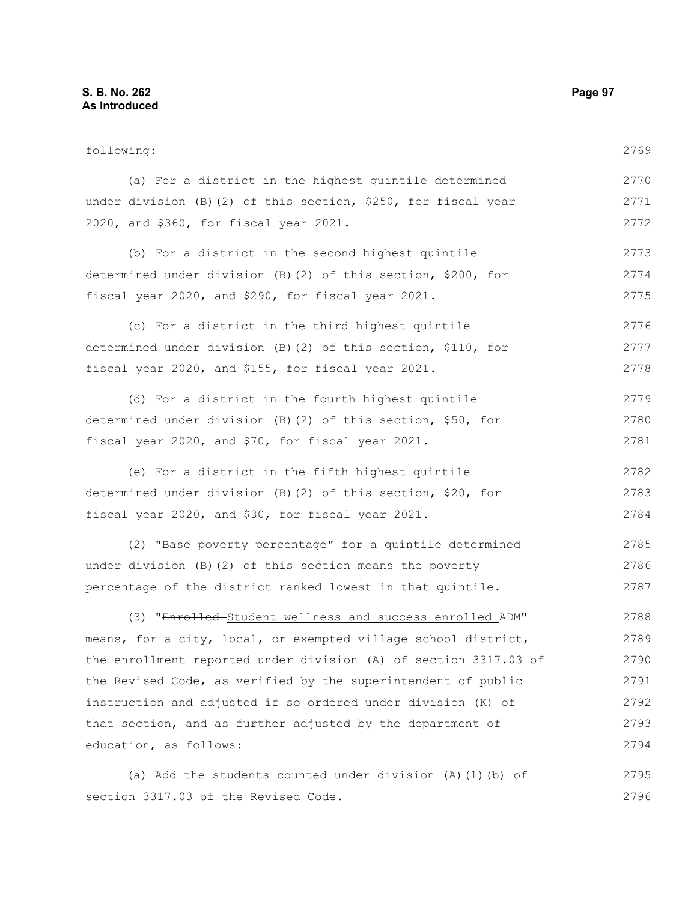following:

(a) For a district in the highest quintile determined under division (B)(2) of this section, $250, for fiscal year 2020, and $360, for fiscal year 2021.

(b) For a district in the second highest quintile determined under division (B)(2) of this section, $200, for fiscal year 2020, and $290, for fiscal year 2021.

(c) For a district in the third highest quintile determined under division (B)(2) of this section, $110, for fiscal year 2020, and $155, for fiscal year 2021.

(d) For a district in the fourth highest quintile determined under division (B)(2) of this section, $50, for fiscal year 2020, and $70, for fiscal year 2021.

(e) For a district in the fifth highest quintile determined under division (B)(2) of this section, $20, for fiscal year 2020, and $30, for fiscal year 2021.

(2) "Base poverty percentage" for a quintile determined under division (B)(2) of this section means the poverty percentage of the district ranked lowest in that quintile.

(3) "~~Enrolled~~ Student wellness and success enrolled ADM" means, for a city, local, or exempted village school district, the enrollment reported under division (A) of section 3317.03 of the Revised Code, as verified by the superintendent of public instruction and adjusted if so ordered under division (K) of that section, and as further adjusted by the department of education, as follows:

(a) Add the students counted under division (A)(1)(b) of section 3317.03 of the Revised Code.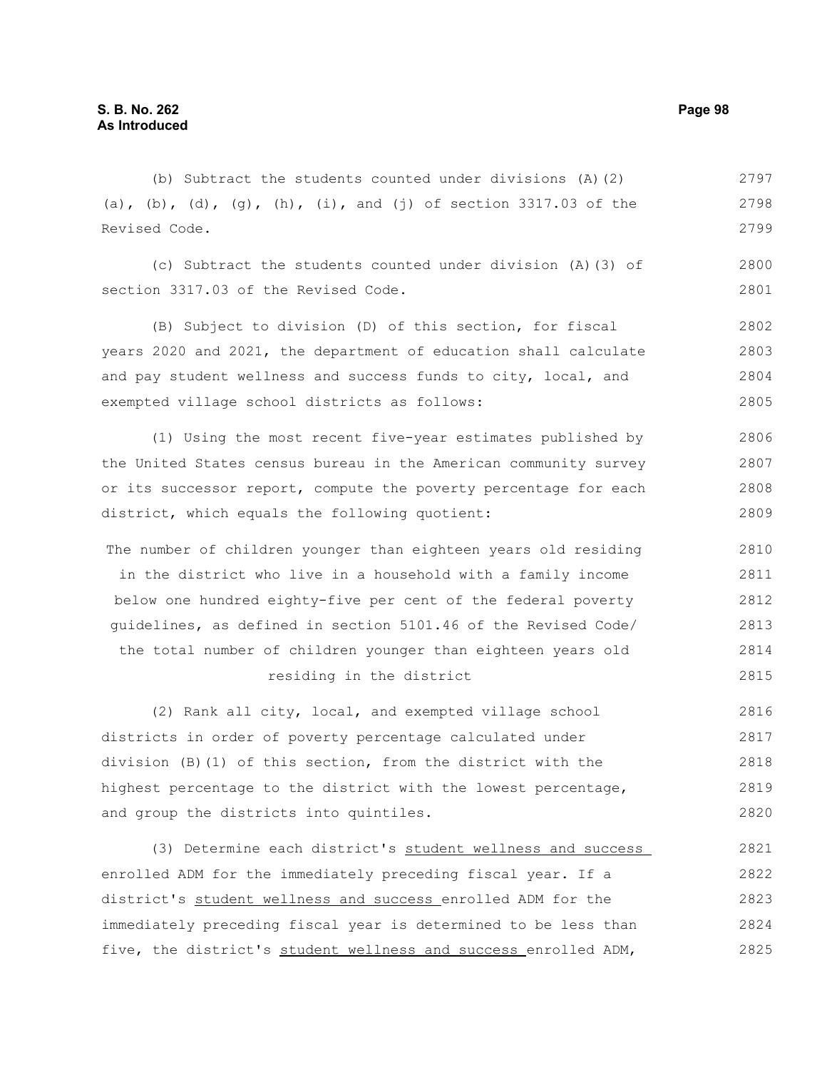(b) Subtract the students counted under divisions (A)(2)(a), (b), (d), (g), (h), (i), and (j) of section 3317.03 of the Revised Code.

(c) Subtract the students counted under division (A)(3) of section 3317.03 of the Revised Code.

(B) Subject to division (D) of this section, for fiscal years 2020 and 2021, the department of education shall calculate and pay student wellness and success funds to city, local, and exempted village school districts as follows:

(1) Using the most recent five-year estimates published by the United States census bureau in the American community survey or its successor report, compute the poverty percentage for each district, which equals the following quotient:

The number of children younger than eighteen years old residing in the district who live in a household with a family income below one hundred eighty-five per cent of the federal poverty guidelines, as defined in section 5101.46 of the Revised Code/ the total number of children younger than eighteen years old residing in the district

(2) Rank all city, local, and exempted village school districts in order of poverty percentage calculated under division (B)(1) of this section, from the district with the highest percentage to the district with the lowest percentage, and group the districts into quintiles.

(3) Determine each district's <u>student wellness and success</u> enrolled ADM for the immediately preceding fiscal year. If a district's <u>student wellness and success</u> enrolled ADM for the immediately preceding fiscal year is determined to be less than five, the district's <u>student wellness and success</u> enrolled ADM,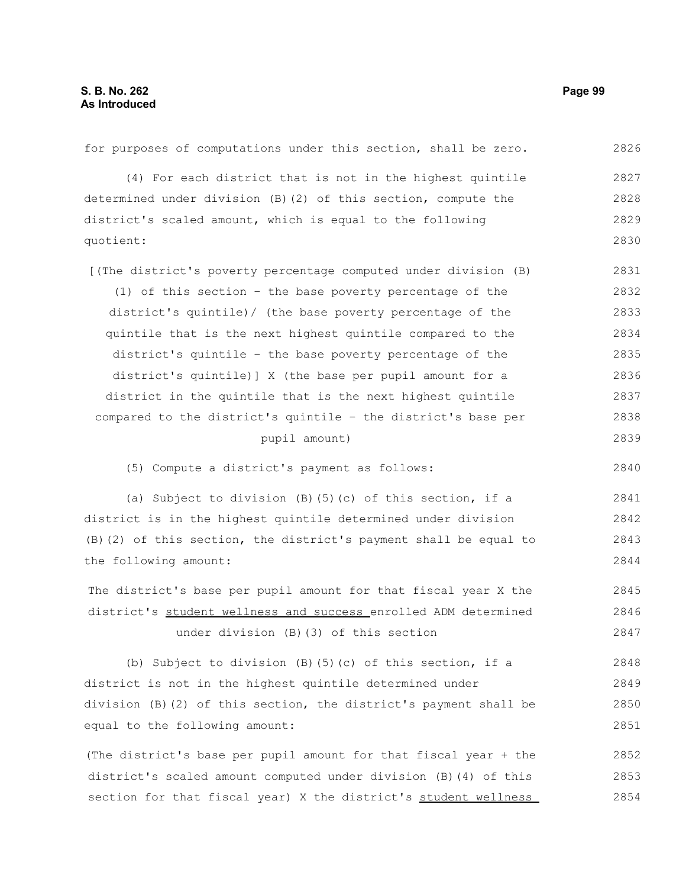for purposes of computations under this section, shall be zero.

(4) For each district that is not in the highest quintile determined under division (B)(2) of this section, compute the district's scaled amount, which is equal to the following quotient:

[(The district's poverty percentage computed under division (B)(1) of this section - the base poverty percentage of the district's quintile)/ (the base poverty percentage of the quintile that is the next highest quintile compared to the district's quintile - the base poverty percentage of the district's quintile)] X (the base per pupil amount for a district in the quintile that is the next highest quintile compared to the district's quintile - the district's base per pupil amount)

(5) Compute a district's payment as follows:

(a) Subject to division (B)(5)(c) of this section, if a district is in the highest quintile determined under division (B)(2) of this section, the district's payment shall be equal to the following amount:

The district's base per pupil amount for that fiscal year X the district's <u>student wellness and success</u> enrolled ADM determined under division (B)(3) of this section

(b) Subject to division (B)(5)(c) of this section, if a district is not in the highest quintile determined under division (B)(2) of this section, the district's payment shall be equal to the following amount:

(The district's base per pupil amount for that fiscal year + the district's scaled amount computed under division (B)(4) of this section for that fiscal year) X the district's <u>student wellness</u>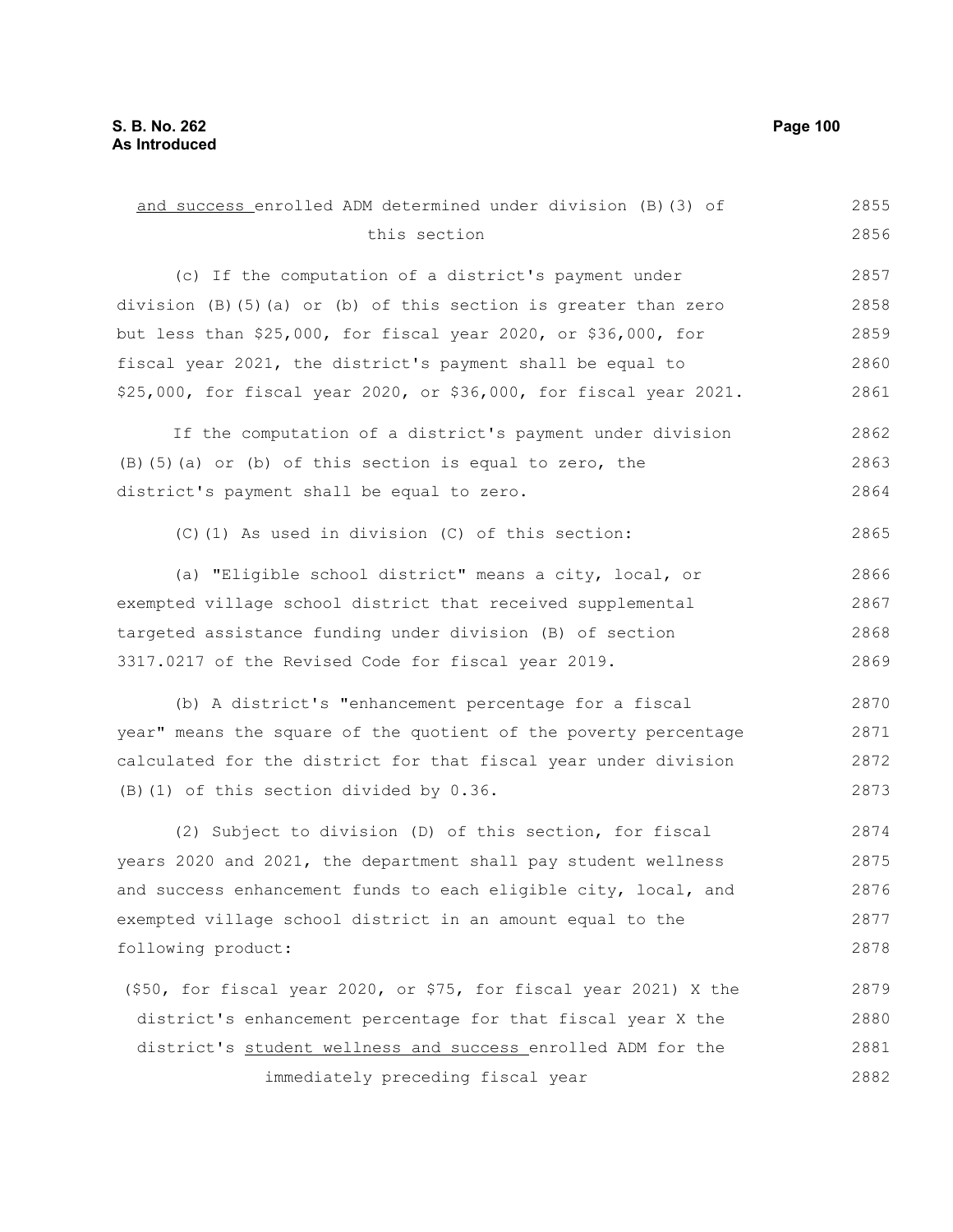and success enrolled ADM determined under division (B)(3) of this section

(c) If the computation of a district's payment under division (B)(5)(a) or (b) of this section is greater than zero but less than $25,000, for fiscal year 2020, or $36,000, for fiscal year 2021, the district's payment shall be equal to $25,000, for fiscal year 2020, or $36,000, for fiscal year 2021.

If the computation of a district's payment under division (B)(5)(a) or (b) of this section is equal to zero, the district's payment shall be equal to zero.

(C)(1) As used in division (C) of this section:

(a) "Eligible school district" means a city, local, or exempted village school district that received supplemental targeted assistance funding under division (B) of section 3317.0217 of the Revised Code for fiscal year 2019.

(b) A district's "enhancement percentage for a fiscal year" means the square of the quotient of the poverty percentage calculated for the district for that fiscal year under division (B)(1) of this section divided by 0.36.

(2) Subject to division (D) of this section, for fiscal years 2020 and 2021, the department shall pay student wellness and success enhancement funds to each eligible city, local, and exempted village school district in an amount equal to the following product:

($50, for fiscal year 2020, or $75, for fiscal year 2021) X the district's enhancement percentage for that fiscal year X the district's student wellness and success enrolled ADM for the immediately preceding fiscal year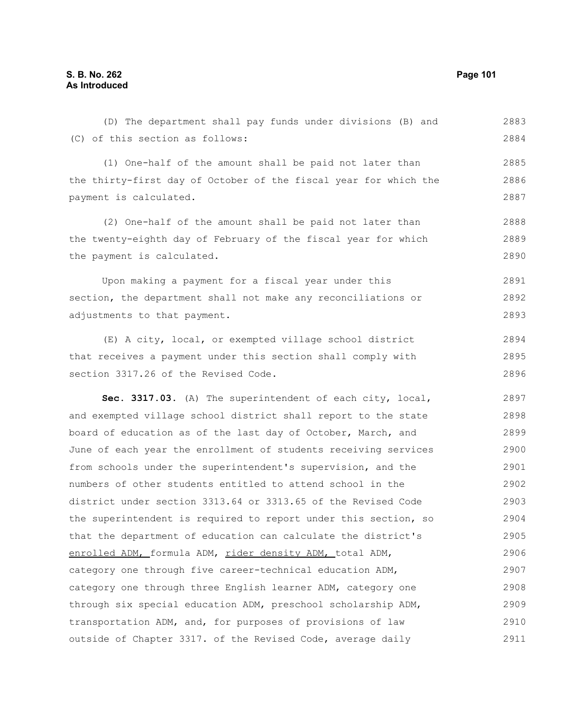(D) The department shall pay funds under divisions (B) and (C) of this section as follows:

(1) One-half of the amount shall be paid not later than the thirty-first day of October of the fiscal year for which the payment is calculated.

(2) One-half of the amount shall be paid not later than the twenty-eighth day of February of the fiscal year for which the payment is calculated.

Upon making a payment for a fiscal year under this section, the department shall not make any reconciliations or adjustments to that payment.

(E) A city, local, or exempted village school district that receives a payment under this section shall comply with section 3317.26 of the Revised Code.

**Sec. 3317.03.** (A) The superintendent of each city, local, and exempted village school district shall report to the state board of education as of the last day of October, March, and June of each year the enrollment of students receiving services from schools under the superintendent's supervision, and the numbers of other students entitled to attend school in the district under section 3313.64 or 3313.65 of the Revised Code the superintendent is required to report under this section, so that the department of education can calculate the district's enrolled ADM, formula ADM, rider density ADM, total ADM, category one through five career-technical education ADM, category one through three English learner ADM, category one through six special education ADM, preschool scholarship ADM, transportation ADM, and, for purposes of provisions of law outside of Chapter 3317. of the Revised Code, average daily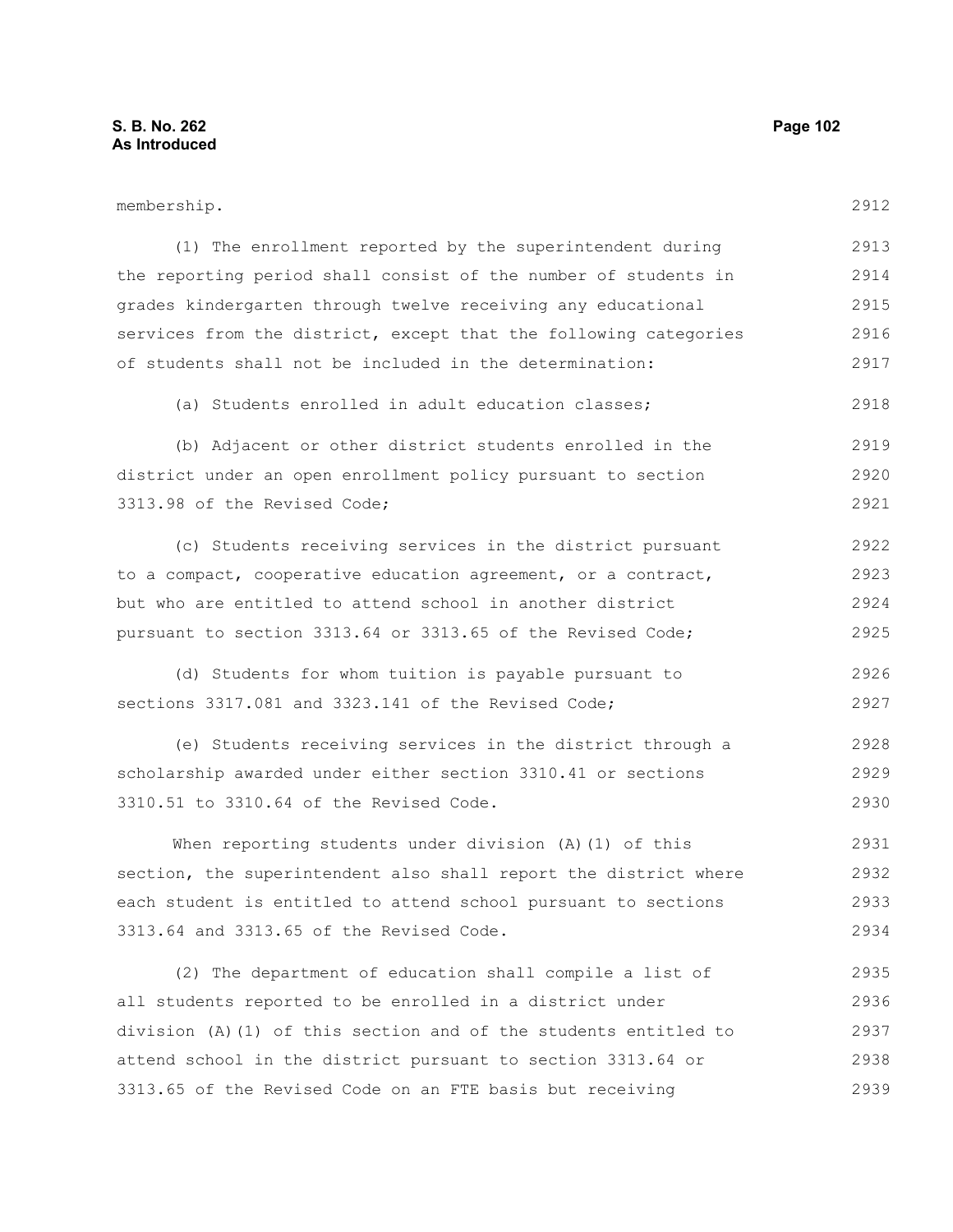membership.

(1) The enrollment reported by the superintendent during the reporting period shall consist of the number of students in grades kindergarten through twelve receiving any educational services from the district, except that the following categories of students shall not be included in the determination:

(a) Students enrolled in adult education classes;

(b) Adjacent or other district students enrolled in the district under an open enrollment policy pursuant to section 3313.98 of the Revised Code;

(c) Students receiving services in the district pursuant to a compact, cooperative education agreement, or a contract, but who are entitled to attend school in another district pursuant to section 3313.64 or 3313.65 of the Revised Code;

(d) Students for whom tuition is payable pursuant to sections 3317.081 and 3323.141 of the Revised Code;

(e) Students receiving services in the district through a scholarship awarded under either section 3310.41 or sections 3310.51 to 3310.64 of the Revised Code.

When reporting students under division (A)(1) of this section, the superintendent also shall report the district where each student is entitled to attend school pursuant to sections 3313.64 and 3313.65 of the Revised Code.

(2) The department of education shall compile a list of all students reported to be enrolled in a district under division (A)(1) of this section and of the students entitled to attend school in the district pursuant to section 3313.64 or 3313.65 of the Revised Code on an FTE basis but receiving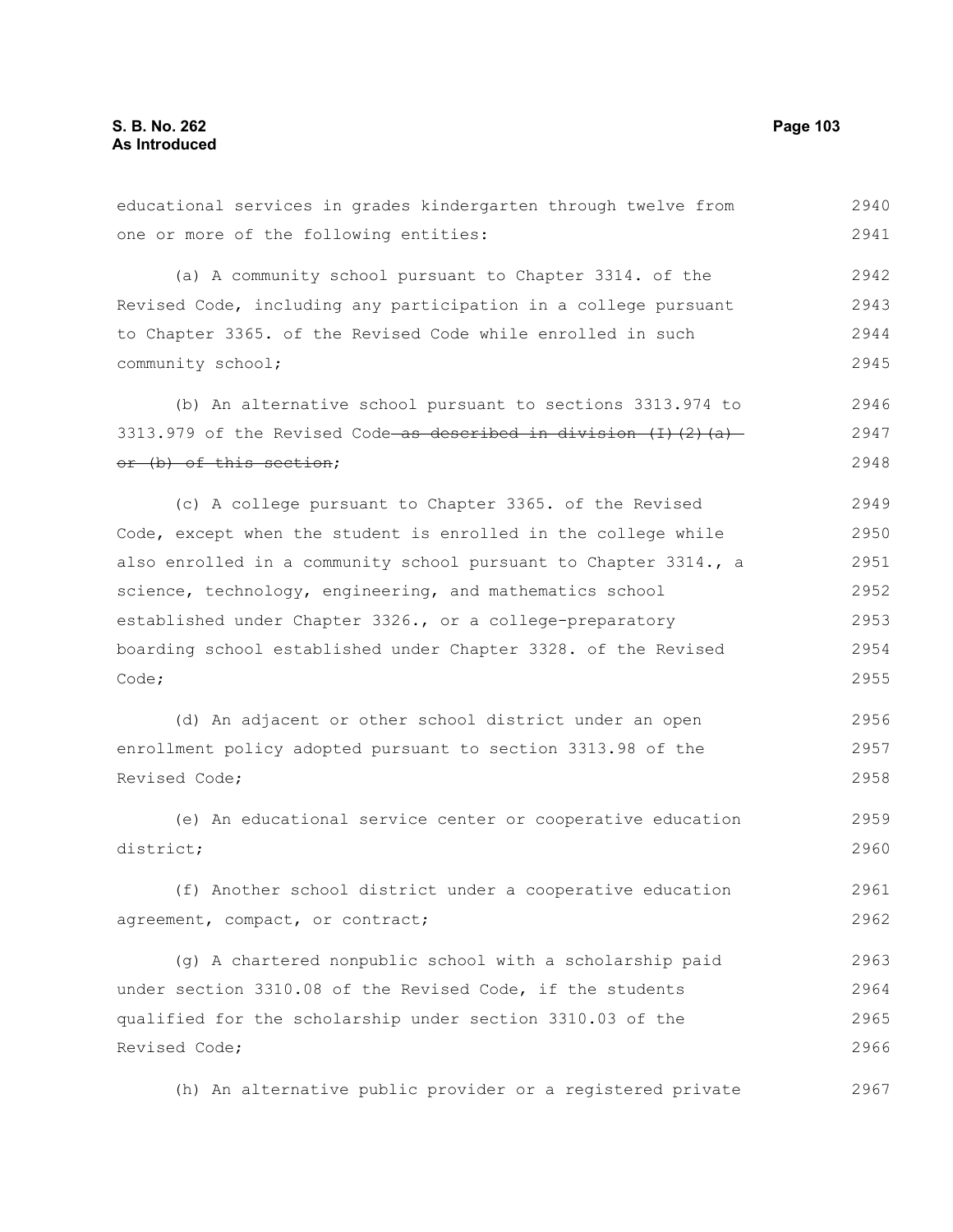educational services in grades kindergarten through twelve from one or more of the following entities:

(a) A community school pursuant to Chapter 3314. of the Revised Code, including any participation in a college pursuant to Chapter 3365. of the Revised Code while enrolled in such community school;

(b) An alternative school pursuant to sections 3313.974 to 3313.979 of the Revised Code ~~as described in division (I)(2)(a) or (b) of this section~~;

(c) A college pursuant to Chapter 3365. of the Revised Code, except when the student is enrolled in the college while also enrolled in a community school pursuant to Chapter 3314., a science, technology, engineering, and mathematics school established under Chapter 3326., or a college-preparatory boarding school established under Chapter 3328. of the Revised Code;

(d) An adjacent or other school district under an open enrollment policy adopted pursuant to section 3313.98 of the Revised Code;

(e) An educational service center or cooperative education district;

(f) Another school district under a cooperative education agreement, compact, or contract;

(g) A chartered nonpublic school with a scholarship paid under section 3310.08 of the Revised Code, if the students qualified for the scholarship under section 3310.03 of the Revised Code;

(h) An alternative public provider or a registered private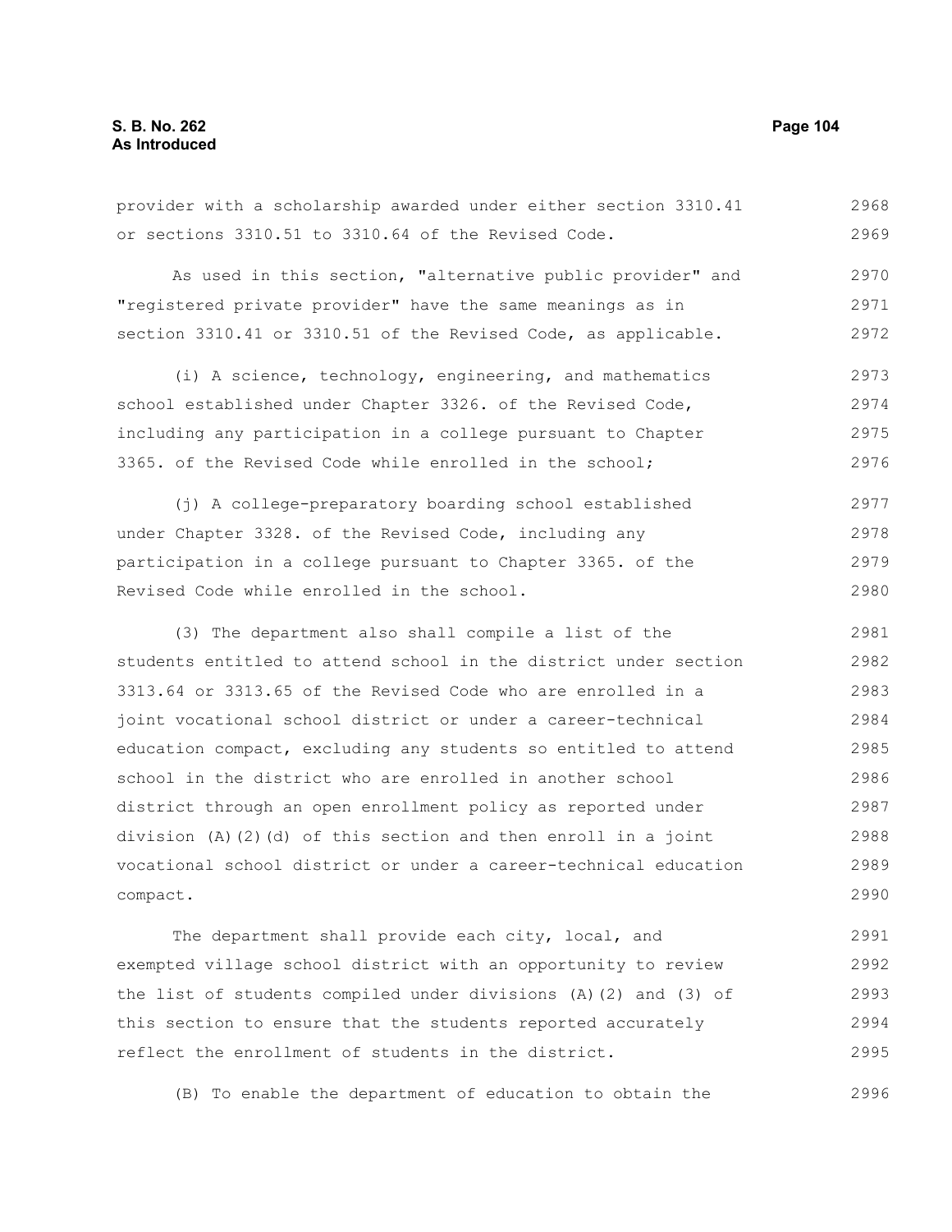provider with a scholarship awarded under either section 3310.41 or sections 3310.51 to 3310.64 of the Revised Code.

As used in this section, "alternative public provider" and "registered private provider" have the same meanings as in section 3310.41 or 3310.51 of the Revised Code, as applicable.

(i) A science, technology, engineering, and mathematics school established under Chapter 3326. of the Revised Code, including any participation in a college pursuant to Chapter 3365. of the Revised Code while enrolled in the school;

(j) A college-preparatory boarding school established under Chapter 3328. of the Revised Code, including any participation in a college pursuant to Chapter 3365. of the Revised Code while enrolled in the school.

(3) The department also shall compile a list of the students entitled to attend school in the district under section 3313.64 or 3313.65 of the Revised Code who are enrolled in a joint vocational school district or under a career-technical education compact, excluding any students so entitled to attend school in the district who are enrolled in another school district through an open enrollment policy as reported under division (A)(2)(d) of this section and then enroll in a joint vocational school district or under a career-technical education compact.

The department shall provide each city, local, and exempted village school district with an opportunity to review the list of students compiled under divisions (A)(2) and (3) of this section to ensure that the students reported accurately reflect the enrollment of students in the district.

(B) To enable the department of education to obtain the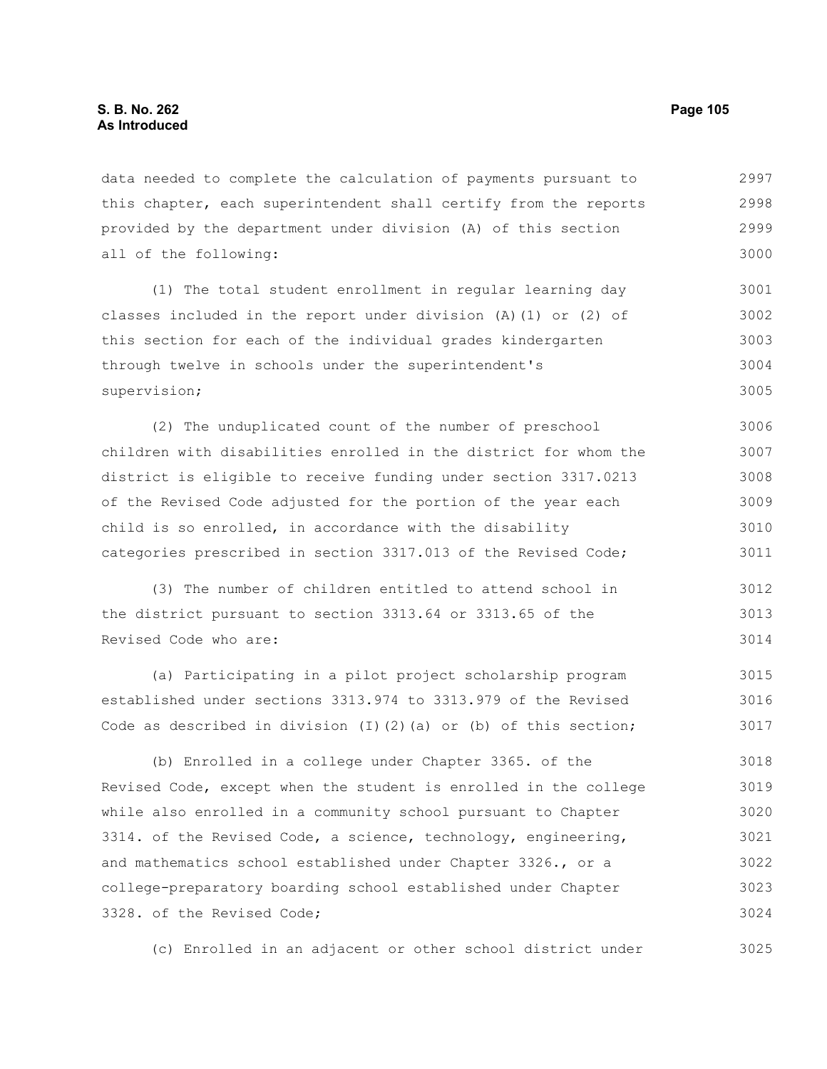data needed to complete the calculation of payments pursuant to this chapter, each superintendent shall certify from the reports provided by the department under division (A) of this section all of the following:

(1) The total student enrollment in regular learning day classes included in the report under division (A)(1) or (2) of this section for each of the individual grades kindergarten through twelve in schools under the superintendent's supervision;

(2) The unduplicated count of the number of preschool children with disabilities enrolled in the district for whom the district is eligible to receive funding under section 3317.0213 of the Revised Code adjusted for the portion of the year each child is so enrolled, in accordance with the disability categories prescribed in section 3317.013 of the Revised Code;

(3) The number of children entitled to attend school in the district pursuant to section 3313.64 or 3313.65 of the Revised Code who are:

(a) Participating in a pilot project scholarship program established under sections 3313.974 to 3313.979 of the Revised Code as described in division (I)(2)(a) or (b) of this section;

(b) Enrolled in a college under Chapter 3365. of the Revised Code, except when the student is enrolled in the college while also enrolled in a community school pursuant to Chapter 3314. of the Revised Code, a science, technology, engineering, and mathematics school established under Chapter 3326., or a college-preparatory boarding school established under Chapter 3328. of the Revised Code;

(c) Enrolled in an adjacent or other school district under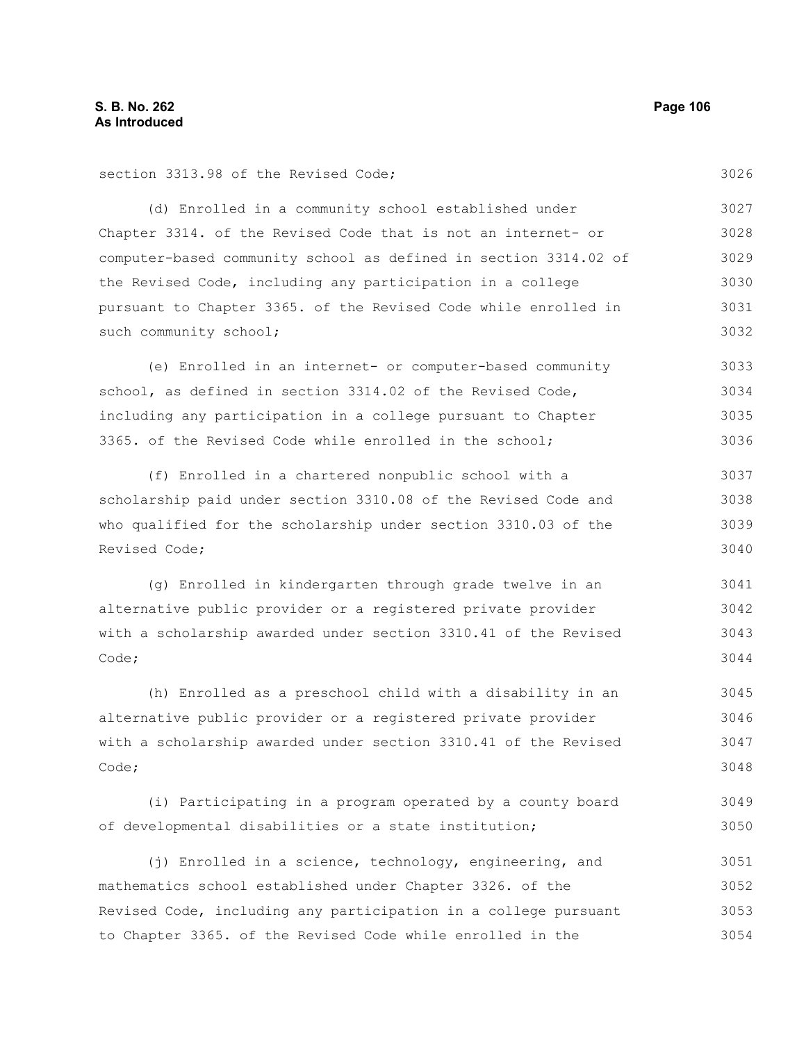section 3313.98 of the Revised Code;

(d) Enrolled in a community school established under Chapter 3314. of the Revised Code that is not an internet- or computer-based community school as defined in section 3314.02 of the Revised Code, including any participation in a college pursuant to Chapter 3365. of the Revised Code while enrolled in such community school;

(e) Enrolled in an internet- or computer-based community school, as defined in section 3314.02 of the Revised Code, including any participation in a college pursuant to Chapter 3365. of the Revised Code while enrolled in the school;

(f) Enrolled in a chartered nonpublic school with a scholarship paid under section 3310.08 of the Revised Code and who qualified for the scholarship under section 3310.03 of the Revised Code;

(g) Enrolled in kindergarten through grade twelve in an alternative public provider or a registered private provider with a scholarship awarded under section 3310.41 of the Revised Code;

(h) Enrolled as a preschool child with a disability in an alternative public provider or a registered private provider with a scholarship awarded under section 3310.41 of the Revised Code;

(i) Participating in a program operated by a county board of developmental disabilities or a state institution;

(j) Enrolled in a science, technology, engineering, and mathematics school established under Chapter 3326. of the Revised Code, including any participation in a college pursuant to Chapter 3365. of the Revised Code while enrolled in the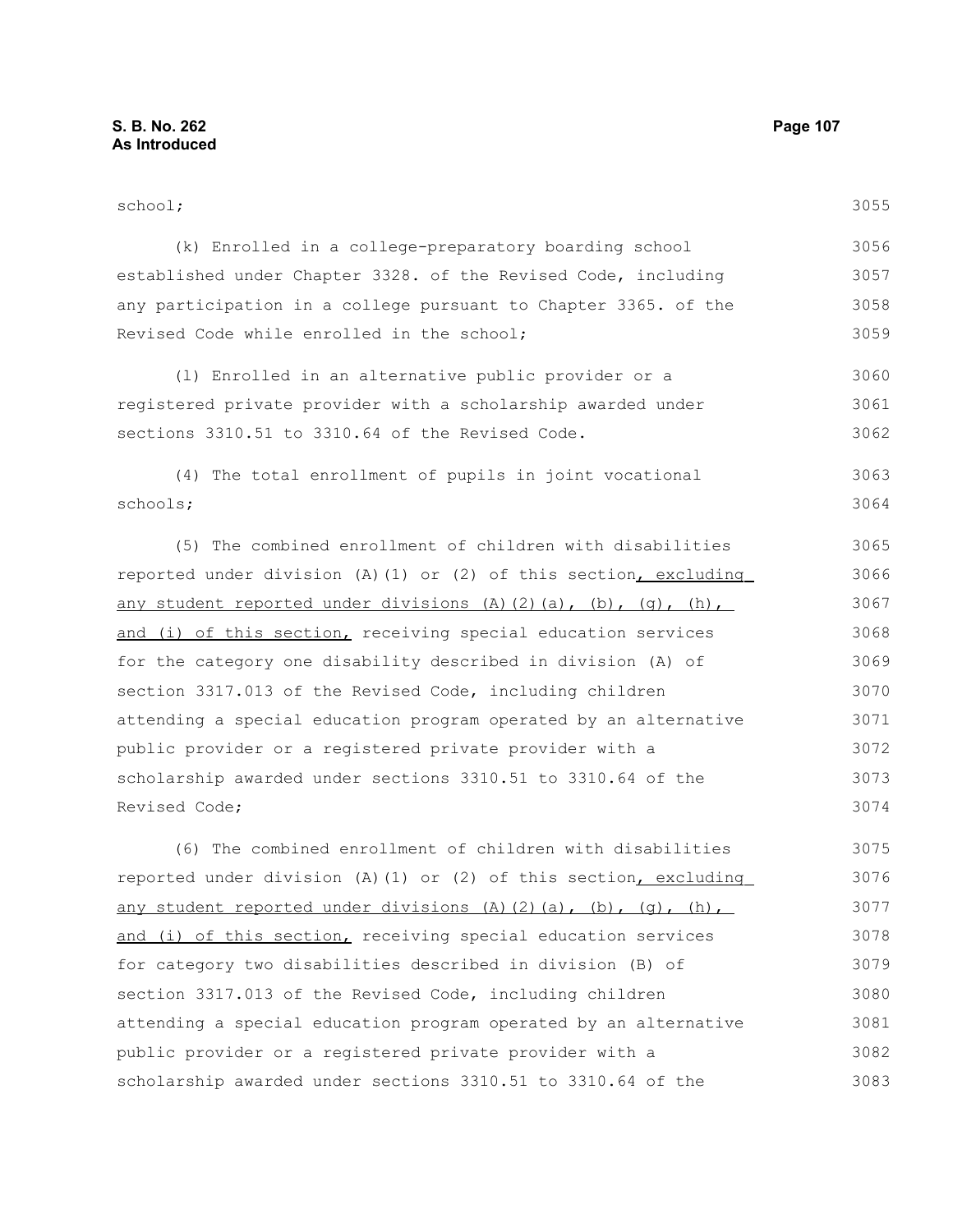school;

(k) Enrolled in a college-preparatory boarding school established under Chapter 3328. of the Revised Code, including any participation in a college pursuant to Chapter 3365. of the Revised Code while enrolled in the school;

(l) Enrolled in an alternative public provider or a registered private provider with a scholarship awarded under sections 3310.51 to 3310.64 of the Revised Code.

(4) The total enrollment of pupils in joint vocational schools;

(5) The combined enrollment of children with disabilities reported under division (A)(1) or (2) of this section, excluding any student reported under divisions (A)(2)(a), (b), (g), (h), and (i) of this section, receiving special education services for the category one disability described in division (A) of section 3317.013 of the Revised Code, including children attending a special education program operated by an alternative public provider or a registered private provider with a scholarship awarded under sections 3310.51 to 3310.64 of the Revised Code;

(6) The combined enrollment of children with disabilities reported under division (A)(1) or (2) of this section, excluding any student reported under divisions (A)(2)(a), (b), (g), (h), and (i) of this section, receiving special education services for category two disabilities described in division (B) of section 3317.013 of the Revised Code, including children attending a special education program operated by an alternative public provider or a registered private provider with a scholarship awarded under sections 3310.51 to 3310.64 of the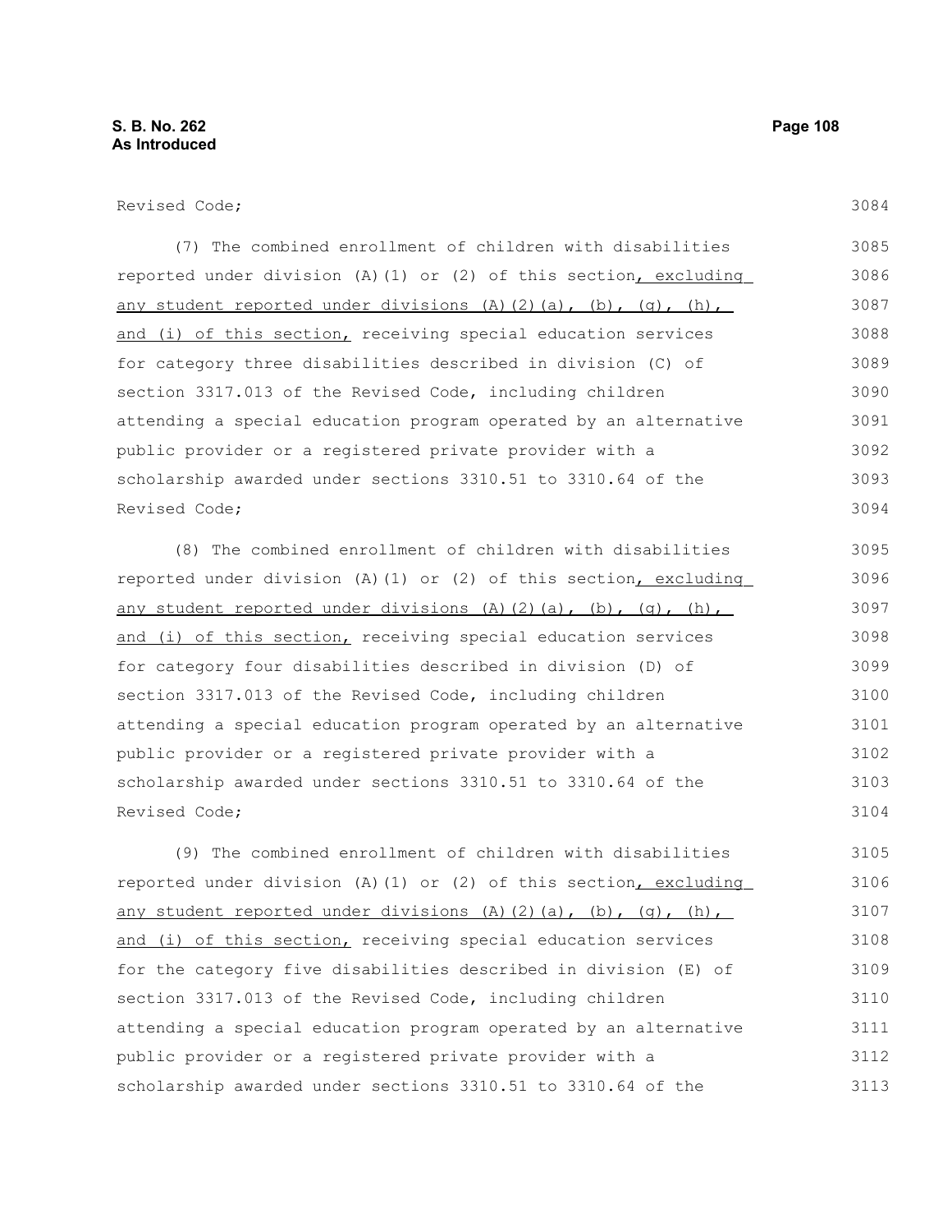Revised Code;

(7) The combined enrollment of children with disabilities reported under division (A)(1) or (2) of this section, excluding any student reported under divisions (A)(2)(a), (b), (g), (h), and (i) of this section, receiving special education services for category three disabilities described in division (C) of section 3317.013 of the Revised Code, including children attending a special education program operated by an alternative public provider or a registered private provider with a scholarship awarded under sections 3310.51 to 3310.64 of the Revised Code;

(8) The combined enrollment of children with disabilities reported under division (A)(1) or (2) of this section, excluding any student reported under divisions (A)(2)(a), (b), (g), (h), and (i) of this section, receiving special education services for category four disabilities described in division (D) of section 3317.013 of the Revised Code, including children attending a special education program operated by an alternative public provider or a registered private provider with a scholarship awarded under sections 3310.51 to 3310.64 of the Revised Code;

(9) The combined enrollment of children with disabilities reported under division (A)(1) or (2) of this section, excluding any student reported under divisions (A)(2)(a), (b), (g), (h), and (i) of this section, receiving special education services for the category five disabilities described in division (E) of section 3317.013 of the Revised Code, including children attending a special education program operated by an alternative public provider or a registered private provider with a scholarship awarded under sections 3310.51 to 3310.64 of the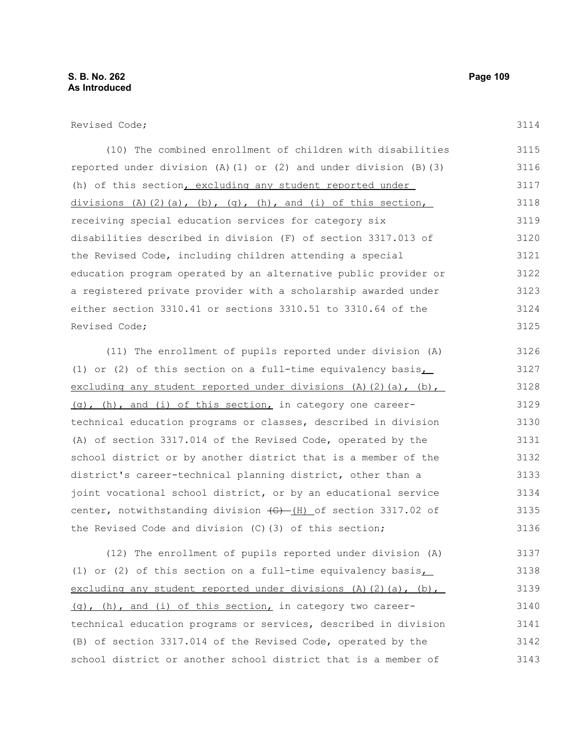Revised Code;

(10) The combined enrollment of children with disabilities reported under division (A)(1) or (2) and under division (B)(3)(h) of this section, excluding any student reported under divisions (A)(2)(a), (b), (g), (h), and (i) of this section, receiving special education services for category six disabilities described in division (F) of section 3317.013 of the Revised Code, including children attending a special education program operated by an alternative public provider or a registered private provider with a scholarship awarded under either section 3310.41 or sections 3310.51 to 3310.64 of the Revised Code;

(11) The enrollment of pupils reported under division (A)(1) or (2) of this section on a full-time equivalency basis, excluding any student reported under divisions (A)(2)(a), (b), (g), (h), and (i) of this section, in category one career-technical education programs or classes, described in division (A) of section 3317.014 of the Revised Code, operated by the school district or by another district that is a member of the district's career-technical planning district, other than a joint vocational school district, or by an educational service center, notwithstanding division ~~(G)~~ (H) of section 3317.02 of the Revised Code and division (C)(3) of this section;

(12) The enrollment of pupils reported under division (A)(1) or (2) of this section on a full-time equivalency basis, excluding any student reported under divisions (A)(2)(a), (b), (g), (h), and (i) of this section, in category two career-technical education programs or services, described in division (B) of section 3317.014 of the Revised Code, operated by the school district or another school district that is a member of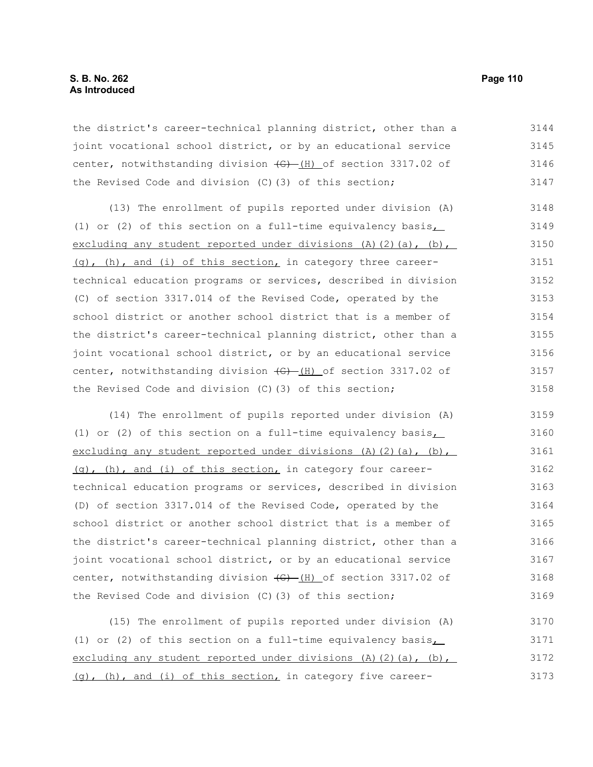the district's career-technical planning district, other than a joint vocational school district, or by an educational service center, notwithstanding division ~~(G)~~ (H) of section 3317.02 of the Revised Code and division (C)(3) of this section;

(13) The enrollment of pupils reported under division (A)(1) or (2) of this section on a full-time equivalency basis, excluding any student reported under divisions (A)(2)(a), (b), (g), (h), and (i) of this section, in category three career-technical education programs or services, described in division (C) of section 3317.014 of the Revised Code, operated by the school district or another school district that is a member of the district's career-technical planning district, other than a joint vocational school district, or by an educational service center, notwithstanding division ~~(G)~~ (H) of section 3317.02 of the Revised Code and division (C)(3) of this section;

(14) The enrollment of pupils reported under division (A)(1) or (2) of this section on a full-time equivalency basis, excluding any student reported under divisions (A)(2)(a), (b), (g), (h), and (i) of this section, in category four career-technical education programs or services, described in division (D) of section 3317.014 of the Revised Code, operated by the school district or another school district that is a member of the district's career-technical planning district, other than a joint vocational school district, or by an educational service center, notwithstanding division ~~(G)~~ (H) of section 3317.02 of the Revised Code and division (C)(3) of this section;

(15) The enrollment of pupils reported under division (A)(1) or (2) of this section on a full-time equivalency basis, excluding any student reported under divisions (A)(2)(a), (b), (g), (h), and (i) of this section, in category five career-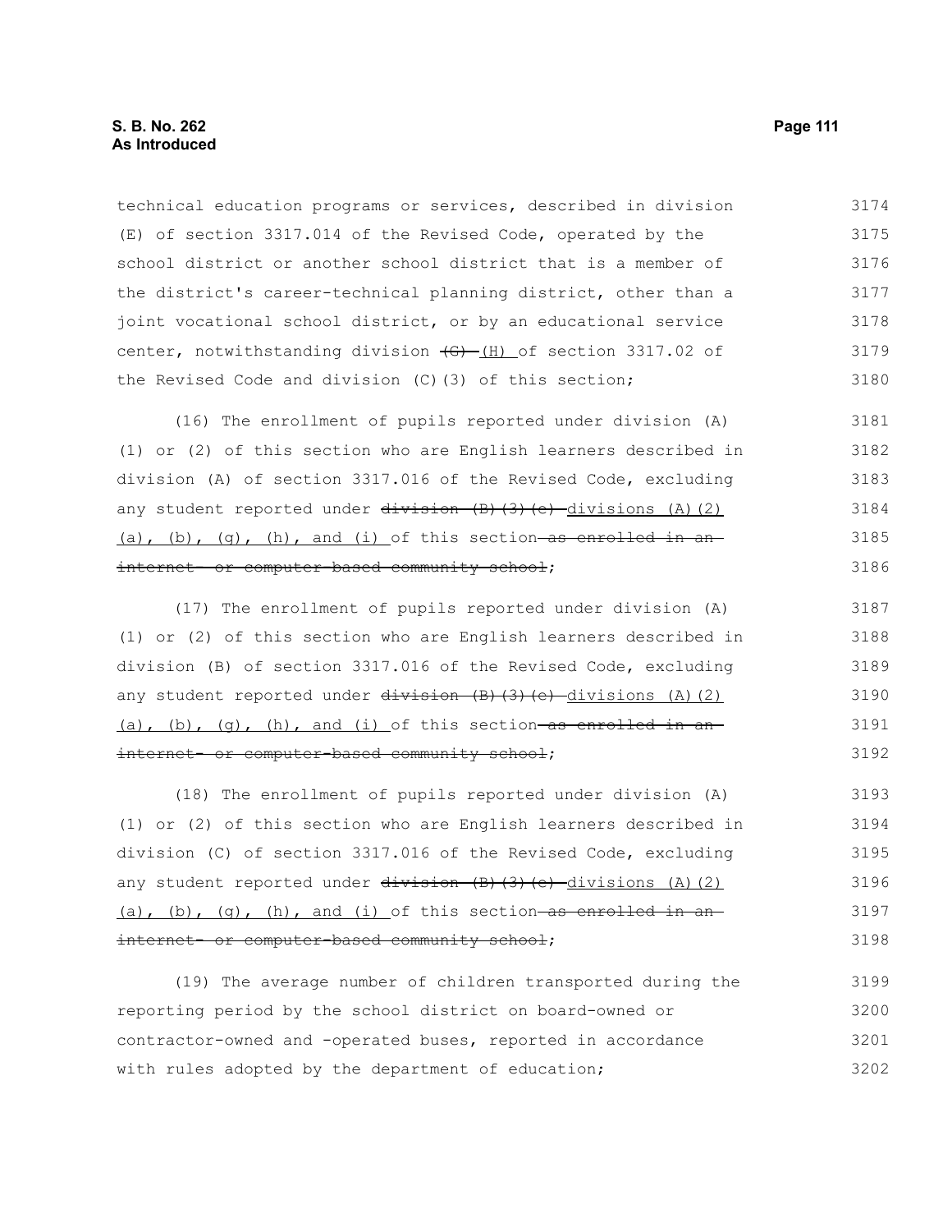technical education programs or services, described in division (E) of section 3317.014 of the Revised Code, operated by the school district or another school district that is a member of the district's career-technical planning district, other than a joint vocational school district, or by an educational service center, notwithstanding division ~~(G)~~ (H) of section 3317.02 of the Revised Code and division (C)(3) of this section;

(16) The enrollment of pupils reported under division (A)(1) or (2) of this section who are English learners described in division (A) of section 3317.016 of the Revised Code, excluding any student reported under ~~division (B)(3)(e)~~ divisions (A)(2)(a), (b), (g), (h), and (i) of this section ~~as enrolled in an internet- or computer-based community school~~;

(17) The enrollment of pupils reported under division (A)(1) or (2) of this section who are English learners described in division (B) of section 3317.016 of the Revised Code, excluding any student reported under ~~division (B)(3)(e)~~ divisions (A)(2)(a), (b), (g), (h), and (i) of this section ~~as enrolled in an internet- or computer-based community school~~;

(18) The enrollment of pupils reported under division (A)(1) or (2) of this section who are English learners described in division (C) of section 3317.016 of the Revised Code, excluding any student reported under ~~division (B)(3)(e)~~ divisions (A)(2)(a), (b), (g), (h), and (i) of this section ~~as enrolled in an internet- or computer-based community school~~;

(19) The average number of children transported during the reporting period by the school district on board-owned or contractor-owned and -operated buses, reported in accordance with rules adopted by the department of education;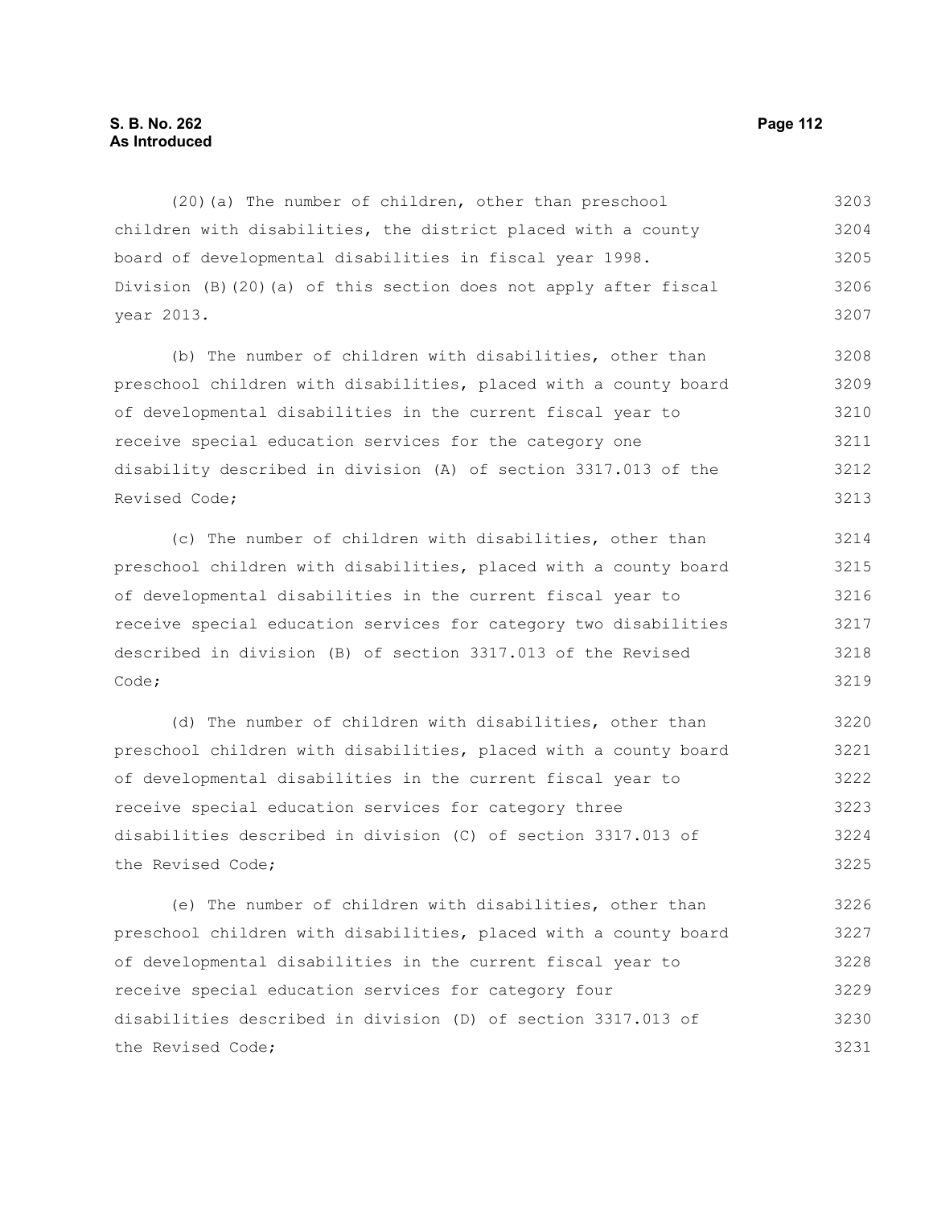(20)(a) The number of children, other than preschool children with disabilities, the district placed with a county board of developmental disabilities in fiscal year 1998. Division (B)(20)(a) of this section does not apply after fiscal year 2013.

(b) The number of children with disabilities, other than preschool children with disabilities, placed with a county board of developmental disabilities in the current fiscal year to receive special education services for the category one disability described in division (A) of section 3317.013 of the Revised Code;

(c) The number of children with disabilities, other than preschool children with disabilities, placed with a county board of developmental disabilities in the current fiscal year to receive special education services for category two disabilities described in division (B) of section 3317.013 of the Revised Code;

(d) The number of children with disabilities, other than preschool children with disabilities, placed with a county board of developmental disabilities in the current fiscal year to receive special education services for category three disabilities described in division (C) of section 3317.013 of the Revised Code;

(e) The number of children with disabilities, other than preschool children with disabilities, placed with a county board of developmental disabilities in the current fiscal year to receive special education services for category four disabilities described in division (D) of section 3317.013 of the Revised Code;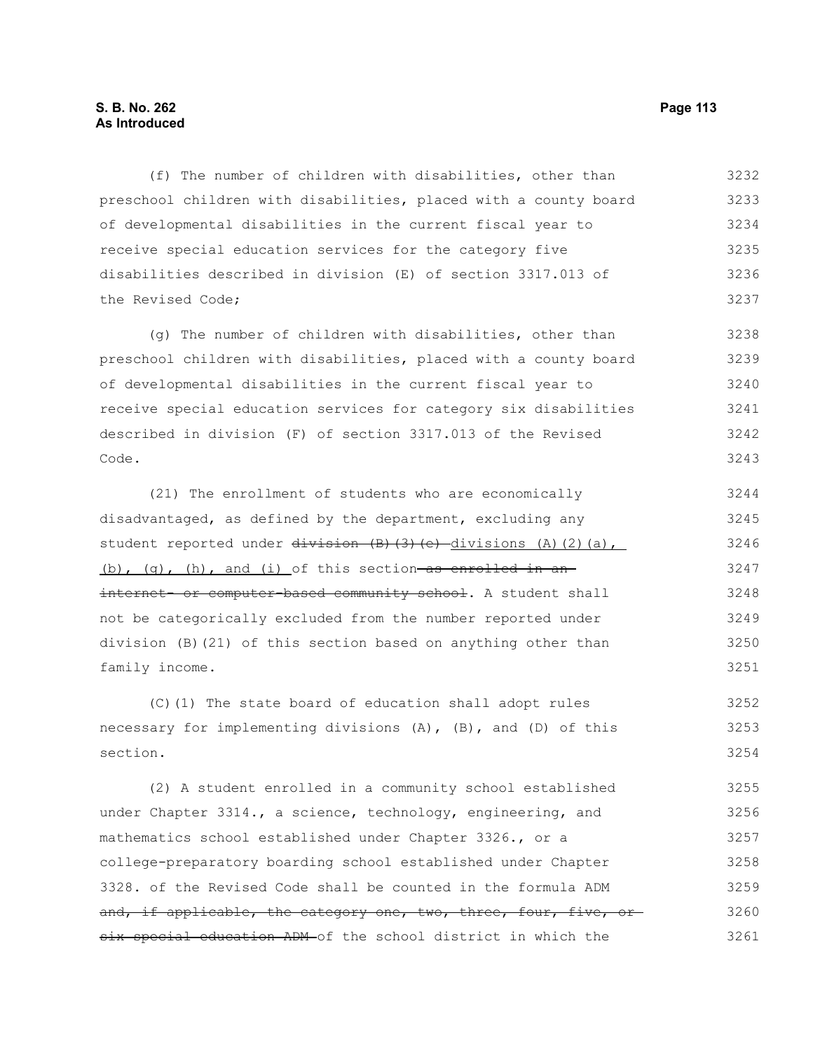(f) The number of children with disabilities, other than preschool children with disabilities, placed with a county board of developmental disabilities in the current fiscal year to receive special education services for the category five disabilities described in division (E) of section 3317.013 of the Revised Code;

(g) The number of children with disabilities, other than preschool children with disabilities, placed with a county board of developmental disabilities in the current fiscal year to receive special education services for category six disabilities described in division (F) of section 3317.013 of the Revised Code.

(21) The enrollment of students who are economically disadvantaged, as defined by the department, excluding any student reported under ~~division (B)(3)(e)~~ divisions (A)(2)(a), (b), (g), (h), and (i) of this section ~~as enrolled in an internet- or computer-based community school~~. A student shall not be categorically excluded from the number reported under division (B)(21) of this section based on anything other than family income.

(C)(1) The state board of education shall adopt rules necessary for implementing divisions (A), (B), and (D) of this section.

(2) A student enrolled in a community school established under Chapter 3314., a science, technology, engineering, and mathematics school established under Chapter 3326., or a college-preparatory boarding school established under Chapter 3328. of the Revised Code shall be counted in the formula ADM ~~and, if applicable, the category one, two, three, four, five, or six special education ADM~~ of the school district in which the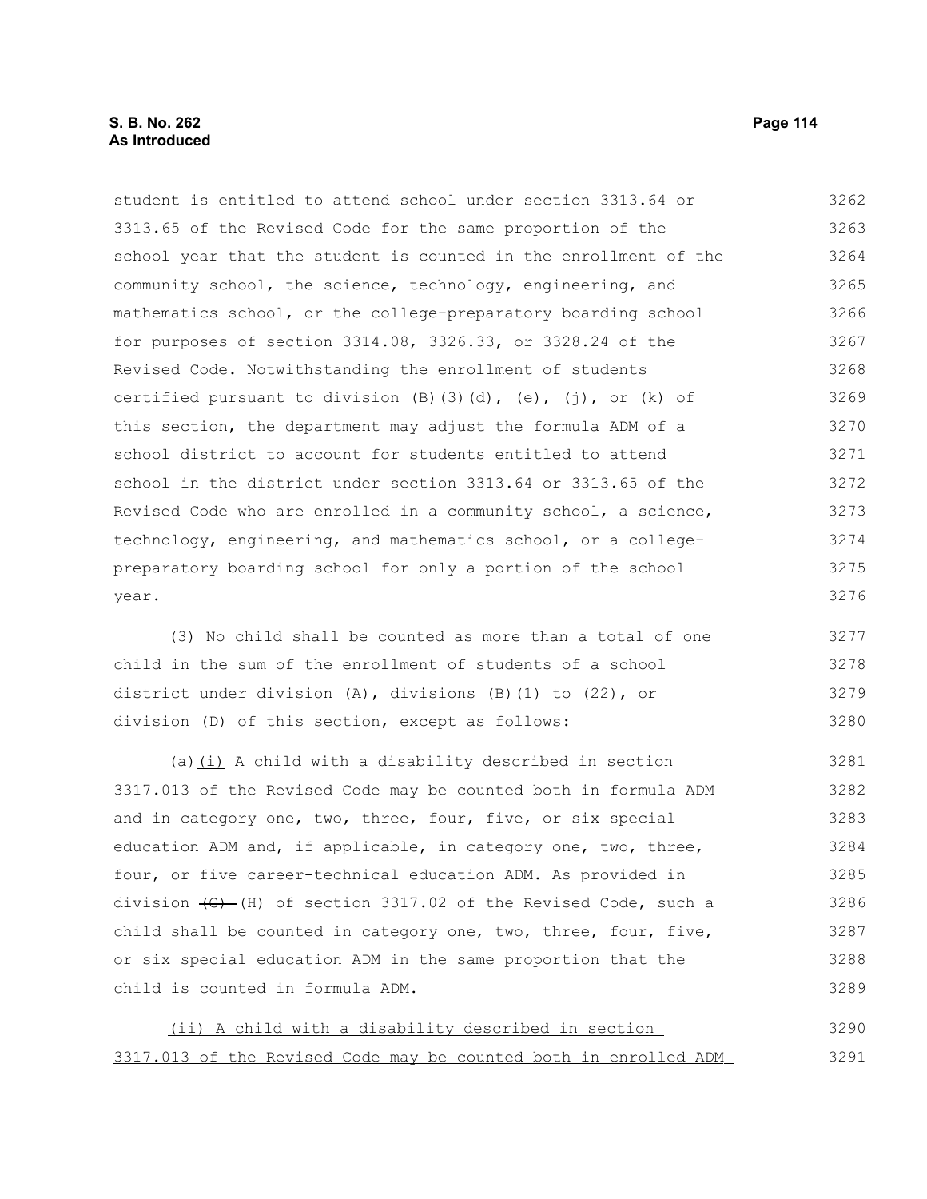student is entitled to attend school under section 3313.64 or 3313.65 of the Revised Code for the same proportion of the school year that the student is counted in the enrollment of the community school, the science, technology, engineering, and mathematics school, or the college-preparatory boarding school for purposes of section 3314.08, 3326.33, or 3328.24 of the Revised Code. Notwithstanding the enrollment of students certified pursuant to division (B)(3)(d), (e), (j), or (k) of this section, the department may adjust the formula ADM of a school district to account for students entitled to attend school in the district under section 3313.64 or 3313.65 of the Revised Code who are enrolled in a community school, a science, technology, engineering, and mathematics school, or a college-preparatory boarding school for only a portion of the school year.

(3) No child shall be counted as more than a total of one child in the sum of the enrollment of students of a school district under division (A), divisions (B)(1) to (22), or division (D) of this section, except as follows:

(a)(i) A child with a disability described in section 3317.013 of the Revised Code may be counted both in formula ADM and in category one, two, three, four, five, or six special education ADM and, if applicable, in category one, two, three, four, or five career-technical education ADM. As provided in division ~~(G)~~ (H) of section 3317.02 of the Revised Code, such a child shall be counted in category one, two, three, four, five, or six special education ADM in the same proportion that the child is counted in formula ADM.

(ii) A child with a disability described in section 3317.013 of the Revised Code may be counted both in enrolled ADM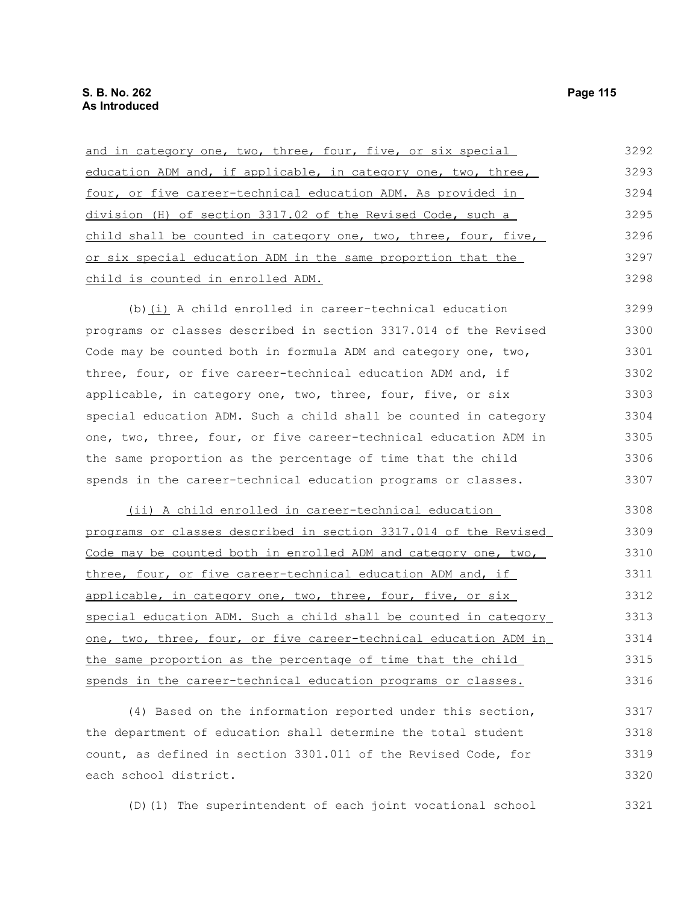and in category one, two, three, four, five, or six special education ADM and, if applicable, in category one, two, three, four, or five career-technical education ADM. As provided in division (H) of section 3317.02 of the Revised Code, such a child shall be counted in category one, two, three, four, five, or six special education ADM in the same proportion that the child is counted in enrolled ADM.

(b)(i) A child enrolled in career-technical education programs or classes described in section 3317.014 of the Revised Code may be counted both in formula ADM and category one, two, three, four, or five career-technical education ADM and, if applicable, in category one, two, three, four, five, or six special education ADM. Such a child shall be counted in category one, two, three, four, or five career-technical education ADM in the same proportion as the percentage of time that the child spends in the career-technical education programs or classes.

(ii) A child enrolled in career-technical education programs or classes described in section 3317.014 of the Revised Code may be counted both in enrolled ADM and category one, two, three, four, or five career-technical education ADM and, if applicable, in category one, two, three, four, five, or six special education ADM. Such a child shall be counted in category one, two, three, four, or five career-technical education ADM in the same proportion as the percentage of time that the child spends in the career-technical education programs or classes.

(4) Based on the information reported under this section, the department of education shall determine the total student count, as defined in section 3301.011 of the Revised Code, for each school district.

(D)(1) The superintendent of each joint vocational school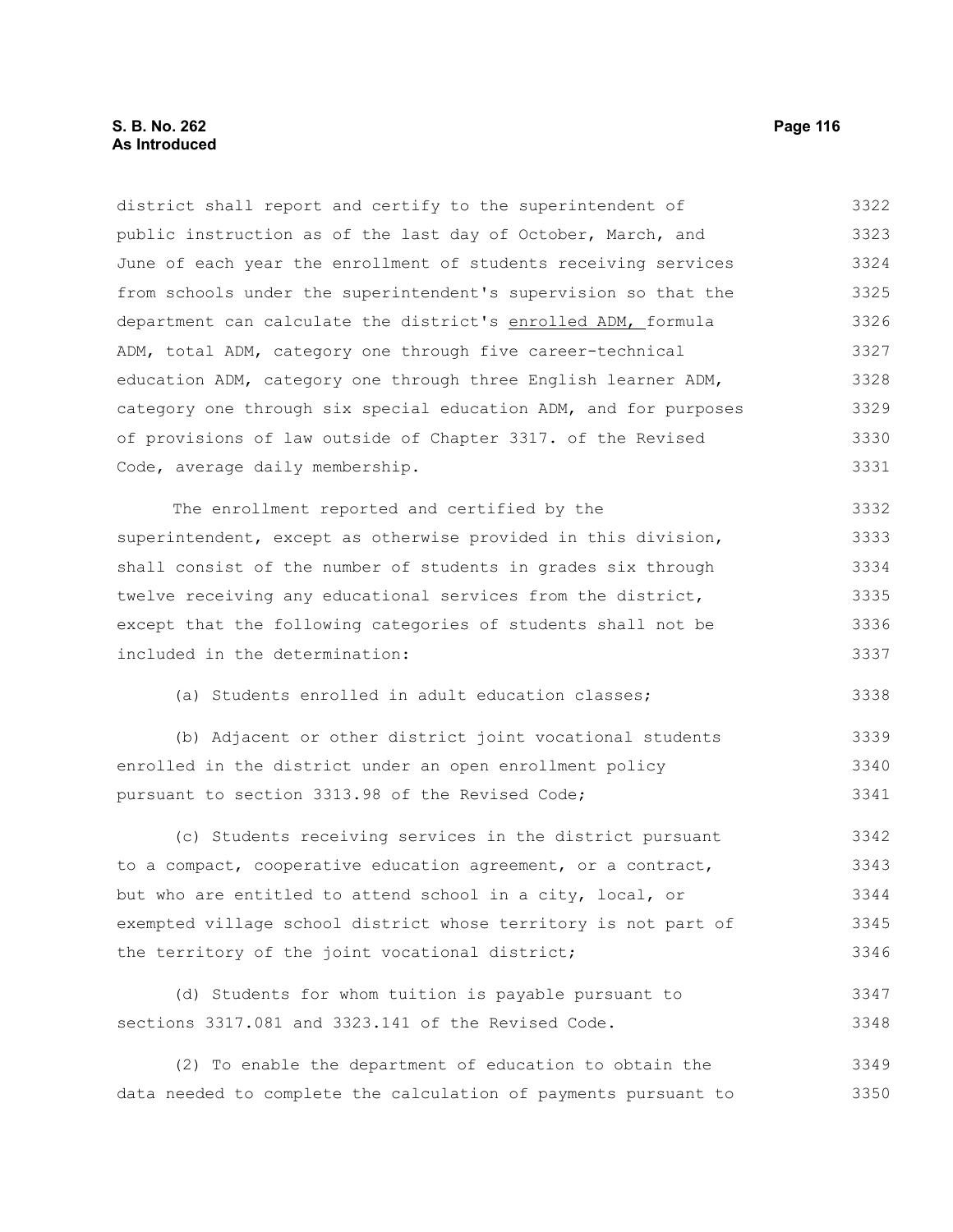district shall report and certify to the superintendent of public instruction as of the last day of October, March, and June of each year the enrollment of students receiving services from schools under the superintendent's supervision so that the department can calculate the district's <u>enrolled ADM,</u> formula ADM, total ADM, category one through five career-technical education ADM, category one through three English learner ADM, category one through six special education ADM, and for purposes of provisions of law outside of Chapter 3317. of the Revised Code, average daily membership.

The enrollment reported and certified by the superintendent, except as otherwise provided in this division, shall consist of the number of students in grades six through twelve receiving any educational services from the district, except that the following categories of students shall not be included in the determination:

(a) Students enrolled in adult education classes;

(b) Adjacent or other district joint vocational students enrolled in the district under an open enrollment policy pursuant to section 3313.98 of the Revised Code;

(c) Students receiving services in the district pursuant to a compact, cooperative education agreement, or a contract, but who are entitled to attend school in a city, local, or exempted village school district whose territory is not part of the territory of the joint vocational district;

(d) Students for whom tuition is payable pursuant to sections 3317.081 and 3323.141 of the Revised Code.

(2) To enable the department of education to obtain the data needed to complete the calculation of payments pursuant to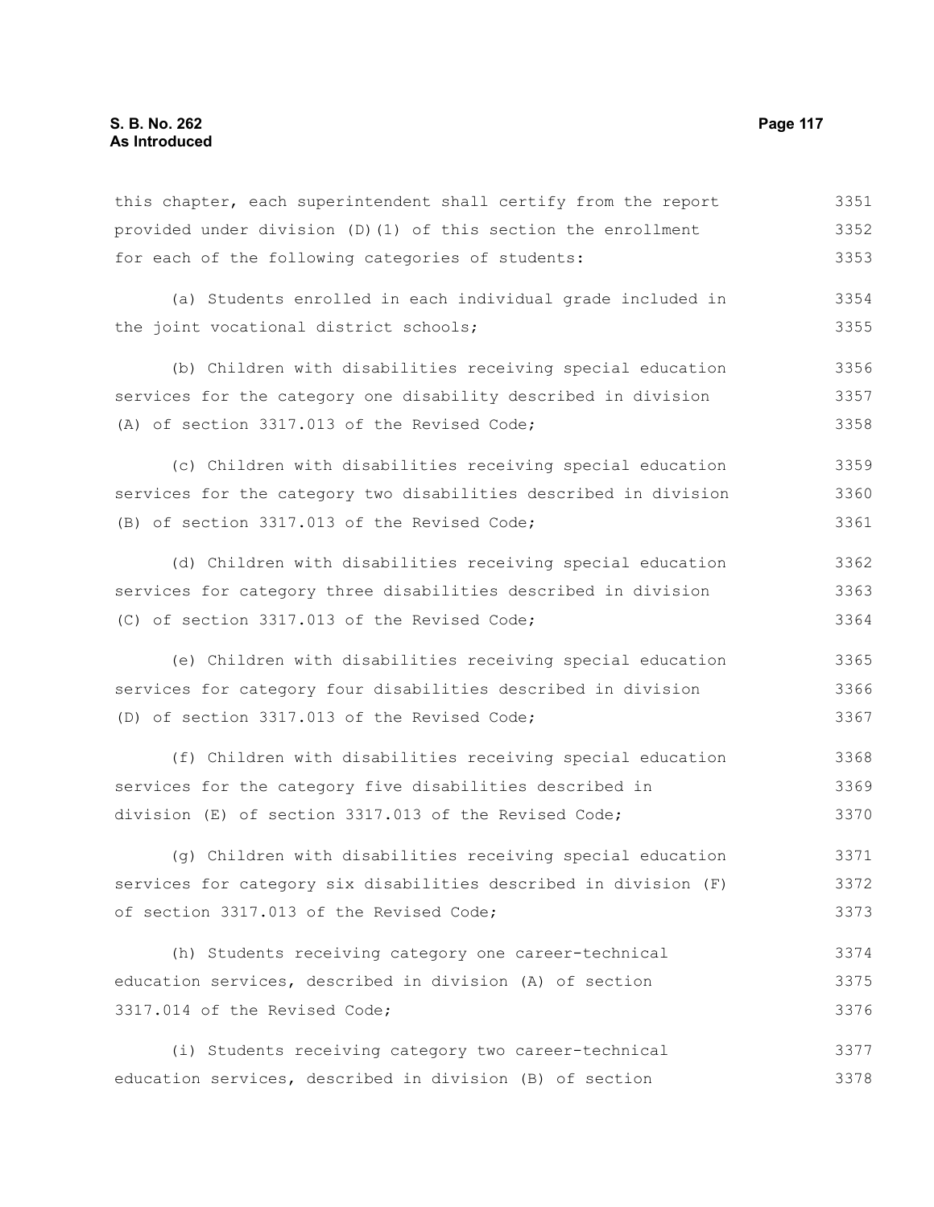this chapter, each superintendent shall certify from the report provided under division (D)(1) of this section the enrollment for each of the following categories of students:

(a) Students enrolled in each individual grade included in the joint vocational district schools;

(b) Children with disabilities receiving special education services for the category one disability described in division (A) of section 3317.013 of the Revised Code;

(c) Children with disabilities receiving special education services for the category two disabilities described in division (B) of section 3317.013 of the Revised Code;

(d) Children with disabilities receiving special education services for category three disabilities described in division (C) of section 3317.013 of the Revised Code;

(e) Children with disabilities receiving special education services for category four disabilities described in division (D) of section 3317.013 of the Revised Code;

(f) Children with disabilities receiving special education services for the category five disabilities described in division (E) of section 3317.013 of the Revised Code;

(g) Children with disabilities receiving special education services for category six disabilities described in division (F) of section 3317.013 of the Revised Code;

(h) Students receiving category one career-technical education services, described in division (A) of section 3317.014 of the Revised Code;

(i) Students receiving category two career-technical education services, described in division (B) of section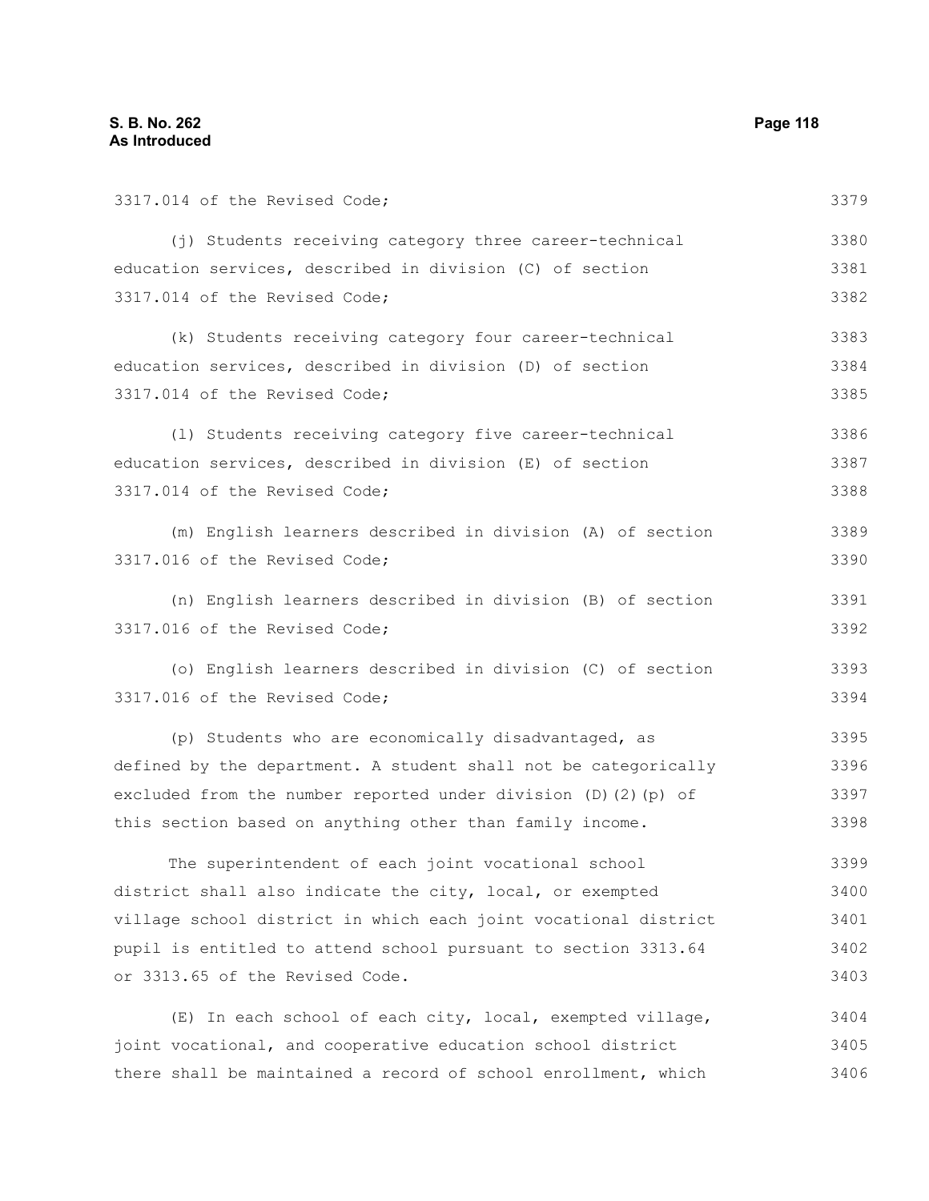3317.014 of the Revised Code;

(j) Students receiving category three career-technical education services, described in division (C) of section 3317.014 of the Revised Code;

(k) Students receiving category four career-technical education services, described in division (D) of section 3317.014 of the Revised Code;

(l) Students receiving category five career-technical education services, described in division (E) of section 3317.014 of the Revised Code;

(m) English learners described in division (A) of section 3317.016 of the Revised Code;

(n) English learners described in division (B) of section 3317.016 of the Revised Code;

(o) English learners described in division (C) of section 3317.016 of the Revised Code;

(p) Students who are economically disadvantaged, as defined by the department. A student shall not be categorically excluded from the number reported under division (D)(2)(p) of this section based on anything other than family income.

The superintendent of each joint vocational school district shall also indicate the city, local, or exempted village school district in which each joint vocational district pupil is entitled to attend school pursuant to section 3313.64 or 3313.65 of the Revised Code.

(E) In each school of each city, local, exempted village, joint vocational, and cooperative education school district there shall be maintained a record of school enrollment, which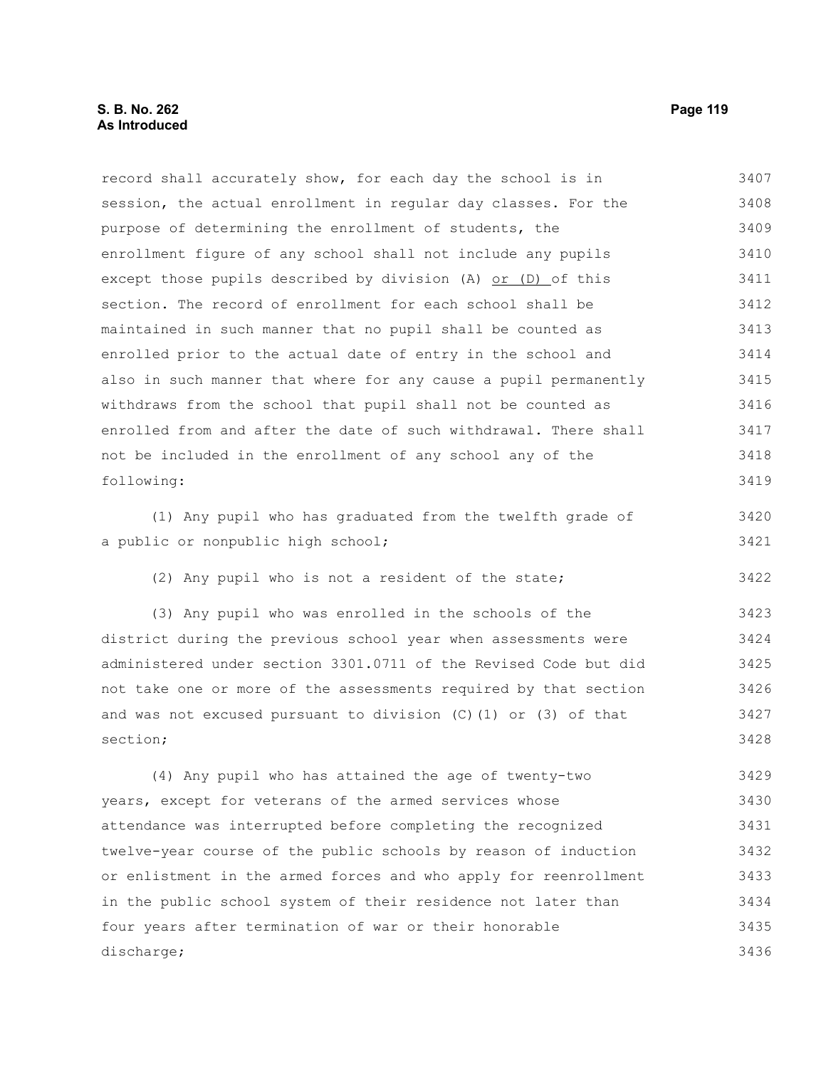record shall accurately show, for each day the school is in session, the actual enrollment in regular day classes. For the purpose of determining the enrollment of students, the enrollment figure of any school shall not include any pupils except those pupils described by division (A) or (D) of this section. The record of enrollment for each school shall be maintained in such manner that no pupil shall be counted as enrolled prior to the actual date of entry in the school and also in such manner that where for any cause a pupil permanently withdraws from the school that pupil shall not be counted as enrolled from and after the date of such withdrawal. There shall not be included in the enrollment of any school any of the following:

(1) Any pupil who has graduated from the twelfth grade of a public or nonpublic high school;

(2) Any pupil who is not a resident of the state;

(3) Any pupil who was enrolled in the schools of the district during the previous school year when assessments were administered under section 3301.0711 of the Revised Code but did not take one or more of the assessments required by that section and was not excused pursuant to division (C)(1) or (3) of that section;

(4) Any pupil who has attained the age of twenty-two years, except for veterans of the armed services whose attendance was interrupted before completing the recognized twelve-year course of the public schools by reason of induction or enlistment in the armed forces and who apply for reenrollment in the public school system of their residence not later than four years after termination of war or their honorable discharge;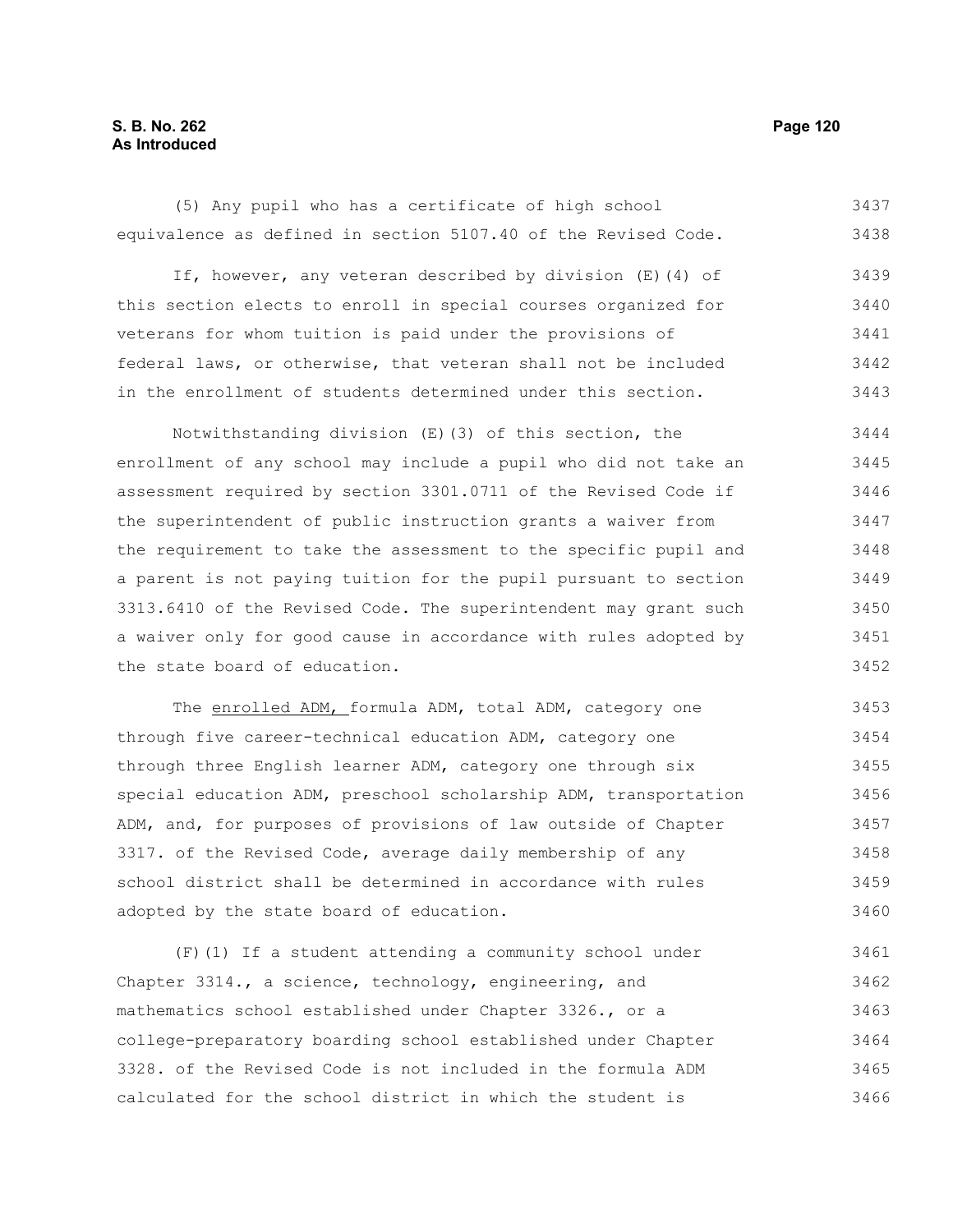(5) Any pupil who has a certificate of high school equivalence as defined in section 5107.40 of the Revised Code.

If, however, any veteran described by division (E)(4) of this section elects to enroll in special courses organized for veterans for whom tuition is paid under the provisions of federal laws, or otherwise, that veteran shall not be included in the enrollment of students determined under this section.

Notwithstanding division (E)(3) of this section, the enrollment of any school may include a pupil who did not take an assessment required by section 3301.0711 of the Revised Code if the superintendent of public instruction grants a waiver from the requirement to take the assessment to the specific pupil and a parent is not paying tuition for the pupil pursuant to section 3313.6410 of the Revised Code. The superintendent may grant such a waiver only for good cause in accordance with rules adopted by the state board of education.

The enrolled ADM, formula ADM, total ADM, category one through five career-technical education ADM, category one through three English learner ADM, category one through six special education ADM, preschool scholarship ADM, transportation ADM, and, for purposes of provisions of law outside of Chapter 3317. of the Revised Code, average daily membership of any school district shall be determined in accordance with rules adopted by the state board of education.

(F)(1) If a student attending a community school under Chapter 3314., a science, technology, engineering, and mathematics school established under Chapter 3326., or a college-preparatory boarding school established under Chapter 3328. of the Revised Code is not included in the formula ADM calculated for the school district in which the student is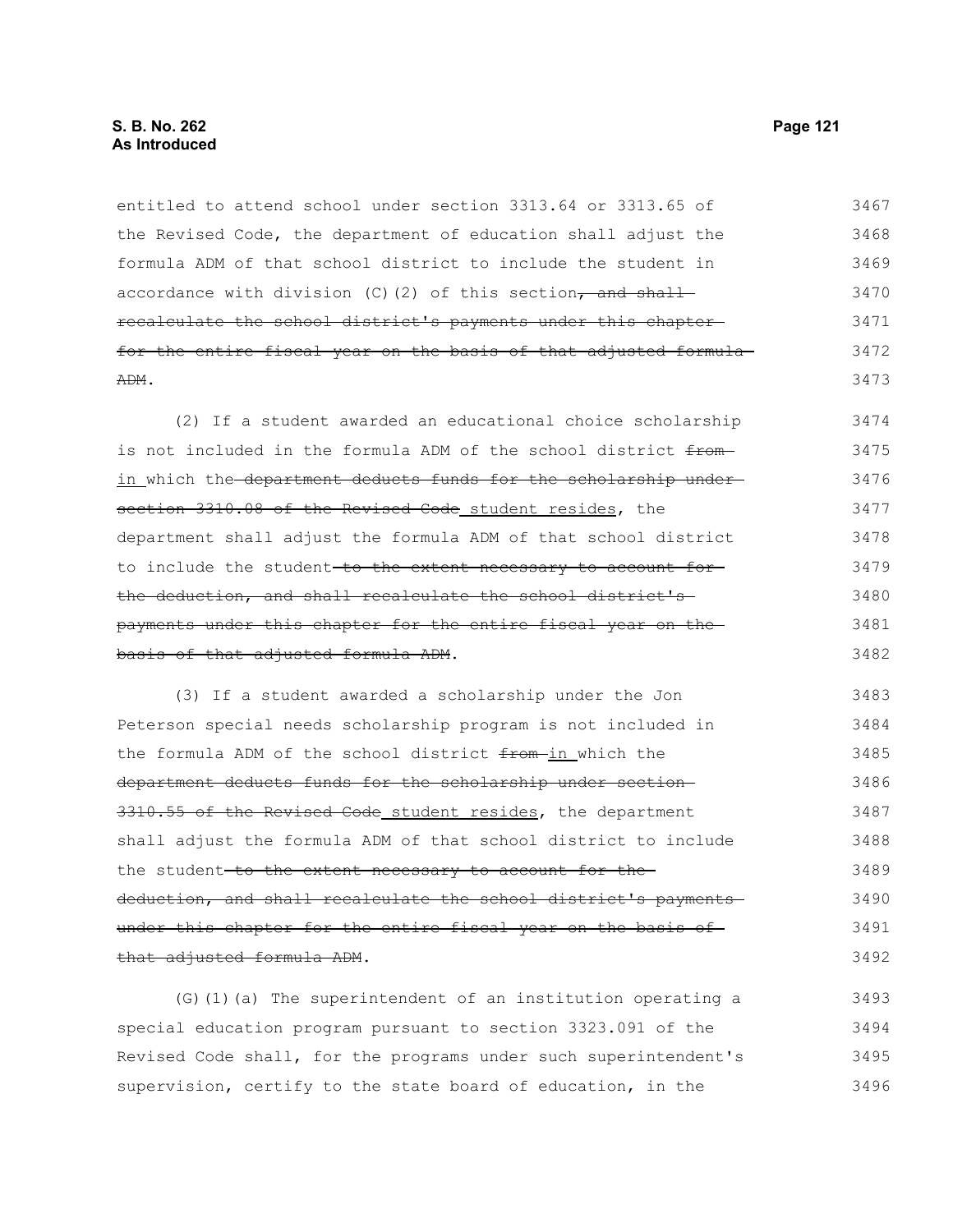entitled to attend school under section 3313.64 or 3313.65 of the Revised Code, the department of education shall adjust the formula ADM of that school district to include the student in accordance with division (C)(2) of this section~~, and shall recalculate the school district's payments under this chapter for the entire fiscal year on the basis of that adjusted formula ADM~~.

(2) If a student awarded an educational choice scholarship is not included in the formula ADM of the school district ~~from~~ <u>in</u> which the ~~department deducts funds for the scholarship under section 3310.08 of the Revised Code~~ <u>student resides</u>, the department shall adjust the formula ADM of that school district to include the student ~~to the extent necessary to account for the deduction, and shall recalculate the school district's payments under this chapter for the entire fiscal year on the basis of that adjusted formula ADM~~.

(3) If a student awarded a scholarship under the Jon Peterson special needs scholarship program is not included in the formula ADM of the school district ~~from~~ <u>in</u> which the ~~department deducts funds for the scholarship under section 3310.55 of the Revised Code~~ <u>student resides</u>, the department shall adjust the formula ADM of that school district to include the student ~~to the extent necessary to account for the deduction, and shall recalculate the school district's payments under this chapter for the entire fiscal year on the basis of that adjusted formula ADM~~.

(G)(1)(a) The superintendent of an institution operating a special education program pursuant to section 3323.091 of the Revised Code shall, for the programs under such superintendent's supervision, certify to the state board of education, in the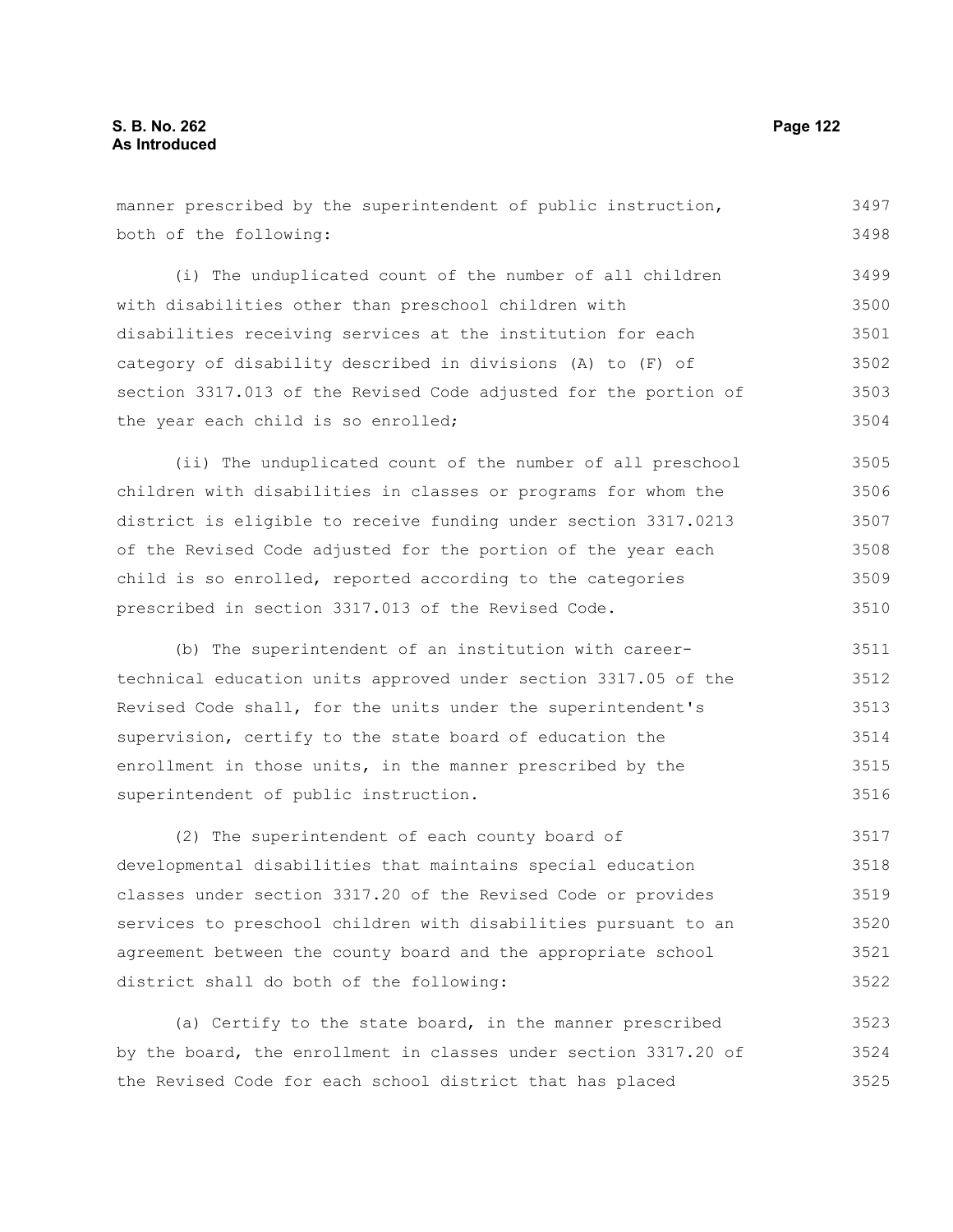manner prescribed by the superintendent of public instruction, both of the following:

(i) The unduplicated count of the number of all children with disabilities other than preschool children with disabilities receiving services at the institution for each category of disability described in divisions (A) to (F) of section 3317.013 of the Revised Code adjusted for the portion of the year each child is so enrolled;

(ii) The unduplicated count of the number of all preschool children with disabilities in classes or programs for whom the district is eligible to receive funding under section 3317.0213 of the Revised Code adjusted for the portion of the year each child is so enrolled, reported according to the categories prescribed in section 3317.013 of the Revised Code.

(b) The superintendent of an institution with career-technical education units approved under section 3317.05 of the Revised Code shall, for the units under the superintendent's supervision, certify to the state board of education the enrollment in those units, in the manner prescribed by the superintendent of public instruction.

(2) The superintendent of each county board of developmental disabilities that maintains special education classes under section 3317.20 of the Revised Code or provides services to preschool children with disabilities pursuant to an agreement between the county board and the appropriate school district shall do both of the following:

(a) Certify to the state board, in the manner prescribed by the board, the enrollment in classes under section 3317.20 of the Revised Code for each school district that has placed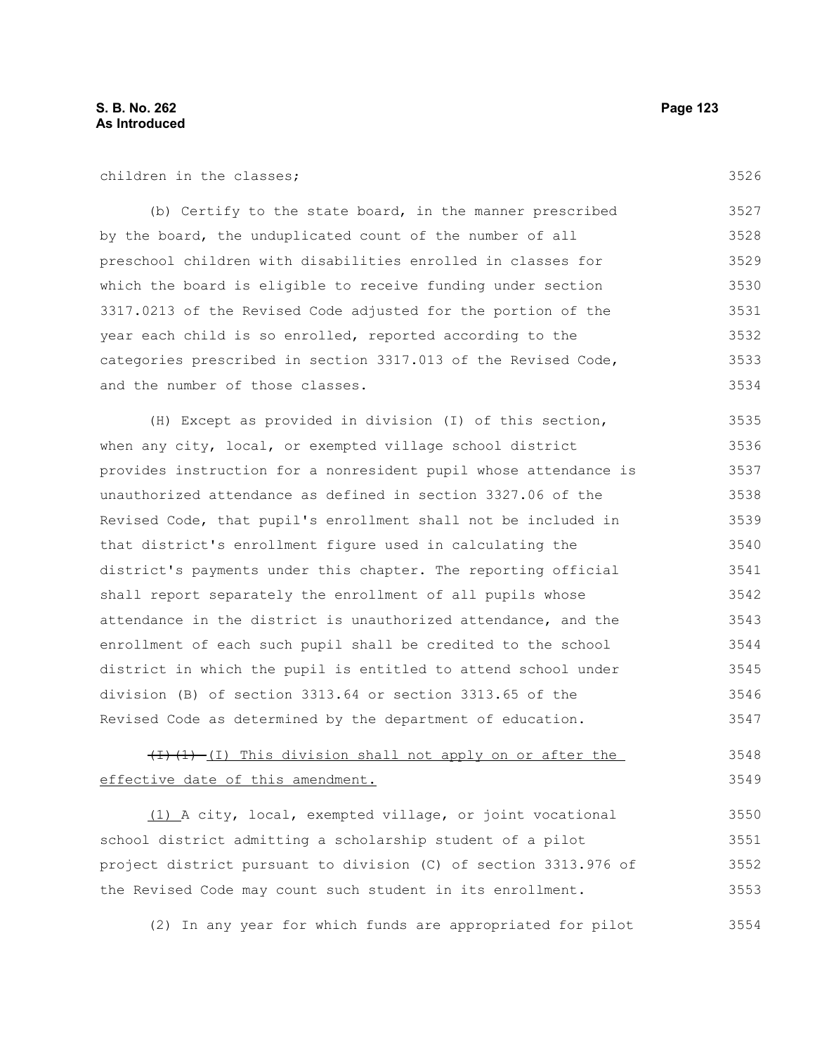children in the classes;

(b) Certify to the state board, in the manner prescribed by the board, the unduplicated count of the number of all preschool children with disabilities enrolled in classes for which the board is eligible to receive funding under section 3317.0213 of the Revised Code adjusted for the portion of the year each child is so enrolled, reported according to the categories prescribed in section 3317.013 of the Revised Code, and the number of those classes.

(H) Except as provided in division (I) of this section, when any city, local, or exempted village school district provides instruction for a nonresident pupil whose attendance is unauthorized attendance as defined in section 3327.06 of the Revised Code, that pupil's enrollment shall not be included in that district's enrollment figure used in calculating the district's payments under this chapter. The reporting official shall report separately the enrollment of all pupils whose attendance in the district is unauthorized attendance, and the enrollment of each such pupil shall be credited to the school district in which the pupil is entitled to attend school under division (B) of section 3313.64 or section 3313.65 of the Revised Code as determined by the department of education.

~~(I)(1)~~ (I) This division shall not apply on or after the effective date of this amendment.

(1) A city, local, exempted village, or joint vocational school district admitting a scholarship student of a pilot project district pursuant to division (C) of section 3313.976 of the Revised Code may count such student in its enrollment.

(2) In any year for which funds are appropriated for pilot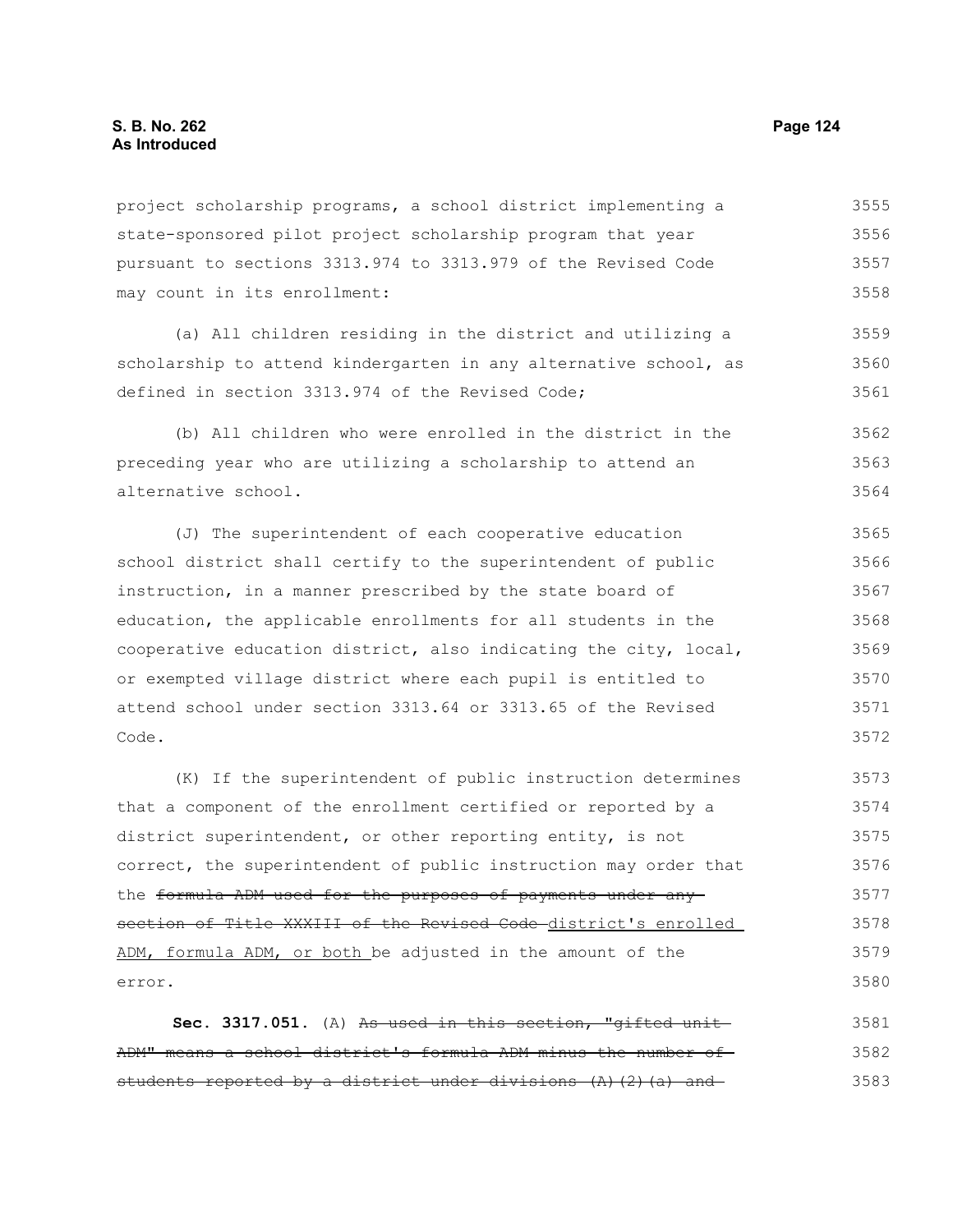project scholarship programs, a school district implementing a state-sponsored pilot project scholarship program that year pursuant to sections 3313.974 to 3313.979 of the Revised Code may count in its enrollment:

(a) All children residing in the district and utilizing a scholarship to attend kindergarten in any alternative school, as defined in section 3313.974 of the Revised Code;

(b) All children who were enrolled in the district in the preceding year who are utilizing a scholarship to attend an alternative school.

(J) The superintendent of each cooperative education school district shall certify to the superintendent of public instruction, in a manner prescribed by the state board of education, the applicable enrollments for all students in the cooperative education district, also indicating the city, local, or exempted village district where each pupil is entitled to attend school under section 3313.64 or 3313.65 of the Revised Code.

(K) If the superintendent of public instruction determines that a component of the enrollment certified or reported by a district superintendent, or other reporting entity, is not correct, the superintendent of public instruction may order that the ~~formula ADM used for the purposes of payments under any section of Title XXXIII of the Revised Code~~ district's enrolled ADM, formula ADM, or both be adjusted in the amount of the error.

**Sec. 3317.051.** (A) ~~As used in this section, "gifted unit ADM" means a school district's formula ADM minus the number of students reported by a district under divisions (A)(2)(a) and~~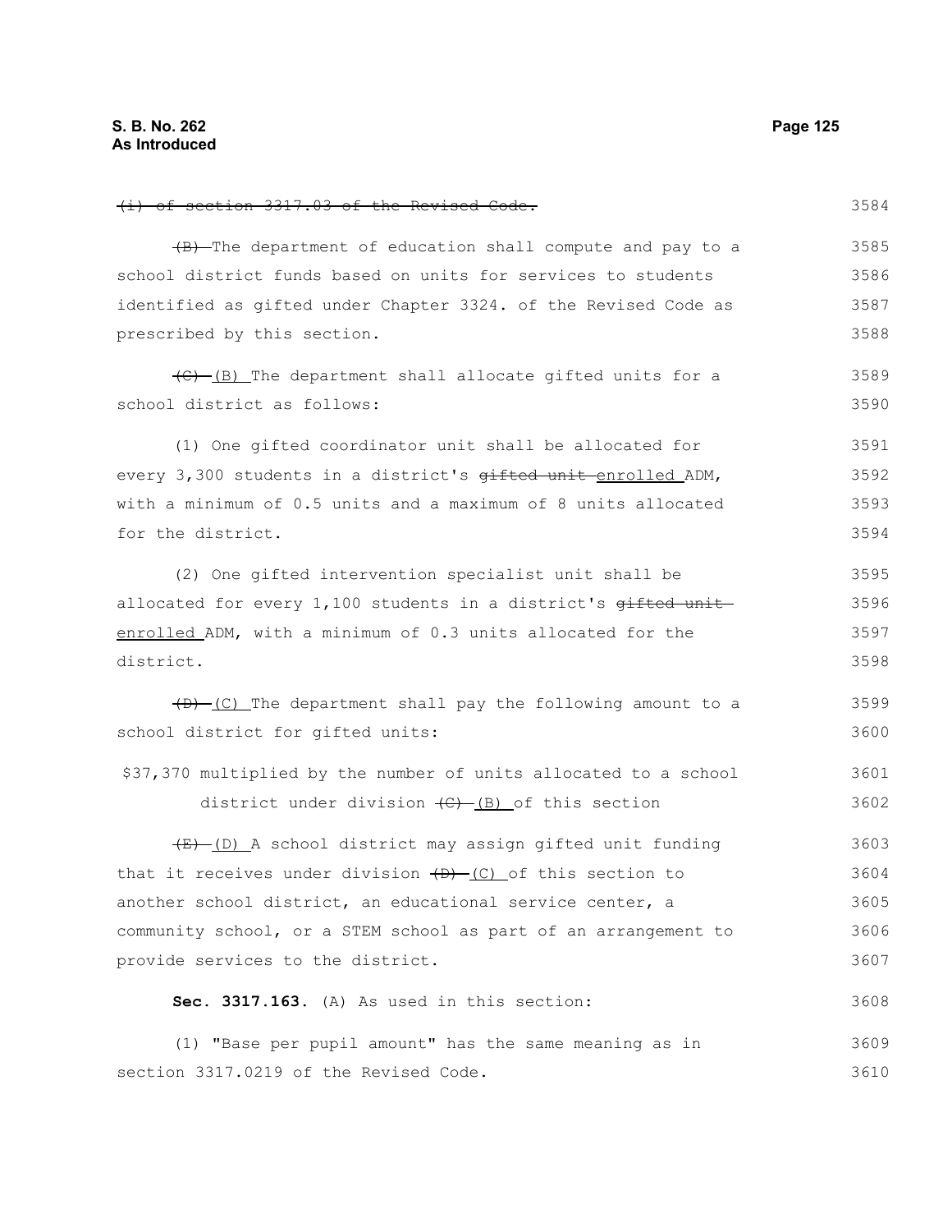~~(i) of section 3317.03 of the Revised Code.~~

~~(B)~~ The department of education shall compute and pay to a school district funds based on units for services to students identified as gifted under Chapter 3324. of the Revised Code as prescribed by this section.

~~(C)~~ (B) The department shall allocate gifted units for a school district as follows:

(1) One gifted coordinator unit shall be allocated for every 3,300 students in a district's ~~gifted unit~~ enrolled ADM, with a minimum of 0.5 units and a maximum of 8 units allocated for the district.

(2) One gifted intervention specialist unit shall be allocated for every 1,100 students in a district's ~~gifted unit~~ enrolled ADM, with a minimum of 0.3 units allocated for the district.

~~(D)~~ (C) The department shall pay the following amount to a school district for gifted units:

$37,370 multiplied by the number of units allocated to a school district under division ~~(C)~~ (B) of this section

~~(E)~~ (D) A school district may assign gifted unit funding that it receives under division ~~(D)~~ (C) of this section to another school district, an educational service center, a community school, or a STEM school as part of an arrangement to provide services to the district.

**Sec. 3317.163.** (A) As used in this section:

(1) "Base per pupil amount" has the same meaning as in section 3317.0219 of the Revised Code.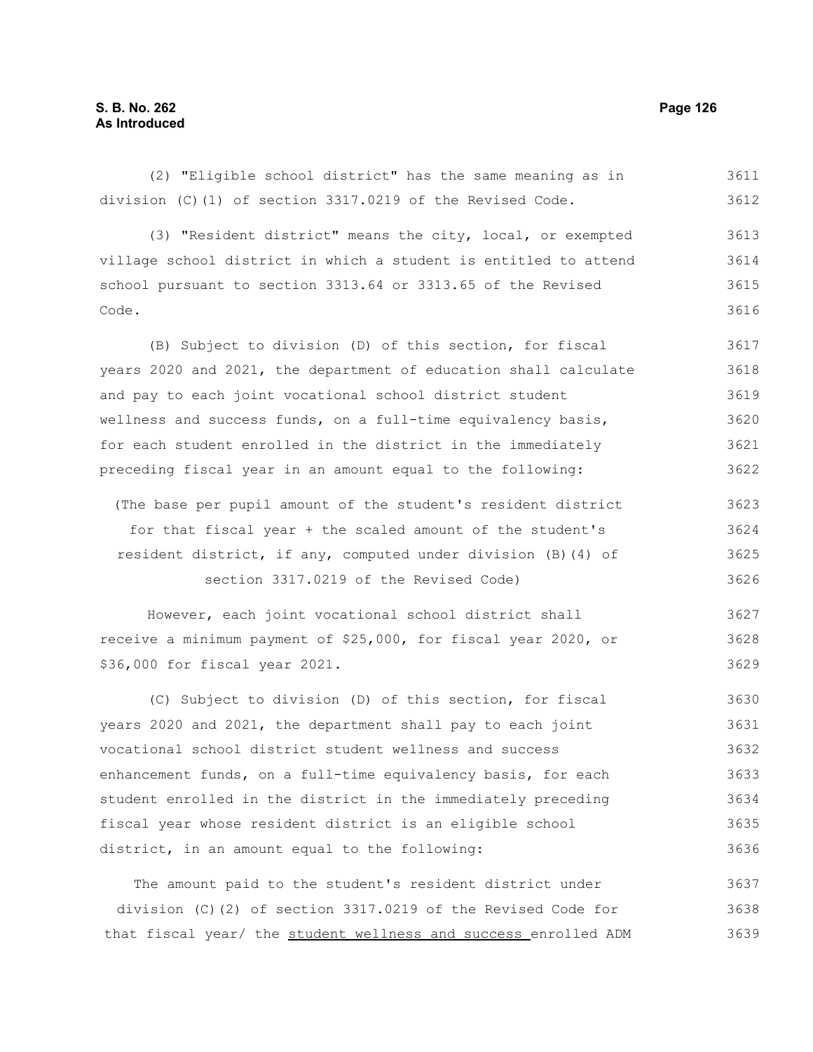(2) "Eligible school district" has the same meaning as in division (C)(1) of section 3317.0219 of the Revised Code.

(3) "Resident district" means the city, local, or exempted village school district in which a student is entitled to attend school pursuant to section 3313.64 or 3313.65 of the Revised Code.

(B) Subject to division (D) of this section, for fiscal years 2020 and 2021, the department of education shall calculate and pay to each joint vocational school district student wellness and success funds, on a full-time equivalency basis, for each student enrolled in the district in the immediately preceding fiscal year in an amount equal to the following:

(The base per pupil amount of the student's resident district for that fiscal year + the scaled amount of the student's resident district, if any, computed under division (B)(4) of section 3317.0219 of the Revised Code)

However, each joint vocational school district shall receive a minimum payment of $25,000, for fiscal year 2020, or $36,000 for fiscal year 2021.

(C) Subject to division (D) of this section, for fiscal years 2020 and 2021, the department shall pay to each joint vocational school district student wellness and success enhancement funds, on a full-time equivalency basis, for each student enrolled in the district in the immediately preceding fiscal year whose resident district is an eligible school district, in an amount equal to the following:

The amount paid to the student's resident district under division (C)(2) of section 3317.0219 of the Revised Code for that fiscal year/ the <u>student wellness and success</u> enrolled ADM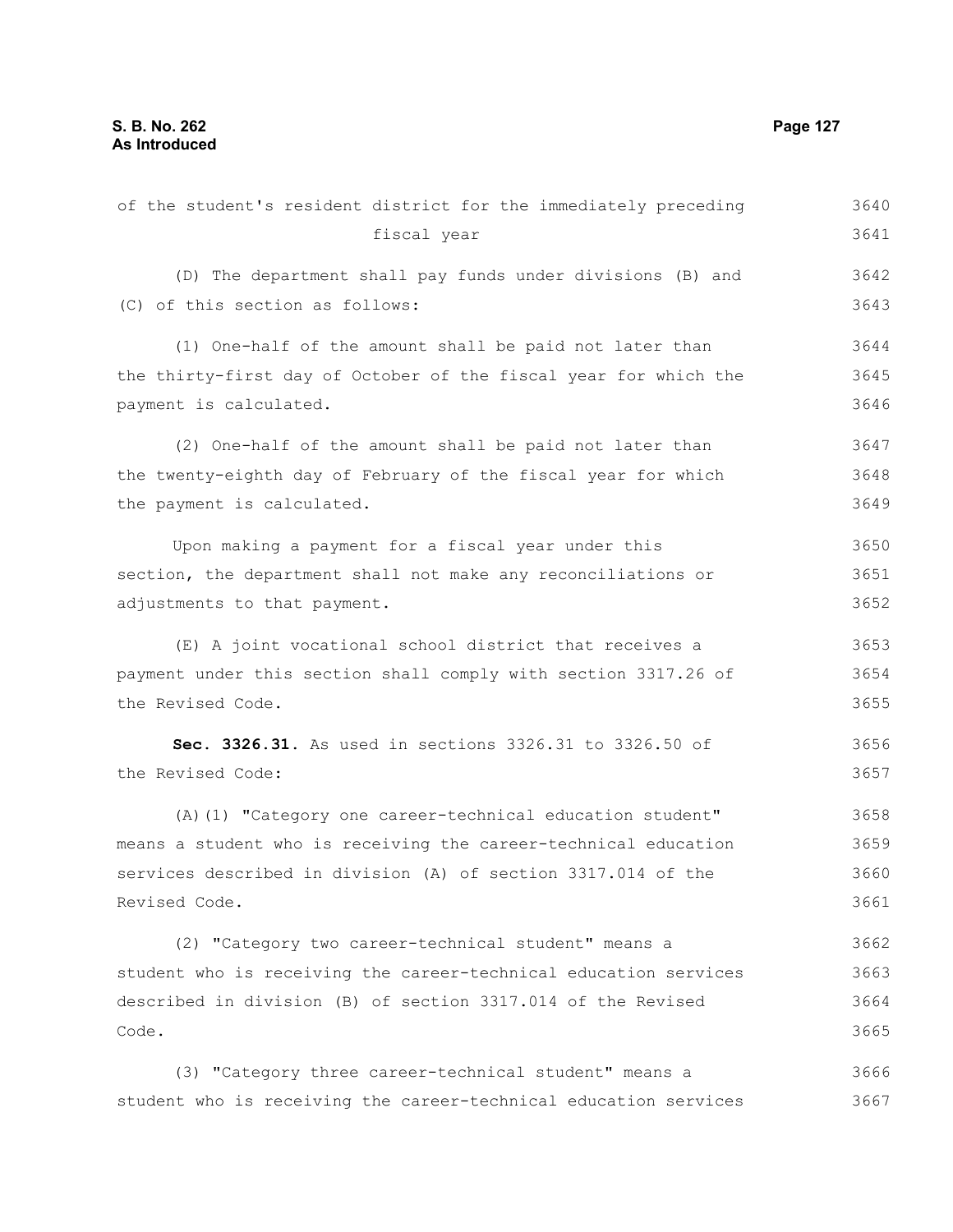of the student's resident district for the immediately preceding fiscal year

(D) The department shall pay funds under divisions (B) and (C) of this section as follows:

(1) One-half of the amount shall be paid not later than the thirty-first day of October of the fiscal year for which the payment is calculated.

(2) One-half of the amount shall be paid not later than the twenty-eighth day of February of the fiscal year for which the payment is calculated.

Upon making a payment for a fiscal year under this section, the department shall not make any reconciliations or adjustments to that payment.

(E) A joint vocational school district that receives a payment under this section shall comply with section 3317.26 of the Revised Code.

**Sec. 3326.31.** As used in sections 3326.31 to 3326.50 of the Revised Code:

(A)(1) "Category one career-technical education student" means a student who is receiving the career-technical education services described in division (A) of section 3317.014 of the Revised Code.

(2) "Category two career-technical student" means a student who is receiving the career-technical education services described in division (B) of section 3317.014 of the Revised Code.

(3) "Category three career-technical student" means a student who is receiving the career-technical education services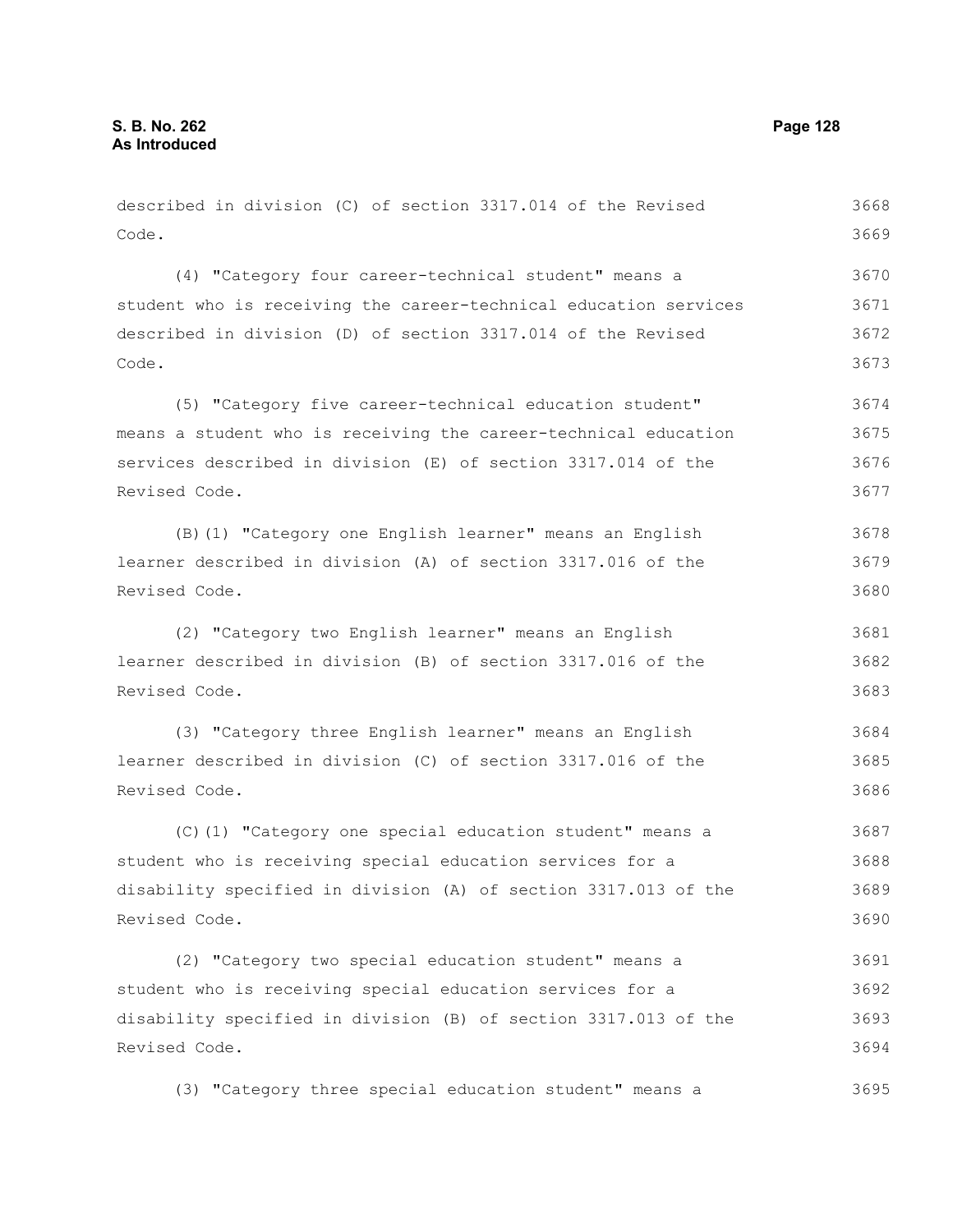described in division (C) of section 3317.014 of the Revised Code.

(4) "Category four career-technical student" means a student who is receiving the career-technical education services described in division (D) of section 3317.014 of the Revised Code.

(5) "Category five career-technical education student" means a student who is receiving the career-technical education services described in division (E) of section 3317.014 of the Revised Code.

(B)(1) "Category one English learner" means an English learner described in division (A) of section 3317.016 of the Revised Code.

(2) "Category two English learner" means an English learner described in division (B) of section 3317.016 of the Revised Code.

(3) "Category three English learner" means an English learner described in division (C) of section 3317.016 of the Revised Code.

(C)(1) "Category one special education student" means a student who is receiving special education services for a disability specified in division (A) of section 3317.013 of the Revised Code.

(2) "Category two special education student" means a student who is receiving special education services for a disability specified in division (B) of section 3317.013 of the Revised Code.

(3) "Category three special education student" means a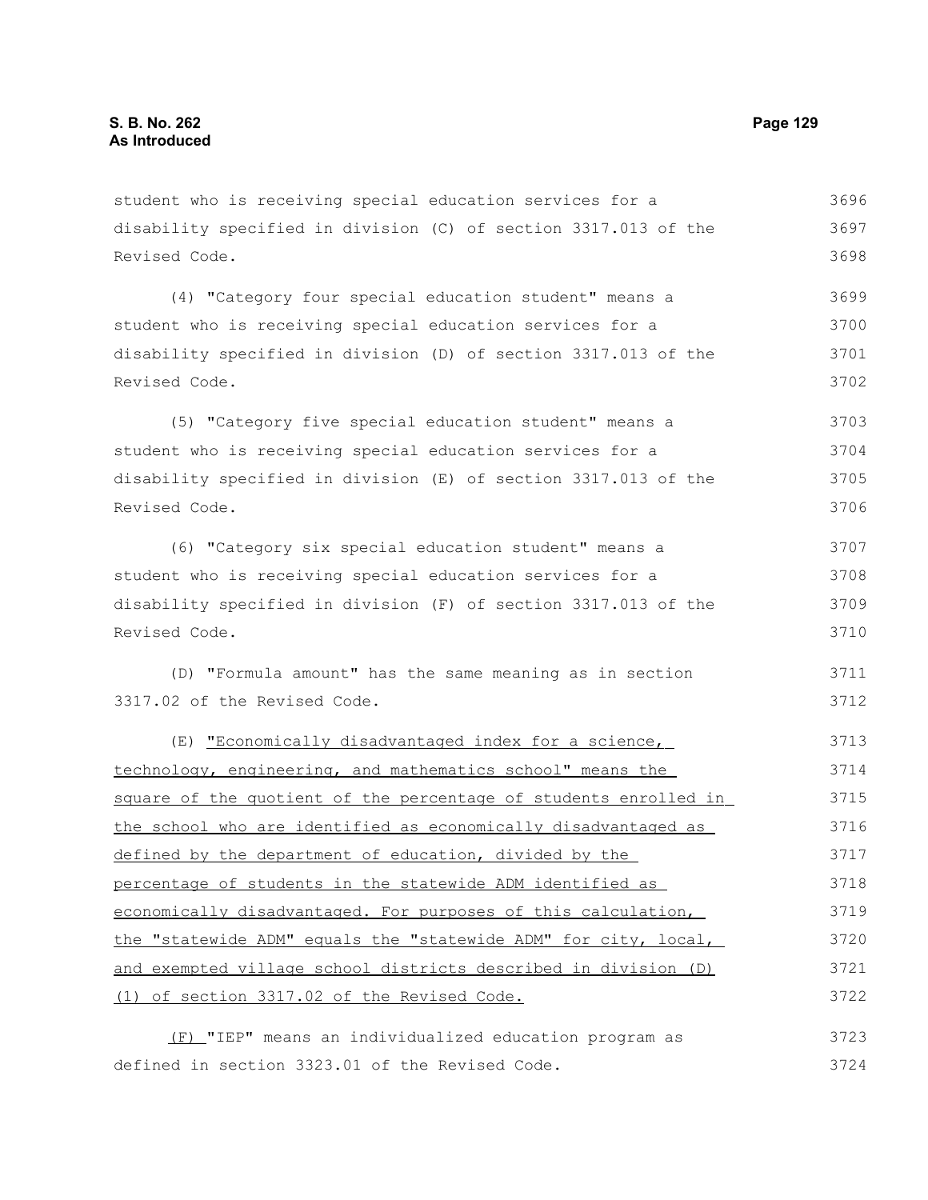student who is receiving special education services for a disability specified in division (C) of section 3317.013 of the Revised Code.

(4) "Category four special education student" means a student who is receiving special education services for a disability specified in division (D) of section 3317.013 of the Revised Code.

(5) "Category five special education student" means a student who is receiving special education services for a disability specified in division (E) of section 3317.013 of the Revised Code.

(6) "Category six special education student" means a student who is receiving special education services for a disability specified in division (F) of section 3317.013 of the Revised Code.

(D) "Formula amount" has the same meaning as in section 3317.02 of the Revised Code.

(E) <u>"Economically disadvantaged index for a science, technology, engineering, and mathematics school" means the square of the quotient of the percentage of students enrolled in the school who are identified as economically disadvantaged as defined by the department of education, divided by the percentage of students in the statewide ADM identified as economically disadvantaged. For purposes of this calculation, the "statewide ADM" equals the "statewide ADM" for city, local, and exempted village school districts described in division (D)(1) of section 3317.02 of the Revised Code.</u>

<u>(F)</u> "IEP" means an individualized education program as defined in section 3323.01 of the Revised Code.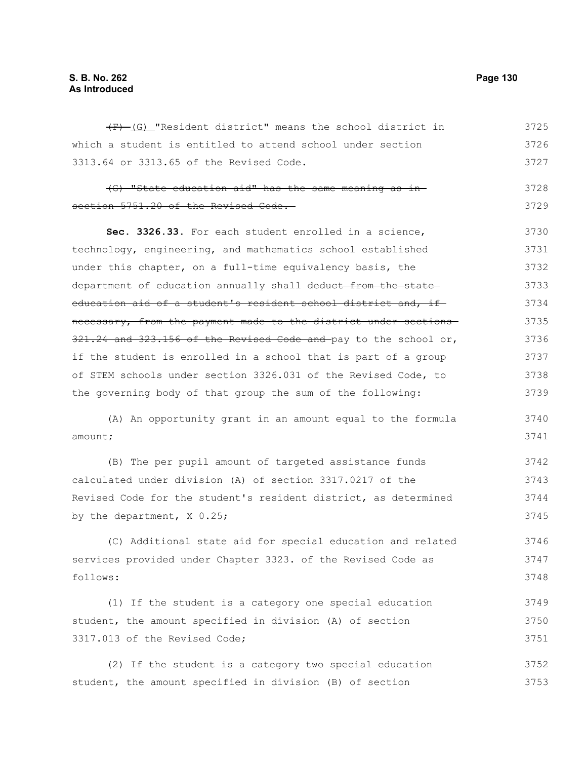~~(F)~~ (G) "Resident district" means the school district in which a student is entitled to attend school under section 3313.64 or 3313.65 of the Revised Code.

~~(G) "State education aid" has the same meaning as in section 5751.20 of the Revised Code.~~

**Sec. 3326.33.** For each student enrolled in a science, technology, engineering, and mathematics school established under this chapter, on a full-time equivalency basis, the department of education annually shall ~~deduct from the state education aid of a student's resident school district and, if necessary, from the payment made to the district under sections 321.24 and 323.156 of the Revised Code and~~ pay to the school or, if the student is enrolled in a school that is part of a group of STEM schools under section 3326.031 of the Revised Code, to the governing body of that group the sum of the following:

(A) An opportunity grant in an amount equal to the formula amount;

(B) The per pupil amount of targeted assistance funds calculated under division (A) of section 3317.0217 of the Revised Code for the student's resident district, as determined by the department, X 0.25;

(C) Additional state aid for special education and related services provided under Chapter 3323. of the Revised Code as follows:

(1) If the student is a category one special education student, the amount specified in division (A) of section 3317.013 of the Revised Code;

(2) If the student is a category two special education student, the amount specified in division (B) of section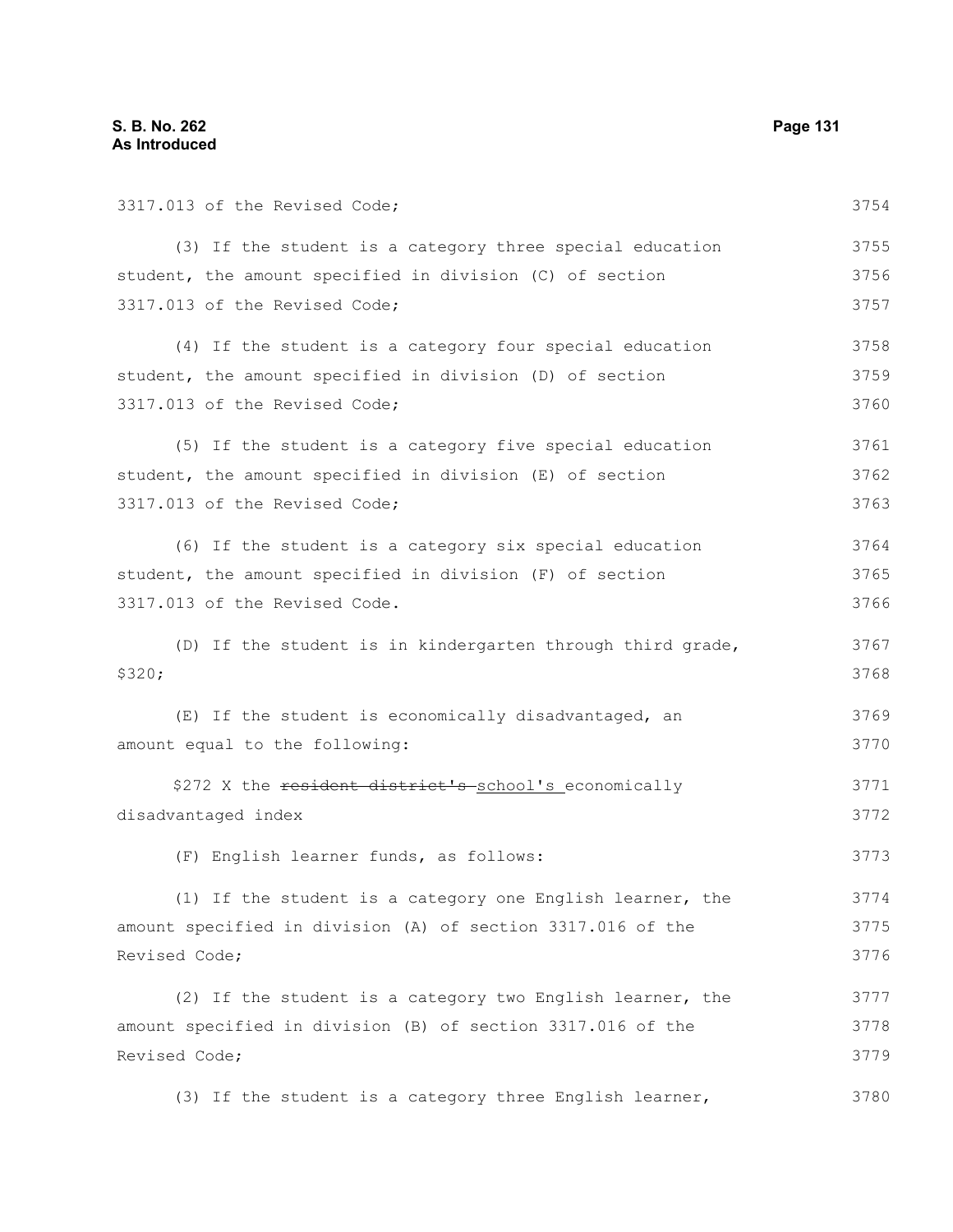3317.013 of the Revised Code;

(3) If the student is a category three special education student, the amount specified in division (C) of section 3317.013 of the Revised Code;

(4) If the student is a category four special education student, the amount specified in division (D) of section 3317.013 of the Revised Code;

(5) If the student is a category five special education student, the amount specified in division (E) of section 3317.013 of the Revised Code;

(6) If the student is a category six special education student, the amount specified in division (F) of section 3317.013 of the Revised Code.

(D) If the student is in kindergarten through third grade, $320;

(E) If the student is economically disadvantaged, an amount equal to the following:

$272 X the ~~resident district's~~ school's economically disadvantaged index

(F) English learner funds, as follows:

(1) If the student is a category one English learner, the amount specified in division (A) of section 3317.016 of the Revised Code;

(2) If the student is a category two English learner, the amount specified in division (B) of section 3317.016 of the Revised Code;

(3) If the student is a category three English learner,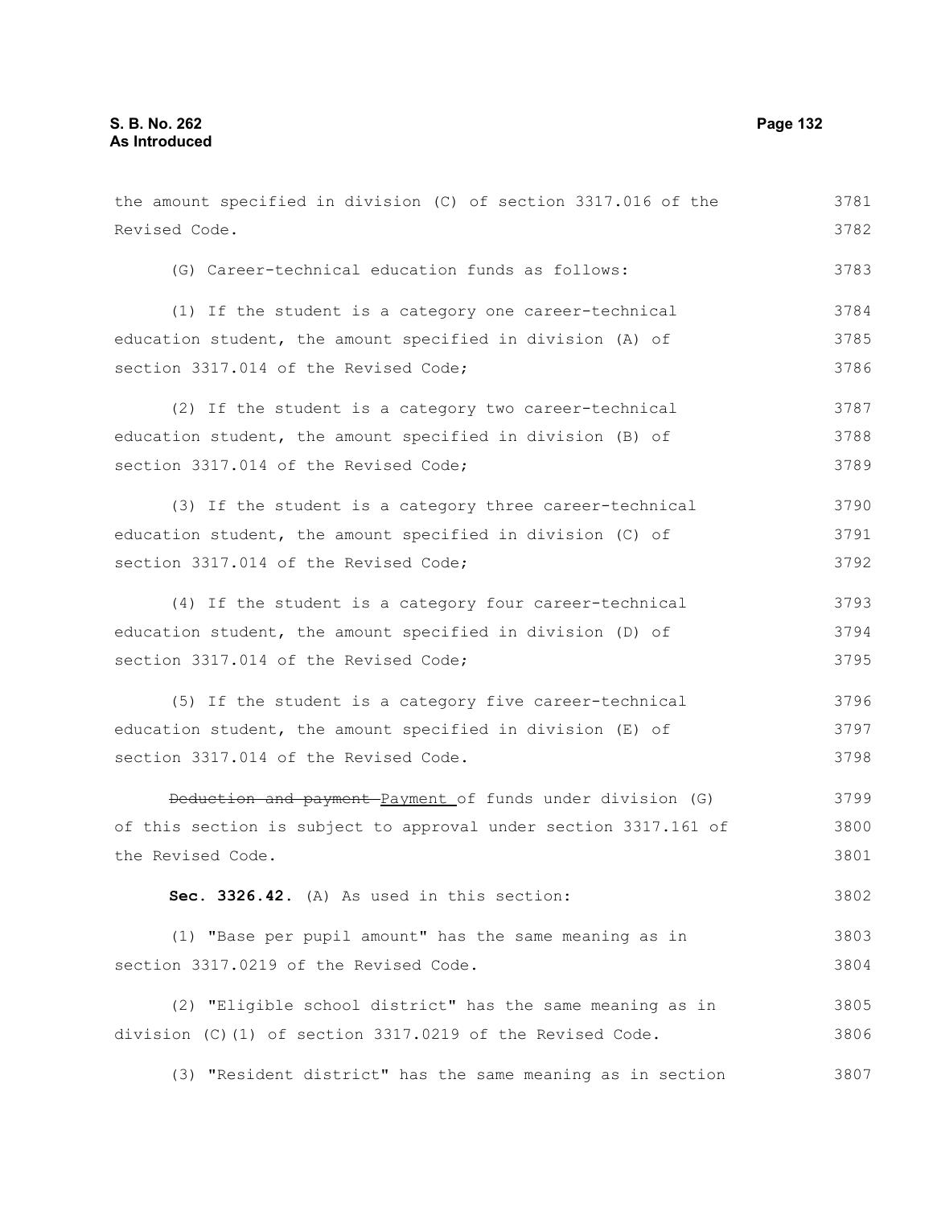the amount specified in division (C) of section 3317.016 of the Revised Code.

(G) Career-technical education funds as follows:

(1) If the student is a category one career-technical education student, the amount specified in division (A) of section 3317.014 of the Revised Code;

(2) If the student is a category two career-technical education student, the amount specified in division (B) of section 3317.014 of the Revised Code;

(3) If the student is a category three career-technical education student, the amount specified in division (C) of section 3317.014 of the Revised Code;

(4) If the student is a category four career-technical education student, the amount specified in division (D) of section 3317.014 of the Revised Code;

(5) If the student is a category five career-technical education student, the amount specified in division (E) of section 3317.014 of the Revised Code.

~~Deduction and payment~~ Payment of funds under division (G) of this section is subject to approval under section 3317.161 of the Revised Code.

**Sec. 3326.42.** (A) As used in this section:

(1) "Base per pupil amount" has the same meaning as in section 3317.0219 of the Revised Code.

(2) "Eligible school district" has the same meaning as in division (C)(1) of section 3317.0219 of the Revised Code.

(3) "Resident district" has the same meaning as in section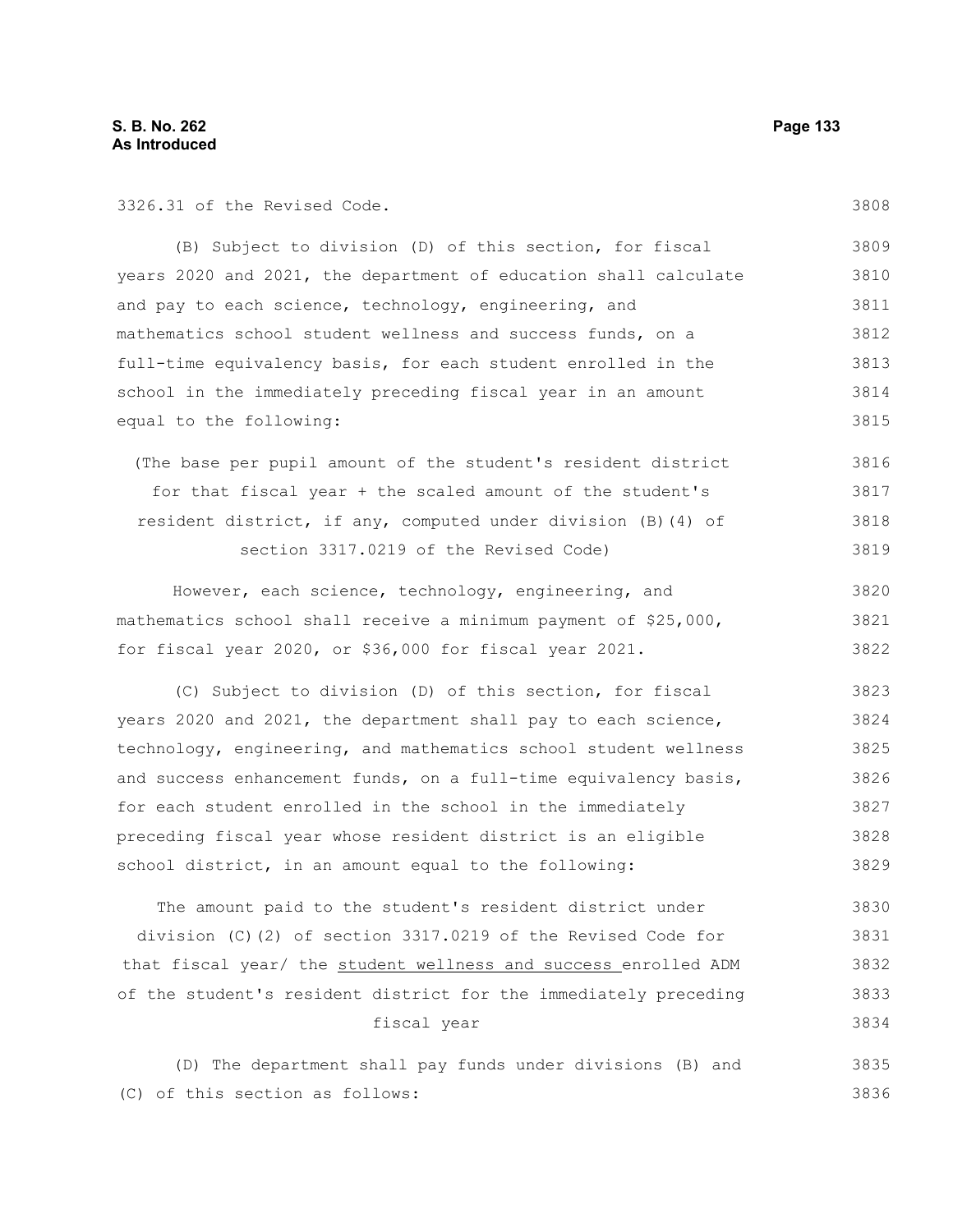3326.31 of the Revised Code.

(B) Subject to division (D) of this section, for fiscal years 2020 and 2021, the department of education shall calculate and pay to each science, technology, engineering, and mathematics school student wellness and success funds, on a full-time equivalency basis, for each student enrolled in the school in the immediately preceding fiscal year in an amount equal to the following:

(The base per pupil amount of the student's resident district for that fiscal year + the scaled amount of the student's resident district, if any, computed under division (B)(4) of section 3317.0219 of the Revised Code)

However, each science, technology, engineering, and mathematics school shall receive a minimum payment of $25,000, for fiscal year 2020, or $36,000 for fiscal year 2021.

(C) Subject to division (D) of this section, for fiscal years 2020 and 2021, the department shall pay to each science, technology, engineering, and mathematics school student wellness and success enhancement funds, on a full-time equivalency basis, for each student enrolled in the school in the immediately preceding fiscal year whose resident district is an eligible school district, in an amount equal to the following:

The amount paid to the student's resident district under division (C)(2) of section 3317.0219 of the Revised Code for that fiscal year/ the <u>student wellness and success</u> enrolled ADM of the student's resident district for the immediately preceding fiscal year

(D) The department shall pay funds under divisions (B) and (C) of this section as follows: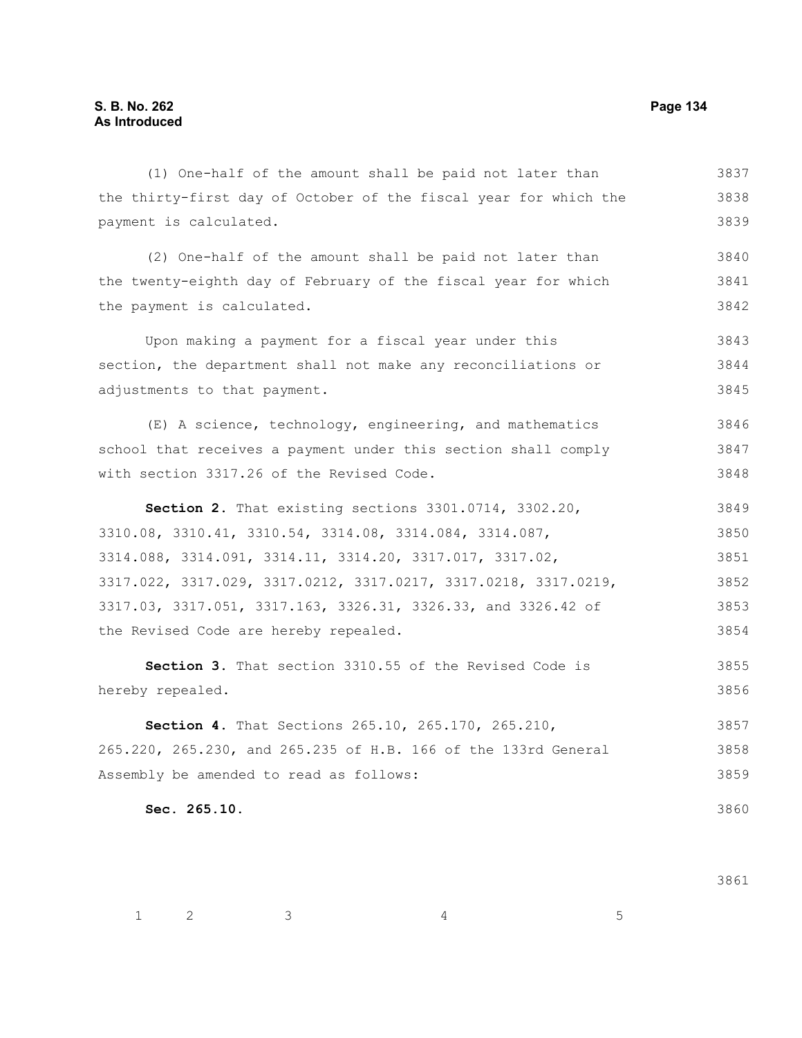(1) One-half of the amount shall be paid not later than the thirty-first day of October of the fiscal year for which the payment is calculated.

(2) One-half of the amount shall be paid not later than the twenty-eighth day of February of the fiscal year for which the payment is calculated.

Upon making a payment for a fiscal year under this section, the department shall not make any reconciliations or adjustments to that payment.

(E) A science, technology, engineering, and mathematics school that receives a payment under this section shall comply with section 3317.26 of the Revised Code.

**Section 2.** That existing sections 3301.0714, 3302.20, 3310.08, 3310.41, 3310.54, 3314.08, 3314.084, 3314.087, 3314.088, 3314.091, 3314.11, 3314.20, 3317.017, 3317.02, 3317.022, 3317.029, 3317.0212, 3317.0217, 3317.0218, 3317.0219, 3317.03, 3317.051, 3317.163, 3326.31, 3326.33, and 3326.42 of the Revised Code are hereby repealed.

**Section 3.** That section 3310.55 of the Revised Code is hereby repealed.

**Section 4.** That Sections 265.10, 265.170, 265.210, 265.220, 265.230, and 265.235 of H.B. 166 of the 133rd General Assembly be amended to read as follows:

**Sec. 265.10.**

| 1 | 2 | 3 | 4 | 5 |
|---|---|---|---|---|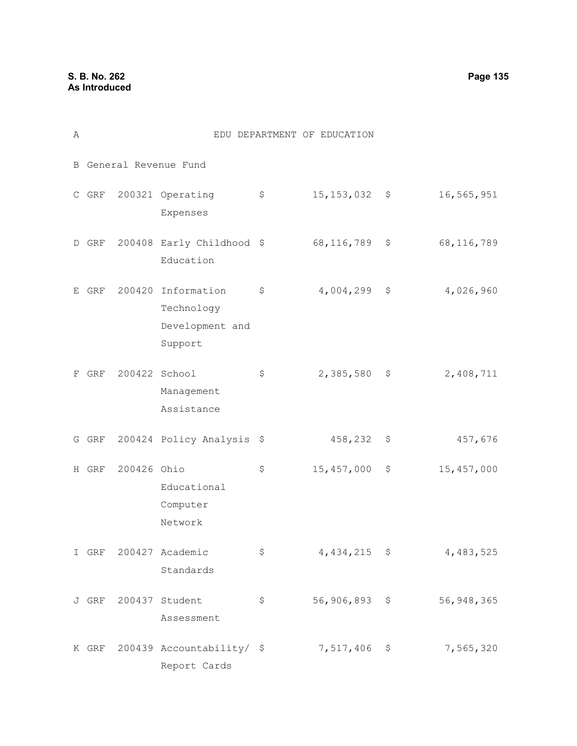| A | | | EDU DEPARTMENT OF EDUCATION | | | | |
|---|---|---|---|---|---|---|---|
| B | General Revenue Fund | | | | | | |
| C | GRF | 200321 | Operating Expenses | $ | 15,153,032 | $ | 16,565,951 |
| D | GRF | 200408 | Early Childhood Education | $ | 68,116,789 | $ | 68,116,789 |
| E | GRF | 200420 | Information Technology Development and Support | $ | 4,004,299 | $ | 4,026,960 |
| F | GRF | 200422 | School Management Assistance | $ | 2,385,580 | $ | 2,408,711 |
| G | GRF | 200424 | Policy Analysis | $ | 458,232 | $ | 457,676 |
| H | GRF | 200426 | Ohio Educational Computer Network | $ | 15,457,000 | $ | 15,457,000 |
| I | GRF | 200427 | Academic Standards | $ | 4,434,215 | $ | 4,483,525 |
| J | GRF | 200437 | Student Assessment | $ | 56,906,893 | $ | 56,948,365 |
| K | GRF | 200439 | Accountability/ Report Cards | $ | 7,517,406 | $ | 7,565,320 |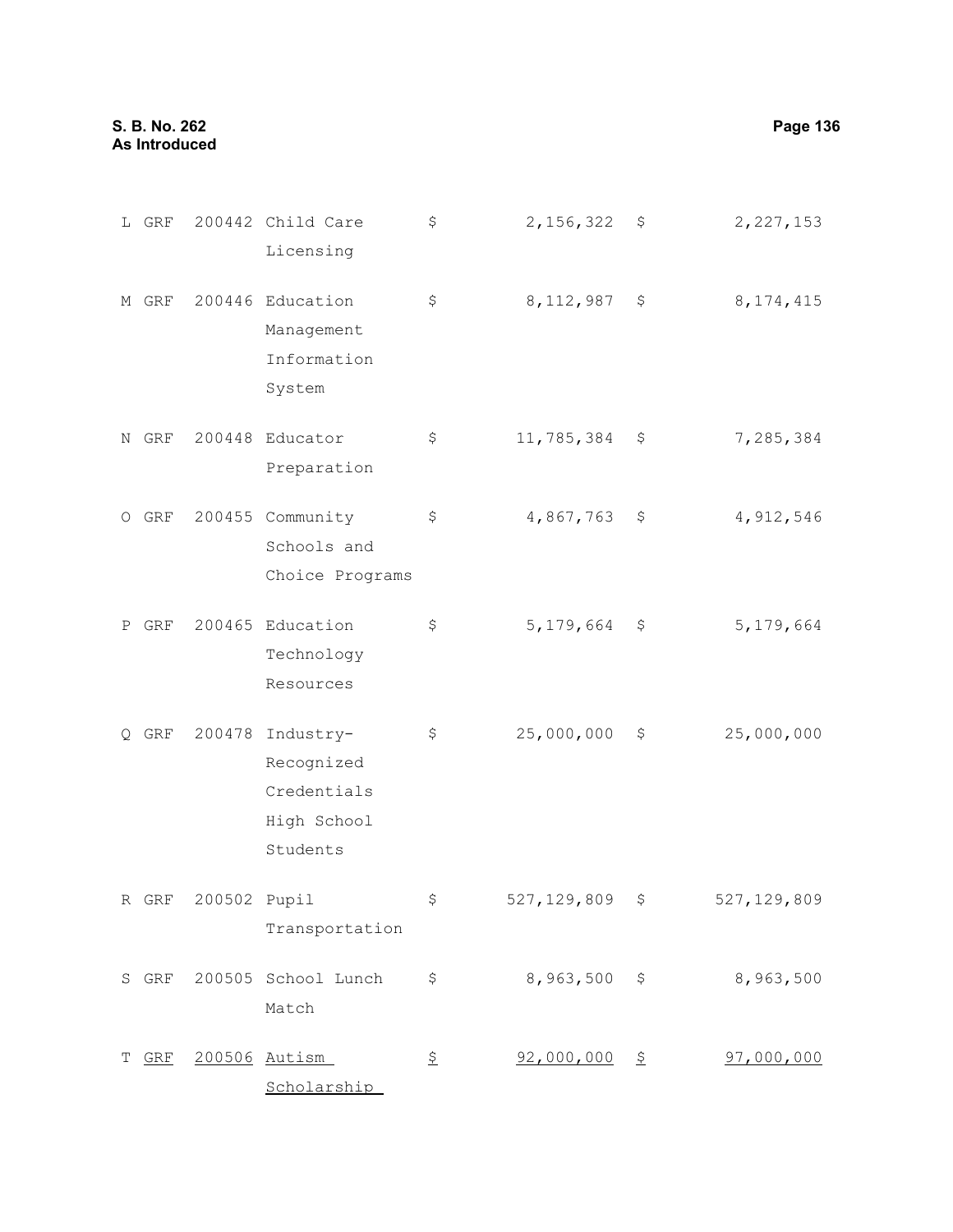| | | | | | | |
|---|---|---|---|---|---|---|
| L | GRF | 200442 Child Care Licensing | $ | 2,156,322 | $ | 2,227,153 |
| M | GRF | 200446 Education Management Information System | $ | 8,112,987 | $ | 8,174,415 |
| N | GRF | 200448 Educator Preparation | $ | 11,785,384 | $ | 7,285,384 |
| O | GRF | 200455 Community Schools and Choice Programs | $ | 4,867,763 | $ | 4,912,546 |
| P | GRF | 200465 Education Technology Resources | $ | 5,179,664 | $ | 5,179,664 |
| Q | GRF | 200478 Industry-Recognized Credentials High School Students | $ | 25,000,000 | $ | 25,000,000 |
| R | GRF | 200502 Pupil Transportation | $ | 527,129,809 | $ | 527,129,809 |
| S | GRF | 200505 School Lunch Match | $ | 8,963,500 | $ | 8,963,500 |
| T | GRF | 200506 Autism Scholarship | $ | 92,000,000 | $ | 97,000,000 |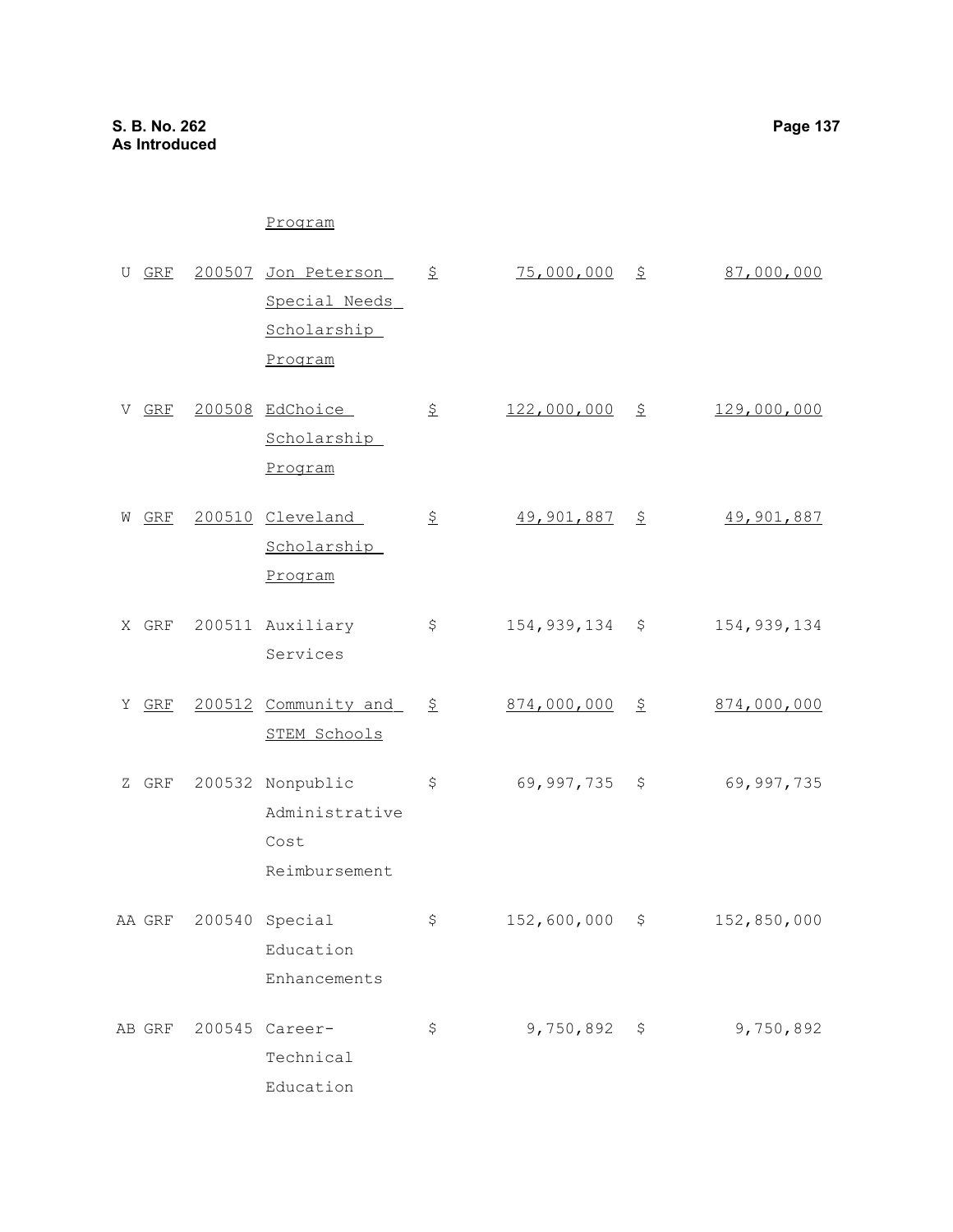| | | | | | | |
|---|---|---|---|---|---|---|
| | | | Program | | | |
| U | GRF | 200507 | Jon Peterson Special Needs Scholarship Program | $ | 75,000,000 | $ | 87,000,000 |
| V | GRF | 200508 | EdChoice Scholarship Program | $ | 122,000,000 | $ | 129,000,000 |
| W | GRF | 200510 | Cleveland Scholarship Program | $ | 49,901,887 | $ | 49,901,887 |
| X | GRF | 200511 | Auxiliary Services | $ | 154,939,134 | $ | 154,939,134 |
| Y | GRF | 200512 | Community and STEM Schools | $ | 874,000,000 | $ | 874,000,000 |
| Z | GRF | 200532 | Nonpublic Administrative Cost Reimbursement | $ | 69,997,735 | $ | 69,997,735 |
| AA | GRF | 200540 | Special Education Enhancements | $ | 152,600,000 | $ | 152,850,000 |
| AB | GRF | 200545 | Career-Technical Education | $ | 9,750,892 | $ | 9,750,892 |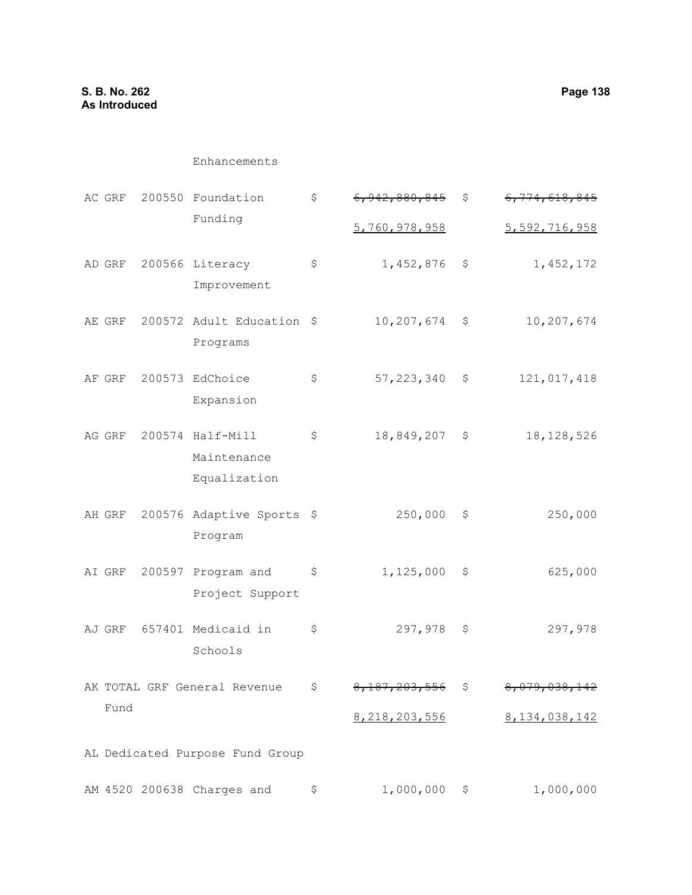| | | | | | |
|---|---|---|---|---|---|
| | | Enhancements | | | |
| AC GRF | 200550 | Foundation Funding | $ | ~~6,942,880,845~~ <u>5,760,978,958</u> | $ | ~~6,774,618,845~~ <u>5,592,716,958</u> |
| AD GRF | 200566 | Literacy Improvement | $ | 1,452,876 | $ | 1,452,172 |
| AE GRF | 200572 | Adult Education Programs | $ | 10,207,674 | $ | 10,207,674 |
| AF GRF | 200573 | EdChoice Expansion | $ | 57,223,340 | $ | 121,017,418 |
| AG GRF | 200574 | Half-Mill Maintenance Equalization | $ | 18,849,207 | $ | 18,128,526 |
| AH GRF | 200576 | Adaptive Sports Program | $ | 250,000 | $ | 250,000 |
| AI GRF | 200597 | Program and Project Support | $ | 1,125,000 | $ | 625,000 |
| AJ GRF | 657401 | Medicaid in Schools | $ | 297,978 | $ | 297,978 |
| AK TOTAL GRF General Revenue Fund | | | $ | ~~8,187,203,556~~ <u>8,218,203,556</u> | $ | ~~8,079,038,142~~ <u>8,134,038,142</u> |
| AL Dedicated Purpose Fund Group | | | | | | |
| AM 4520 | 200638 | Charges and | $ | 1,000,000 | $ | 1,000,000 |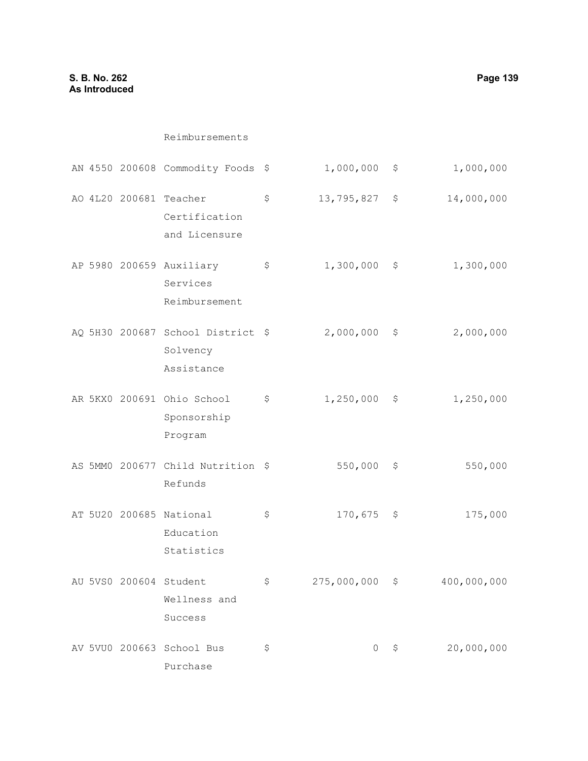| | | | | | | |
|---|---|---|---|---|---|---|
| | | | Reimbursements | | | |
| AN | 4550 | 200608 | Commodity Foods | $ 1,000,000 | $ | 1,000,000 |
| AO | 4L20 | 200681 | Teacher Certification and Licensure | $ 13,795,827 | $ | 14,000,000 |
| AP | 5980 | 200659 | Auxiliary Services Reimbursement | $ 1,300,000 | $ | 1,300,000 |
| AQ | 5H30 | 200687 | School District Solvency Assistance | $ 2,000,000 | $ | 2,000,000 |
| AR | 5KX0 | 200691 | Ohio School Sponsorship Program | $ 1,250,000 | $ | 1,250,000 |
| AS | 5MM0 | 200677 | Child Nutrition Refunds | $ 550,000 | $ | 550,000 |
| AT | 5U20 | 200685 | National Education Statistics | $ 170,675 | $ | 175,000 |
| AU | 5VS0 | 200604 | Student Wellness and Success | $ 275,000,000 | $ | 400,000,000 |
| AV | 5VU0 | 200663 | School Bus Purchase | $ 0 | $ | 20,000,000 |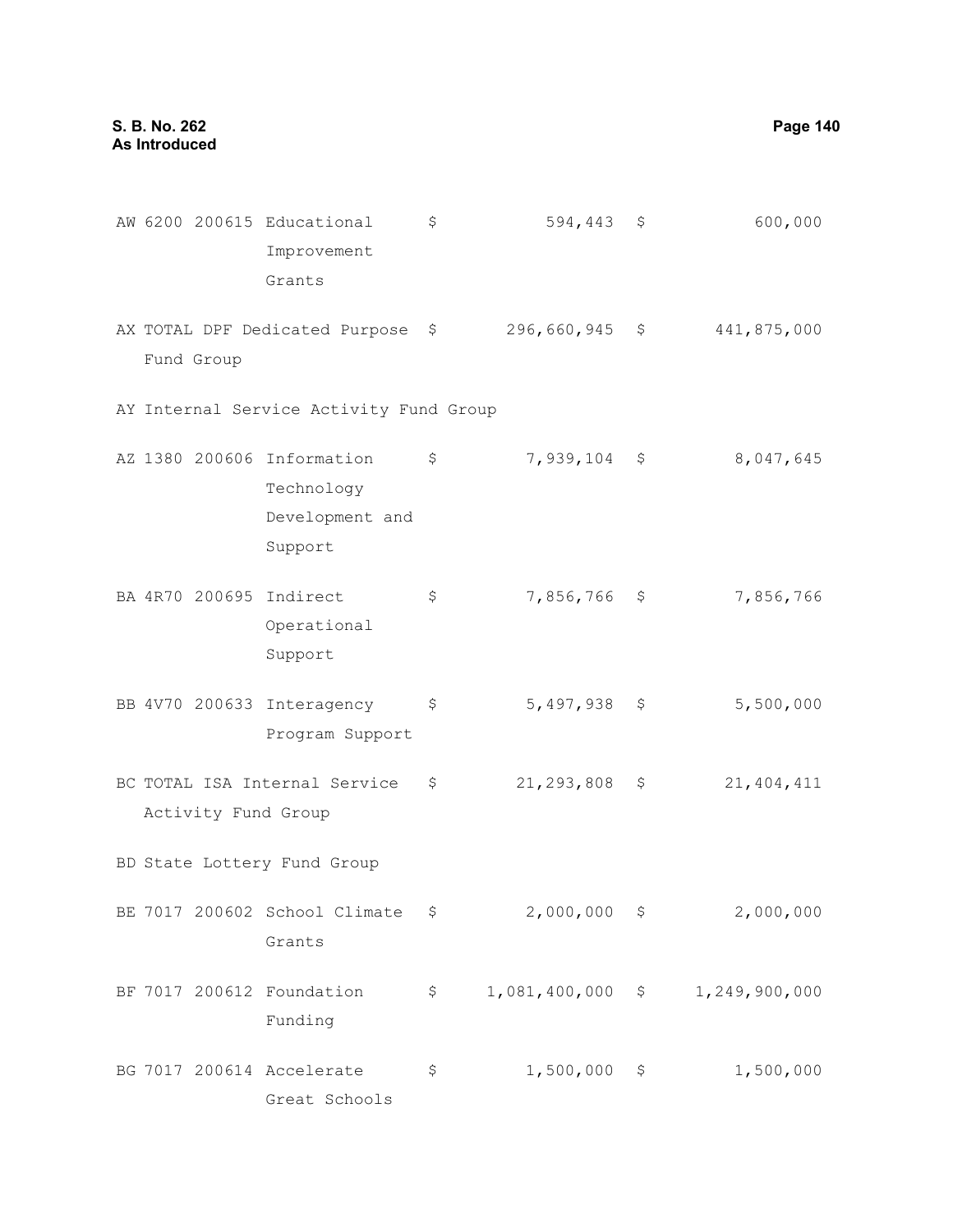| | | | | | | |
|---|---|---|---|---|---|---|
| AW | 6200 200615 | Educational Improvement Grants | $ | 594,443 | $ | 600,000 |
| AX | TOTAL DPF Dedicated Purpose Fund Group | | $ | 296,660,945 | $ | 441,875,000 |
| AY | Internal Service Activity Fund Group | | | | | |
| AZ | 1380 200606 | Information Technology Development and Support | $ | 7,939,104 | $ | 8,047,645 |
| BA | 4R70 200695 | Indirect Operational Support | $ | 7,856,766 | $ | 7,856,766 |
| BB | 4V70 200633 | Interagency Program Support | $ | 5,497,938 | $ | 5,500,000 |
| BC | TOTAL ISA Internal Service Activity Fund Group | | $ | 21,293,808 | $ | 21,404,411 |
| BD | State Lottery Fund Group | | | | | |
| BE | 7017 200602 | School Climate Grants | $ | 2,000,000 | $ | 2,000,000 |
| BF | 7017 200612 | Foundation Funding | $ | 1,081,400,000 | $ | 1,249,900,000 |
| BG | 7017 200614 | Accelerate Great Schools | $ | 1,500,000 | $ | 1,500,000 |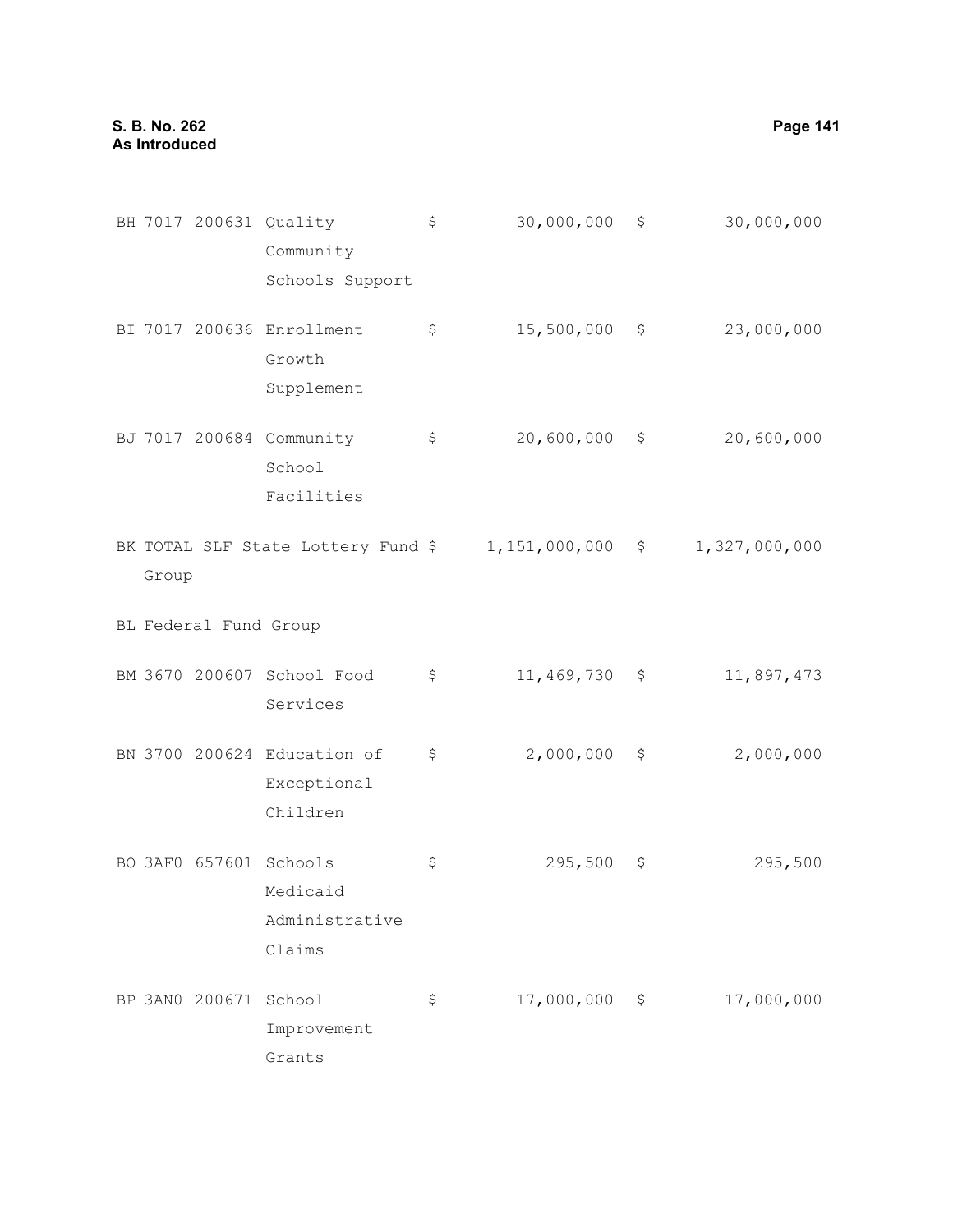| | | | | | | |
|---|---|---|---|---|---|---|
| BH | 7017 | 200631 | Quality Community Schools Support | $ 30,000,000 | $ 30,000,000 |
| BI | 7017 | 200636 | Enrollment Growth Supplement | $ 15,500,000 | $ 23,000,000 |
| BJ | 7017 | 200684 | Community School Facilities | $ 20,600,000 | $ 20,600,000 |
| BK | TOTAL SLF State Lottery Fund Group | | | $ 1,151,000,000 | $ 1,327,000,000 |
| BL | Federal Fund Group | | | | |
| BM | 3670 | 200607 | School Food Services | $ 11,469,730 | $ 11,897,473 |
| BN | 3700 | 200624 | Education of Exceptional Children | $ 2,000,000 | $ 2,000,000 |
| BO | 3AF0 | 657601 | Schools Medicaid Administrative Claims | $ 295,500 | $ 295,500 |
| BP | 3AN0 | 200671 | School Improvement Grants | $ 17,000,000 | $ 17,000,000 |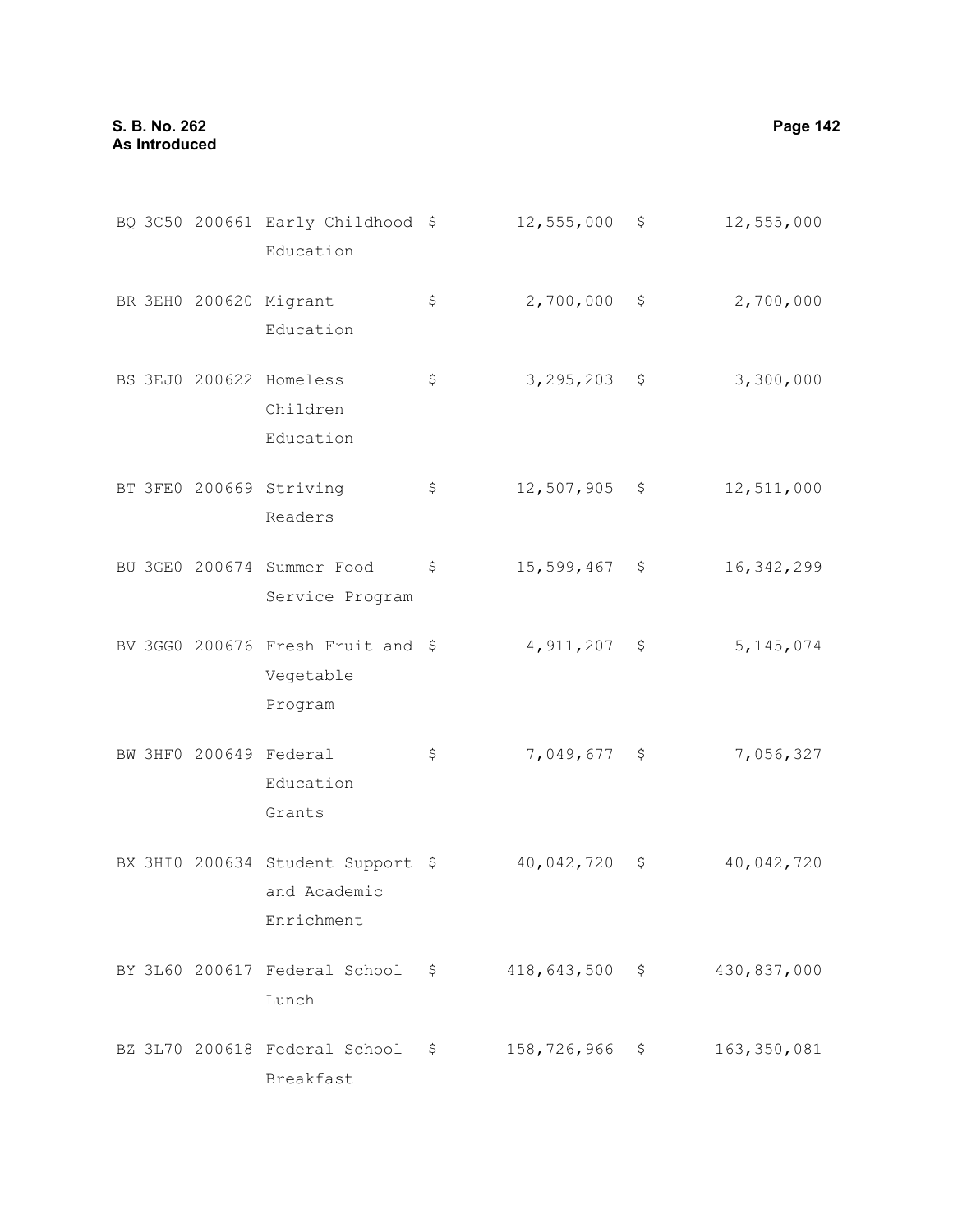| | | | | | | | |
|---|---|---|---|---|---|---|---|
| BQ | 3C50 | 200661 | Early Childhood Education | $ | 12,555,000 | $ | 12,555,000 |
| BR | 3EH0 | 200620 | Migrant Education | $ | 2,700,000 | $ | 2,700,000 |
| BS | 3EJ0 | 200622 | Homeless Children Education | $ | 3,295,203 | $ | 3,300,000 |
| BT | 3FE0 | 200669 | Striving Readers | $ | 12,507,905 | $ | 12,511,000 |
| BU | 3GE0 | 200674 | Summer Food Service Program | $ | 15,599,467 | $ | 16,342,299 |
| BV | 3GG0 | 200676 | Fresh Fruit and Vegetable Program | $ | 4,911,207 | $ | 5,145,074 |
| BW | 3HF0 | 200649 | Federal Education Grants | $ | 7,049,677 | $ | 7,056,327 |
| BX | 3HI0 | 200634 | Student Support and Academic Enrichment | $ | 40,042,720 | $ | 40,042,720 |
| BY | 3L60 | 200617 | Federal School Lunch | $ | 418,643,500 | $ | 430,837,000 |
| BZ | 3L70 | 200618 | Federal School Breakfast | $ | 158,726,966 | $ | 163,350,081 |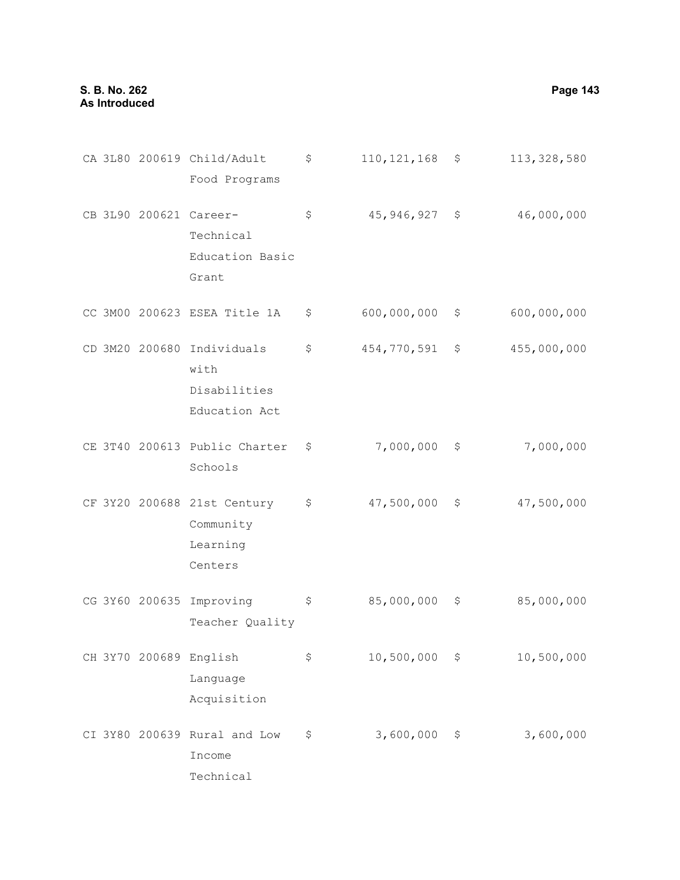| | | | | | | |
|---|---|---|---|---|---|---|
| CA | 3L80 | 200619 | Child/Adult Food Programs | $ 110,121,168 | $ | 113,328,580 |
| CB | 3L90 | 200621 | Career-Technical Education Basic Grant | $ 45,946,927 | $ | 46,000,000 |
| CC | 3M00 | 200623 | ESEA Title 1A | $ 600,000,000 | $ | 600,000,000 |
| CD | 3M20 | 200680 | Individuals with Disabilities Education Act | $ 454,770,591 | $ | 455,000,000 |
| CE | 3T40 | 200613 | Public Charter Schools | $ 7,000,000 | $ | 7,000,000 |
| CF | 3Y20 | 200688 | 21st Century Community Learning Centers | $ 47,500,000 | $ | 47,500,000 |
| CG | 3Y60 | 200635 | Improving Teacher Quality | $ 85,000,000 | $ | 85,000,000 |
| CH | 3Y70 | 200689 | English Language Acquisition | $ 10,500,000 | $ | 10,500,000 |
| CI | 3Y80 | 200639 | Rural and Low Income Technical | $ 3,600,000 | $ | 3,600,000 |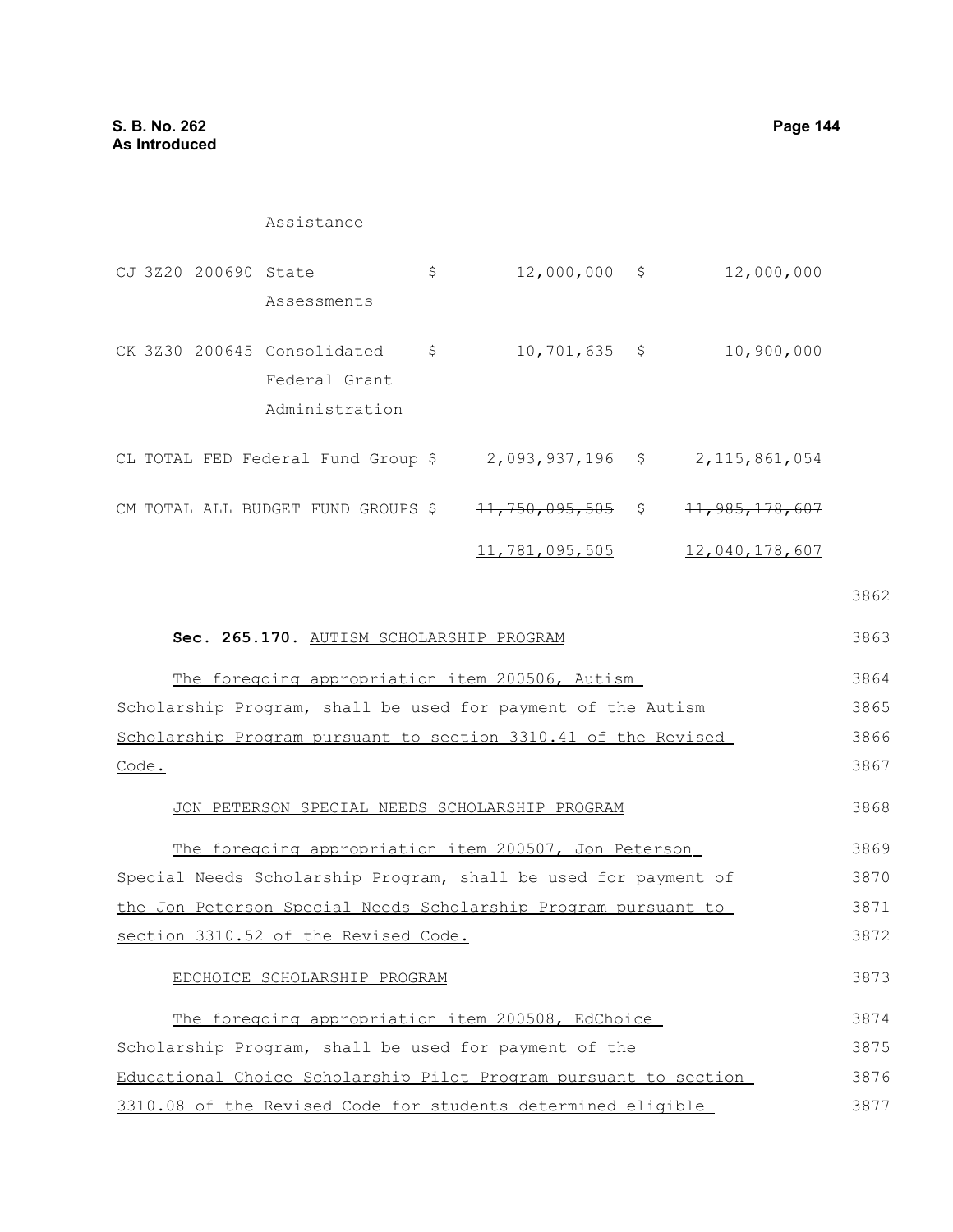| | | | | |
|---|---|---|---|---|
| | Assistance | | | |
| CJ 3Z20 200690 | State Assessments | $ | 12,000,000 | $ 12,000,000 |
| CK 3Z30 200645 | Consolidated Federal Grant Administration | $ | 10,701,635 | $ 10,900,000 |
| CL TOTAL FED | Federal Fund Group | $ | 2,093,937,196 | $ 2,115,861,054 |
| CM TOTAL ALL BUDGET FUND GROUPS | | $ | ~~11,750,095,505~~ 11,781,095,505 | $ ~~11,985,178,607~~ 12,040,178,607 |

**Sec. 265.170.** AUTISM SCHOLARSHIP PROGRAM

The foregoing appropriation item 200506, Autism Scholarship Program, shall be used for payment of the Autism Scholarship Program pursuant to section 3310.41 of the Revised Code.

JON PETERSON SPECIAL NEEDS SCHOLARSHIP PROGRAM

The foregoing appropriation item 200507, Jon Peterson Special Needs Scholarship Program, shall be used for payment of the Jon Peterson Special Needs Scholarship Program pursuant to section 3310.52 of the Revised Code.

EDCHOICE SCHOLARSHIP PROGRAM

The foregoing appropriation item 200508, EdChoice Scholarship Program, shall be used for payment of the Educational Choice Scholarship Pilot Program pursuant to section 3310.08 of the Revised Code for students determined eligible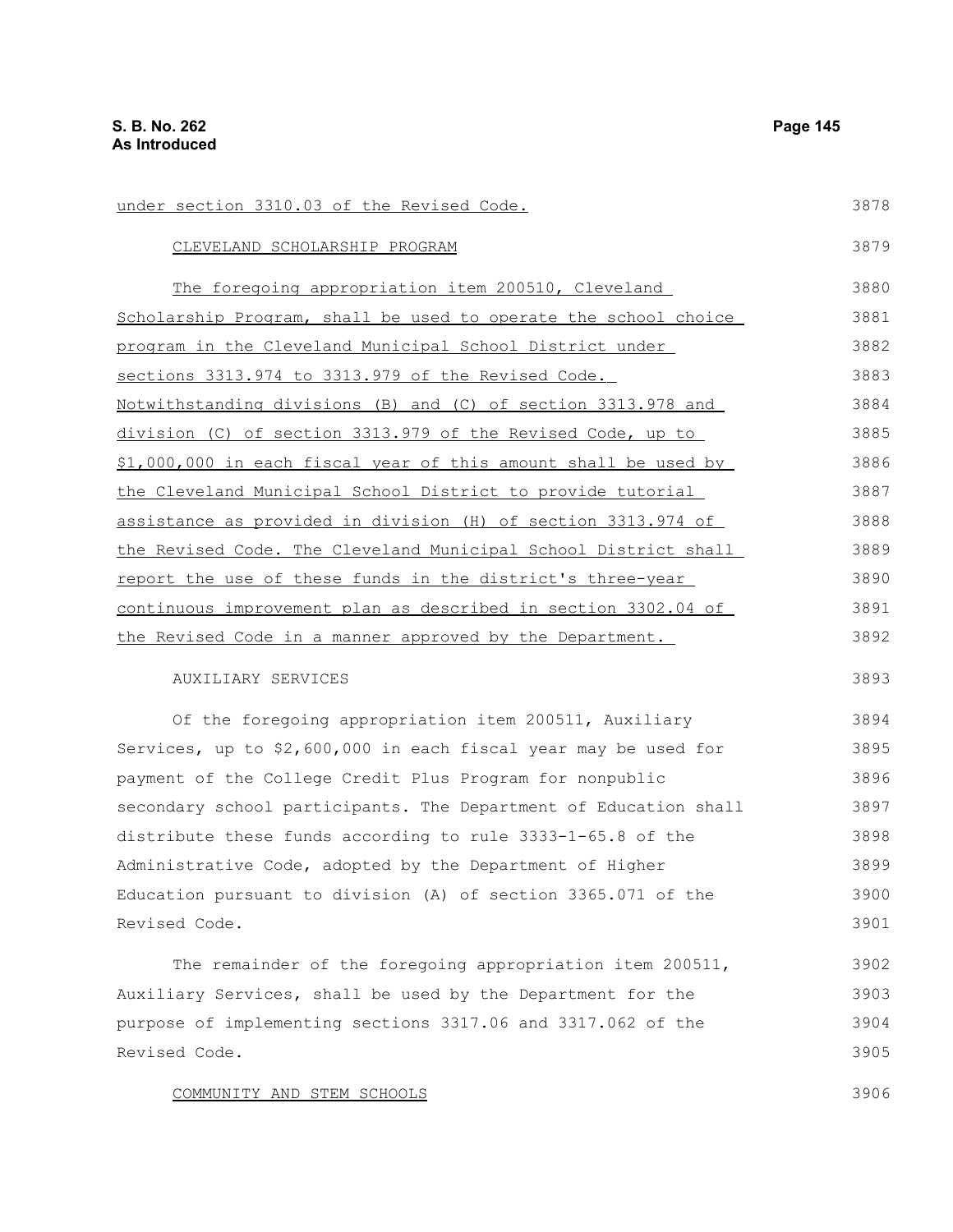under section 3310.03 of the Revised Code.

CLEVELAND SCHOLARSHIP PROGRAM

The foregoing appropriation item 200510, Cleveland Scholarship Program, shall be used to operate the school choice program in the Cleveland Municipal School District under sections 3313.974 to 3313.979 of the Revised Code. Notwithstanding divisions (B) and (C) of section 3313.978 and division (C) of section 3313.979 of the Revised Code, up to $1,000,000 in each fiscal year of this amount shall be used by the Cleveland Municipal School District to provide tutorial assistance as provided in division (H) of section 3313.974 of the Revised Code. The Cleveland Municipal School District shall report the use of these funds in the district's three-year continuous improvement plan as described in section 3302.04 of the Revised Code in a manner approved by the Department.

AUXILIARY SERVICES

Of the foregoing appropriation item 200511, Auxiliary Services, up to $2,600,000 in each fiscal year may be used for payment of the College Credit Plus Program for nonpublic secondary school participants. The Department of Education shall distribute these funds according to rule 3333-1-65.8 of the Administrative Code, adopted by the Department of Higher Education pursuant to division (A) of section 3365.071 of the Revised Code.

The remainder of the foregoing appropriation item 200511, Auxiliary Services, shall be used by the Department for the purpose of implementing sections 3317.06 and 3317.062 of the Revised Code.

COMMUNITY AND STEM SCHOOLS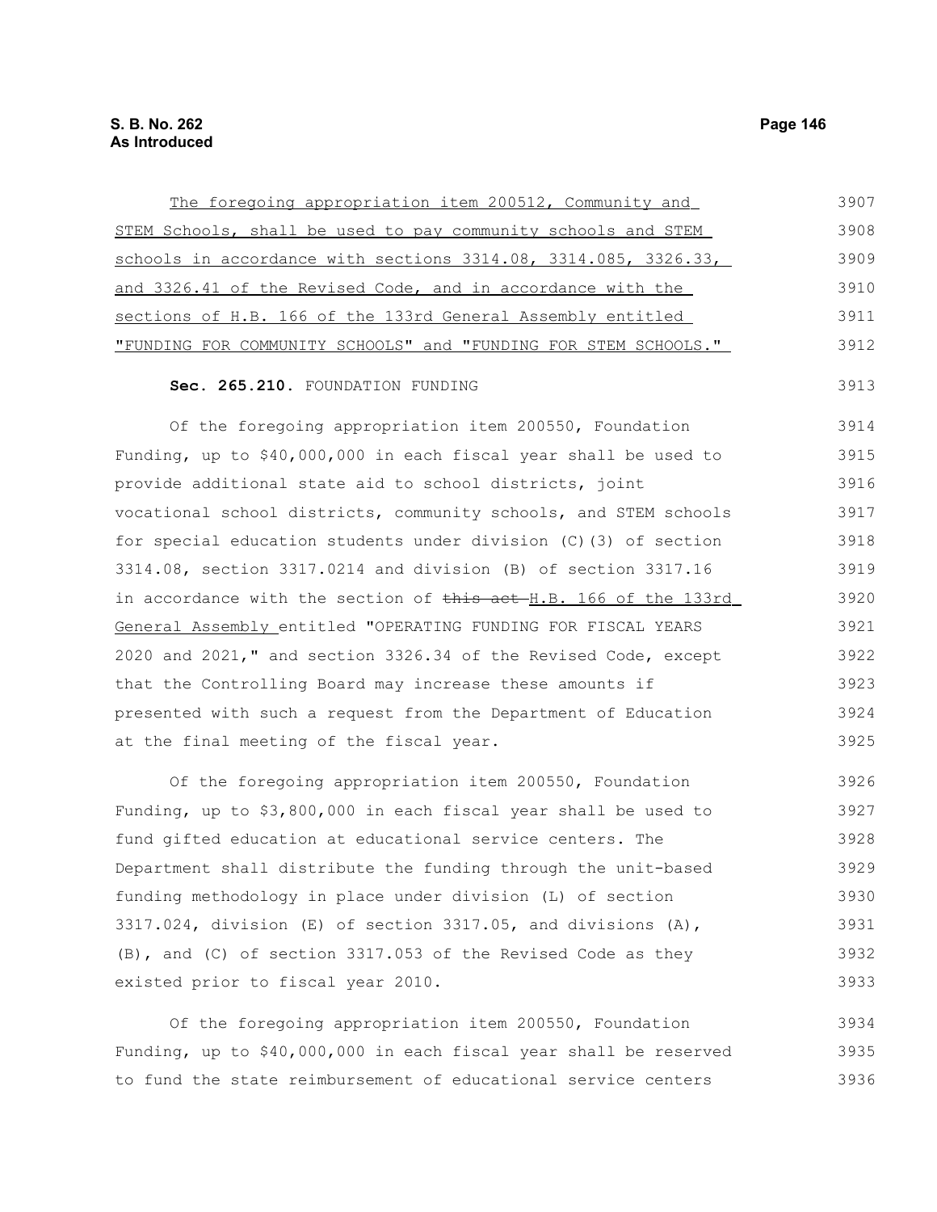The foregoing appropriation item 200512, Community and STEM Schools, shall be used to pay community schools and STEM schools in accordance with sections 3314.08, 3314.085, 3326.33, and 3326.41 of the Revised Code, and in accordance with the sections of H.B. 166 of the 133rd General Assembly entitled "FUNDING FOR COMMUNITY SCHOOLS" and "FUNDING FOR STEM SCHOOLS."

**Sec. 265.210.** FOUNDATION FUNDING

Of the foregoing appropriation item 200550, Foundation Funding, up to $40,000,000 in each fiscal year shall be used to provide additional state aid to school districts, joint vocational school districts, community schools, and STEM schools for special education students under division (C)(3) of section 3314.08, section 3317.0214 and division (B) of section 3317.16 in accordance with the section of ~~this act~~ H.B. 166 of the 133rd General Assembly entitled "OPERATING FUNDING FOR FISCAL YEARS 2020 and 2021," and section 3326.34 of the Revised Code, except that the Controlling Board may increase these amounts if presented with such a request from the Department of Education at the final meeting of the fiscal year.

Of the foregoing appropriation item 200550, Foundation Funding, up to $3,800,000 in each fiscal year shall be used to fund gifted education at educational service centers. The Department shall distribute the funding through the unit-based funding methodology in place under division (L) of section 3317.024, division (E) of section 3317.05, and divisions (A), (B), and (C) of section 3317.053 of the Revised Code as they existed prior to fiscal year 2010.

Of the foregoing appropriation item 200550, Foundation Funding, up to $40,000,000 in each fiscal year shall be reserved to fund the state reimbursement of educational service centers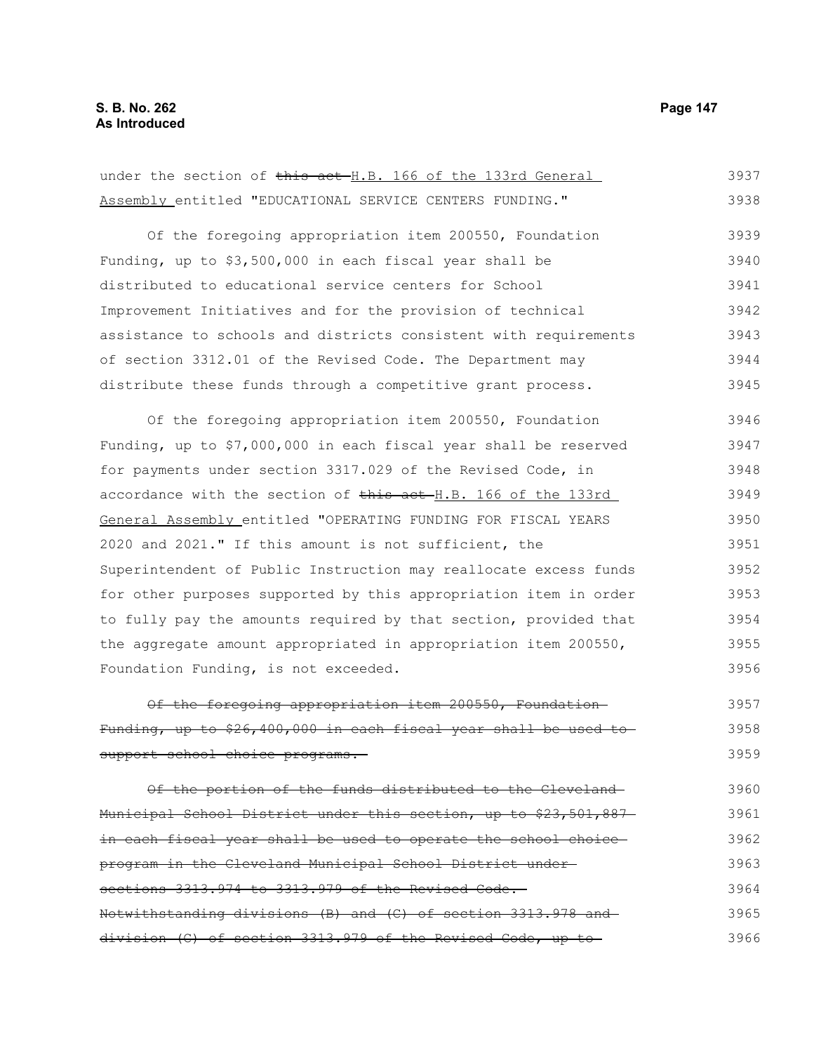under the section of ~~this act~~ H.B. 166 of the 133rd General Assembly entitled "EDUCATIONAL SERVICE CENTERS FUNDING."

Of the foregoing appropriation item 200550, Foundation Funding, up to \$3,500,000 in each fiscal year shall be distributed to educational service centers for School Improvement Initiatives and for the provision of technical assistance to schools and districts consistent with requirements of section 3312.01 of the Revised Code. The Department may distribute these funds through a competitive grant process.

Of the foregoing appropriation item 200550, Foundation Funding, up to \$7,000,000 in each fiscal year shall be reserved for payments under section 3317.029 of the Revised Code, in accordance with the section of ~~this act~~ H.B. 166 of the 133rd General Assembly entitled "OPERATING FUNDING FOR FISCAL YEARS 2020 and 2021." If this amount is not sufficient, the Superintendent of Public Instruction may reallocate excess funds for other purposes supported by this appropriation item in order to fully pay the amounts required by that section, provided that the aggregate amount appropriated in appropriation item 200550, Foundation Funding, is not exceeded.

~~Of the foregoing appropriation item 200550, Foundation Funding, up to \$26,400,000 in each fiscal year shall be used to support school choice programs.~~

~~Of the portion of the funds distributed to the Cleveland Municipal School District under this section, up to \$23,501,887 in each fiscal year shall be used to operate the school choice program in the Cleveland Municipal School District under sections 3313.974 to 3313.979 of the Revised Code. Notwithstanding divisions (B) and (C) of section 3313.978 and division (C) of section 3313.979 of the Revised Code, up to~~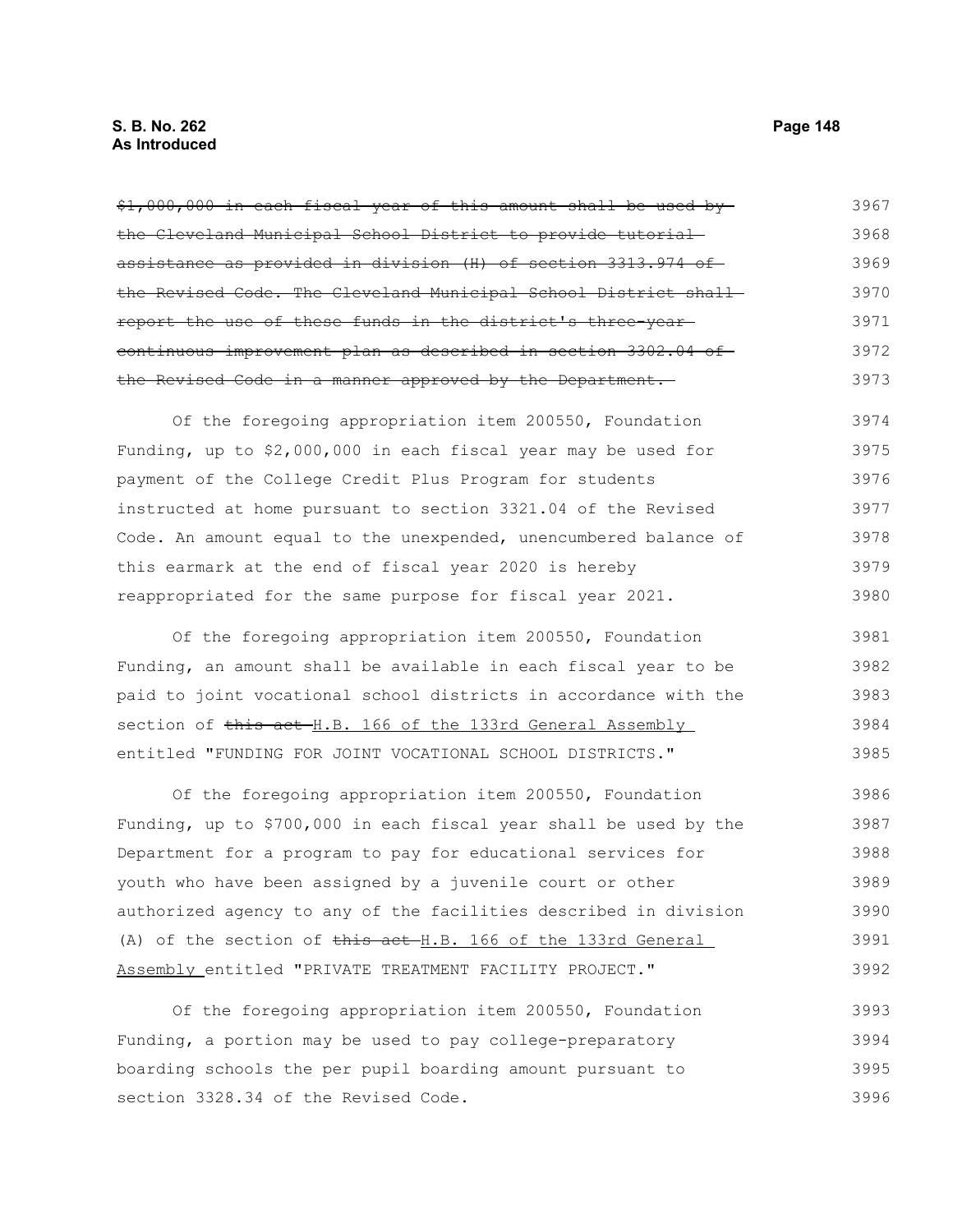~~$1,000,000 in each fiscal year of this amount shall be used by the Cleveland Municipal School District to provide tutorial assistance as provided in division (H) of section 3313.974 of the Revised Code. The Cleveland Municipal School District shall report the use of these funds in the district's three-year continuous improvement plan as described in section 3302.04 of the Revised Code in a manner approved by the Department.~~ 3967 3968 3969 3970 3971 3972 3973

Of the foregoing appropriation item 200550, Foundation Funding, up to $2,000,000 in each fiscal year may be used for payment of the College Credit Plus Program for students instructed at home pursuant to section 3321.04 of the Revised Code. An amount equal to the unexpended, unencumbered balance of this earmark at the end of fiscal year 2020 is hereby reappropriated for the same purpose for fiscal year 2021. 3974 3975 3976 3977 3978 3979 3980

Of the foregoing appropriation item 200550, Foundation Funding, an amount shall be available in each fiscal year to be paid to joint vocational school districts in accordance with the section of ~~this act~~ H.B. 166 of the 133rd General Assembly entitled "FUNDING FOR JOINT VOCATIONAL SCHOOL DISTRICTS." 3981 3982 3983 3984 3985

Of the foregoing appropriation item 200550, Foundation Funding, up to $700,000 in each fiscal year shall be used by the Department for a program to pay for educational services for youth who have been assigned by a juvenile court or other authorized agency to any of the facilities described in division (A) of the section of ~~this act~~ H.B. 166 of the 133rd General Assembly entitled "PRIVATE TREATMENT FACILITY PROJECT." 3986 3987 3988 3989 3990 3991 3992

Of the foregoing appropriation item 200550, Foundation Funding, a portion may be used to pay college-preparatory boarding schools the per pupil boarding amount pursuant to section 3328.34 of the Revised Code. 3993 3994 3995 3996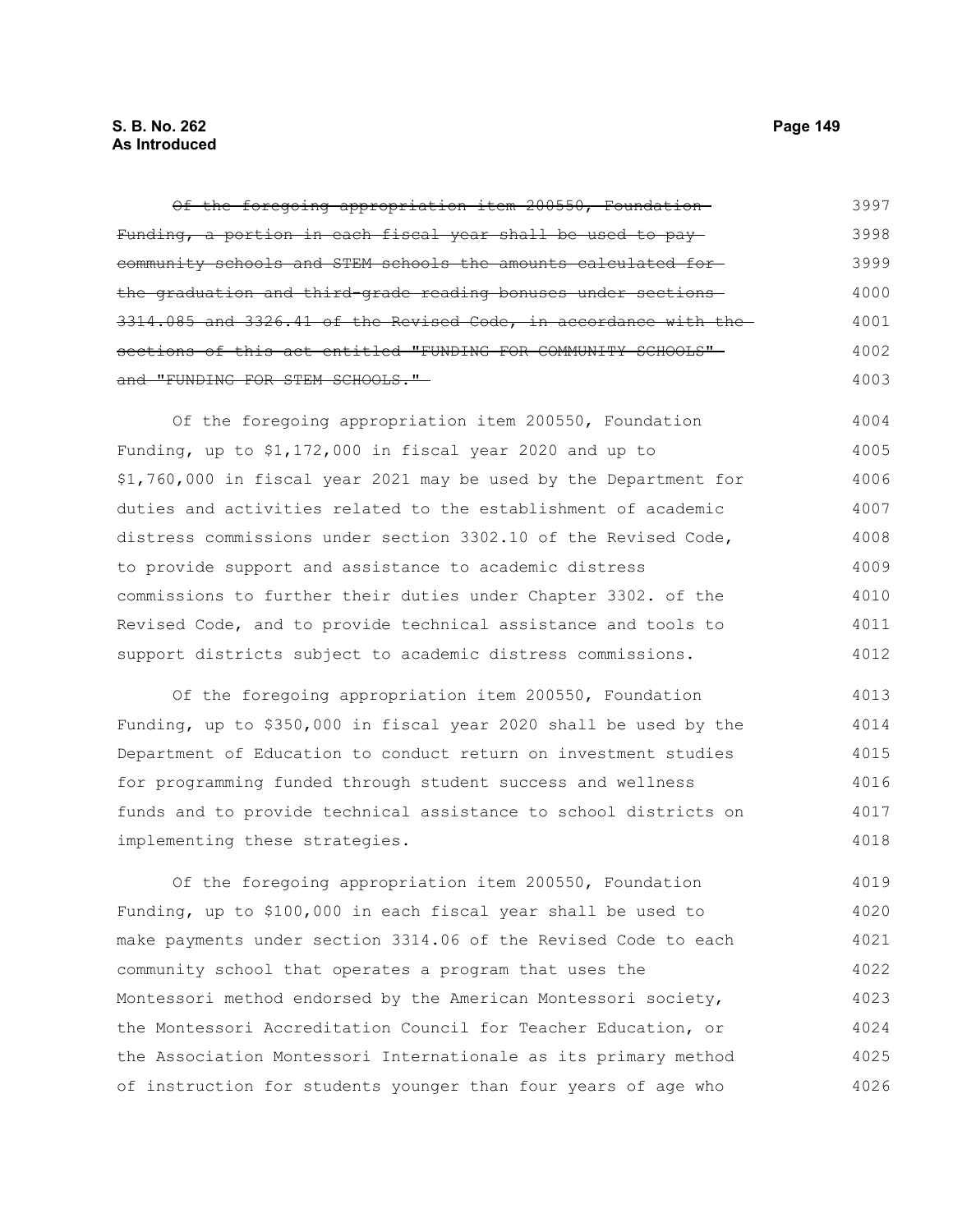~~Of the foregoing appropriation item 200550, Foundation Funding, a portion in each fiscal year shall be used to pay community schools and STEM schools the amounts calculated for the graduation and third-grade reading bonuses under sections 3314.085 and 3326.41 of the Revised Code, in accordance with the sections of this act entitled "FUNDING FOR COMMUNITY SCHOOLS" and "FUNDING FOR STEM SCHOOLS."~~

Of the foregoing appropriation item 200550, Foundation Funding, up to $1,172,000 in fiscal year 2020 and up to $1,760,000 in fiscal year 2021 may be used by the Department for duties and activities related to the establishment of academic distress commissions under section 3302.10 of the Revised Code, to provide support and assistance to academic distress commissions to further their duties under Chapter 3302. of the Revised Code, and to provide technical assistance and tools to support districts subject to academic distress commissions.

Of the foregoing appropriation item 200550, Foundation Funding, up to $350,000 in fiscal year 2020 shall be used by the Department of Education to conduct return on investment studies for programming funded through student success and wellness funds and to provide technical assistance to school districts on implementing these strategies.

Of the foregoing appropriation item 200550, Foundation Funding, up to $100,000 in each fiscal year shall be used to make payments under section 3314.06 of the Revised Code to each community school that operates a program that uses the Montessori method endorsed by the American Montessori society, the Montessori Accreditation Council for Teacher Education, or the Association Montessori Internationale as its primary method of instruction for students younger than four years of age who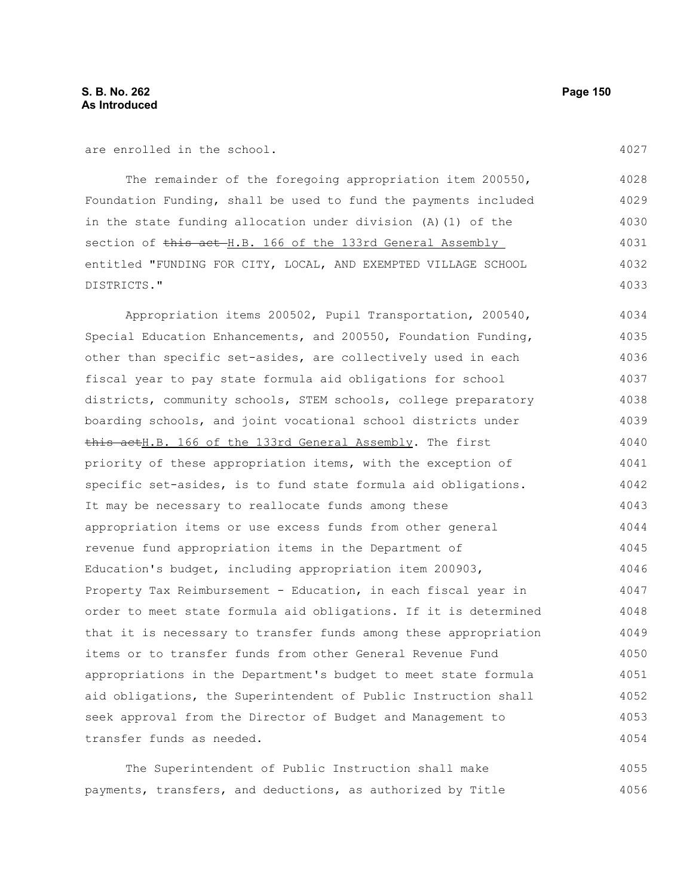are enrolled in the school.

The remainder of the foregoing appropriation item 200550, Foundation Funding, shall be used to fund the payments included in the state funding allocation under division (A)(1) of the section of ~~this act~~ H.B. 166 of the 133rd General Assembly entitled "FUNDING FOR CITY, LOCAL, AND EXEMPTED VILLAGE SCHOOL DISTRICTS."

Appropriation items 200502, Pupil Transportation, 200540, Special Education Enhancements, and 200550, Foundation Funding, other than specific set-asides, are collectively used in each fiscal year to pay state formula aid obligations for school districts, community schools, STEM schools, college preparatory boarding schools, and joint vocational school districts under ~~this act~~H.B. 166 of the 133rd General Assembly. The first priority of these appropriation items, with the exception of specific set-asides, is to fund state formula aid obligations. It may be necessary to reallocate funds among these appropriation items or use excess funds from other general revenue fund appropriation items in the Department of Education's budget, including appropriation item 200903, Property Tax Reimbursement - Education, in each fiscal year in order to meet state formula aid obligations. If it is determined that it is necessary to transfer funds among these appropriation items or to transfer funds from other General Revenue Fund appropriations in the Department's budget to meet state formula aid obligations, the Superintendent of Public Instruction shall seek approval from the Director of Budget and Management to transfer funds as needed.

The Superintendent of Public Instruction shall make payments, transfers, and deductions, as authorized by Title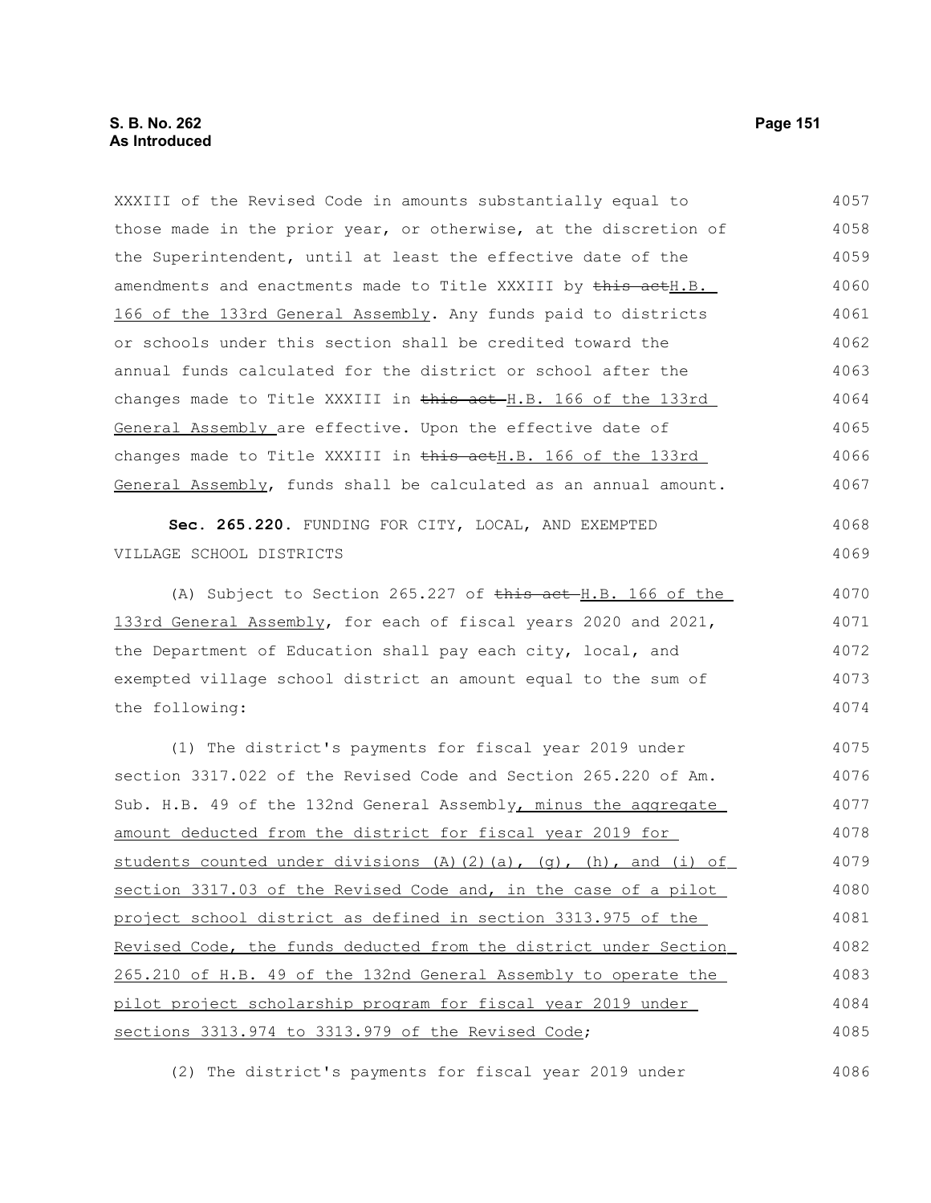XXXIII of the Revised Code in amounts substantially equal to those made in the prior year, or otherwise, at the discretion of the Superintendent, until at least the effective date of the amendments and enactments made to Title XXXIII by ~~this act~~H.B. 166 of the 133rd General Assembly. Any funds paid to districts or schools under this section shall be credited toward the annual funds calculated for the district or school after the changes made to Title XXXIII in ~~this act~~ H.B. 166 of the 133rd General Assembly are effective. Upon the effective date of changes made to Title XXXIII in ~~this act~~H.B. 166 of the 133rd General Assembly, funds shall be calculated as an annual amount.

**Sec. 265.220.** FUNDING FOR CITY, LOCAL, AND EXEMPTED VILLAGE SCHOOL DISTRICTS

(A) Subject to Section 265.227 of ~~this act~~ H.B. 166 of the 133rd General Assembly, for each of fiscal years 2020 and 2021, the Department of Education shall pay each city, local, and exempted village school district an amount equal to the sum of the following:

(1) The district's payments for fiscal year 2019 under section 3317.022 of the Revised Code and Section 265.220 of Am. Sub. H.B. 49 of the 132nd General Assembly, minus the aggregate amount deducted from the district for fiscal year 2019 for students counted under divisions (A)(2)(a), (g), (h), and (i) of section 3317.03 of the Revised Code and, in the case of a pilot project school district as defined in section 3313.975 of the Revised Code, the funds deducted from the district under Section 265.210 of H.B. 49 of the 132nd General Assembly to operate the pilot project scholarship program for fiscal year 2019 under sections 3313.974 to 3313.979 of the Revised Code;

(2) The district's payments for fiscal year 2019 under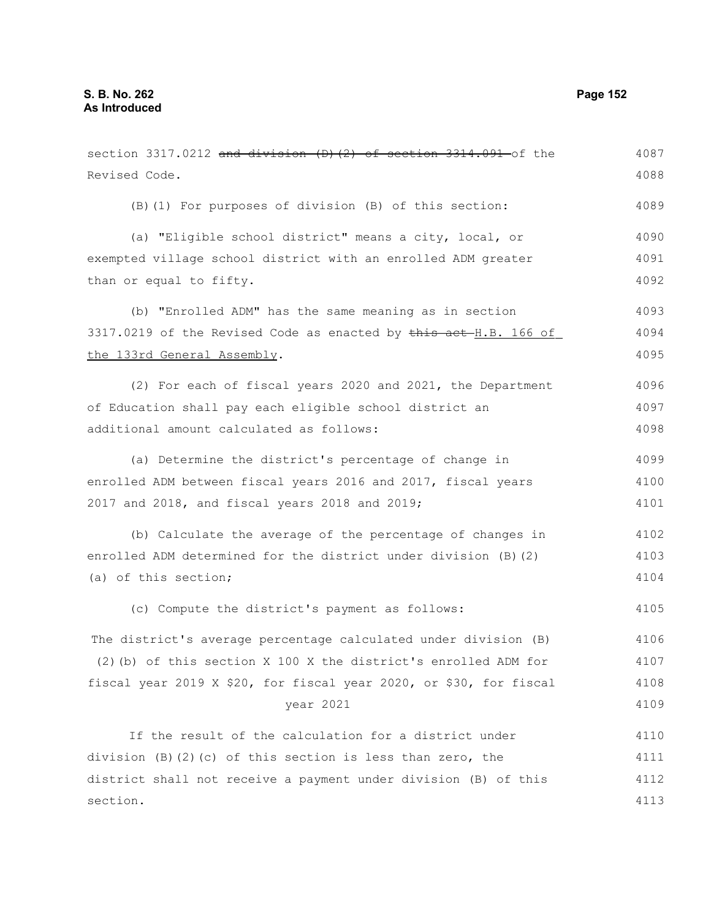section 3317.0212 ~~and division (D)(2) of section 3314.091~~ of the Revised Code.

(B)(1) For purposes of division (B) of this section:

(a) "Eligible school district" means a city, local, or exempted village school district with an enrolled ADM greater than or equal to fifty.

(b) "Enrolled ADM" has the same meaning as in section 3317.0219 of the Revised Code as enacted by ~~this act~~ <u>H.B. 166 of the 133rd General Assembly</u>.

(2) For each of fiscal years 2020 and 2021, the Department of Education shall pay each eligible school district an additional amount calculated as follows:

(a) Determine the district's percentage of change in enrolled ADM between fiscal years 2016 and 2017, fiscal years 2017 and 2018, and fiscal years 2018 and 2019;

(b) Calculate the average of the percentage of changes in enrolled ADM determined for the district under division (B)(2)(a) of this section;

(c) Compute the district's payment as follows:

The district's average percentage calculated under division (B)(2)(b) of this section X 100 X the district's enrolled ADM for fiscal year 2019 X $20, for fiscal year 2020, or $30, for fiscal year 2021

If the result of the calculation for a district under division (B)(2)(c) of this section is less than zero, the district shall not receive a payment under division (B) of this section.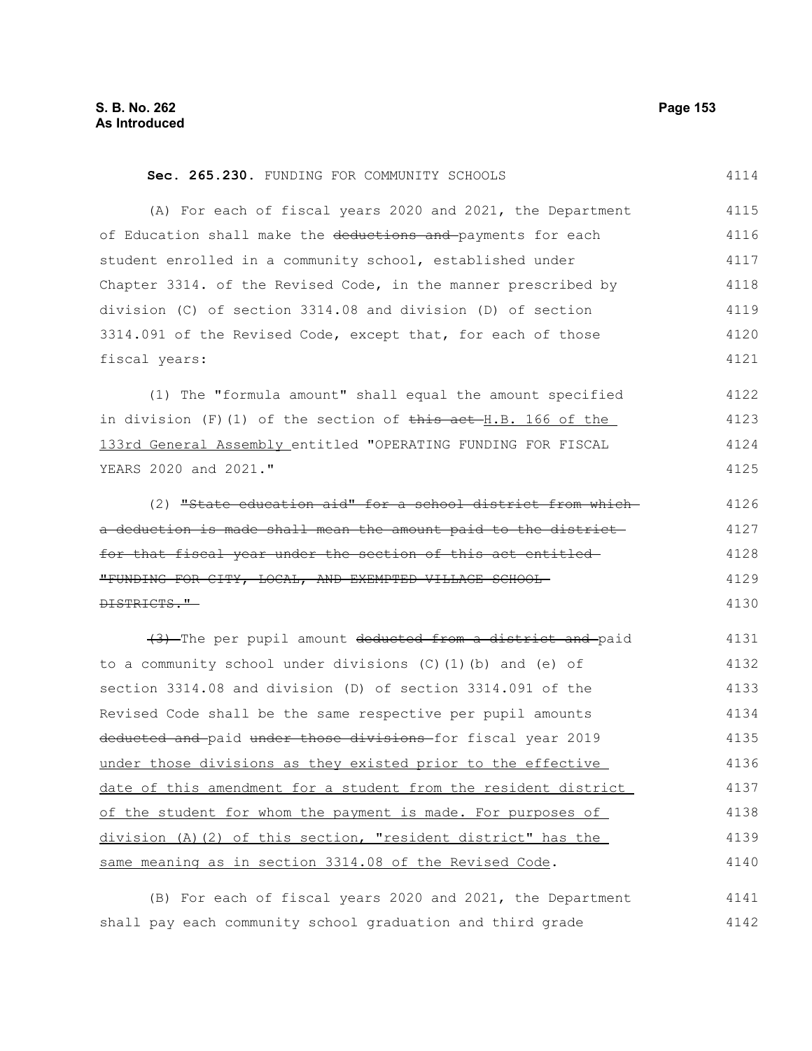**Sec. 265.230.** FUNDING FOR COMMUNITY SCHOOLS

(A) For each of fiscal years 2020 and 2021, the Department of Education shall make the ~~deductions and~~ payments for each student enrolled in a community school, established under Chapter 3314. of the Revised Code, in the manner prescribed by division (C) of section 3314.08 and division (D) of section 3314.091 of the Revised Code, except that, for each of those fiscal years:

(1) The "formula amount" shall equal the amount specified in division (F)(1) of the section of ~~this act~~ H.B. 166 of the 133rd General Assembly entitled "OPERATING FUNDING FOR FISCAL YEARS 2020 and 2021."

(2) ~~"State education aid" for a school district from which a deduction is made shall mean the amount paid to the district for that fiscal year under the section of this act entitled "FUNDING FOR CITY, LOCAL, AND EXEMPTED VILLAGE SCHOOL DISTRICTS."~~

~~(3)~~ The per pupil amount ~~deducted from a district and~~ paid to a community school under divisions (C)(1)(b) and (e) of section 3314.08 and division (D) of section 3314.091 of the Revised Code shall be the same respective per pupil amounts ~~deducted and~~ paid ~~under those divisions~~ for fiscal year 2019 under those divisions as they existed prior to the effective date of this amendment for a student from the resident district of the student for whom the payment is made. For purposes of division (A)(2) of this section, "resident district" has the same meaning as in section 3314.08 of the Revised Code.

(B) For each of fiscal years 2020 and 2021, the Department shall pay each community school graduation and third grade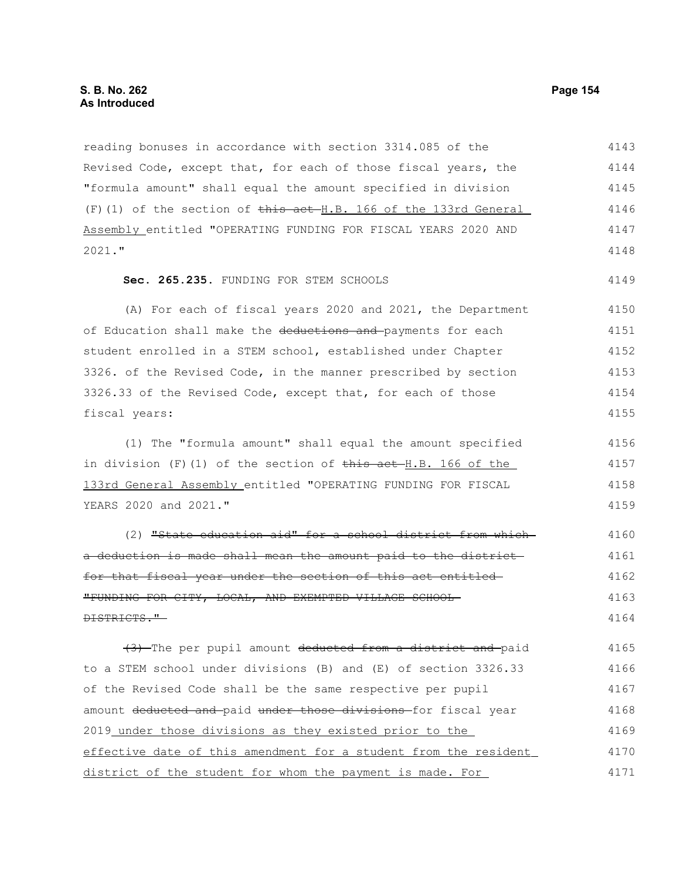reading bonuses in accordance with section 3314.085 of the Revised Code, except that, for each of those fiscal years, the "formula amount" shall equal the amount specified in division (F)(1) of the section of ~~this act~~ H.B. 166 of the 133rd General Assembly entitled "OPERATING FUNDING FOR FISCAL YEARS 2020 AND 2021."

**Sec. 265.235.** FUNDING FOR STEM SCHOOLS

(A) For each of fiscal years 2020 and 2021, the Department of Education shall make the ~~deductions and~~ payments for each student enrolled in a STEM school, established under Chapter 3326. of the Revised Code, in the manner prescribed by section 3326.33 of the Revised Code, except that, for each of those fiscal years:

(1) The "formula amount" shall equal the amount specified in division (F)(1) of the section of ~~this act~~ H.B. 166 of the 133rd General Assembly entitled "OPERATING FUNDING FOR FISCAL YEARS 2020 and 2021."

(2) ~~"State education aid" for a school district from which a deduction is made shall mean the amount paid to the district for that fiscal year under the section of this act entitled "FUNDING FOR CITY, LOCAL, AND EXEMPTED VILLAGE SCHOOL DISTRICTS."~~

~~(3)~~ The per pupil amount ~~deducted from a district and~~ paid to a STEM school under divisions (B) and (E) of section 3326.33 of the Revised Code shall be the same respective per pupil amount ~~deducted and~~ paid ~~under those divisions~~ for fiscal year 2019 under those divisions as they existed prior to the effective date of this amendment for a student from the resident district of the student for whom the payment is made. For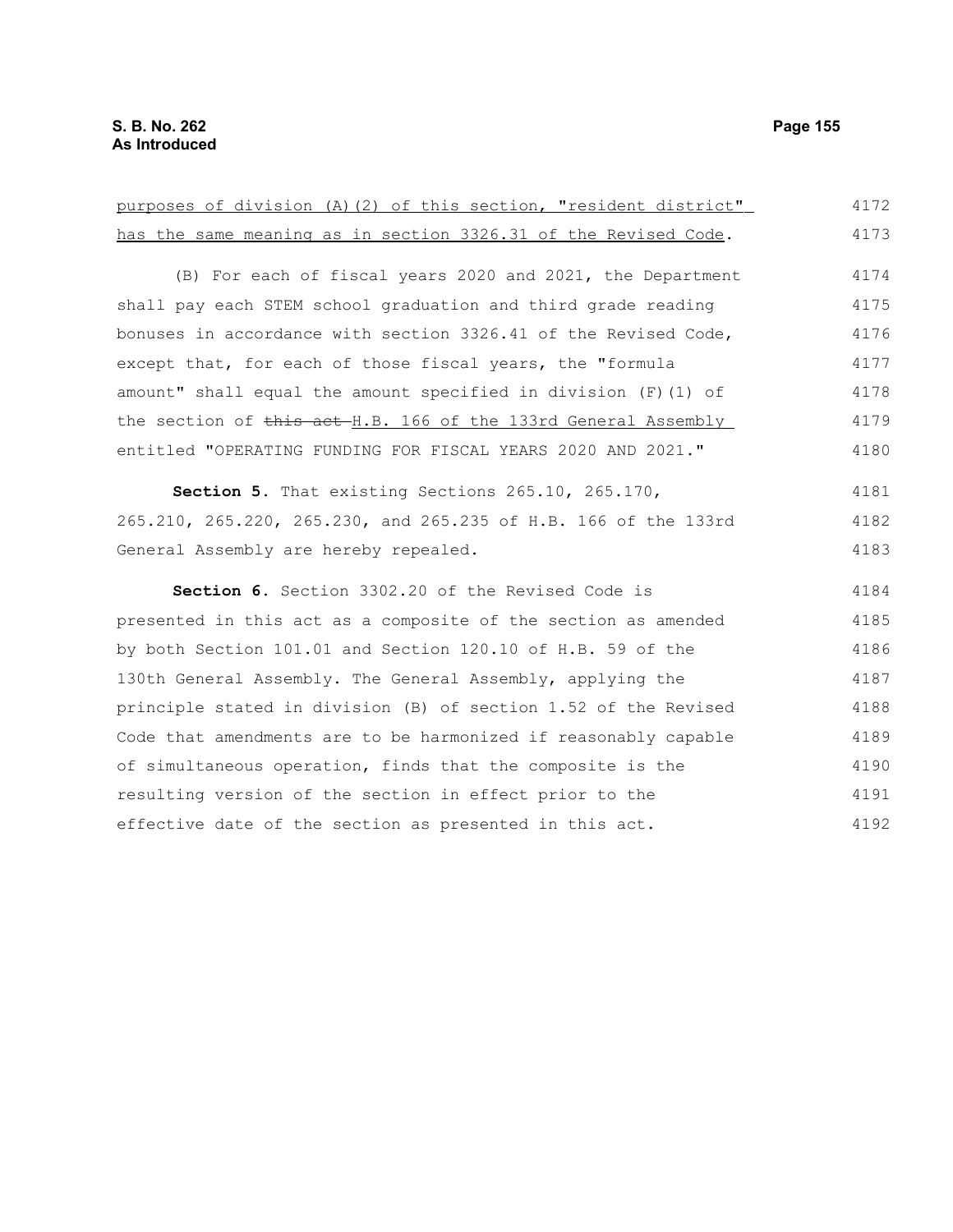purposes of division (A)(2) of this section, "resident district" has the same meaning as in section 3326.31 of the Revised Code.

(B) For each of fiscal years 2020 and 2021, the Department shall pay each STEM school graduation and third grade reading bonuses in accordance with section 3326.41 of the Revised Code, except that, for each of those fiscal years, the "formula amount" shall equal the amount specified in division (F)(1) of the section of ~~this act~~ H.B. 166 of the 133rd General Assembly entitled "OPERATING FUNDING FOR FISCAL YEARS 2020 AND 2021."

**Section 5.** That existing Sections 265.10, 265.170, 265.210, 265.220, 265.230, and 265.235 of H.B. 166 of the 133rd General Assembly are hereby repealed.

**Section 6.** Section 3302.20 of the Revised Code is presented in this act as a composite of the section as amended by both Section 101.01 and Section 120.10 of H.B. 59 of the 130th General Assembly. The General Assembly, applying the principle stated in division (B) of section 1.52 of the Revised Code that amendments are to be harmonized if reasonably capable of simultaneous operation, finds that the composite is the resulting version of the section in effect prior to the effective date of the section as presented in this act.